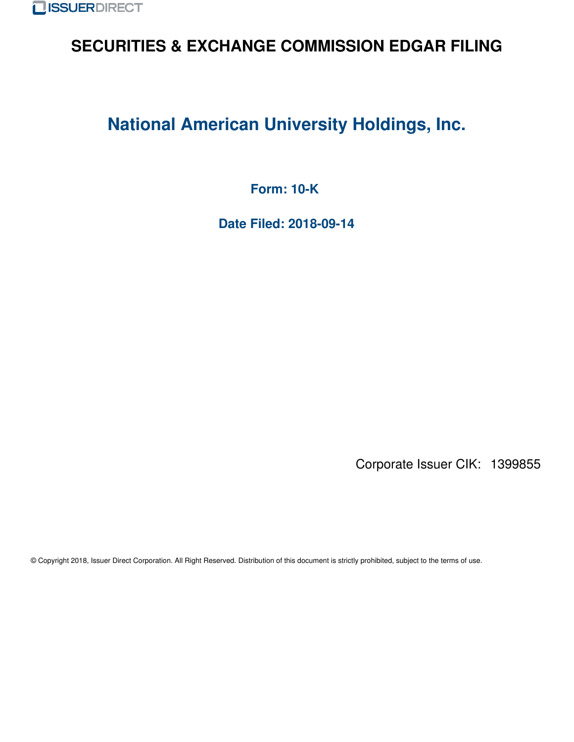ISSUERDIRECT

# SECURITIES & EXCHANGE COMMISSION EDGAR FILING

## National American University Holdings, Inc.

**Form: 10-K**

**Date Filed: 2018-09-14**

Corporate Issuer CIK: 1399855

© Copyright 2018, Issuer Direct Corporation. All Right Reserved. Distribution of this document is strictly prohibited, subject to the terms of use.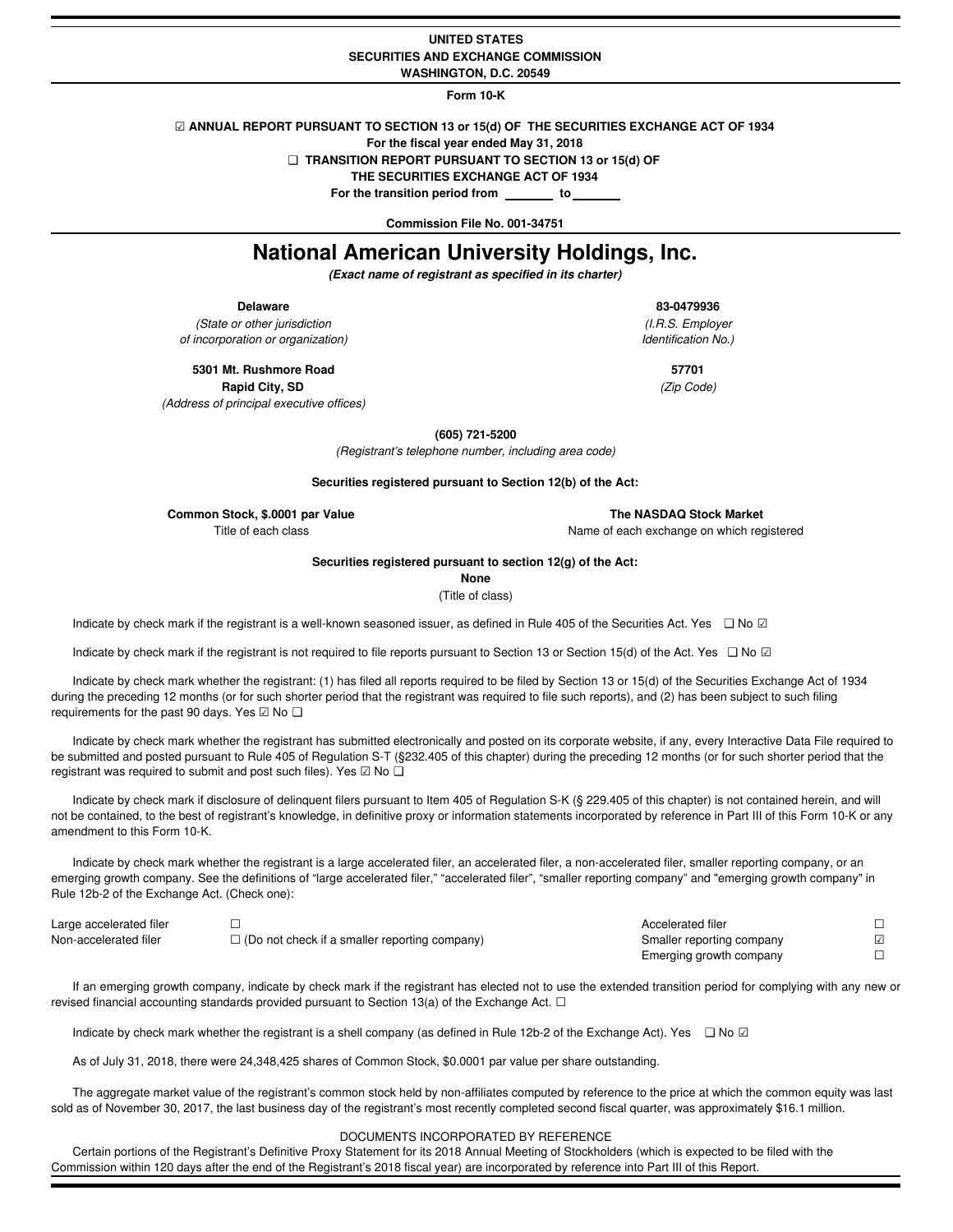**UNITED STATES**
**SECURITIES AND EXCHANGE COMMISSION**
**WASHINGTON, D.C. 20549**

**Form 10-K**

☑ **ANNUAL REPORT PURSUANT TO SECTION 13 or 15(d) OF THE SECURITIES EXCHANGE ACT OF 1934**
**For the fiscal year ended May 31, 2018**
❑ **TRANSITION REPORT PURSUANT TO SECTION 13 or 15(d) OF THE SECURITIES EXCHANGE ACT OF 1934**
**For the transition period from \_\_\_\_\_\_\_ to \_\_\_\_\_\_\_**

**Commission File No. 001-34751**

# National American University Holdings, Inc.

*(Exact name of registrant as specified in its charter)*

| | |
|---|---|
| **Delaware** | **83-0479936** |
| *(State or other jurisdiction of incorporation or organization)* | *(I.R.S. Employer Identification No.)* |
| **5301 Mt. Rushmore Road Rapid City, SD** | **57701** |
| *(Address of principal executive offices)* | *(Zip Code)* |

**(605) 721-5200**
*(Registrant's telephone number, including area code)*

**Securities registered pursuant to Section 12(b) of the Act:**

| **Common Stock, $.0001 par Value** | **The NASDAQ Stock Market** |
|---|---|
| Title of each class | Name of each exchange on which registered |

**Securities registered pursuant to section 12(g) of the Act:**
**None**
(Title of class)

Indicate by check mark if the registrant is a well-known seasoned issuer, as defined in Rule 405 of the Securities Act. Yes ❑ No ☑

Indicate by check mark if the registrant is not required to file reports pursuant to Section 13 or Section 15(d) of the Act. Yes ❑ No ☑

Indicate by check mark whether the registrant: (1) has filed all reports required to be filed by Section 13 or 15(d) of the Securities Exchange Act of 1934 during the preceding 12 months (or for such shorter period that the registrant was required to file such reports), and (2) has been subject to such filing requirements for the past 90 days. Yes ☑ No ❑

Indicate by check mark whether the registrant has submitted electronically and posted on its corporate website, if any, every Interactive Data File required to be submitted and posted pursuant to Rule 405 of Regulation S-T (§232.405 of this chapter) during the preceding 12 months (or for such shorter period that the registrant was required to submit and post such files). Yes ☑ No ❑

Indicate by check mark if disclosure of delinquent filers pursuant to Item 405 of Regulation S-K (§ 229.405 of this chapter) is not contained herein, and will not be contained, to the best of registrant's knowledge, in definitive proxy or information statements incorporated by reference in Part III of this Form 10-K or any amendment to this Form 10-K.

Indicate by check mark whether the registrant is a large accelerated filer, an accelerated filer, a non-accelerated filer, smaller reporting company, or an emerging growth company. See the definitions of "large accelerated filer," "accelerated filer", "smaller reporting company" and "emerging growth company" in Rule 12b-2 of the Exchange Act. (Check one):

| | | | |
|---|---|---|---|
| Large accelerated filer | ☐ | Accelerated filer | ☐ |
| Non-accelerated filer | ☐ (Do not check if a smaller reporting company) | Smaller reporting company | ☑ |
| | | Emerging growth company | ☐ |

If an emerging growth company, indicate by check mark if the registrant has elected not to use the extended transition period for complying with any new or revised financial accounting standards provided pursuant to Section 13(a) of the Exchange Act. ☐

Indicate by check mark whether the registrant is a shell company (as defined in Rule 12b-2 of the Exchange Act). Yes ❑ No ☑

As of July 31, 2018, there were 24,348,425 shares of Common Stock, $0.0001 par value per share outstanding.

The aggregate market value of the registrant's common stock held by non-affiliates computed by reference to the price at which the common equity was last sold as of November 30, 2017, the last business day of the registrant's most recently completed second fiscal quarter, was approximately $16.1 million.

DOCUMENTS INCORPORATED BY REFERENCE

Certain portions of the Registrant's Definitive Proxy Statement for its 2018 Annual Meeting of Stockholders (which is expected to be filed with the Commission within 120 days after the end of the Registrant's 2018 fiscal year) are incorporated by reference into Part III of this Report.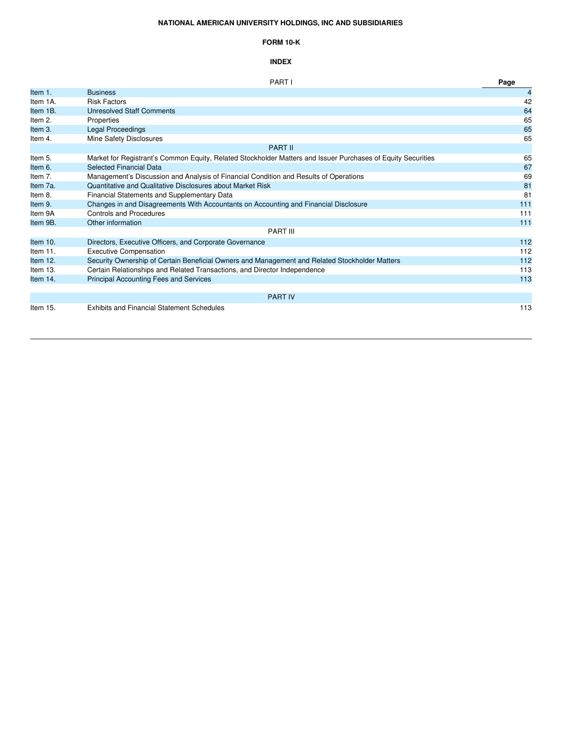**NATIONAL AMERICAN UNIVERSITY HOLDINGS, INC AND SUBSIDIARIES**

**FORM 10-K**

**INDEX**

| | PART I | Page |
|---|---|---|
| Item 1. | Business | 4 |
| Item 1A. | Risk Factors | 42 |
| Item 1B. | Unresolved Staff Comments | 64 |
| Item 2. | Properties | 65 |
| Item 3. | Legal Proceedings | 65 |
| Item 4. | Mine Safety Disclosures | 65 |
| | PART II | |
| Item 5. | Market for Registrant's Common Equity, Related Stockholder Matters and Issuer Purchases of Equity Securities | 65 |
| Item 6. | Selected Financial Data | 67 |
| Item 7. | Management's Discussion and Analysis of Financial Condition and Results of Operations | 69 |
| Item 7a. | Quantitative and Qualitative Disclosures about Market Risk | 81 |
| Item 8. | Financial Statements and Supplementary Data | 81 |
| Item 9. | Changes in and Disagreements With Accountants on Accounting and Financial Disclosure | 111 |
| Item 9A | Controls and Procedures | 111 |
| Item 9B. | Other information | 111 |
| | PART III | |
| Item 10. | Directors, Executive Officers, and Corporate Governance | 112 |
| Item 11. | Executive Compensation | 112 |
| Item 12. | Security Ownership of Certain Beneficial Owners and Management and Related Stockholder Matters | 112 |
| Item 13. | Certain Relationships and Related Transactions, and Director Independence | 113 |
| Item 14. | Principal Accounting Fees and Services | 113 |
| | PART IV | |
| Item 15. | Exhibits and Financial Statement Schedules | 113 |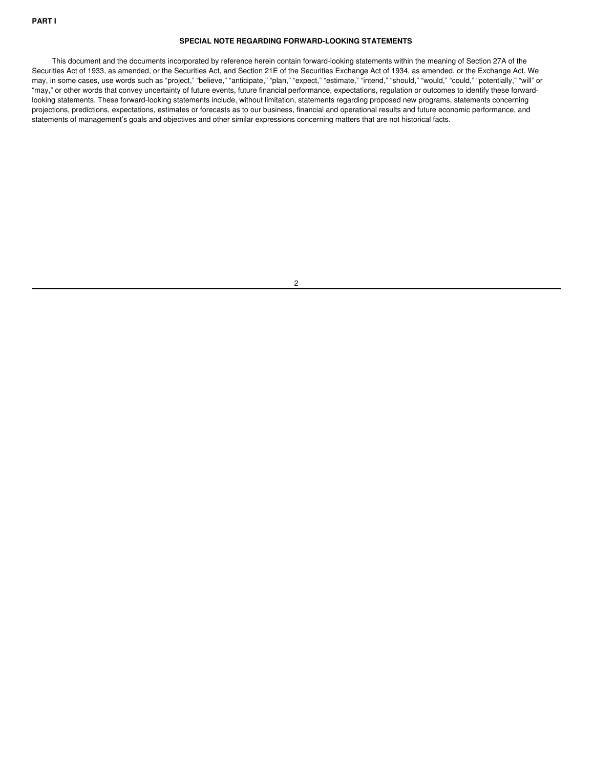**PART I**

## SPECIAL NOTE REGARDING FORWARD-LOOKING STATEMENTS

This document and the documents incorporated by reference herein contain forward-looking statements within the meaning of Section 27A of the Securities Act of 1933, as amended, or the Securities Act, and Section 21E of the Securities Exchange Act of 1934, as amended, or the Exchange Act. We may, in some cases, use words such as "project," "believe," "anticipate," "plan," "expect," "estimate," "intend," "should," "would," "could," "potentially," "will" or "may," or other words that convey uncertainty of future events, future financial performance, expectations, regulation or outcomes to identify these forward-looking statements. These forward-looking statements include, without limitation, statements regarding proposed new programs, statements concerning projections, predictions, expectations, estimates or forecasts as to our business, financial and operational results and future economic performance, and statements of management's goals and objectives and other similar expressions concerning matters that are not historical facts.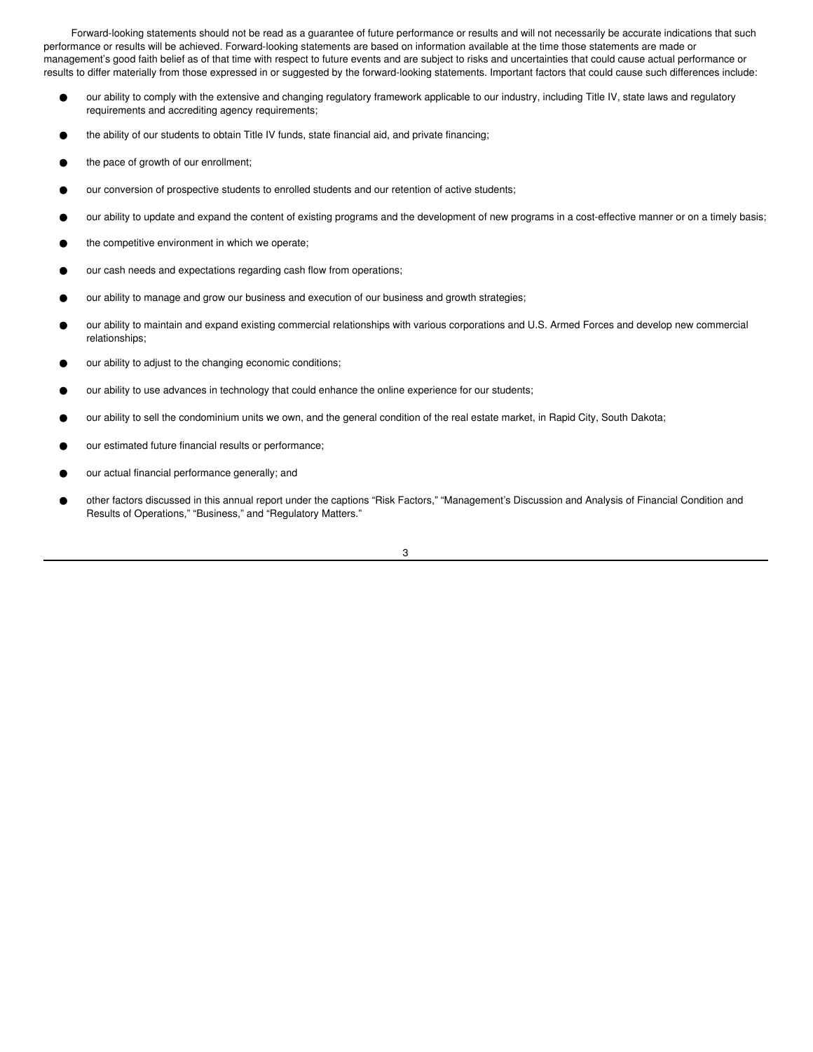Forward-looking statements should not be read as a guarantee of future performance or results and will not necessarily be accurate indications that such performance or results will be achieved. Forward-looking statements are based on information available at the time those statements are made or management's good faith belief as of that time with respect to future events and are subject to risks and uncertainties that could cause actual performance or results to differ materially from those expressed in or suggested by the forward-looking statements. Important factors that could cause such differences include:

- our ability to comply with the extensive and changing regulatory framework applicable to our industry, including Title IV, state laws and regulatory requirements and accrediting agency requirements;
- the ability of our students to obtain Title IV funds, state financial aid, and private financing;
- the pace of growth of our enrollment;
- our conversion of prospective students to enrolled students and our retention of active students;
- our ability to update and expand the content of existing programs and the development of new programs in a cost-effective manner or on a timely basis;
- the competitive environment in which we operate;
- our cash needs and expectations regarding cash flow from operations;
- our ability to manage and grow our business and execution of our business and growth strategies;
- our ability to maintain and expand existing commercial relationships with various corporations and U.S. Armed Forces and develop new commercial relationships;
- our ability to adjust to the changing economic conditions;
- our ability to use advances in technology that could enhance the online experience for our students;
- our ability to sell the condominium units we own, and the general condition of the real estate market, in Rapid City, South Dakota;
- our estimated future financial results or performance;
- our actual financial performance generally; and
- other factors discussed in this annual report under the captions "Risk Factors," "Management's Discussion and Analysis of Financial Condition and Results of Operations," "Business," and "Regulatory Matters."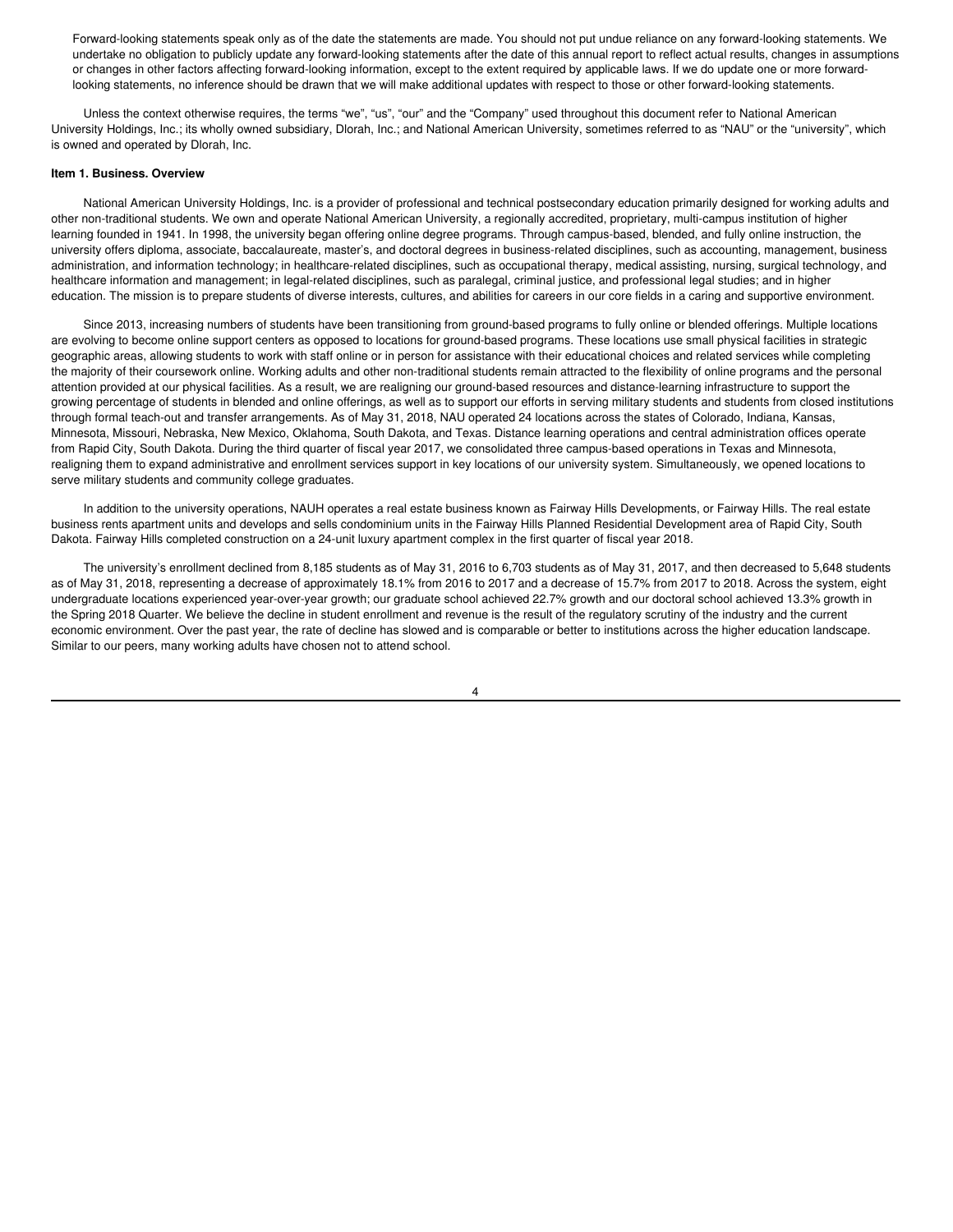Forward-looking statements speak only as of the date the statements are made. You should not put undue reliance on any forward-looking statements. We undertake no obligation to publicly update any forward-looking statements after the date of this annual report to reflect actual results, changes in assumptions or changes in other factors affecting forward-looking information, except to the extent required by applicable laws. If we do update one or more forward-looking statements, no inference should be drawn that we will make additional updates with respect to those or other forward-looking statements.

Unless the context otherwise requires, the terms "we", "us", "our" and the "Company" used throughout this document refer to National American University Holdings, Inc.; its wholly owned subsidiary, Dlorah, Inc.; and National American University, sometimes referred to as "NAU" or the "university", which is owned and operated by Dlorah, Inc.

**Item 1. Business. Overview**

National American University Holdings, Inc. is a provider of professional and technical postsecondary education primarily designed for working adults and other non-traditional students. We own and operate National American University, a regionally accredited, proprietary, multi-campus institution of higher learning founded in 1941. In 1998, the university began offering online degree programs. Through campus-based, blended, and fully online instruction, the university offers diploma, associate, baccalaureate, master's, and doctoral degrees in business-related disciplines, such as accounting, management, business administration, and information technology; in healthcare-related disciplines, such as occupational therapy, medical assisting, nursing, surgical technology, and healthcare information and management; in legal-related disciplines, such as paralegal, criminal justice, and professional legal studies; and in higher education. The mission is to prepare students of diverse interests, cultures, and abilities for careers in our core fields in a caring and supportive environment.

Since 2013, increasing numbers of students have been transitioning from ground-based programs to fully online or blended offerings. Multiple locations are evolving to become online support centers as opposed to locations for ground-based programs. These locations use small physical facilities in strategic geographic areas, allowing students to work with staff online or in person for assistance with their educational choices and related services while completing the majority of their coursework online. Working adults and other non-traditional students remain attracted to the flexibility of online programs and the personal attention provided at our physical facilities. As a result, we are realigning our ground-based resources and distance-learning infrastructure to support the growing percentage of students in blended and online offerings, as well as to support our efforts in serving military students and students from closed institutions through formal teach-out and transfer arrangements. As of May 31, 2018, NAU operated 24 locations across the states of Colorado, Indiana, Kansas, Minnesota, Missouri, Nebraska, New Mexico, Oklahoma, South Dakota, and Texas. Distance learning operations and central administration offices operate from Rapid City, South Dakota. During the third quarter of fiscal year 2017, we consolidated three campus-based operations in Texas and Minnesota, realigning them to expand administrative and enrollment services support in key locations of our university system. Simultaneously, we opened locations to serve military students and community college graduates.

In addition to the university operations, NAUH operates a real estate business known as Fairway Hills Developments, or Fairway Hills. The real estate business rents apartment units and develops and sells condominium units in the Fairway Hills Planned Residential Development area of Rapid City, South Dakota. Fairway Hills completed construction on a 24-unit luxury apartment complex in the first quarter of fiscal year 2018.

The university's enrollment declined from 8,185 students as of May 31, 2016 to 6,703 students as of May 31, 2017, and then decreased to 5,648 students as of May 31, 2018, representing a decrease of approximately 18.1% from 2016 to 2017 and a decrease of 15.7% from 2017 to 2018. Across the system, eight undergraduate locations experienced year-over-year growth; our graduate school achieved 22.7% growth and our doctoral school achieved 13.3% growth in the Spring 2018 Quarter. We believe the decline in student enrollment and revenue is the result of the regulatory scrutiny of the industry and the current economic environment. Over the past year, the rate of decline has slowed and is comparable or better to institutions across the higher education landscape. Similar to our peers, many working adults have chosen not to attend school.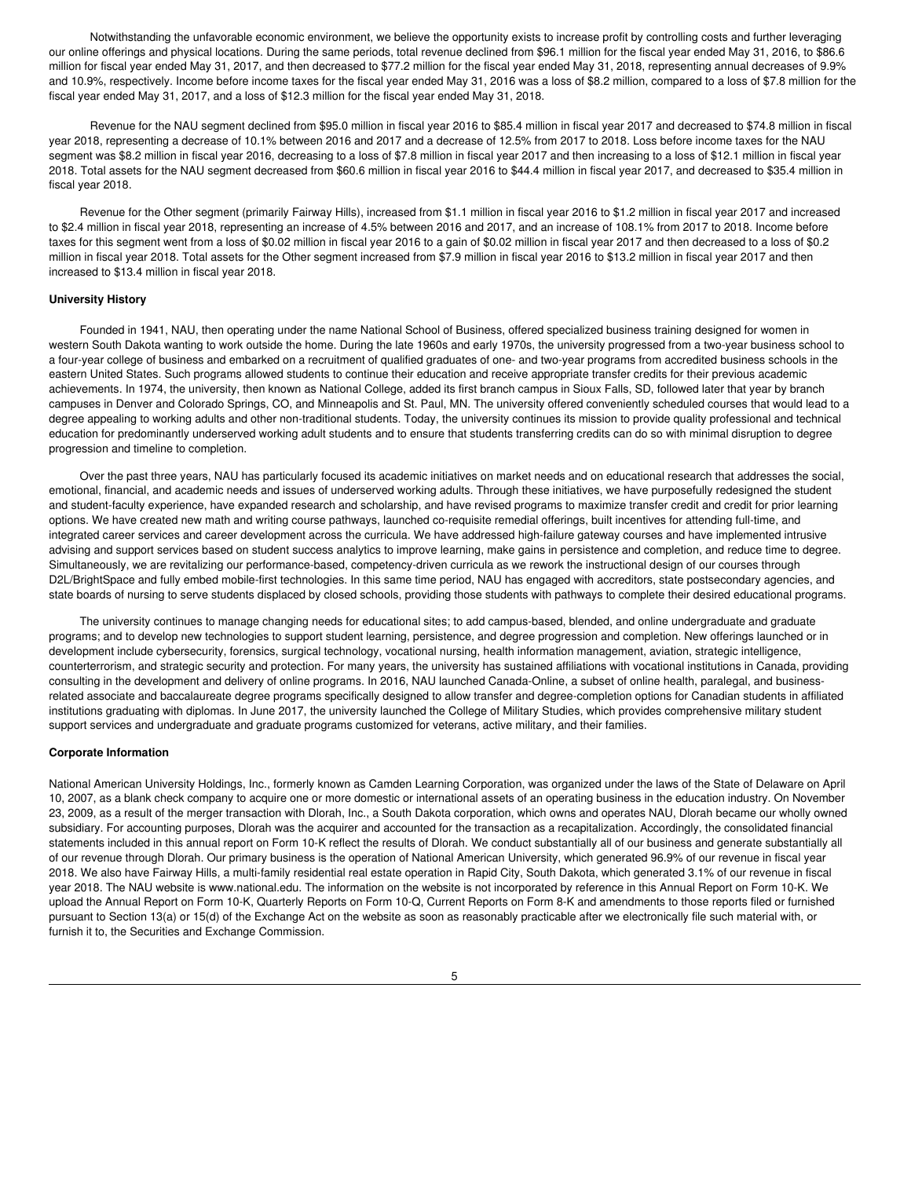Notwithstanding the unfavorable economic environment, we believe the opportunity exists to increase profit by controlling costs and further leveraging our online offerings and physical locations. During the same periods, total revenue declined from $96.1 million for the fiscal year ended May 31, 2016, to $86.6 million for fiscal year ended May 31, 2017, and then decreased to $77.2 million for the fiscal year ended May 31, 2018, representing annual decreases of 9.9% and 10.9%, respectively. Income before income taxes for the fiscal year ended May 31, 2016 was a loss of $8.2 million, compared to a loss of $7.8 million for the fiscal year ended May 31, 2017, and a loss of $12.3 million for the fiscal year ended May 31, 2018.

Revenue for the NAU segment declined from $95.0 million in fiscal year 2016 to $85.4 million in fiscal year 2017 and decreased to $74.8 million in fiscal year 2018, representing a decrease of 10.1% between 2016 and 2017 and a decrease of 12.5% from 2017 to 2018. Loss before income taxes for the NAU segment was $8.2 million in fiscal year 2016, decreasing to a loss of $7.8 million in fiscal year 2017 and then increasing to a loss of $12.1 million in fiscal year 2018. Total assets for the NAU segment decreased from $60.6 million in fiscal year 2016 to $44.4 million in fiscal year 2017, and decreased to $35.4 million in fiscal year 2018.

Revenue for the Other segment (primarily Fairway Hills), increased from $1.1 million in fiscal year 2016 to $1.2 million in fiscal year 2017 and increased to $2.4 million in fiscal year 2018, representing an increase of 4.5% between 2016 and 2017, and an increase of 108.1% from 2017 to 2018. Income before taxes for this segment went from a loss of $0.02 million in fiscal year 2016 to a gain of $0.02 million in fiscal year 2017 and then decreased to a loss of $0.2 million in fiscal year 2018. Total assets for the Other segment increased from $7.9 million in fiscal year 2016 to $13.2 million in fiscal year 2017 and then increased to $13.4 million in fiscal year 2018.

**University History**

Founded in 1941, NAU, then operating under the name National School of Business, offered specialized business training designed for women in western South Dakota wanting to work outside the home. During the late 1960s and early 1970s, the university progressed from a two-year business school to a four-year college of business and embarked on a recruitment of qualified graduates of one- and two-year programs from accredited business schools in the eastern United States. Such programs allowed students to continue their education and receive appropriate transfer credits for their previous academic achievements. In 1974, the university, then known as National College, added its first branch campus in Sioux Falls, SD, followed later that year by branch campuses in Denver and Colorado Springs, CO, and Minneapolis and St. Paul, MN. The university offered conveniently scheduled courses that would lead to a degree appealing to working adults and other non-traditional students. Today, the university continues its mission to provide quality professional and technical education for predominantly underserved working adult students and to ensure that students transferring credits can do so with minimal disruption to degree progression and timeline to completion.

Over the past three years, NAU has particularly focused its academic initiatives on market needs and on educational research that addresses the social, emotional, financial, and academic needs and issues of underserved working adults. Through these initiatives, we have purposefully redesigned the student and student-faculty experience, have expanded research and scholarship, and have revised programs to maximize transfer credit and credit for prior learning options. We have created new math and writing course pathways, launched co-requisite remedial offerings, built incentives for attending full-time, and integrated career services and career development across the curricula. We have addressed high-failure gateway courses and have implemented intrusive advising and support services based on student success analytics to improve learning, make gains in persistence and completion, and reduce time to degree. Simultaneously, we are revitalizing our performance-based, competency-driven curricula as we rework the instructional design of our courses through D2L/BrightSpace and fully embed mobile-first technologies. In this same time period, NAU has engaged with accreditors, state postsecondary agencies, and state boards of nursing to serve students displaced by closed schools, providing those students with pathways to complete their desired educational programs.

The university continues to manage changing needs for educational sites; to add campus-based, blended, and online undergraduate and graduate programs; and to develop new technologies to support student learning, persistence, and degree progression and completion. New offerings launched or in development include cybersecurity, forensics, surgical technology, vocational nursing, health information management, aviation, strategic intelligence, counterterrorism, and strategic security and protection. For many years, the university has sustained affiliations with vocational institutions in Canada, providing consulting in the development and delivery of online programs. In 2016, NAU launched Canada-Online, a subset of online health, paralegal, and business-related associate and baccalaureate degree programs specifically designed to allow transfer and degree-completion options for Canadian students in affiliated institutions graduating with diplomas. In June 2017, the university launched the College of Military Studies, which provides comprehensive military student support services and undergraduate and graduate programs customized for veterans, active military, and their families.

**Corporate Information**

National American University Holdings, Inc., formerly known as Camden Learning Corporation, was organized under the laws of the State of Delaware on April 10, 2007, as a blank check company to acquire one or more domestic or international assets of an operating business in the education industry. On November 23, 2009, as a result of the merger transaction with Dlorah, Inc., a South Dakota corporation, which owns and operates NAU, Dlorah became our wholly owned subsidiary. For accounting purposes, Dlorah was the acquirer and accounted for the transaction as a recapitalization. Accordingly, the consolidated financial statements included in this annual report on Form 10-K reflect the results of Dlorah. We conduct substantially all of our business and generate substantially all of our revenue through Dlorah. Our primary business is the operation of National American University, which generated 96.9% of our revenue in fiscal year 2018. We also have Fairway Hills, a multi-family residential real estate operation in Rapid City, South Dakota, which generated 3.1% of our revenue in fiscal year 2018. The NAU website is www.national.edu. The information on the website is not incorporated by reference in this Annual Report on Form 10-K. We upload the Annual Report on Form 10-K, Quarterly Reports on Form 10-Q, Current Reports on Form 8-K and amendments to those reports filed or furnished pursuant to Section 13(a) or 15(d) of the Exchange Act on the website as soon as reasonably practicable after we electronically file such material with, or furnish it to, the Securities and Exchange Commission.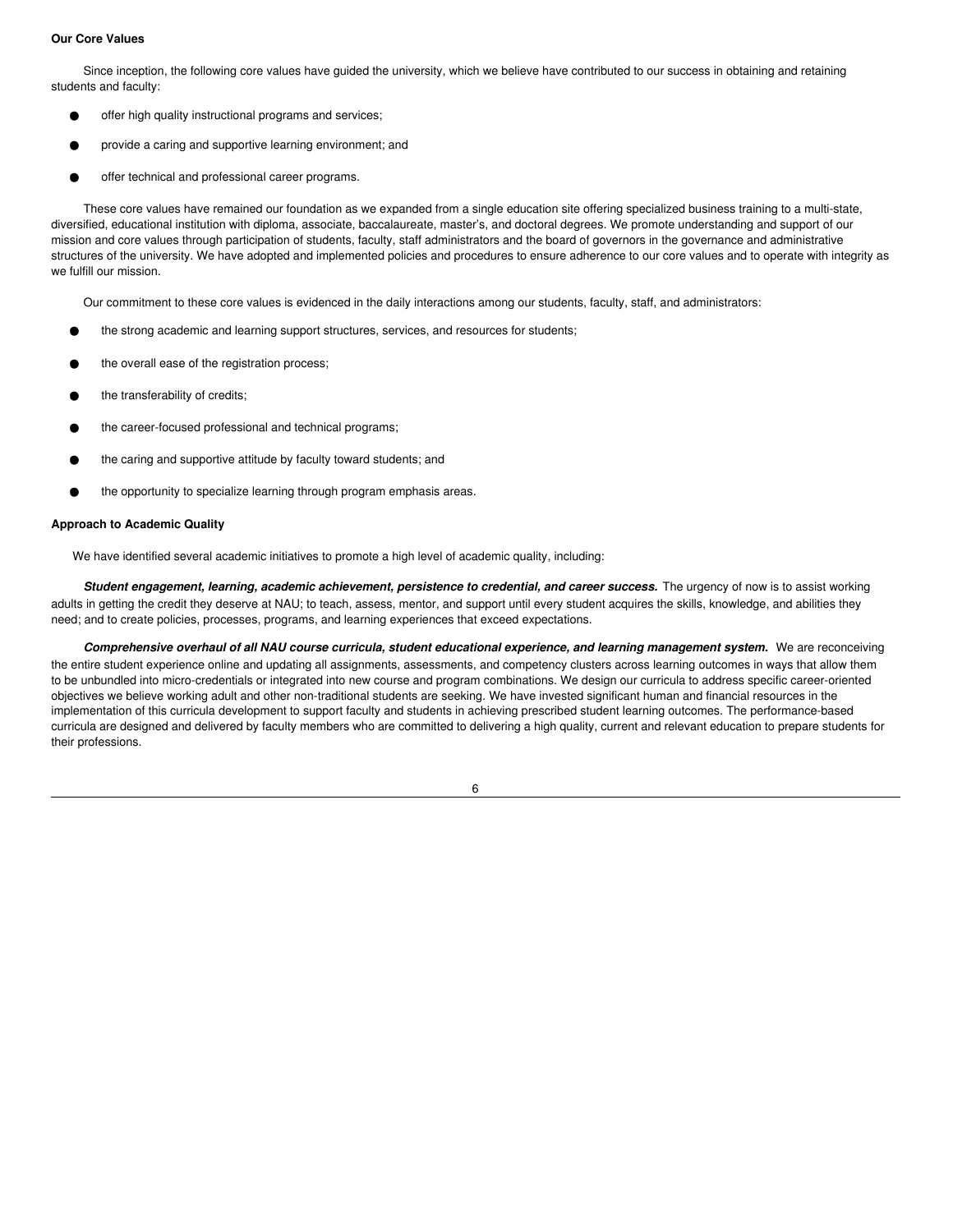**Our Core Values**

Since inception, the following core values have guided the university, which we believe have contributed to our success in obtaining and retaining students and faculty:

- offer high quality instructional programs and services;
- provide a caring and supportive learning environment; and
- offer technical and professional career programs.

These core values have remained our foundation as we expanded from a single education site offering specialized business training to a multi-state, diversified, educational institution with diploma, associate, baccalaureate, master's, and doctoral degrees. We promote understanding and support of our mission and core values through participation of students, faculty, staff administrators and the board of governors in the governance and administrative structures of the university. We have adopted and implemented policies and procedures to ensure adherence to our core values and to operate with integrity as we fulfill our mission.

Our commitment to these core values is evidenced in the daily interactions among our students, faculty, staff, and administrators:

- the strong academic and learning support structures, services, and resources for students;
- the overall ease of the registration process;
- the transferability of credits;
- the career-focused professional and technical programs;
- the caring and supportive attitude by faculty toward students; and
- the opportunity to specialize learning through program emphasis areas.

**Approach to Academic Quality**

We have identified several academic initiatives to promote a high level of academic quality, including:

***Student engagement, learning, academic achievement, persistence to credential, and career success.*** The urgency of now is to assist working adults in getting the credit they deserve at NAU; to teach, assess, mentor, and support until every student acquires the skills, knowledge, and abilities they need; and to create policies, processes, programs, and learning experiences that exceed expectations.

***Comprehensive overhaul of all NAU course curricula, student educational experience, and learning management system.*** We are reconceiving the entire student experience online and updating all assignments, assessments, and competency clusters across learning outcomes in ways that allow them to be unbundled into micro-credentials or integrated into new course and program combinations. We design our curricula to address specific career-oriented objectives we believe working adult and other non-traditional students are seeking. We have invested significant human and financial resources in the implementation of this curricula development to support faculty and students in achieving prescribed student learning outcomes. The performance-based curricula are designed and delivered by faculty members who are committed to delivering a high quality, current and relevant education to prepare students for their professions.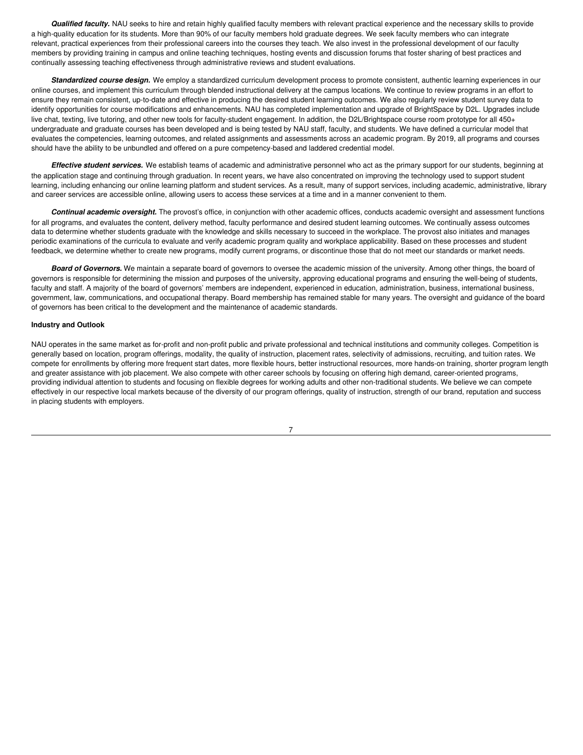***Qualified faculty.*** NAU seeks to hire and retain highly qualified faculty members with relevant practical experience and the necessary skills to provide a high-quality education for its students. More than 90% of our faculty members hold graduate degrees. We seek faculty members who can integrate relevant, practical experiences from their professional careers into the courses they teach. We also invest in the professional development of our faculty members by providing training in campus and online teaching techniques, hosting events and discussion forums that foster sharing of best practices and continually assessing teaching effectiveness through administrative reviews and student evaluations.

***Standardized course design.*** We employ a standardized curriculum development process to promote consistent, authentic learning experiences in our online courses, and implement this curriculum through blended instructional delivery at the campus locations. We continue to review programs in an effort to ensure they remain consistent, up-to-date and effective in producing the desired student learning outcomes. We also regularly review student survey data to identify opportunities for course modifications and enhancements. NAU has completed implementation and upgrade of BrightSpace by D2L. Upgrades include live chat, texting, live tutoring, and other new tools for faculty-student engagement. In addition, the D2L/Brightspace course room prototype for all 450+ undergraduate and graduate courses has been developed and is being tested by NAU staff, faculty, and students. We have defined a curricular model that evaluates the competencies, learning outcomes, and related assignments and assessments across an academic program. By 2019, all programs and courses should have the ability to be unbundled and offered on a pure competency-based and laddered credential model.

***Effective student services.*** We establish teams of academic and administrative personnel who act as the primary support for our students, beginning at the application stage and continuing through graduation. In recent years, we have also concentrated on improving the technology used to support student learning, including enhancing our online learning platform and student services. As a result, many of support services, including academic, administrative, library and career services are accessible online, allowing users to access these services at a time and in a manner convenient to them.

***Continual academic oversight.*** The provost's office, in conjunction with other academic offices, conducts academic oversight and assessment functions for all programs, and evaluates the content, delivery method, faculty performance and desired student learning outcomes. We continually assess outcomes data to determine whether students graduate with the knowledge and skills necessary to succeed in the workplace. The provost also initiates and manages periodic examinations of the curricula to evaluate and verify academic program quality and workplace applicability. Based on these processes and student feedback, we determine whether to create new programs, modify current programs, or discontinue those that do not meet our standards or market needs.

***Board of Governors.*** We maintain a separate board of governors to oversee the academic mission of the university. Among other things, the board of governors is responsible for determining the mission and purposes of the university, approving educational programs and ensuring the well-being of students, faculty and staff. A majority of the board of governors' members are independent, experienced in education, administration, business, international business, government, law, communications, and occupational therapy. Board membership has remained stable for many years. The oversight and guidance of the board of governors has been critical to the development and the maintenance of academic standards.

**Industry and Outlook**

NAU operates in the same market as for-profit and non-profit public and private professional and technical institutions and community colleges. Competition is generally based on location, program offerings, modality, the quality of instruction, placement rates, selectivity of admissions, recruiting, and tuition rates. We compete for enrollments by offering more frequent start dates, more flexible hours, better instructional resources, more hands-on training, shorter program length and greater assistance with job placement. We also compete with other career schools by focusing on offering high demand, career-oriented programs, providing individual attention to students and focusing on flexible degrees for working adults and other non-traditional students. We believe we can compete effectively in our respective local markets because of the diversity of our program offerings, quality of instruction, strength of our brand, reputation and success in placing students with employers.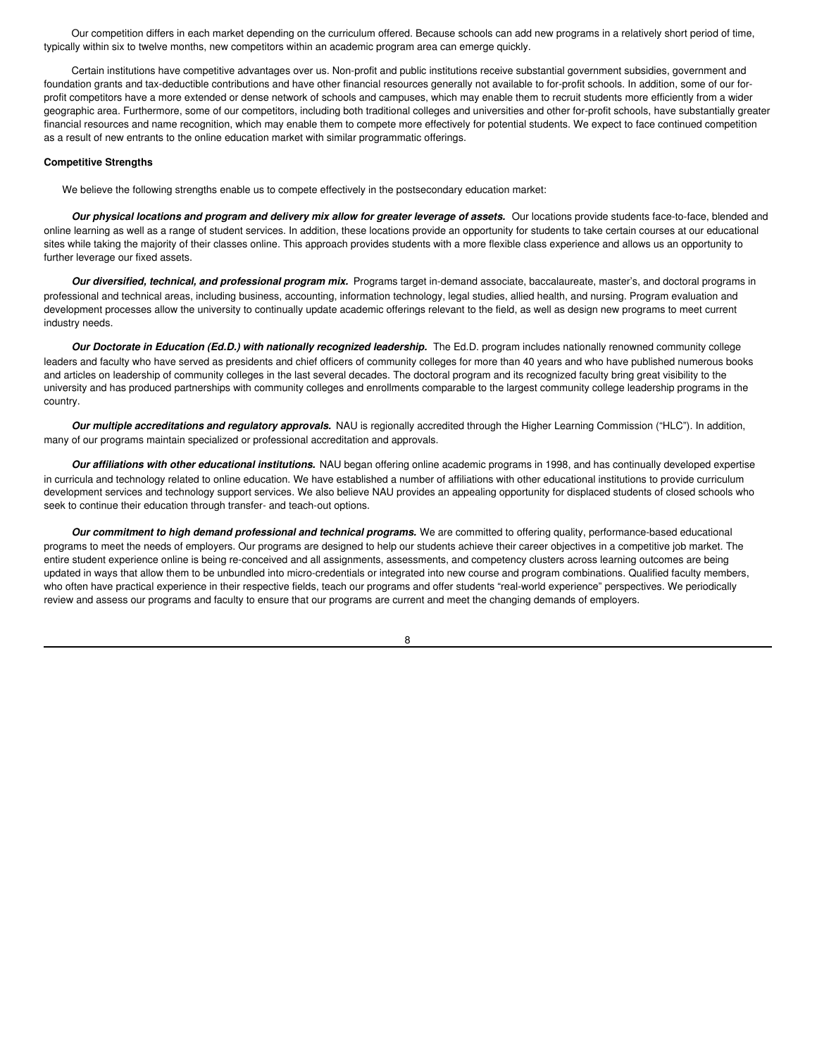Our competition differs in each market depending on the curriculum offered. Because schools can add new programs in a relatively short period of time, typically within six to twelve months, new competitors within an academic program area can emerge quickly.

Certain institutions have competitive advantages over us. Non-profit and public institutions receive substantial government subsidies, government and foundation grants and tax-deductible contributions and have other financial resources generally not available to for-profit schools. In addition, some of our for-profit competitors have a more extended or dense network of schools and campuses, which may enable them to recruit students more efficiently from a wider geographic area. Furthermore, some of our competitors, including both traditional colleges and universities and other for-profit schools, have substantially greater financial resources and name recognition, which may enable them to compete more effectively for potential students. We expect to face continued competition as a result of new entrants to the online education market with similar programmatic offerings.

**Competitive Strengths**

We believe the following strengths enable us to compete effectively in the postsecondary education market:

***Our physical locations and program and delivery mix allow for greater leverage of assets.*** Our locations provide students face-to-face, blended and online learning as well as a range of student services. In addition, these locations provide an opportunity for students to take certain courses at our educational sites while taking the majority of their classes online. This approach provides students with a more flexible class experience and allows us an opportunity to further leverage our fixed assets.

***Our diversified, technical, and professional program mix.*** Programs target in-demand associate, baccalaureate, master's, and doctoral programs in professional and technical areas, including business, accounting, information technology, legal studies, allied health, and nursing. Program evaluation and development processes allow the university to continually update academic offerings relevant to the field, as well as design new programs to meet current industry needs.

***Our Doctorate in Education (Ed.D.) with nationally recognized leadership.*** The Ed.D. program includes nationally renowned community college leaders and faculty who have served as presidents and chief officers of community colleges for more than 40 years and who have published numerous books and articles on leadership of community colleges in the last several decades. The doctoral program and its recognized faculty bring great visibility to the university and has produced partnerships with community colleges and enrollments comparable to the largest community college leadership programs in the country.

***Our multiple accreditations and regulatory approvals.*** NAU is regionally accredited through the Higher Learning Commission ("HLC"). In addition, many of our programs maintain specialized or professional accreditation and approvals.

***Our affiliations with other educational institutions.*** NAU began offering online academic programs in 1998, and has continually developed expertise in curricula and technology related to online education. We have established a number of affiliations with other educational institutions to provide curriculum development services and technology support services. We also believe NAU provides an appealing opportunity for displaced students of closed schools who seek to continue their education through transfer- and teach-out options.

***Our commitment to high demand professional and technical programs.*** We are committed to offering quality, performance-based educational programs to meet the needs of employers. Our programs are designed to help our students achieve their career objectives in a competitive job market. The entire student experience online is being re-conceived and all assignments, assessments, and competency clusters across learning outcomes are being updated in ways that allow them to be unbundled into micro-credentials or integrated into new course and program combinations. Qualified faculty members, who often have practical experience in their respective fields, teach our programs and offer students "real-world experience" perspectives. We periodically review and assess our programs and faculty to ensure that our programs are current and meet the changing demands of employers.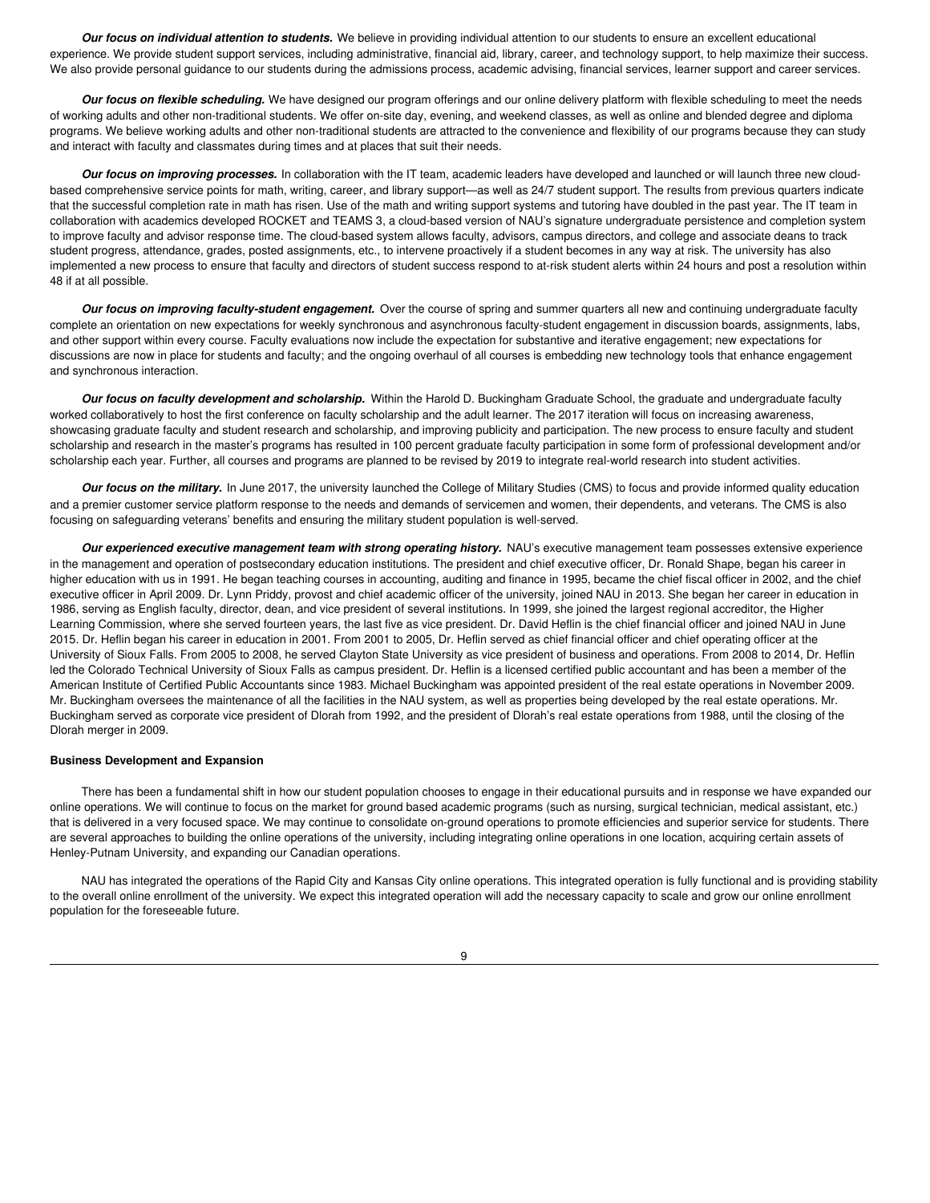***Our focus on individual attention to students.*** We believe in providing individual attention to our students to ensure an excellent educational experience. We provide student support services, including administrative, financial aid, library, career, and technology support, to help maximize their success. We also provide personal guidance to our students during the admissions process, academic advising, financial services, learner support and career services.

***Our focus on flexible scheduling.*** We have designed our program offerings and our online delivery platform with flexible scheduling to meet the needs of working adults and other non-traditional students. We offer on-site day, evening, and weekend classes, as well as online and blended degree and diploma programs. We believe working adults and other non-traditional students are attracted to the convenience and flexibility of our programs because they can study and interact with faculty and classmates during times and at places that suit their needs.

***Our focus on improving processes.*** In collaboration with the IT team, academic leaders have developed and launched or will launch three new cloud-based comprehensive service points for math, writing, career, and library support—as well as 24/7 student support. The results from previous quarters indicate that the successful completion rate in math has risen. Use of the math and writing support systems and tutoring have doubled in the past year. The IT team in collaboration with academics developed ROCKET and TEAMS 3, a cloud-based version of NAU's signature undergraduate persistence and completion system to improve faculty and advisor response time. The cloud-based system allows faculty, advisors, campus directors, and college and associate deans to track student progress, attendance, grades, posted assignments, etc., to intervene proactively if a student becomes in any way at risk. The university has also implemented a new process to ensure that faculty and directors of student success respond to at-risk student alerts within 24 hours and post a resolution within 48 if at all possible.

***Our focus on improving faculty-student engagement.*** Over the course of spring and summer quarters all new and continuing undergraduate faculty complete an orientation on new expectations for weekly synchronous and asynchronous faculty-student engagement in discussion boards, assignments, labs, and other support within every course. Faculty evaluations now include the expectation for substantive and iterative engagement; new expectations for discussions are now in place for students and faculty; and the ongoing overhaul of all courses is embedding new technology tools that enhance engagement and synchronous interaction.

***Our focus on faculty development and scholarship.*** Within the Harold D. Buckingham Graduate School, the graduate and undergraduate faculty worked collaboratively to host the first conference on faculty scholarship and the adult learner. The 2017 iteration will focus on increasing awareness, showcasing graduate faculty and student research and scholarship, and improving publicity and participation. The new process to ensure faculty and student scholarship and research in the master's programs has resulted in 100 percent graduate faculty participation in some form of professional development and/or scholarship each year. Further, all courses and programs are planned to be revised by 2019 to integrate real-world research into student activities.

***Our focus on the military.*** In June 2017, the university launched the College of Military Studies (CMS) to focus and provide informed quality education and a premier customer service platform response to the needs and demands of servicemen and women, their dependents, and veterans. The CMS is also focusing on safeguarding veterans' benefits and ensuring the military student population is well-served.

***Our experienced executive management team with strong operating history.*** NAU's executive management team possesses extensive experience in the management and operation of postsecondary education institutions. The president and chief executive officer, Dr. Ronald Shape, began his career in higher education with us in 1991. He began teaching courses in accounting, auditing and finance in 1995, became the chief fiscal officer in 2002, and the chief executive officer in April 2009. Dr. Lynn Priddy, provost and chief academic officer of the university, joined NAU in 2013. She began her career in education in 1986, serving as English faculty, director, dean, and vice president of several institutions. In 1999, she joined the largest regional accreditor, the Higher Learning Commission, where she served fourteen years, the last five as vice president. Dr. David Heflin is the chief financial officer and joined NAU in June 2015. Dr. Heflin began his career in education in 2001. From 2001 to 2005, Dr. Heflin served as chief financial officer and chief operating officer at the University of Sioux Falls. From 2005 to 2008, he served Clayton State University as vice president of business and operations. From 2008 to 2014, Dr. Heflin led the Colorado Technical University of Sioux Falls as campus president. Dr. Heflin is a licensed certified public accountant and has been a member of the American Institute of Certified Public Accountants since 1983. Michael Buckingham was appointed president of the real estate operations in November 2009. Mr. Buckingham oversees the maintenance of all the facilities in the NAU system, as well as properties being developed by the real estate operations. Mr. Buckingham served as corporate vice president of Dlorah from 1992, and the president of Dlorah's real estate operations from 1988, until the closing of the Dlorah merger in 2009.

**Business Development and Expansion**

There has been a fundamental shift in how our student population chooses to engage in their educational pursuits and in response we have expanded our online operations. We will continue to focus on the market for ground based academic programs (such as nursing, surgical technician, medical assistant, etc.) that is delivered in a very focused space. We may continue to consolidate on-ground operations to promote efficiencies and superior service for students. There are several approaches to building the online operations of the university, including integrating online operations in one location, acquiring certain assets of Henley-Putnam University, and expanding our Canadian operations.

NAU has integrated the operations of the Rapid City and Kansas City online operations. This integrated operation is fully functional and is providing stability to the overall online enrollment of the university. We expect this integrated operation will add the necessary capacity to scale and grow our online enrollment population for the foreseeable future.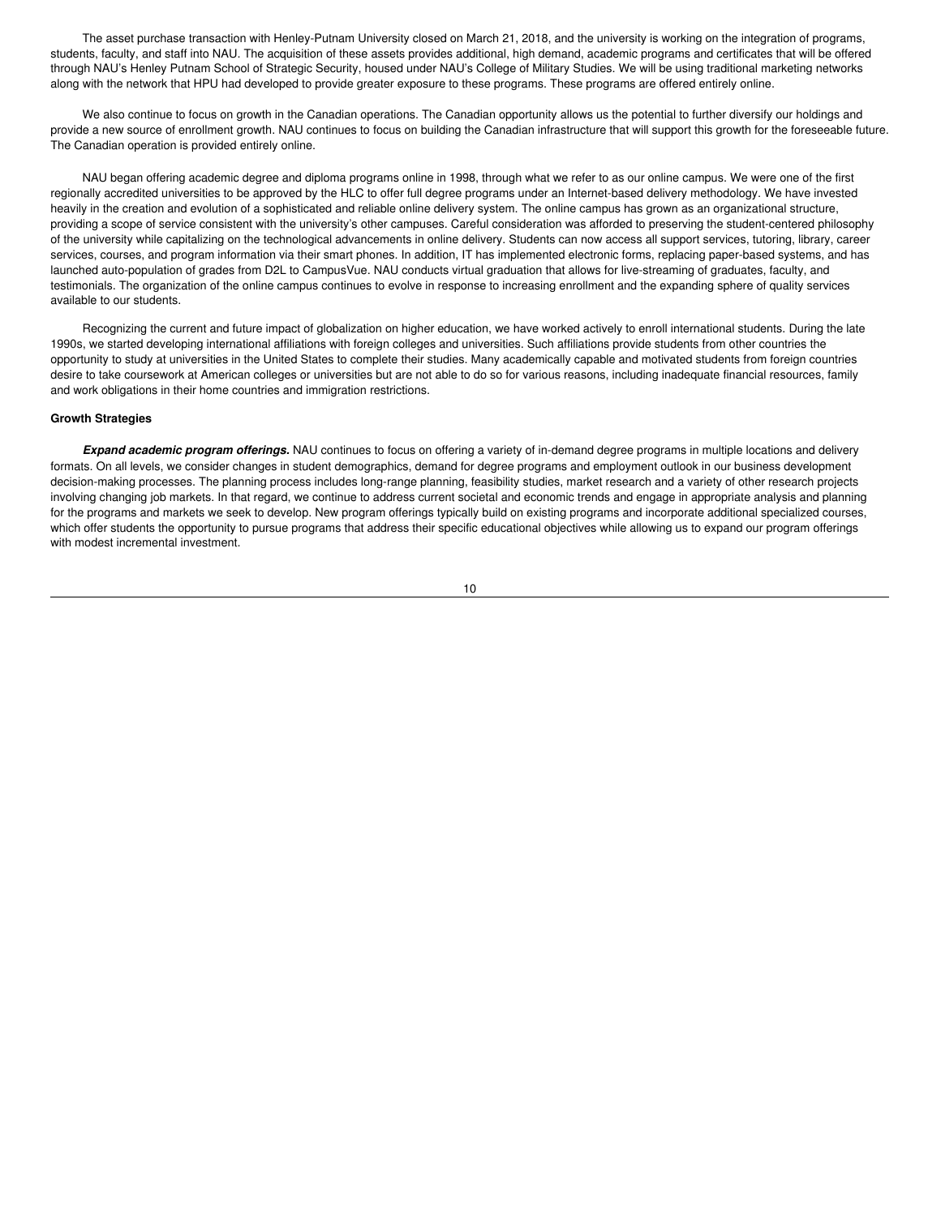The asset purchase transaction with Henley-Putnam University closed on March 21, 2018, and the university is working on the integration of programs, students, faculty, and staff into NAU. The acquisition of these assets provides additional, high demand, academic programs and certificates that will be offered through NAU's Henley Putnam School of Strategic Security, housed under NAU's College of Military Studies. We will be using traditional marketing networks along with the network that HPU had developed to provide greater exposure to these programs. These programs are offered entirely online.

We also continue to focus on growth in the Canadian operations. The Canadian opportunity allows us the potential to further diversify our holdings and provide a new source of enrollment growth. NAU continues to focus on building the Canadian infrastructure that will support this growth for the foreseeable future. The Canadian operation is provided entirely online.

NAU began offering academic degree and diploma programs online in 1998, through what we refer to as our online campus. We were one of the first regionally accredited universities to be approved by the HLC to offer full degree programs under an Internet-based delivery methodology. We have invested heavily in the creation and evolution of a sophisticated and reliable online delivery system. The online campus has grown as an organizational structure, providing a scope of service consistent with the university's other campuses. Careful consideration was afforded to preserving the student-centered philosophy of the university while capitalizing on the technological advancements in online delivery. Students can now access all support services, tutoring, library, career services, courses, and program information via their smart phones. In addition, IT has implemented electronic forms, replacing paper-based systems, and has launched auto-population of grades from D2L to CampusVue. NAU conducts virtual graduation that allows for live-streaming of graduates, faculty, and testimonials. The organization of the online campus continues to evolve in response to increasing enrollment and the expanding sphere of quality services available to our students.

Recognizing the current and future impact of globalization on higher education, we have worked actively to enroll international students. During the late 1990s, we started developing international affiliations with foreign colleges and universities. Such affiliations provide students from other countries the opportunity to study at universities in the United States to complete their studies. Many academically capable and motivated students from foreign countries desire to take coursework at American colleges or universities but are not able to do so for various reasons, including inadequate financial resources, family and work obligations in their home countries and immigration restrictions.

**Growth Strategies**

***Expand academic program offerings.*** NAU continues to focus on offering a variety of in-demand degree programs in multiple locations and delivery formats. On all levels, we consider changes in student demographics, demand for degree programs and employment outlook in our business development decision-making processes. The planning process includes long-range planning, feasibility studies, market research and a variety of other research projects involving changing job markets. In that regard, we continue to address current societal and economic trends and engage in appropriate analysis and planning for the programs and markets we seek to develop. New program offerings typically build on existing programs and incorporate additional specialized courses, which offer students the opportunity to pursue programs that address their specific educational objectives while allowing us to expand our program offerings with modest incremental investment.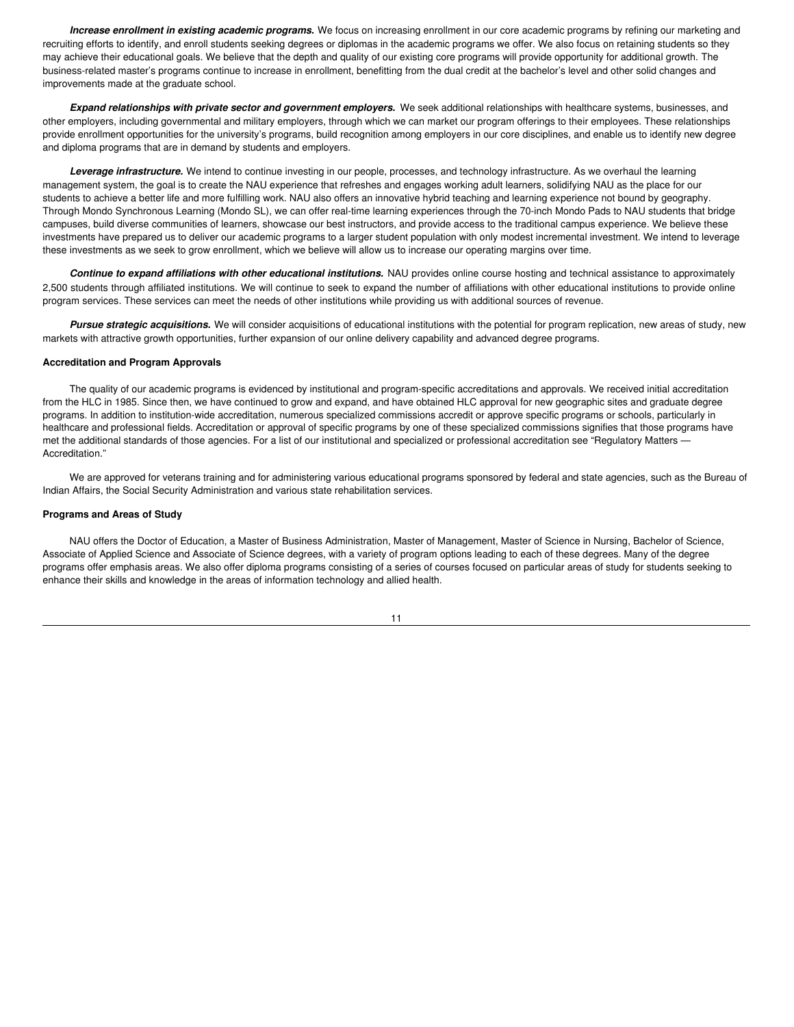***Increase enrollment in existing academic programs.*** We focus on increasing enrollment in our core academic programs by refining our marketing and recruiting efforts to identify, and enroll students seeking degrees or diplomas in the academic programs we offer. We also focus on retaining students so they may achieve their educational goals. We believe that the depth and quality of our existing core programs will provide opportunity for additional growth. The business-related master's programs continue to increase in enrollment, benefitting from the dual credit at the bachelor's level and other solid changes and improvements made at the graduate school.

***Expand relationships with private sector and government employers.*** We seek additional relationships with healthcare systems, businesses, and other employers, including governmental and military employers, through which we can market our program offerings to their employees. These relationships provide enrollment opportunities for the university's programs, build recognition among employers in our core disciplines, and enable us to identify new degree and diploma programs that are in demand by students and employers.

***Leverage infrastructure.*** We intend to continue investing in our people, processes, and technology infrastructure. As we overhaul the learning management system, the goal is to create the NAU experience that refreshes and engages working adult learners, solidifying NAU as the place for our students to achieve a better life and more fulfilling work. NAU also offers an innovative hybrid teaching and learning experience not bound by geography. Through Mondo Synchronous Learning (Mondo SL), we can offer real-time learning experiences through the 70-inch Mondo Pads to NAU students that bridge campuses, build diverse communities of learners, showcase our best instructors, and provide access to the traditional campus experience. We believe these investments have prepared us to deliver our academic programs to a larger student population with only modest incremental investment. We intend to leverage these investments as we seek to grow enrollment, which we believe will allow us to increase our operating margins over time.

***Continue to expand affiliations with other educational institutions.*** NAU provides online course hosting and technical assistance to approximately 2,500 students through affiliated institutions. We will continue to seek to expand the number of affiliations with other educational institutions to provide online program services. These services can meet the needs of other institutions while providing us with additional sources of revenue.

***Pursue strategic acquisitions.*** We will consider acquisitions of educational institutions with the potential for program replication, new areas of study, new markets with attractive growth opportunities, further expansion of our online delivery capability and advanced degree programs.

**Accreditation and Program Approvals**

The quality of our academic programs is evidenced by institutional and program-specific accreditations and approvals. We received initial accreditation from the HLC in 1985. Since then, we have continued to grow and expand, and have obtained HLC approval for new geographic sites and graduate degree programs. In addition to institution-wide accreditation, numerous specialized commissions accredit or approve specific programs or schools, particularly in healthcare and professional fields. Accreditation or approval of specific programs by one of these specialized commissions signifies that those programs have met the additional standards of those agencies. For a list of our institutional and specialized or professional accreditation see "Regulatory Matters — Accreditation."

We are approved for veterans training and for administering various educational programs sponsored by federal and state agencies, such as the Bureau of Indian Affairs, the Social Security Administration and various state rehabilitation services.

**Programs and Areas of Study**

NAU offers the Doctor of Education, a Master of Business Administration, Master of Management, Master of Science in Nursing, Bachelor of Science, Associate of Applied Science and Associate of Science degrees, with a variety of program options leading to each of these degrees. Many of the degree programs offer emphasis areas. We also offer diploma programs consisting of a series of courses focused on particular areas of study for students seeking to enhance their skills and knowledge in the areas of information technology and allied health.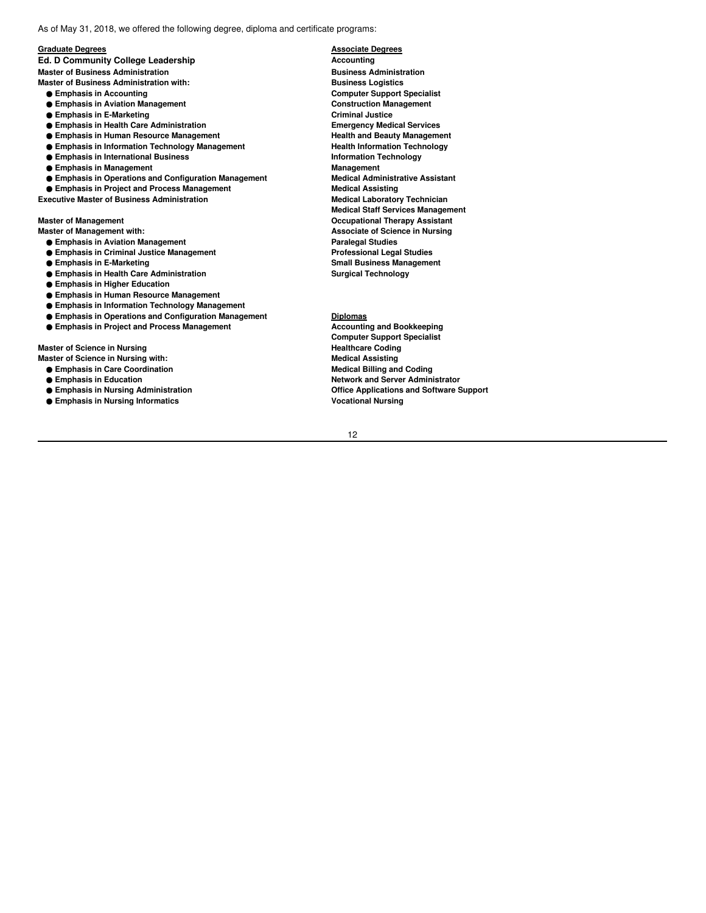As of May 31, 2018, we offered the following degree, diploma and certificate programs:

**Graduate Degrees**

**Ed. D Community College Leadership**

**Master of Business Administration**

**Master of Business Administration with:**

- **Emphasis in Accounting**
- **Emphasis in Aviation Management**
- **Emphasis in E-Marketing**
- **Emphasis in Health Care Administration**
- **Emphasis in Human Resource Management**
- **Emphasis in Information Technology Management**
- **Emphasis in International Business**
- **Emphasis in Management**
- **Emphasis in Operations and Configuration Management**
- **Emphasis in Project and Process Management**

**Executive Master of Business Administration**

**Master of Management**

**Master of Management with:**

- **Emphasis in Aviation Management**
- **Emphasis in Criminal Justice Management**
- **Emphasis in E-Marketing**
- **Emphasis in Health Care Administration**
- **Emphasis in Higher Education**
- **Emphasis in Human Resource Management**
- **Emphasis in Information Technology Management**
- **Emphasis in Operations and Configuration Management**
- **Emphasis in Project and Process Management**

**Master of Science in Nursing**

**Master of Science in Nursing with:**

- **Emphasis in Care Coordination**
- **Emphasis in Education**
- **Emphasis in Nursing Administration**
- **Emphasis in Nursing Informatics**

**Associate Degrees**

**Accounting**
**Business Administration**
**Business Logistics**
**Computer Support Specialist**
**Construction Management**
**Criminal Justice**
**Emergency Medical Services**
**Health and Beauty Management**
**Health Information Technology**
**Information Technology**
**Management**
**Medical Administrative Assistant**
**Medical Assisting**
**Medical Laboratory Technician**
**Medical Staff Services Management**
**Occupational Therapy Assistant**
**Associate of Science in Nursing**
**Paralegal Studies**
**Professional Legal Studies**
**Small Business Management**
**Surgical Technology**

**Diplomas**

**Accounting and Bookkeeping**
**Computer Support Specialist**
**Healthcare Coding**
**Medical Assisting**
**Medical Billing and Coding**
**Network and Server Administrator**
**Office Applications and Software Support**
**Vocational Nursing**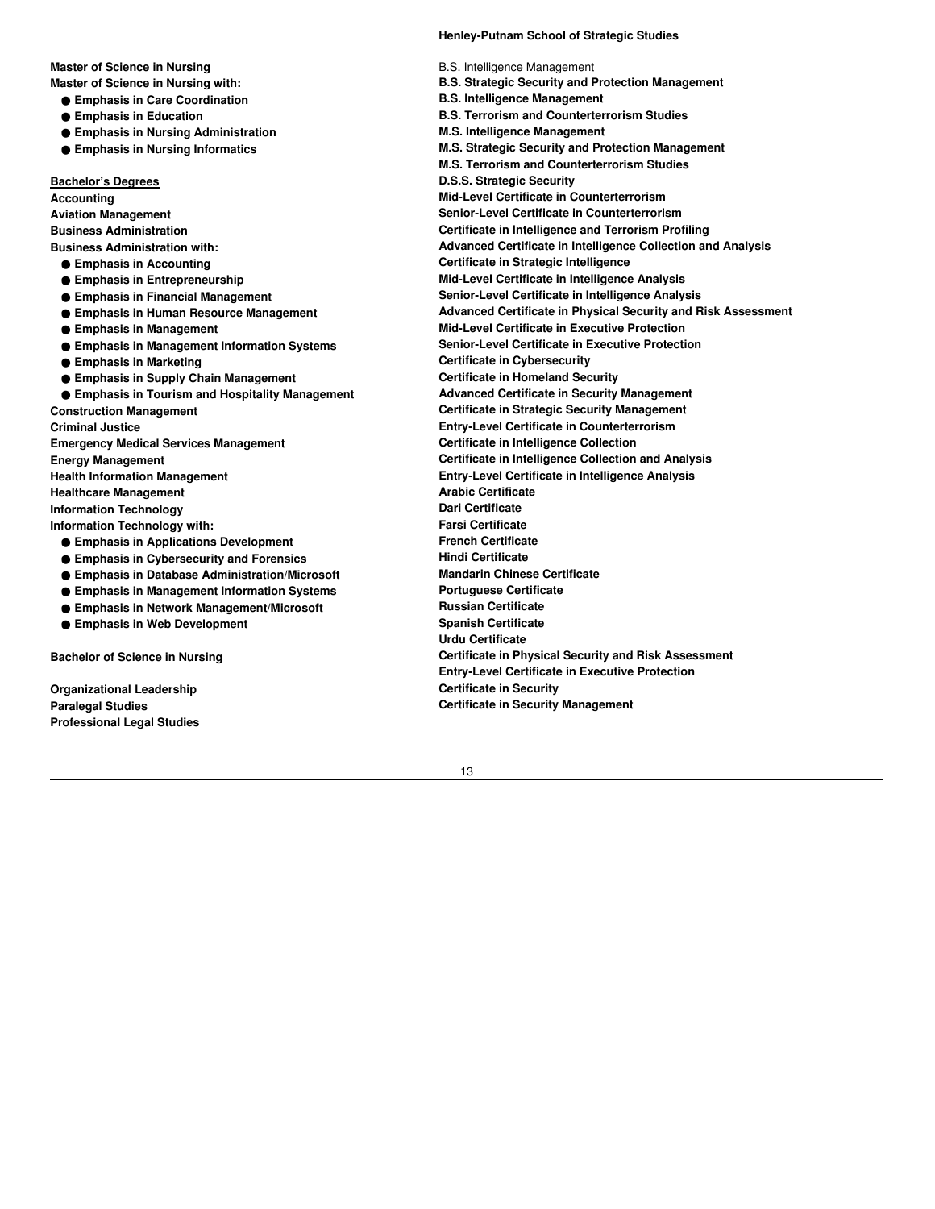**Master of Science in Nursing**
**Master of Science in Nursing with:**

- **Emphasis in Care Coordination**
- **Emphasis in Education**
- **Emphasis in Nursing Administration**
- **Emphasis in Nursing Informatics**

**<u>Bachelor's Degrees</u>**

**Accounting**
**Aviation Management**
**Business Administration**
**Business Administration with:**

- **Emphasis in Accounting**
- **Emphasis in Entrepreneurship**
- **Emphasis in Financial Management**
- **Emphasis in Human Resource Management**
- **Emphasis in Management**
- **Emphasis in Management Information Systems**
- **Emphasis in Marketing**
- **Emphasis in Supply Chain Management**
- **Emphasis in Tourism and Hospitality Management**

**Construction Management**
**Criminal Justice**
**Emergency Medical Services Management**
**Energy Management**
**Health Information Management**
**Healthcare Management**
**Information Technology**
**Information Technology with:**

- **Emphasis in Applications Development**
- **Emphasis in Cybersecurity and Forensics**
- **Emphasis in Database Administration/Microsoft**
- **Emphasis in Management Information Systems**
- **Emphasis in Network Management/Microsoft**
- **Emphasis in Web Development**

**Bachelor of Science in Nursing**

**Organizational Leadership**
**Paralegal Studies**
**Professional Legal Studies**

**Henley-Putnam School of Strategic Studies**

B.S. Intelligence Management
**B.S. Strategic Security and Protection Management**
**B.S. Intelligence Management**
**B.S. Terrorism and Counterterrorism Studies**
**M.S. Intelligence Management**
**M.S. Strategic Security and Protection Management**
**M.S. Terrorism and Counterterrorism Studies**
**D.S.S. Strategic Security**
**Mid-Level Certificate in Counterterrorism**
**Senior-Level Certificate in Counterterrorism**
**Certificate in Intelligence and Terrorism Profiling**
**Advanced Certificate in Intelligence Collection and Analysis**
**Certificate in Strategic Intelligence**
**Mid-Level Certificate in Intelligence Analysis**
**Senior-Level Certificate in Intelligence Analysis**
**Advanced Certificate in Physical Security and Risk Assessment**
**Mid-Level Certificate in Executive Protection**
**Senior-Level Certificate in Executive Protection**
**Certificate in Cybersecurity**
**Certificate in Homeland Security**
**Advanced Certificate in Security Management**
**Certificate in Strategic Security Management**
**Entry-Level Certificate in Counterterrorism**
**Certificate in Intelligence Collection**
**Certificate in Intelligence Collection and Analysis**
**Entry-Level Certificate in Intelligence Analysis**
**Arabic Certificate**
**Dari Certificate**
**Farsi Certificate**
**French Certificate**
**Hindi Certificate**
**Mandarin Chinese Certificate**
**Portuguese Certificate**
**Russian Certificate**
**Spanish Certificate**
**Urdu Certificate**
**Certificate in Physical Security and Risk Assessment**
**Entry-Level Certificate in Executive Protection**
**Certificate in Security**
**Certificate in Security Management**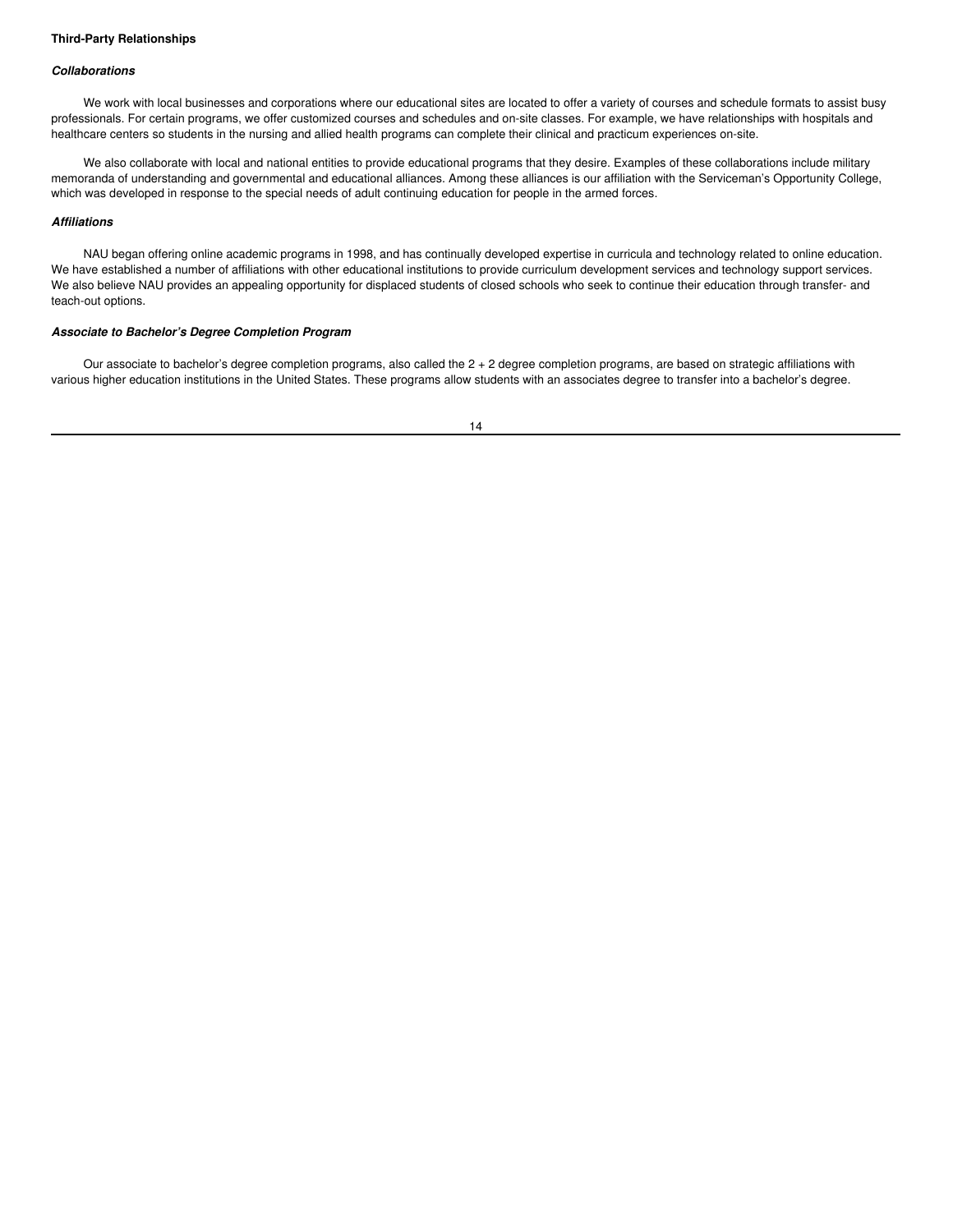**Third-Party Relationships**

***Collaborations***

We work with local businesses and corporations where our educational sites are located to offer a variety of courses and schedule formats to assist busy professionals. For certain programs, we offer customized courses and schedules and on-site classes. For example, we have relationships with hospitals and healthcare centers so students in the nursing and allied health programs can complete their clinical and practicum experiences on-site.

We also collaborate with local and national entities to provide educational programs that they desire. Examples of these collaborations include military memoranda of understanding and governmental and educational alliances. Among these alliances is our affiliation with the Serviceman's Opportunity College, which was developed in response to the special needs of adult continuing education for people in the armed forces.

***Affiliations***

NAU began offering online academic programs in 1998, and has continually developed expertise in curricula and technology related to online education. We have established a number of affiliations with other educational institutions to provide curriculum development services and technology support services. We also believe NAU provides an appealing opportunity for displaced students of closed schools who seek to continue their education through transfer- and teach-out options.

***Associate to Bachelor's Degree Completion Program***

Our associate to bachelor's degree completion programs, also called the 2 + 2 degree completion programs, are based on strategic affiliations with various higher education institutions in the United States. These programs allow students with an associates degree to transfer into a bachelor's degree.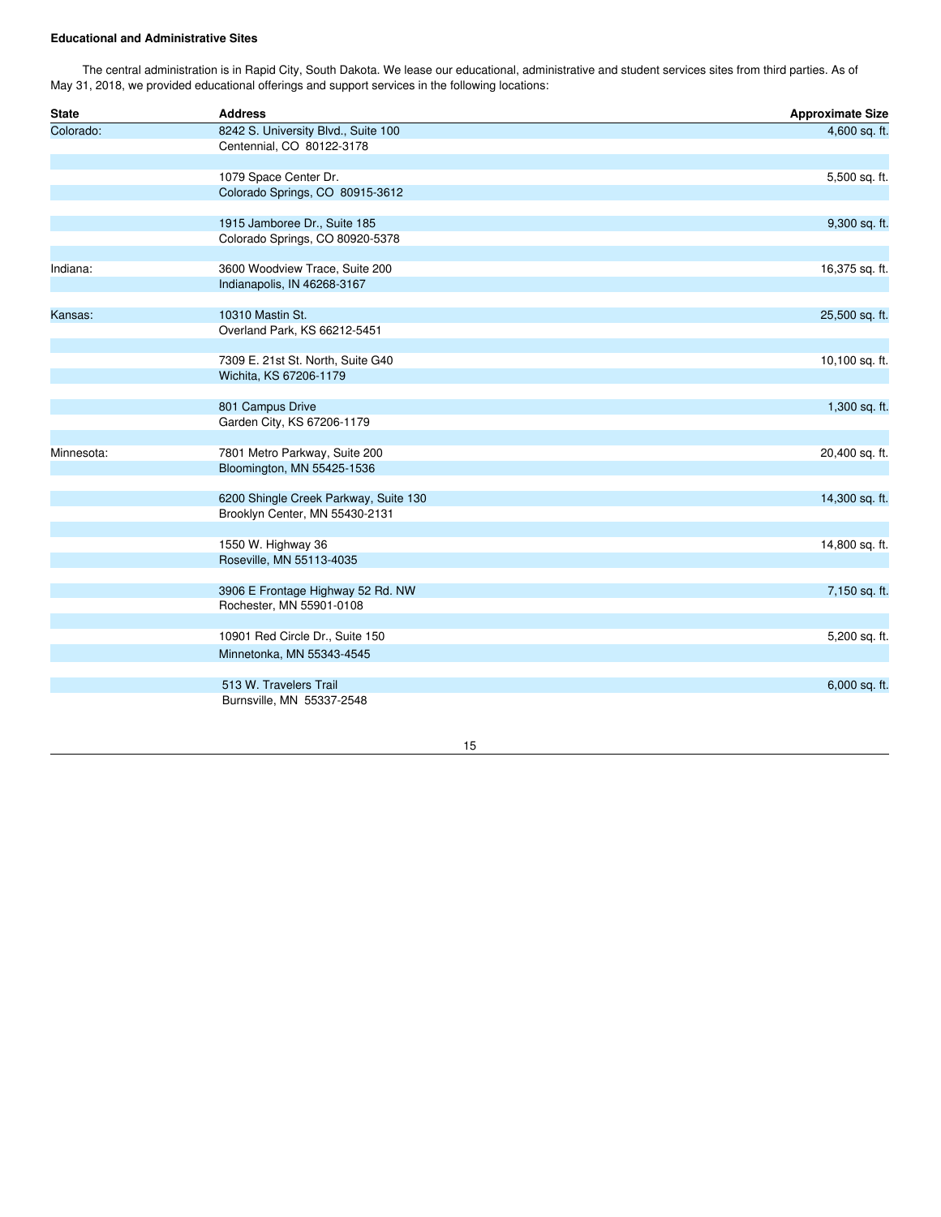**Educational and Administrative Sites**

The central administration is in Rapid City, South Dakota. We lease our educational, administrative and student services sites from third parties. As of May 31, 2018, we provided educational offerings and support services in the following locations:

| State | Address | Approximate Size |
|---|---|---|
| Colorado: | 8242 S. University Blvd., Suite 100<br>Centennial, CO 80122-3178 | 4,600 sq. ft. |
| | 1079 Space Center Dr.<br>Colorado Springs, CO 80915-3612 | 5,500 sq. ft. |
| | 1915 Jamboree Dr., Suite 185<br>Colorado Springs, CO 80920-5378 | 9,300 sq. ft. |
| Indiana: | 3600 Woodview Trace, Suite 200<br>Indianapolis, IN 46268-3167 | 16,375 sq. ft. |
| Kansas: | 10310 Mastin St.<br>Overland Park, KS 66212-5451 | 25,500 sq. ft. |
| | 7309 E. 21st St. North, Suite G40<br>Wichita, KS 67206-1179 | 10,100 sq. ft. |
| | 801 Campus Drive<br>Garden City, KS 67206-1179 | 1,300 sq. ft. |
| Minnesota: | 7801 Metro Parkway, Suite 200<br>Bloomington, MN 55425-1536 | 20,400 sq. ft. |
| | 6200 Shingle Creek Parkway, Suite 130<br>Brooklyn Center, MN 55430-2131 | 14,300 sq. ft. |
| | 1550 W. Highway 36<br>Roseville, MN 55113-4035 | 14,800 sq. ft. |
| | 3906 E Frontage Highway 52 Rd. NW<br>Rochester, MN 55901-0108 | 7,150 sq. ft. |
| | 10901 Red Circle Dr., Suite 150<br>Minnetonka, MN 55343-4545 | 5,200 sq. ft. |
| | 513 W. Travelers Trail<br>Burnsville, MN 55337-2548 | 6,000 sq. ft. |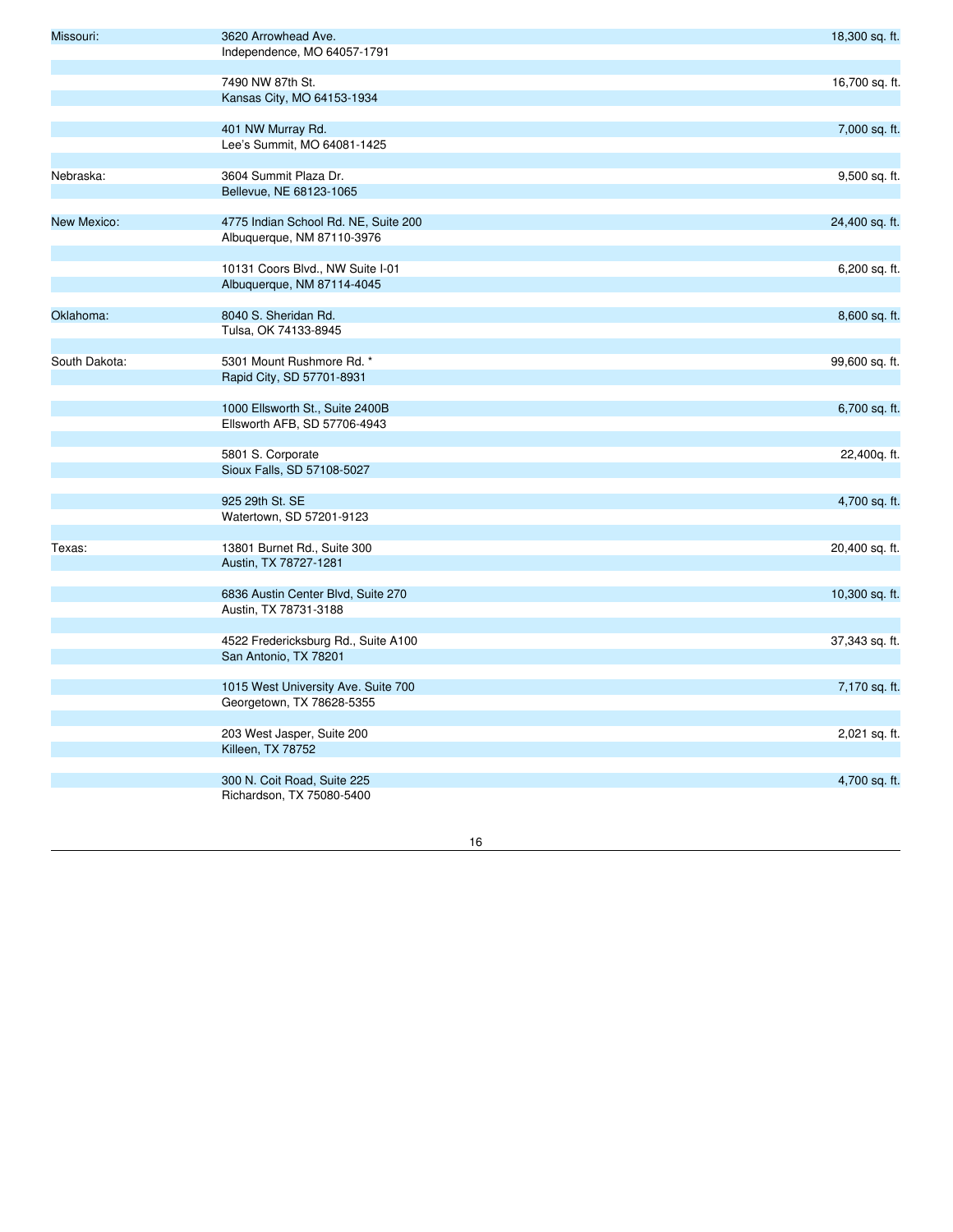| | | |
|---|---|---|
| Missouri: | 3620 Arrowhead Ave.<br>Independence, MO 64057-1791 | 18,300 sq. ft. |
| | 7490 NW 87th St.<br>Kansas City, MO 64153-1934 | 16,700 sq. ft. |
| | 401 NW Murray Rd.<br>Lee's Summit, MO 64081-1425 | 7,000 sq. ft. |
| Nebraska: | 3604 Summit Plaza Dr.<br>Bellevue, NE 68123-1065 | 9,500 sq. ft. |
| New Mexico: | 4775 Indian School Rd. NE, Suite 200<br>Albuquerque, NM 87110-3976 | 24,400 sq. ft. |
| | 10131 Coors Blvd., NW Suite I-01<br>Albuquerque, NM 87114-4045 | 6,200 sq. ft. |
| Oklahoma: | 8040 S. Sheridan Rd.<br>Tulsa, OK 74133-8945 | 8,600 sq. ft. |
| South Dakota: | 5301 Mount Rushmore Rd. *<br>Rapid City, SD 57701-8931 | 99,600 sq. ft. |
| | 1000 Ellsworth St., Suite 2400B<br>Ellsworth AFB, SD 57706-4943 | 6,700 sq. ft. |
| | 5801 S. Corporate<br>Sioux Falls, SD 57108-5027 | 22,400q. ft. |
| | 925 29th St. SE<br>Watertown, SD 57201-9123 | 4,700 sq. ft. |
| Texas: | 13801 Burnet Rd., Suite 300<br>Austin, TX 78727-1281 | 20,400 sq. ft. |
| | 6836 Austin Center Blvd, Suite 270<br>Austin, TX 78731-3188 | 10,300 sq. ft. |
| | 4522 Fredericksburg Rd., Suite A100<br>San Antonio, TX 78201 | 37,343 sq. ft. |
| | 1015 West University Ave. Suite 700<br>Georgetown, TX 78628-5355 | 7,170 sq. ft. |
| | 203 West Jasper, Suite 200<br>Killeen, TX 78752 | 2,021 sq. ft. |
| | 300 N. Coit Road, Suite 225<br>Richardson, TX 75080-5400 | 4,700 sq. ft. |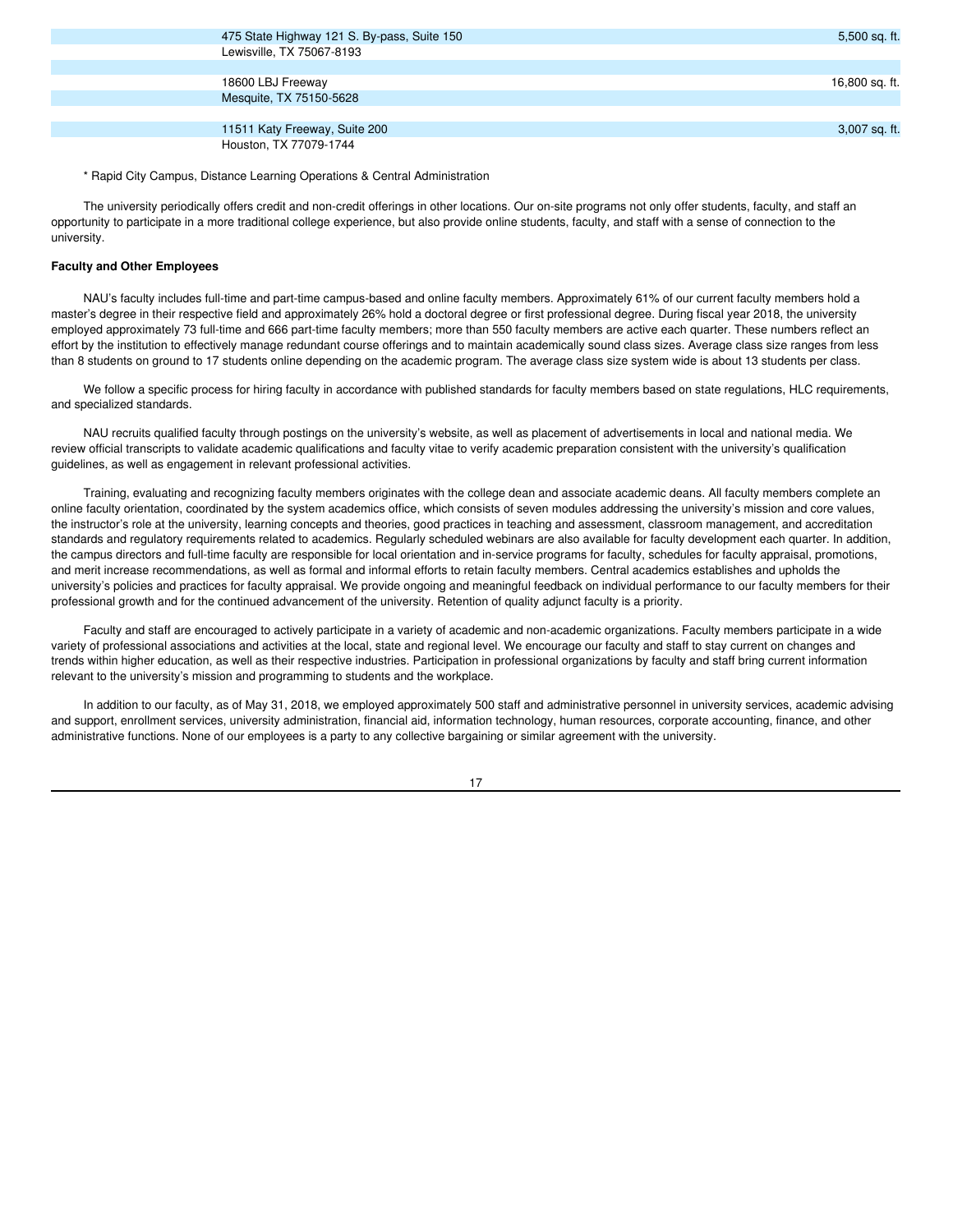| | |
|---|---|
| 475 State Highway 121 S. By-pass, Suite 150<br>Lewisville, TX 75067-8193 | 5,500 sq. ft. |
| 18600 LBJ Freeway<br>Mesquite, TX 75150-5628 | 16,800 sq. ft. |
| 11511 Katy Freeway, Suite 200<br>Houston, TX 77079-1744 | 3,007 sq. ft. |

\* Rapid City Campus, Distance Learning Operations & Central Administration

The university periodically offers credit and non-credit offerings in other locations. Our on-site programs not only offer students, faculty, and staff an opportunity to participate in a more traditional college experience, but also provide online students, faculty, and staff with a sense of connection to the university.

**Faculty and Other Employees**

NAU's faculty includes full-time and part-time campus-based and online faculty members. Approximately 61% of our current faculty members hold a master's degree in their respective field and approximately 26% hold a doctoral degree or first professional degree. During fiscal year 2018, the university employed approximately 73 full-time and 666 part-time faculty members; more than 550 faculty members are active each quarter. These numbers reflect an effort by the institution to effectively manage redundant course offerings and to maintain academically sound class sizes. Average class size ranges from less than 8 students on ground to 17 students online depending on the academic program. The average class size system wide is about 13 students per class.

We follow a specific process for hiring faculty in accordance with published standards for faculty members based on state regulations, HLC requirements, and specialized standards.

NAU recruits qualified faculty through postings on the university's website, as well as placement of advertisements in local and national media. We review official transcripts to validate academic qualifications and faculty vitae to verify academic preparation consistent with the university's qualification guidelines, as well as engagement in relevant professional activities.

Training, evaluating and recognizing faculty members originates with the college dean and associate academic deans. All faculty members complete an online faculty orientation, coordinated by the system academics office, which consists of seven modules addressing the university's mission and core values, the instructor's role at the university, learning concepts and theories, good practices in teaching and assessment, classroom management, and accreditation standards and regulatory requirements related to academics. Regularly scheduled webinars are also available for faculty development each quarter. In addition, the campus directors and full-time faculty are responsible for local orientation and in-service programs for faculty, schedules for faculty appraisal, promotions, and merit increase recommendations, as well as formal and informal efforts to retain faculty members. Central academics establishes and upholds the university's policies and practices for faculty appraisal. We provide ongoing and meaningful feedback on individual performance to our faculty members for their professional growth and for the continued advancement of the university. Retention of quality adjunct faculty is a priority.

Faculty and staff are encouraged to actively participate in a variety of academic and non-academic organizations. Faculty members participate in a wide variety of professional associations and activities at the local, state and regional level. We encourage our faculty and staff to stay current on changes and trends within higher education, as well as their respective industries. Participation in professional organizations by faculty and staff bring current information relevant to the university's mission and programming to students and the workplace.

In addition to our faculty, as of May 31, 2018, we employed approximately 500 staff and administrative personnel in university services, academic advising and support, enrollment services, university administration, financial aid, information technology, human resources, corporate accounting, finance, and other administrative functions. None of our employees is a party to any collective bargaining or similar agreement with the university.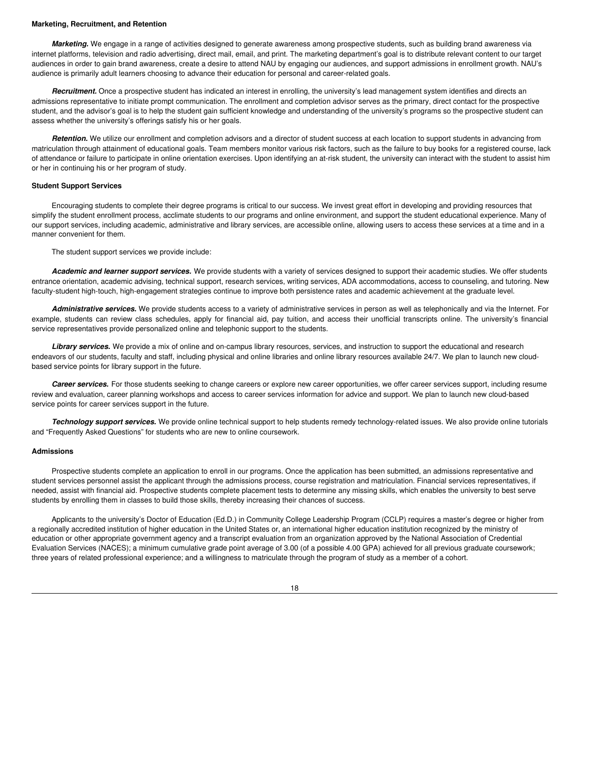## Marketing, Recruitment, and Retention

***Marketing.*** We engage in a range of activities designed to generate awareness among prospective students, such as building brand awareness via internet platforms, television and radio advertising, direct mail, email, and print. The marketing department's goal is to distribute relevant content to our target audiences in order to gain brand awareness, create a desire to attend NAU by engaging our audiences, and support admissions in enrollment growth. NAU's audience is primarily adult learners choosing to advance their education for personal and career-related goals.

***Recruitment.*** Once a prospective student has indicated an interest in enrolling, the university's lead management system identifies and directs an admissions representative to initiate prompt communication. The enrollment and completion advisor serves as the primary, direct contact for the prospective student, and the advisor's goal is to help the student gain sufficient knowledge and understanding of the university's programs so the prospective student can assess whether the university's offerings satisfy his or her goals.

***Retention.*** We utilize our enrollment and completion advisors and a director of student success at each location to support students in advancing from matriculation through attainment of educational goals. Team members monitor various risk factors, such as the failure to buy books for a registered course, lack of attendance or failure to participate in online orientation exercises. Upon identifying an at-risk student, the university can interact with the student to assist him or her in continuing his or her program of study.

## Student Support Services

Encouraging students to complete their degree programs is critical to our success. We invest great effort in developing and providing resources that simplify the student enrollment process, acclimate students to our programs and online environment, and support the student educational experience. Many of our support services, including academic, administrative and library services, are accessible online, allowing users to access these services at a time and in a manner convenient for them.

The student support services we provide include:

***Academic and learner support services.*** We provide students with a variety of services designed to support their academic studies. We offer students entrance orientation, academic advising, technical support, research services, writing services, ADA accommodations, access to counseling, and tutoring. New faculty-student high-touch, high-engagement strategies continue to improve both persistence rates and academic achievement at the graduate level.

***Administrative services.*** We provide students access to a variety of administrative services in person as well as telephonically and via the Internet. For example, students can review class schedules, apply for financial aid, pay tuition, and access their unofficial transcripts online. The university's financial service representatives provide personalized online and telephonic support to the students.

***Library services.*** We provide a mix of online and on-campus library resources, services, and instruction to support the educational and research endeavors of our students, faculty and staff, including physical and online libraries and online library resources available 24/7. We plan to launch new cloud-based service points for library support in the future.

***Career services.*** For those students seeking to change careers or explore new career opportunities, we offer career services support, including resume review and evaluation, career planning workshops and access to career services information for advice and support. We plan to launch new cloud-based service points for career services support in the future.

***Technology support services.*** We provide online technical support to help students remedy technology-related issues. We also provide online tutorials and "Frequently Asked Questions" for students who are new to online coursework.

## Admissions

Prospective students complete an application to enroll in our programs. Once the application has been submitted, an admissions representative and student services personnel assist the applicant through the admissions process, course registration and matriculation. Financial services representatives, if needed, assist with financial aid. Prospective students complete placement tests to determine any missing skills, which enables the university to best serve students by enrolling them in classes to build those skills, thereby increasing their chances of success.

Applicants to the university's Doctor of Education (Ed.D.) in Community College Leadership Program (CCLP) requires a master's degree or higher from a regionally accredited institution of higher education in the United States or, an international higher education institution recognized by the ministry of education or other appropriate government agency and a transcript evaluation from an organization approved by the National Association of Credential Evaluation Services (NACES); a minimum cumulative grade point average of 3.00 (of a possible 4.00 GPA) achieved for all previous graduate coursework; three years of related professional experience; and a willingness to matriculate through the program of study as a member of a cohort.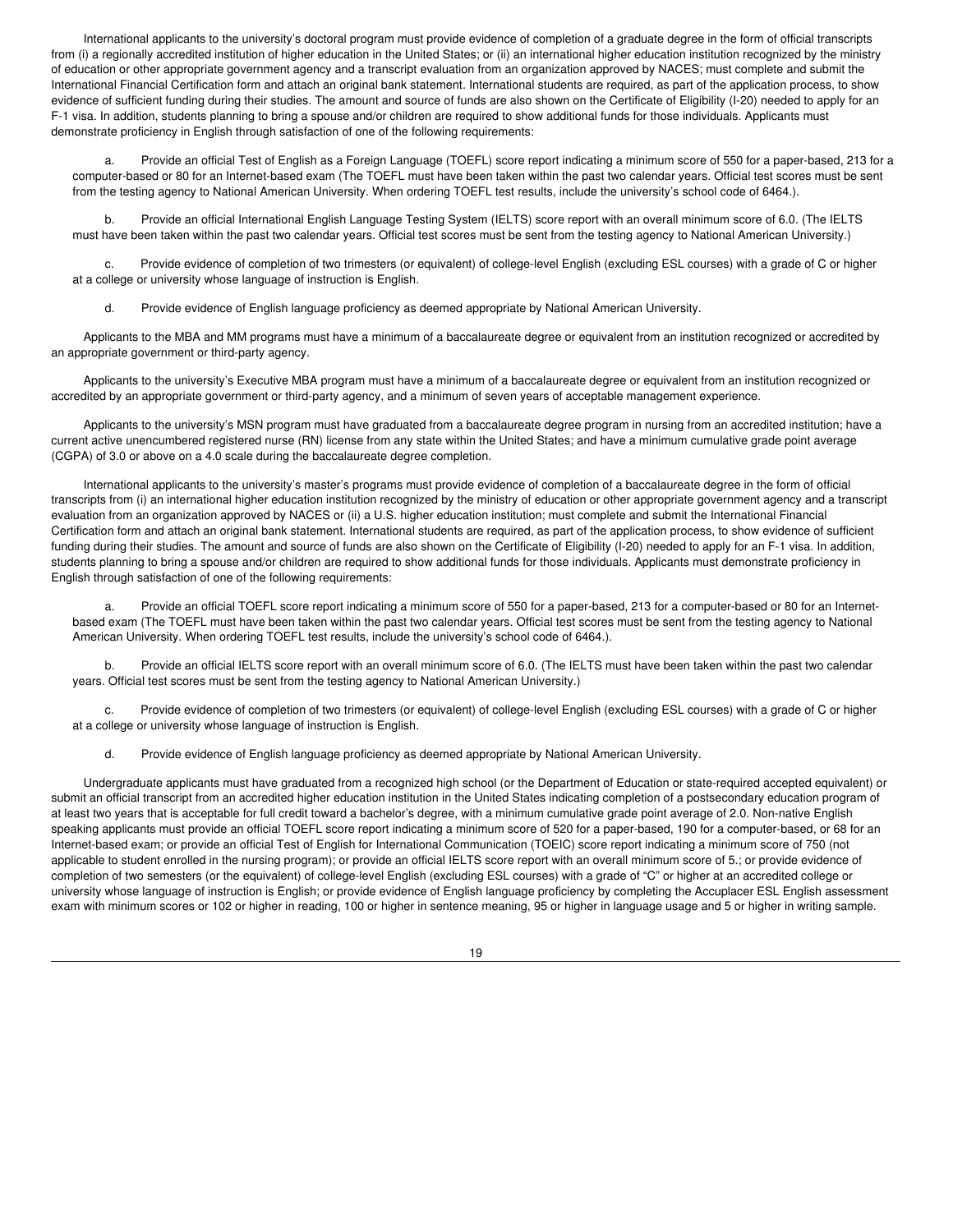International applicants to the university's doctoral program must provide evidence of completion of a graduate degree in the form of official transcripts from (i) a regionally accredited institution of higher education in the United States; or (ii) an international higher education institution recognized by the ministry of education or other appropriate government agency and a transcript evaluation from an organization approved by NACES; must complete and submit the International Financial Certification form and attach an original bank statement. International students are required, as part of the application process, to show evidence of sufficient funding during their studies. The amount and source of funds are also shown on the Certificate of Eligibility (I-20) needed to apply for an F-1 visa. In addition, students planning to bring a spouse and/or children are required to show additional funds for those individuals. Applicants must demonstrate proficiency in English through satisfaction of one of the following requirements:

a. Provide an official Test of English as a Foreign Language (TOEFL) score report indicating a minimum score of 550 for a paper-based, 213 for a computer-based or 80 for an Internet-based exam (The TOEFL must have been taken within the past two calendar years. Official test scores must be sent from the testing agency to National American University. When ordering TOEFL test results, include the university's school code of 6464.).

b. Provide an official International English Language Testing System (IELTS) score report with an overall minimum score of 6.0. (The IELTS must have been taken within the past two calendar years. Official test scores must be sent from the testing agency to National American University.)

c. Provide evidence of completion of two trimesters (or equivalent) of college-level English (excluding ESL courses) with a grade of C or higher at a college or university whose language of instruction is English.

d. Provide evidence of English language proficiency as deemed appropriate by National American University.

Applicants to the MBA and MM programs must have a minimum of a baccalaureate degree or equivalent from an institution recognized or accredited by an appropriate government or third-party agency.

Applicants to the university's Executive MBA program must have a minimum of a baccalaureate degree or equivalent from an institution recognized or accredited by an appropriate government or third-party agency, and a minimum of seven years of acceptable management experience.

Applicants to the university's MSN program must have graduated from a baccalaureate degree program in nursing from an accredited institution; have a current active unencumbered registered nurse (RN) license from any state within the United States; and have a minimum cumulative grade point average (CGPA) of 3.0 or above on a 4.0 scale during the baccalaureate degree completion.

International applicants to the university's master's programs must provide evidence of completion of a baccalaureate degree in the form of official transcripts from (i) an international higher education institution recognized by the ministry of education or other appropriate government agency and a transcript evaluation from an organization approved by NACES or (ii) a U.S. higher education institution; must complete and submit the International Financial Certification form and attach an original bank statement. International students are required, as part of the application process, to show evidence of sufficient funding during their studies. The amount and source of funds are also shown on the Certificate of Eligibility (I-20) needed to apply for an F-1 visa. In addition, students planning to bring a spouse and/or children are required to show additional funds for those individuals. Applicants must demonstrate proficiency in English through satisfaction of one of the following requirements:

a. Provide an official TOEFL score report indicating a minimum score of 550 for a paper-based, 213 for a computer-based or 80 for an Internet-based exam (The TOEFL must have been taken within the past two calendar years. Official test scores must be sent from the testing agency to National American University. When ordering TOEFL test results, include the university's school code of 6464.).

b. Provide an official IELTS score report with an overall minimum score of 6.0. (The IELTS must have been taken within the past two calendar years. Official test scores must be sent from the testing agency to National American University.)

c. Provide evidence of completion of two trimesters (or equivalent) of college-level English (excluding ESL courses) with a grade of C or higher at a college or university whose language of instruction is English.

d. Provide evidence of English language proficiency as deemed appropriate by National American University.

Undergraduate applicants must have graduated from a recognized high school (or the Department of Education or state-required accepted equivalent) or submit an official transcript from an accredited higher education institution in the United States indicating completion of a postsecondary education program of at least two years that is acceptable for full credit toward a bachelor's degree, with a minimum cumulative grade point average of 2.0. Non-native English speaking applicants must provide an official TOEFL score report indicating a minimum score of 520 for a paper-based, 190 for a computer-based, or 68 for an Internet-based exam; or provide an official Test of English for International Communication (TOEIC) score report indicating a minimum score of 750 (not applicable to student enrolled in the nursing program); or provide an official IELTS score report with an overall minimum score of 5.; or provide evidence of completion of two semesters (or the equivalent) of college-level English (excluding ESL courses) with a grade of "C" or higher at an accredited college or university whose language of instruction is English; or provide evidence of English language proficiency by completing the Accuplacer ESL English assessment exam with minimum scores or 102 or higher in reading, 100 or higher in sentence meaning, 95 or higher in language usage and 5 or higher in writing sample.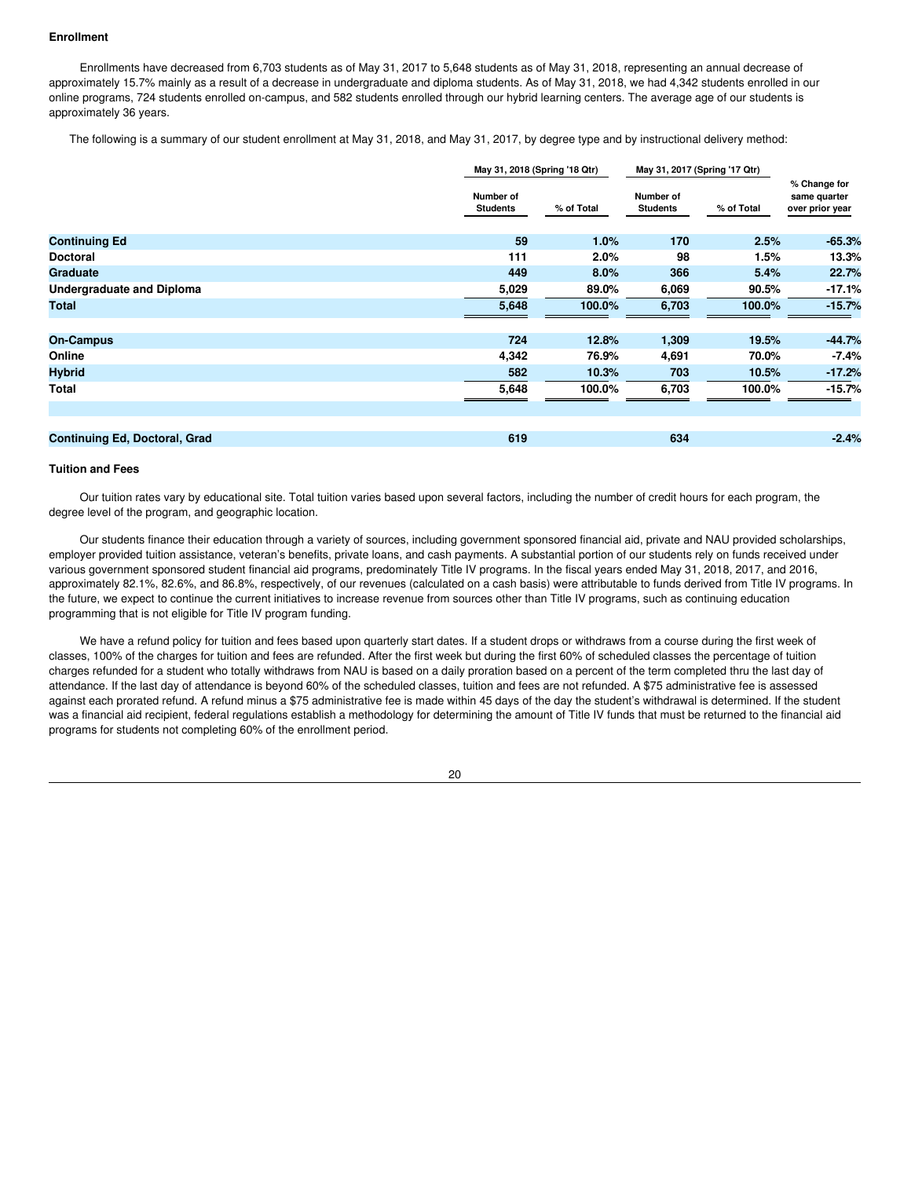### Enrollment

Enrollments have decreased from 6,703 students as of May 31, 2017 to 5,648 students as of May 31, 2018, representing an annual decrease of approximately 15.7% mainly as a result of a decrease in undergraduate and diploma students. As of May 31, 2018, we had 4,342 students enrolled in our online programs, 724 students enrolled on-campus, and 582 students enrolled through our hybrid learning centers. The average age of our students is approximately 36 years.

The following is a summary of our student enrollment at May 31, 2018, and May 31, 2017, by degree type and by instructional delivery method:

| | May 31, 2018 (Spring '18 Qtr) | | May 31, 2017 (Spring '17 Qtr) | | |
|---|---|---|---|---|---|
| | Number of Students | % of Total | Number of Students | % of Total | % Change for same quarter over prior year |
| **Continuing Ed** | **59** | **1.0%** | **170** | **2.5%** | **-65.3%** |
| **Doctoral** | **111** | **2.0%** | **98** | **1.5%** | **13.3%** |
| **Graduate** | **449** | **8.0%** | **366** | **5.4%** | **22.7%** |
| **Undergraduate and Diploma** | **5,029** | **89.0%** | **6,069** | **90.5%** | **-17.1%** |
| **Total** | **5,648** | **100.0%** | **6,703** | **100.0%** | **-15.7%** |
| | | | | | |
| **On-Campus** | **724** | **12.8%** | **1,309** | **19.5%** | **-44.7%** |
| **Online** | **4,342** | **76.9%** | **4,691** | **70.0%** | **-7.4%** |
| **Hybrid** | **582** | **10.3%** | **703** | **10.5%** | **-17.2%** |
| **Total** | **5,648** | **100.0%** | **6,703** | **100.0%** | **-15.7%** |
| | | | | | |
| **Continuing Ed, Doctoral, Grad** | **619** | | **634** | | **-2.4%** |

### Tuition and Fees

Our tuition rates vary by educational site. Total tuition varies based upon several factors, including the number of credit hours for each program, the degree level of the program, and geographic location.

Our students finance their education through a variety of sources, including government sponsored financial aid, private and NAU provided scholarships, employer provided tuition assistance, veteran's benefits, private loans, and cash payments. A substantial portion of our students rely on funds received under various government sponsored student financial aid programs, predominately Title IV programs. In the fiscal years ended May 31, 2018, 2017, and 2016, approximately 82.1%, 82.6%, and 86.8%, respectively, of our revenues (calculated on a cash basis) were attributable to funds derived from Title IV programs. In the future, we expect to continue the current initiatives to increase revenue from sources other than Title IV programs, such as continuing education programming that is not eligible for Title IV program funding.

We have a refund policy for tuition and fees based upon quarterly start dates. If a student drops or withdraws from a course during the first week of classes, 100% of the charges for tuition and fees are refunded. After the first week but during the first 60% of scheduled classes the percentage of tuition charges refunded for a student who totally withdraws from NAU is based on a daily proration based on a percent of the term completed thru the last day of attendance. If the last day of attendance is beyond 60% of the scheduled classes, tuition and fees are not refunded. A $75 administrative fee is assessed against each prorated refund. A refund minus a $75 administrative fee is made within 45 days of the day the student's withdrawal is determined. If the student was a financial aid recipient, federal regulations establish a methodology for determining the amount of Title IV funds that must be returned to the financial aid programs for students not completing 60% of the enrollment period.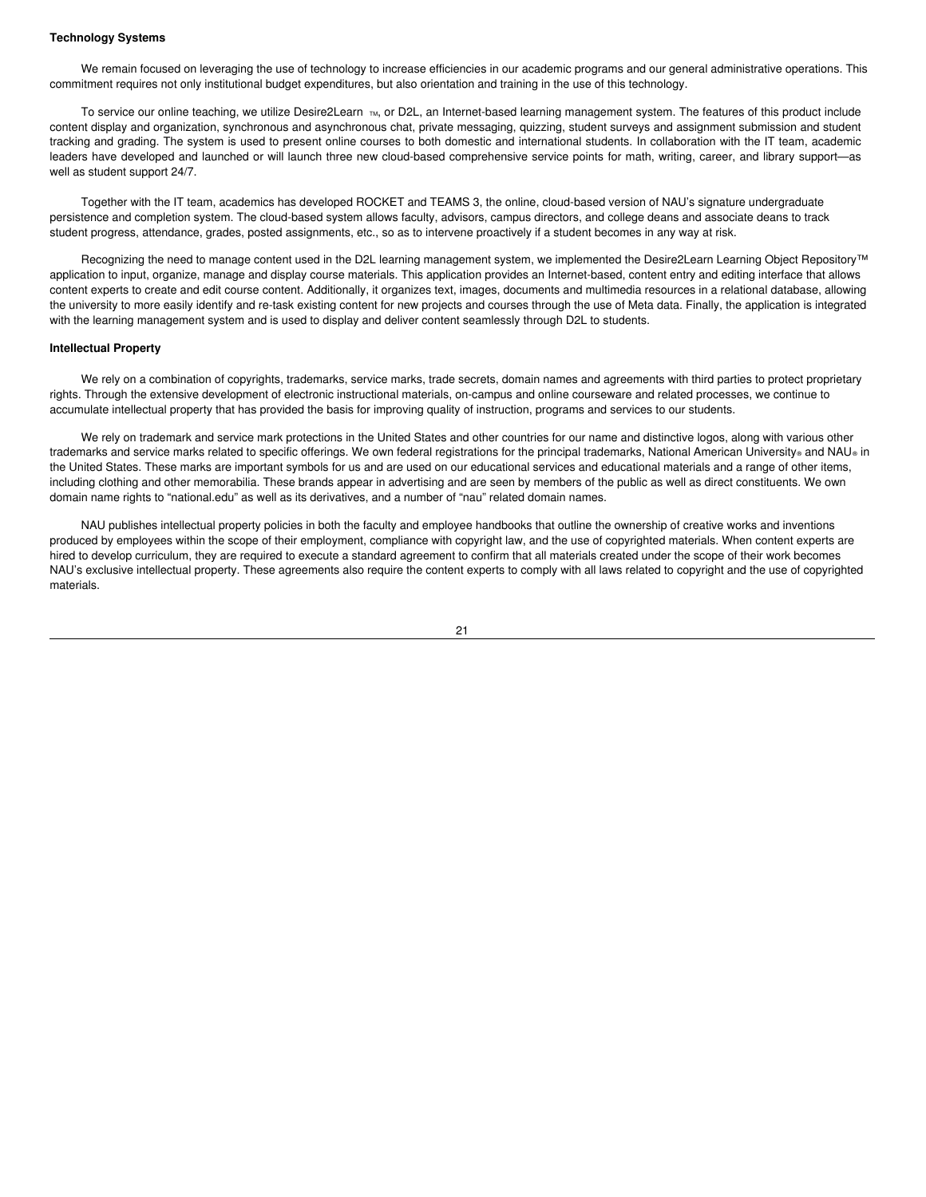**Technology Systems**

We remain focused on leveraging the use of technology to increase efficiencies in our academic programs and our general administrative operations. This commitment requires not only institutional budget expenditures, but also orientation and training in the use of this technology.

To service our online teaching, we utilize Desire2Learn ™, or D2L, an Internet-based learning management system. The features of this product include content display and organization, synchronous and asynchronous chat, private messaging, quizzing, student surveys and assignment submission and student tracking and grading. The system is used to present online courses to both domestic and international students. In collaboration with the IT team, academic leaders have developed and launched or will launch three new cloud-based comprehensive service points for math, writing, career, and library support—as well as student support 24/7.

Together with the IT team, academics has developed ROCKET and TEAMS 3, the online, cloud-based version of NAU's signature undergraduate persistence and completion system. The cloud-based system allows faculty, advisors, campus directors, and college deans and associate deans to track student progress, attendance, grades, posted assignments, etc., so as to intervene proactively if a student becomes in any way at risk.

Recognizing the need to manage content used in the D2L learning management system, we implemented the Desire2Learn Learning Object Repository™ application to input, organize, manage and display course materials. This application provides an Internet-based, content entry and editing interface that allows content experts to create and edit course content. Additionally, it organizes text, images, documents and multimedia resources in a relational database, allowing the university to more easily identify and re-task existing content for new projects and courses through the use of Meta data. Finally, the application is integrated with the learning management system and is used to display and deliver content seamlessly through D2L to students.

**Intellectual Property**

We rely on a combination of copyrights, trademarks, service marks, trade secrets, domain names and agreements with third parties to protect proprietary rights. Through the extensive development of electronic instructional materials, on-campus and online courseware and related processes, we continue to accumulate intellectual property that has provided the basis for improving quality of instruction, programs and services to our students.

We rely on trademark and service mark protections in the United States and other countries for our name and distinctive logos, along with various other trademarks and service marks related to specific offerings. We own federal registrations for the principal trademarks, National American University® and NAU® in the United States. These marks are important symbols for us and are used on our educational services and educational materials and a range of other items, including clothing and other memorabilia. These brands appear in advertising and are seen by members of the public as well as direct constituents. We own domain name rights to "national.edu" as well as its derivatives, and a number of "nau" related domain names.

NAU publishes intellectual property policies in both the faculty and employee handbooks that outline the ownership of creative works and inventions produced by employees within the scope of their employment, compliance with copyright law, and the use of copyrighted materials. When content experts are hired to develop curriculum, they are required to execute a standard agreement to confirm that all materials created under the scope of their work becomes NAU's exclusive intellectual property. These agreements also require the content experts to comply with all laws related to copyright and the use of copyrighted materials.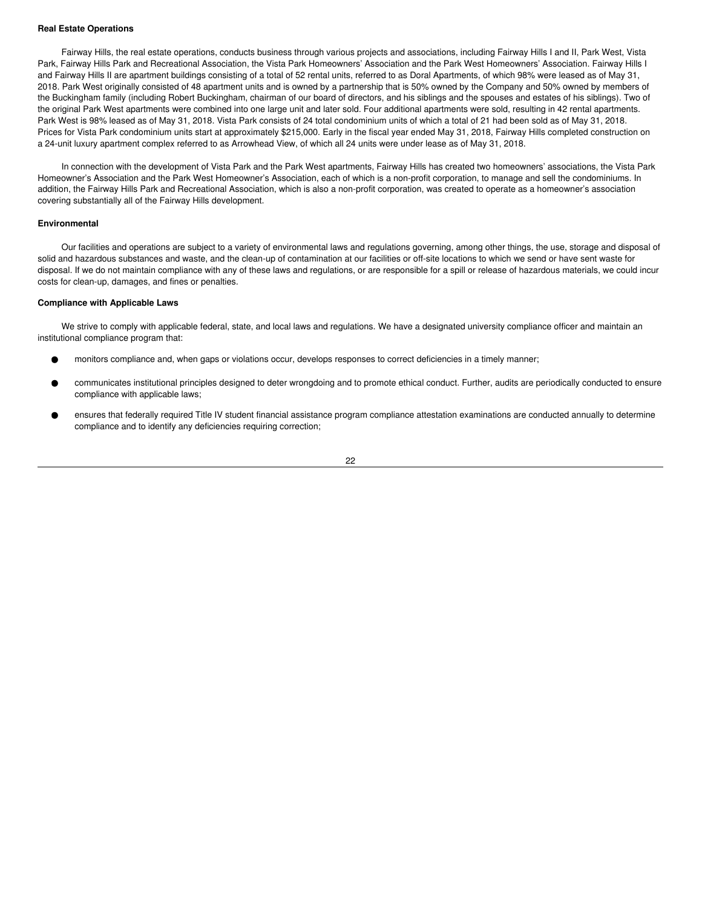**Real Estate Operations**

Fairway Hills, the real estate operations, conducts business through various projects and associations, including Fairway Hills I and II, Park West, Vista Park, Fairway Hills Park and Recreational Association, the Vista Park Homeowners' Association and the Park West Homeowners' Association. Fairway Hills I and Fairway Hills II are apartment buildings consisting of a total of 52 rental units, referred to as Doral Apartments, of which 98% were leased as of May 31, 2018. Park West originally consisted of 48 apartment units and is owned by a partnership that is 50% owned by the Company and 50% owned by members of the Buckingham family (including Robert Buckingham, chairman of our board of directors, and his siblings and the spouses and estates of his siblings). Two of the original Park West apartments were combined into one large unit and later sold. Four additional apartments were sold, resulting in 42 rental apartments. Park West is 98% leased as of May 31, 2018. Vista Park consists of 24 total condominium units of which a total of 21 had been sold as of May 31, 2018. Prices for Vista Park condominium units start at approximately $215,000. Early in the fiscal year ended May 31, 2018, Fairway Hills completed construction on a 24-unit luxury apartment complex referred to as Arrowhead View, of which all 24 units were under lease as of May 31, 2018.

In connection with the development of Vista Park and the Park West apartments, Fairway Hills has created two homeowners' associations, the Vista Park Homeowner's Association and the Park West Homeowner's Association, each of which is a non-profit corporation, to manage and sell the condominiums. In addition, the Fairway Hills Park and Recreational Association, which is also a non-profit corporation, was created to operate as a homeowner's association covering substantially all of the Fairway Hills development.

**Environmental**

Our facilities and operations are subject to a variety of environmental laws and regulations governing, among other things, the use, storage and disposal of solid and hazardous substances and waste, and the clean-up of contamination at our facilities or off-site locations to which we send or have sent waste for disposal. If we do not maintain compliance with any of these laws and regulations, or are responsible for a spill or release of hazardous materials, we could incur costs for clean-up, damages, and fines or penalties.

**Compliance with Applicable Laws**

We strive to comply with applicable federal, state, and local laws and regulations. We have a designated university compliance officer and maintain an institutional compliance program that:

- monitors compliance and, when gaps or violations occur, develops responses to correct deficiencies in a timely manner;
- communicates institutional principles designed to deter wrongdoing and to promote ethical conduct. Further, audits are periodically conducted to ensure compliance with applicable laws;
- ensures that federally required Title IV student financial assistance program compliance attestation examinations are conducted annually to determine compliance and to identify any deficiencies requiring correction;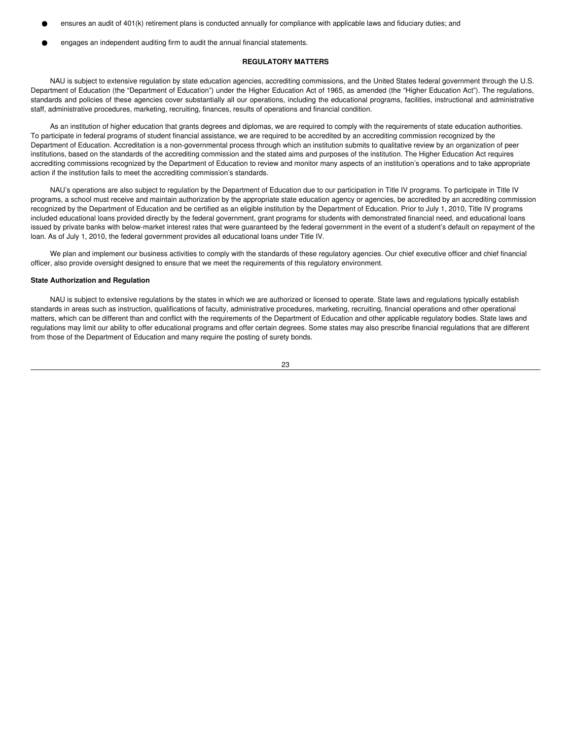- ensures an audit of 401(k) retirement plans is conducted annually for compliance with applicable laws and fiduciary duties; and
- engages an independent auditing firm to audit the annual financial statements.

## REGULATORY MATTERS

NAU is subject to extensive regulation by state education agencies, accrediting commissions, and the United States federal government through the U.S. Department of Education (the "Department of Education") under the Higher Education Act of 1965, as amended (the "Higher Education Act"). The regulations, standards and policies of these agencies cover substantially all our operations, including the educational programs, facilities, instructional and administrative staff, administrative procedures, marketing, recruiting, finances, results of operations and financial condition.

As an institution of higher education that grants degrees and diplomas, we are required to comply with the requirements of state education authorities. To participate in federal programs of student financial assistance, we are required to be accredited by an accrediting commission recognized by the Department of Education. Accreditation is a non-governmental process through which an institution submits to qualitative review by an organization of peer institutions, based on the standards of the accrediting commission and the stated aims and purposes of the institution. The Higher Education Act requires accrediting commissions recognized by the Department of Education to review and monitor many aspects of an institution's operations and to take appropriate action if the institution fails to meet the accrediting commission's standards.

NAU's operations are also subject to regulation by the Department of Education due to our participation in Title IV programs. To participate in Title IV programs, a school must receive and maintain authorization by the appropriate state education agency or agencies, be accredited by an accrediting commission recognized by the Department of Education and be certified as an eligible institution by the Department of Education. Prior to July 1, 2010, Title IV programs included educational loans provided directly by the federal government, grant programs for students with demonstrated financial need, and educational loans issued by private banks with below-market interest rates that were guaranteed by the federal government in the event of a student's default on repayment of the loan. As of July 1, 2010, the federal government provides all educational loans under Title IV.

We plan and implement our business activities to comply with the standards of these regulatory agencies. Our chief executive officer and chief financial officer, also provide oversight designed to ensure that we meet the requirements of this regulatory environment.

### State Authorization and Regulation

NAU is subject to extensive regulations by the states in which we are authorized or licensed to operate. State laws and regulations typically establish standards in areas such as instruction, qualifications of faculty, administrative procedures, marketing, recruiting, financial operations and other operational matters, which can be different than and conflict with the requirements of the Department of Education and other applicable regulatory bodies. State laws and regulations may limit our ability to offer educational programs and offer certain degrees. Some states may also prescribe financial regulations that are different from those of the Department of Education and many require the posting of surety bonds.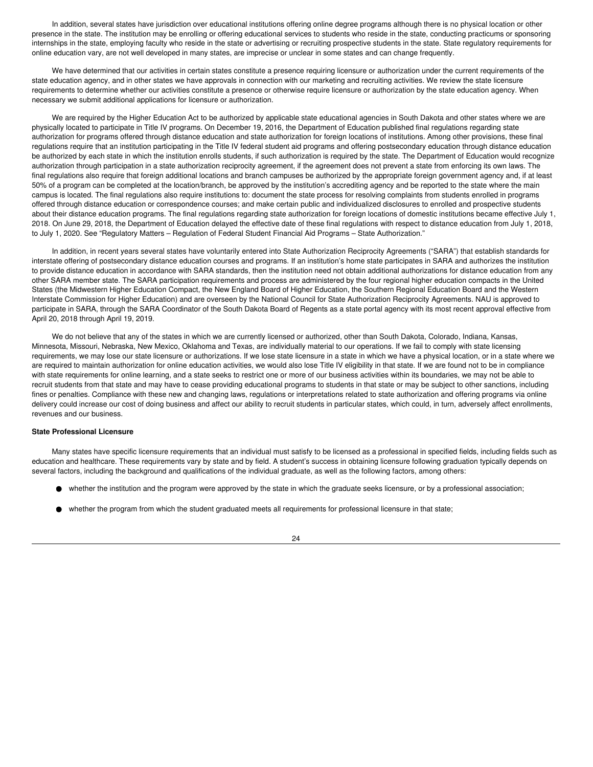In addition, several states have jurisdiction over educational institutions offering online degree programs although there is no physical location or other presence in the state. The institution may be enrolling or offering educational services to students who reside in the state, conducting practicums or sponsoring internships in the state, employing faculty who reside in the state or advertising or recruiting prospective students in the state. State regulatory requirements for online education vary, are not well developed in many states, are imprecise or unclear in some states and can change frequently.

We have determined that our activities in certain states constitute a presence requiring licensure or authorization under the current requirements of the state education agency, and in other states we have approvals in connection with our marketing and recruiting activities. We review the state licensure requirements to determine whether our activities constitute a presence or otherwise require licensure or authorization by the state education agency. When necessary we submit additional applications for licensure or authorization.

We are required by the Higher Education Act to be authorized by applicable state educational agencies in South Dakota and other states where we are physically located to participate in Title IV programs. On December 19, 2016, the Department of Education published final regulations regarding state authorization for programs offered through distance education and state authorization for foreign locations of institutions. Among other provisions, these final regulations require that an institution participating in the Title IV federal student aid programs and offering postsecondary education through distance education be authorized by each state in which the institution enrolls students, if such authorization is required by the state. The Department of Education would recognize authorization through participation in a state authorization reciprocity agreement, if the agreement does not prevent a state from enforcing its own laws. The final regulations also require that foreign additional locations and branch campuses be authorized by the appropriate foreign government agency and, if at least 50% of a program can be completed at the location/branch, be approved by the institution's accrediting agency and be reported to the state where the main campus is located. The final regulations also require institutions to: document the state process for resolving complaints from students enrolled in programs offered through distance education or correspondence courses; and make certain public and individualized disclosures to enrolled and prospective students about their distance education programs. The final regulations regarding state authorization for foreign locations of domestic institutions became effective July 1, 2018. On June 29, 2018, the Department of Education delayed the effective date of these final regulations with respect to distance education from July 1, 2018, to July 1, 2020. See "Regulatory Matters – Regulation of Federal Student Financial Aid Programs – State Authorization."

In addition, in recent years several states have voluntarily entered into State Authorization Reciprocity Agreements ("SARA") that establish standards for interstate offering of postsecondary distance education courses and programs. If an institution's home state participates in SARA and authorizes the institution to provide distance education in accordance with SARA standards, then the institution need not obtain additional authorizations for distance education from any other SARA member state. The SARA participation requirements and process are administered by the four regional higher education compacts in the United States (the Midwestern Higher Education Compact, the New England Board of Higher Education, the Southern Regional Education Board and the Western Interstate Commission for Higher Education) and are overseen by the National Council for State Authorization Reciprocity Agreements. NAU is approved to participate in SARA, through the SARA Coordinator of the South Dakota Board of Regents as a state portal agency with its most recent approval effective from April 20, 2018 through April 19, 2019.

We do not believe that any of the states in which we are currently licensed or authorized, other than South Dakota, Colorado, Indiana, Kansas, Minnesota, Missouri, Nebraska, New Mexico, Oklahoma and Texas, are individually material to our operations. If we fail to comply with state licensing requirements, we may lose our state licensure or authorizations. If we lose state licensure in a state in which we have a physical location, or in a state where we are required to maintain authorization for online education activities, we would also lose Title IV eligibility in that state. If we are found not to be in compliance with state requirements for online learning, and a state seeks to restrict one or more of our business activities within its boundaries, we may not be able to recruit students from that state and may have to cease providing educational programs to students in that state or may be subject to other sanctions, including fines or penalties. Compliance with these new and changing laws, regulations or interpretations related to state authorization and offering programs via online delivery could increase our cost of doing business and affect our ability to recruit students in particular states, which could, in turn, adversely affect enrollments, revenues and our business.

**State Professional Licensure**

Many states have specific licensure requirements that an individual must satisfy to be licensed as a professional in specified fields, including fields such as education and healthcare. These requirements vary by state and by field. A student's success in obtaining licensure following graduation typically depends on several factors, including the background and qualifications of the individual graduate, as well as the following factors, among others:

- whether the institution and the program were approved by the state in which the graduate seeks licensure, or by a professional association;
- whether the program from which the student graduated meets all requirements for professional licensure in that state;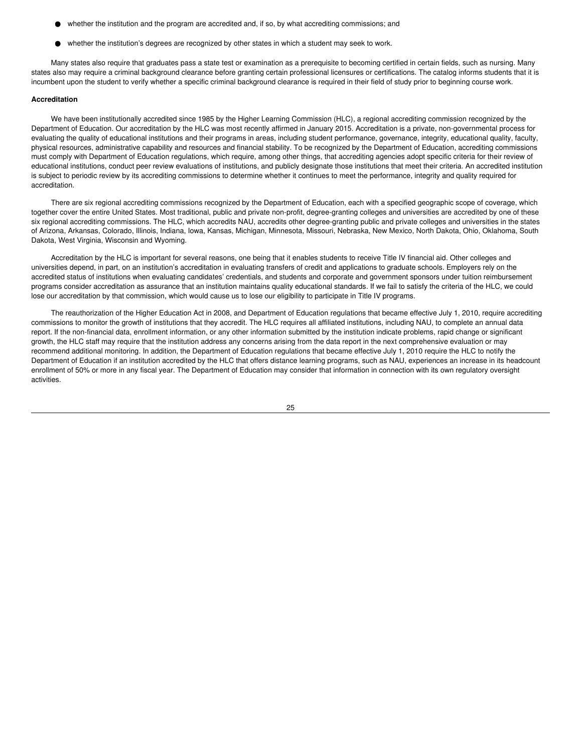- whether the institution and the program are accredited and, if so, by what accrediting commissions; and
- whether the institution's degrees are recognized by other states in which a student may seek to work.

Many states also require that graduates pass a state test or examination as a prerequisite to becoming certified in certain fields, such as nursing. Many states also may require a criminal background clearance before granting certain professional licensures or certifications. The catalog informs students that it is incumbent upon the student to verify whether a specific criminal background clearance is required in their field of study prior to beginning course work.

**Accreditation**

We have been institutionally accredited since 1985 by the Higher Learning Commission (HLC), a regional accrediting commission recognized by the Department of Education. Our accreditation by the HLC was most recently affirmed in January 2015. Accreditation is a private, non-governmental process for evaluating the quality of educational institutions and their programs in areas, including student performance, governance, integrity, educational quality, faculty, physical resources, administrative capability and resources and financial stability. To be recognized by the Department of Education, accrediting commissions must comply with Department of Education regulations, which require, among other things, that accrediting agencies adopt specific criteria for their review of educational institutions, conduct peer review evaluations of institutions, and publicly designate those institutions that meet their criteria. An accredited institution is subject to periodic review by its accrediting commissions to determine whether it continues to meet the performance, integrity and quality required for accreditation.

There are six regional accrediting commissions recognized by the Department of Education, each with a specified geographic scope of coverage, which together cover the entire United States. Most traditional, public and private non-profit, degree-granting colleges and universities are accredited by one of these six regional accrediting commissions. The HLC, which accredits NAU, accredits other degree-granting public and private colleges and universities in the states of Arizona, Arkansas, Colorado, Illinois, Indiana, Iowa, Kansas, Michigan, Minnesota, Missouri, Nebraska, New Mexico, North Dakota, Ohio, Oklahoma, South Dakota, West Virginia, Wisconsin and Wyoming.

Accreditation by the HLC is important for several reasons, one being that it enables students to receive Title IV financial aid. Other colleges and universities depend, in part, on an institution's accreditation in evaluating transfers of credit and applications to graduate schools. Employers rely on the accredited status of institutions when evaluating candidates' credentials, and students and corporate and government sponsors under tuition reimbursement programs consider accreditation as assurance that an institution maintains quality educational standards. If we fail to satisfy the criteria of the HLC, we could lose our accreditation by that commission, which would cause us to lose our eligibility to participate in Title IV programs.

The reauthorization of the Higher Education Act in 2008, and Department of Education regulations that became effective July 1, 2010, require accrediting commissions to monitor the growth of institutions that they accredit. The HLC requires all affiliated institutions, including NAU, to complete an annual data report. If the non-financial data, enrollment information, or any other information submitted by the institution indicate problems, rapid change or significant growth, the HLC staff may require that the institution address any concerns arising from the data report in the next comprehensive evaluation or may recommend additional monitoring. In addition, the Department of Education regulations that became effective July 1, 2010 require the HLC to notify the Department of Education if an institution accredited by the HLC that offers distance learning programs, such as NAU, experiences an increase in its headcount enrollment of 50% or more in any fiscal year. The Department of Education may consider that information in connection with its own regulatory oversight activities.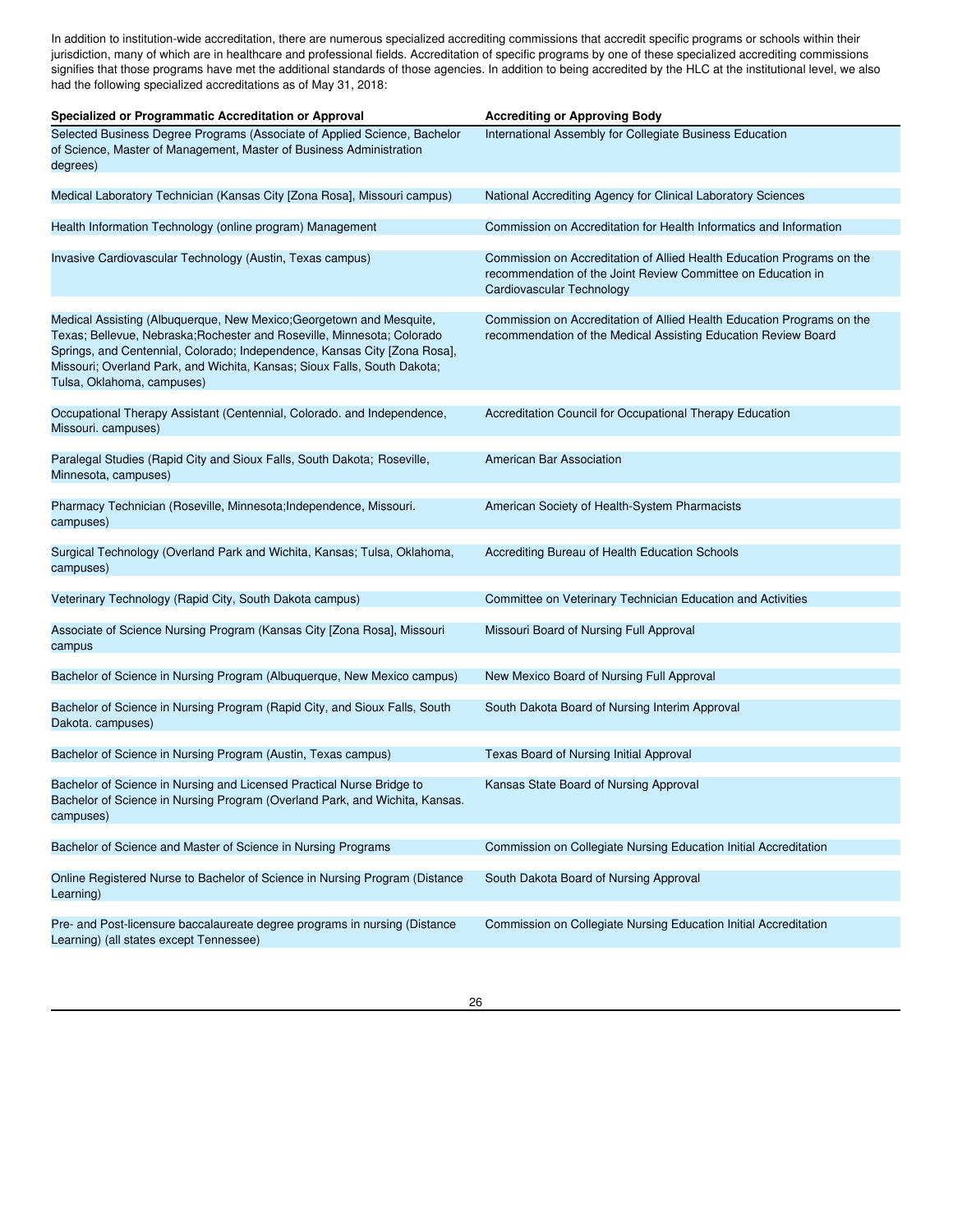In addition to institution-wide accreditation, there are numerous specialized accrediting commissions that accredit specific programs or schools within their jurisdiction, many of which are in healthcare and professional fields. Accreditation of specific programs by one of these specialized accrediting commissions signifies that those programs have met the additional standards of those agencies. In addition to being accredited by the HLC at the institutional level, we also had the following specialized accreditations as of May 31, 2018:

| Specialized or Programmatic Accreditation or Approval | Accrediting or Approving Body |
| --- | --- |
| Selected Business Degree Programs (Associate of Applied Science, Bachelor of Science, Master of Management, Master of Business Administration degrees) | International Assembly for Collegiate Business Education |
| Medical Laboratory Technician (Kansas City [Zona Rosa], Missouri campus) | National Accrediting Agency for Clinical Laboratory Sciences |
| Health Information Technology (online program) Management | Commission on Accreditation for Health Informatics and Information |
| Invasive Cardiovascular Technology (Austin, Texas campus) | Commission on Accreditation of Allied Health Education Programs on the recommendation of the Joint Review Committee on Education in Cardiovascular Technology |
| Medical Assisting (Albuquerque, New Mexico;Georgetown and Mesquite, Texas; Bellevue, Nebraska;Rochester and Roseville, Minnesota; Colorado Springs, and Centennial, Colorado; Independence, Kansas City [Zona Rosa], Missouri; Overland Park, and Wichita, Kansas; Sioux Falls, South Dakota; Tulsa, Oklahoma, campuses) | Commission on Accreditation of Allied Health Education Programs on the recommendation of the Medical Assisting Education Review Board |
| Occupational Therapy Assistant (Centennial, Colorado. and Independence, Missouri. campuses) | Accreditation Council for Occupational Therapy Education |
| Paralegal Studies (Rapid City and Sioux Falls, South Dakota; Roseville, Minnesota, campuses) | American Bar Association |
| Pharmacy Technician (Roseville, Minnesota;Independence, Missouri. campuses) | American Society of Health-System Pharmacists |
| Surgical Technology (Overland Park and Wichita, Kansas; Tulsa, Oklahoma, campuses) | Accrediting Bureau of Health Education Schools |
| Veterinary Technology (Rapid City, South Dakota campus) | Committee on Veterinary Technician Education and Activities |
| Associate of Science Nursing Program (Kansas City [Zona Rosa], Missouri campus | Missouri Board of Nursing Full Approval |
| Bachelor of Science in Nursing Program (Albuquerque, New Mexico campus) | New Mexico Board of Nursing Full Approval |
| Bachelor of Science in Nursing Program (Rapid City, and Sioux Falls, South Dakota. campuses) | South Dakota Board of Nursing Interim Approval |
| Bachelor of Science in Nursing Program (Austin, Texas campus) | Texas Board of Nursing Initial Approval |
| Bachelor of Science in Nursing and Licensed Practical Nurse Bridge to Bachelor of Science in Nursing Program (Overland Park, and Wichita, Kansas. campuses) | Kansas State Board of Nursing Approval |
| Bachelor of Science and Master of Science in Nursing Programs | Commission on Collegiate Nursing Education Initial Accreditation |
| Online Registered Nurse to Bachelor of Science in Nursing Program (Distance Learning) | South Dakota Board of Nursing Approval |
| Pre- and Post-licensure baccalaureate degree programs in nursing (Distance Learning) (all states except Tennessee) | Commission on Collegiate Nursing Education Initial Accreditation |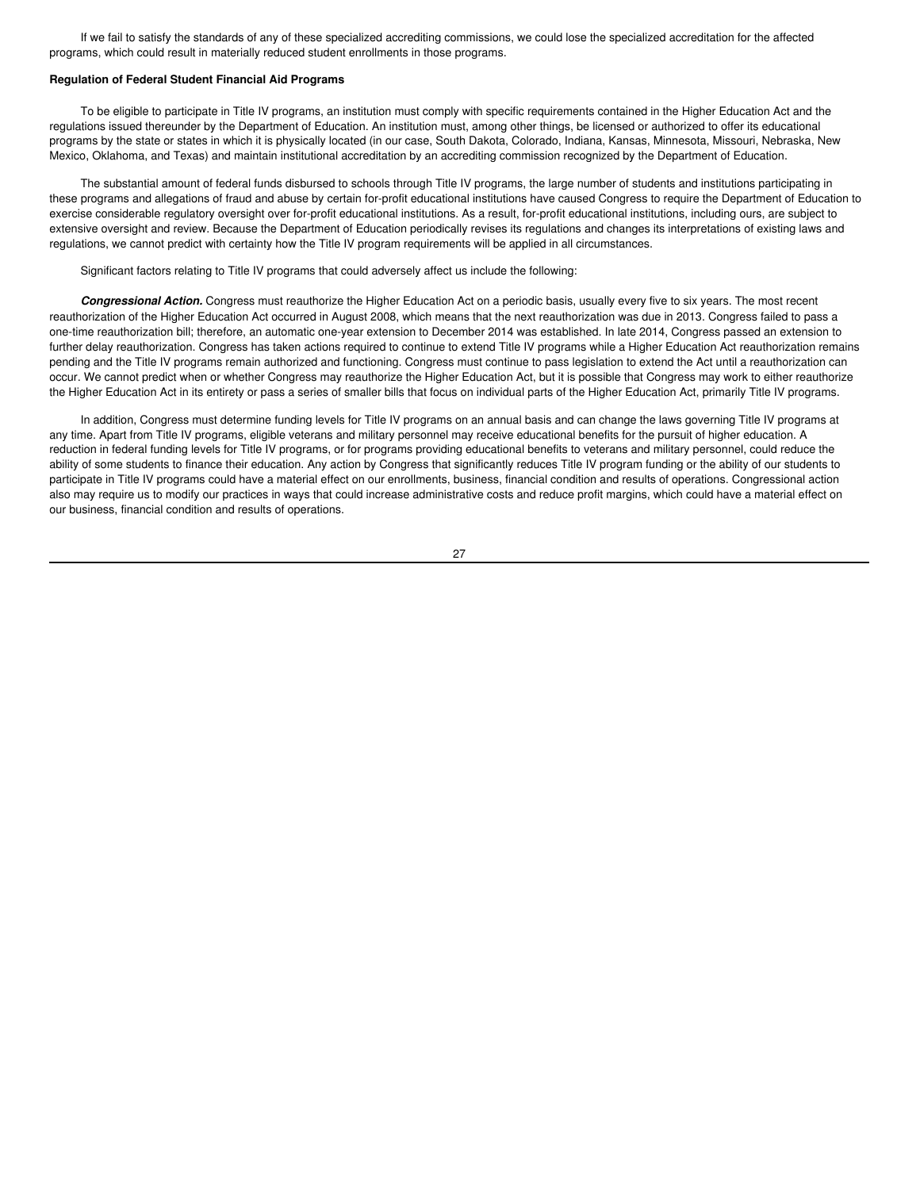If we fail to satisfy the standards of any of these specialized accrediting commissions, we could lose the specialized accreditation for the affected programs, which could result in materially reduced student enrollments in those programs.

**Regulation of Federal Student Financial Aid Programs**

To be eligible to participate in Title IV programs, an institution must comply with specific requirements contained in the Higher Education Act and the regulations issued thereunder by the Department of Education. An institution must, among other things, be licensed or authorized to offer its educational programs by the state or states in which it is physically located (in our case, South Dakota, Colorado, Indiana, Kansas, Minnesota, Missouri, Nebraska, New Mexico, Oklahoma, and Texas) and maintain institutional accreditation by an accrediting commission recognized by the Department of Education.

The substantial amount of federal funds disbursed to schools through Title IV programs, the large number of students and institutions participating in these programs and allegations of fraud and abuse by certain for-profit educational institutions have caused Congress to require the Department of Education to exercise considerable regulatory oversight over for-profit educational institutions. As a result, for-profit educational institutions, including ours, are subject to extensive oversight and review. Because the Department of Education periodically revises its regulations and changes its interpretations of existing laws and regulations, we cannot predict with certainty how the Title IV program requirements will be applied in all circumstances.

Significant factors relating to Title IV programs that could adversely affect us include the following:

***Congressional Action.*** Congress must reauthorize the Higher Education Act on a periodic basis, usually every five to six years. The most recent reauthorization of the Higher Education Act occurred in August 2008, which means that the next reauthorization was due in 2013. Congress failed to pass a one-time reauthorization bill; therefore, an automatic one-year extension to December 2014 was established. In late 2014, Congress passed an extension to further delay reauthorization. Congress has taken actions required to continue to extend Title IV programs while a Higher Education Act reauthorization remains pending and the Title IV programs remain authorized and functioning. Congress must continue to pass legislation to extend the Act until a reauthorization can occur. We cannot predict when or whether Congress may reauthorize the Higher Education Act, but it is possible that Congress may work to either reauthorize the Higher Education Act in its entirety or pass a series of smaller bills that focus on individual parts of the Higher Education Act, primarily Title IV programs.

In addition, Congress must determine funding levels for Title IV programs on an annual basis and can change the laws governing Title IV programs at any time. Apart from Title IV programs, eligible veterans and military personnel may receive educational benefits for the pursuit of higher education. A reduction in federal funding levels for Title IV programs, or for programs providing educational benefits to veterans and military personnel, could reduce the ability of some students to finance their education. Any action by Congress that significantly reduces Title IV program funding or the ability of our students to participate in Title IV programs could have a material effect on our enrollments, business, financial condition and results of operations. Congressional action also may require us to modify our practices in ways that could increase administrative costs and reduce profit margins, which could have a material effect on our business, financial condition and results of operations.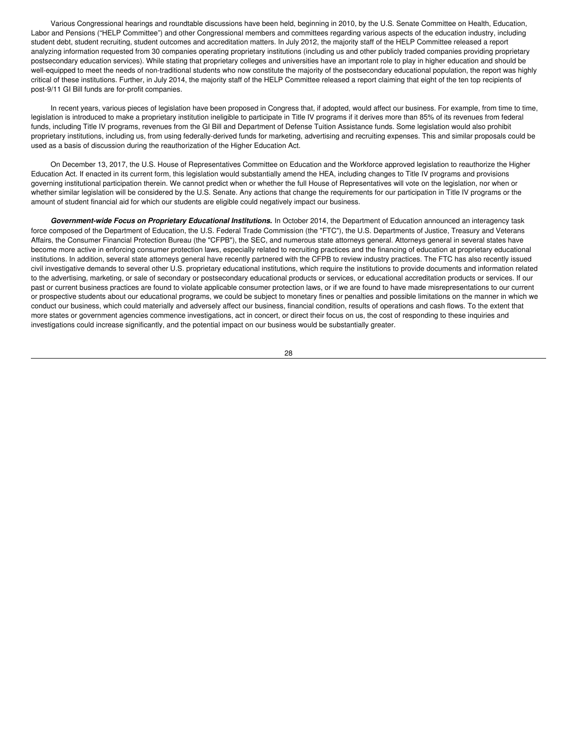Various Congressional hearings and roundtable discussions have been held, beginning in 2010, by the U.S. Senate Committee on Health, Education, Labor and Pensions ("HELP Committee") and other Congressional members and committees regarding various aspects of the education industry, including student debt, student recruiting, student outcomes and accreditation matters. In July 2012, the majority staff of the HELP Committee released a report analyzing information requested from 30 companies operating proprietary institutions (including us and other publicly traded companies providing proprietary postsecondary education services). While stating that proprietary colleges and universities have an important role to play in higher education and should be well-equipped to meet the needs of non-traditional students who now constitute the majority of the postsecondary educational population, the report was highly critical of these institutions. Further, in July 2014, the majority staff of the HELP Committee released a report claiming that eight of the ten top recipients of post-9/11 GI Bill funds are for-profit companies.

In recent years, various pieces of legislation have been proposed in Congress that, if adopted, would affect our business. For example, from time to time, legislation is introduced to make a proprietary institution ineligible to participate in Title IV programs if it derives more than 85% of its revenues from federal funds, including Title IV programs, revenues from the GI Bill and Department of Defense Tuition Assistance funds. Some legislation would also prohibit proprietary institutions, including us, from using federally-derived funds for marketing, advertising and recruiting expenses. This and similar proposals could be used as a basis of discussion during the reauthorization of the Higher Education Act.

On December 13, 2017, the U.S. House of Representatives Committee on Education and the Workforce approved legislation to reauthorize the Higher Education Act. If enacted in its current form, this legislation would substantially amend the HEA, including changes to Title IV programs and provisions governing institutional participation therein. We cannot predict when or whether the full House of Representatives will vote on the legislation, nor when or whether similar legislation will be considered by the U.S. Senate. Any actions that change the requirements for our participation in Title IV programs or the amount of student financial aid for which our students are eligible could negatively impact our business.

***Government-wide Focus on Proprietary Educational Institutions.*** In October 2014, the Department of Education announced an interagency task force composed of the Department of Education, the U.S. Federal Trade Commission (the "FTC"), the U.S. Departments of Justice, Treasury and Veterans Affairs, the Consumer Financial Protection Bureau (the "CFPB"), the SEC, and numerous state attorneys general. Attorneys general in several states have become more active in enforcing consumer protection laws, especially related to recruiting practices and the financing of education at proprietary educational institutions. In addition, several state attorneys general have recently partnered with the CFPB to review industry practices. The FTC has also recently issued civil investigative demands to several other U.S. proprietary educational institutions, which require the institutions to provide documents and information related to the advertising, marketing, or sale of secondary or postsecondary educational products or services, or educational accreditation products or services. If our past or current business practices are found to violate applicable consumer protection laws, or if we are found to have made misrepresentations to our current or prospective students about our educational programs, we could be subject to monetary fines or penalties and possible limitations on the manner in which we conduct our business, which could materially and adversely affect our business, financial condition, results of operations and cash flows. To the extent that more states or government agencies commence investigations, act in concert, or direct their focus on us, the cost of responding to these inquiries and investigations could increase significantly, and the potential impact on our business would be substantially greater.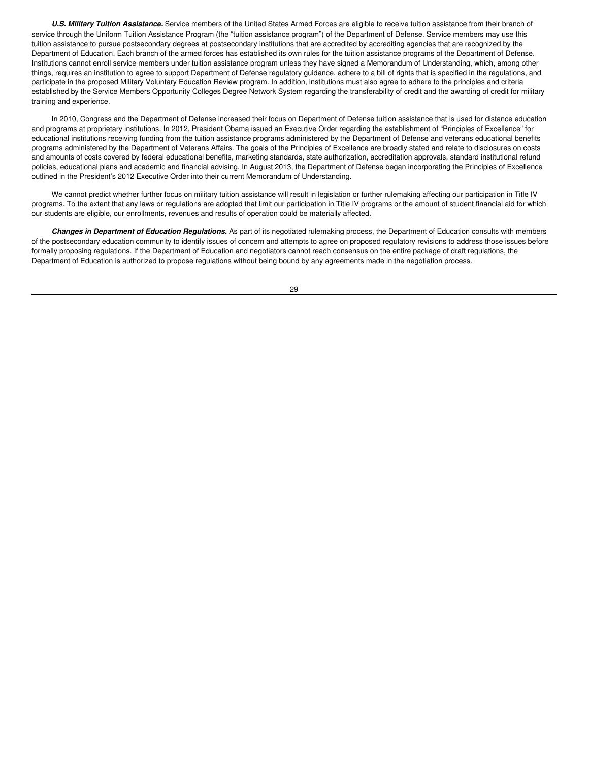***U.S. Military Tuition Assistance.*** Service members of the United States Armed Forces are eligible to receive tuition assistance from their branch of service through the Uniform Tuition Assistance Program (the "tuition assistance program") of the Department of Defense. Service members may use this tuition assistance to pursue postsecondary degrees at postsecondary institutions that are accredited by accrediting agencies that are recognized by the Department of Education. Each branch of the armed forces has established its own rules for the tuition assistance programs of the Department of Defense. Institutions cannot enroll service members under tuition assistance program unless they have signed a Memorandum of Understanding, which, among other things, requires an institution to agree to support Department of Defense regulatory guidance, adhere to a bill of rights that is specified in the regulations, and participate in the proposed Military Voluntary Education Review program. In addition, institutions must also agree to adhere to the principles and criteria established by the Service Members Opportunity Colleges Degree Network System regarding the transferability of credit and the awarding of credit for military training and experience.

In 2010, Congress and the Department of Defense increased their focus on Department of Defense tuition assistance that is used for distance education and programs at proprietary institutions. In 2012, President Obama issued an Executive Order regarding the establishment of "Principles of Excellence" for educational institutions receiving funding from the tuition assistance programs administered by the Department of Defense and veterans educational benefits programs administered by the Department of Veterans Affairs. The goals of the Principles of Excellence are broadly stated and relate to disclosures on costs and amounts of costs covered by federal educational benefits, marketing standards, state authorization, accreditation approvals, standard institutional refund policies, educational plans and academic and financial advising. In August 2013, the Department of Defense began incorporating the Principles of Excellence outlined in the President's 2012 Executive Order into their current Memorandum of Understanding.

We cannot predict whether further focus on military tuition assistance will result in legislation or further rulemaking affecting our participation in Title IV programs. To the extent that any laws or regulations are adopted that limit our participation in Title IV programs or the amount of student financial aid for which our students are eligible, our enrollments, revenues and results of operation could be materially affected.

***Changes in Department of Education Regulations.*** As part of its negotiated rulemaking process, the Department of Education consults with members of the postsecondary education community to identify issues of concern and attempts to agree on proposed regulatory revisions to address those issues before formally proposing regulations. If the Department of Education and negotiators cannot reach consensus on the entire package of draft regulations, the Department of Education is authorized to propose regulations without being bound by any agreements made in the negotiation process.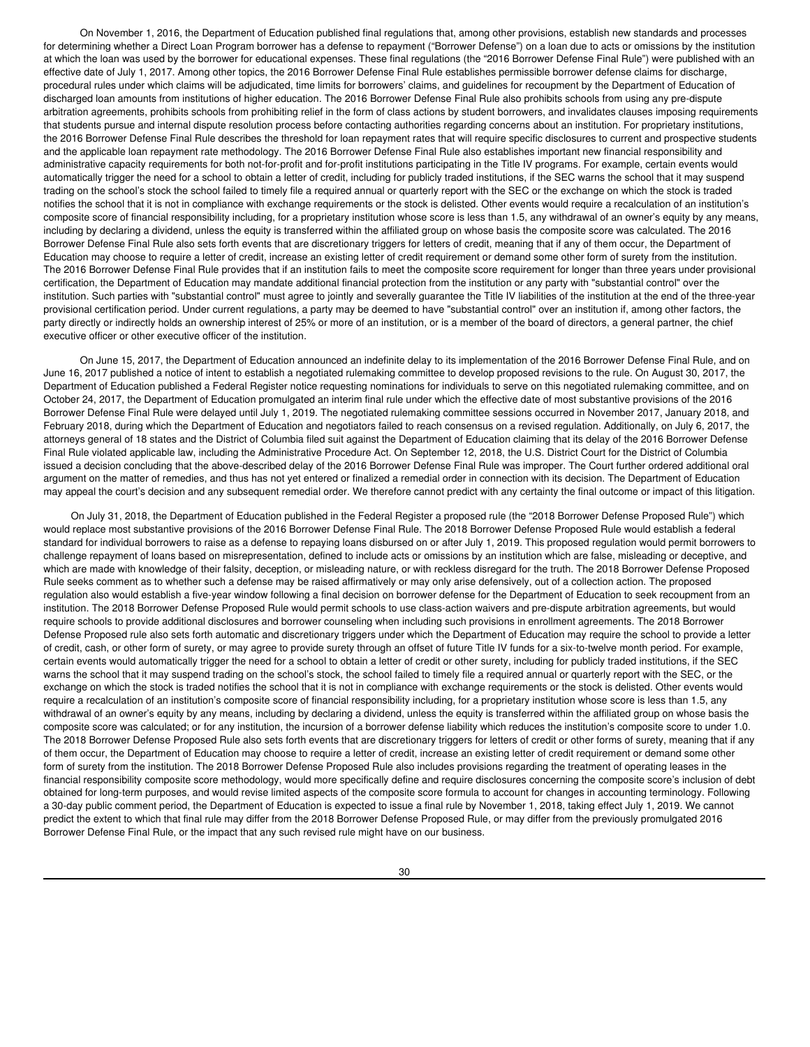On November 1, 2016, the Department of Education published final regulations that, among other provisions, establish new standards and processes for determining whether a Direct Loan Program borrower has a defense to repayment ("Borrower Defense") on a loan due to acts or omissions by the institution at which the loan was used by the borrower for educational expenses. These final regulations (the "2016 Borrower Defense Final Rule") were published with an effective date of July 1, 2017. Among other topics, the 2016 Borrower Defense Final Rule establishes permissible borrower defense claims for discharge, procedural rules under which claims will be adjudicated, time limits for borrowers' claims, and guidelines for recoupment by the Department of Education of discharged loan amounts from institutions of higher education. The 2016 Borrower Defense Final Rule also prohibits schools from using any pre-dispute arbitration agreements, prohibits schools from prohibiting relief in the form of class actions by student borrowers, and invalidates clauses imposing requirements that students pursue and internal dispute resolution process before contacting authorities regarding concerns about an institution. For proprietary institutions, the 2016 Borrower Defense Final Rule describes the threshold for loan repayment rates that will require specific disclosures to current and prospective students and the applicable loan repayment rate methodology. The 2016 Borrower Defense Final Rule also establishes important new financial responsibility and administrative capacity requirements for both not-for-profit and for-profit institutions participating in the Title IV programs. For example, certain events would automatically trigger the need for a school to obtain a letter of credit, including for publicly traded institutions, if the SEC warns the school that it may suspend trading on the school's stock the school failed to timely file a required annual or quarterly report with the SEC or the exchange on which the stock is traded notifies the school that it is not in compliance with exchange requirements or the stock is delisted. Other events would require a recalculation of an institution's composite score of financial responsibility including, for a proprietary institution whose score is less than 1.5, any withdrawal of an owner's equity by any means, including by declaring a dividend, unless the equity is transferred within the affiliated group on whose basis the composite score was calculated. The 2016 Borrower Defense Final Rule also sets forth events that are discretionary triggers for letters of credit, meaning that if any of them occur, the Department of Education may choose to require a letter of credit, increase an existing letter of credit requirement or demand some other form of surety from the institution. The 2016 Borrower Defense Final Rule provides that if an institution fails to meet the composite score requirement for longer than three years under provisional certification, the Department of Education may mandate additional financial protection from the institution or any party with "substantial control" over the institution. Such parties with "substantial control" must agree to jointly and severally guarantee the Title IV liabilities of the institution at the end of the three-year provisional certification period. Under current regulations, a party may be deemed to have "substantial control" over an institution if, among other factors, the party directly or indirectly holds an ownership interest of 25% or more of an institution, or is a member of the board of directors, a general partner, the chief executive officer or other executive officer of the institution.

On June 15, 2017, the Department of Education announced an indefinite delay to its implementation of the 2016 Borrower Defense Final Rule, and on June 16, 2017 published a notice of intent to establish a negotiated rulemaking committee to develop proposed revisions to the rule. On August 30, 2017, the Department of Education published a Federal Register notice requesting nominations for individuals to serve on this negotiated rulemaking committee, and on October 24, 2017, the Department of Education promulgated an interim final rule under which the effective date of most substantive provisions of the 2016 Borrower Defense Final Rule were delayed until July 1, 2019. The negotiated rulemaking committee sessions occurred in November 2017, January 2018, and February 2018, during which the Department of Education and negotiators failed to reach consensus on a revised regulation. Additionally, on July 6, 2017, the attorneys general of 18 states and the District of Columbia filed suit against the Department of Education claiming that its delay of the 2016 Borrower Defense Final Rule violated applicable law, including the Administrative Procedure Act. On September 12, 2018, the U.S. District Court for the District of Columbia issued a decision concluding that the above-described delay of the 2016 Borrower Defense Final Rule was improper. The Court further ordered additional oral argument on the matter of remedies, and thus has not yet entered or finalized a remedial order in connection with its decision. The Department of Education may appeal the court's decision and any subsequent remedial order. We therefore cannot predict with any certainty the final outcome or impact of this litigation.

On July 31, 2018, the Department of Education published in the Federal Register a proposed rule (the "2018 Borrower Defense Proposed Rule") which would replace most substantive provisions of the 2016 Borrower Defense Final Rule. The 2018 Borrower Defense Proposed Rule would establish a federal standard for individual borrowers to raise as a defense to repaying loans disbursed on or after July 1, 2019. This proposed regulation would permit borrowers to challenge repayment of loans based on misrepresentation, defined to include acts or omissions by an institution which are false, misleading or deceptive, and which are made with knowledge of their falsity, deception, or misleading nature, or with reckless disregard for the truth. The 2018 Borrower Defense Proposed Rule seeks comment as to whether such a defense may be raised affirmatively or may only arise defensively, out of a collection action. The proposed regulation also would establish a five-year window following a final decision on borrower defense for the Department of Education to seek recoupment from an institution. The 2018 Borrower Defense Proposed Rule would permit schools to use class-action waivers and pre-dispute arbitration agreements, but would require schools to provide additional disclosures and borrower counseling when including such provisions in enrollment agreements. The 2018 Borrower Defense Proposed rule also sets forth automatic and discretionary triggers under which the Department of Education may require the school to provide a letter of credit, cash, or other form of surety, or may agree to provide surety through an offset of future Title IV funds for a six-to-twelve month period. For example, certain events would automatically trigger the need for a school to obtain a letter of credit or other surety, including for publicly traded institutions, if the SEC warns the school that it may suspend trading on the school's stock, the school failed to timely file a required annual or quarterly report with the SEC, or the exchange on which the stock is traded notifies the school that it is not in compliance with exchange requirements or the stock is delisted. Other events would require a recalculation of an institution's composite score of financial responsibility including, for a proprietary institution whose score is less than 1.5, any withdrawal of an owner's equity by any means, including by declaring a dividend, unless the equity is transferred within the affiliated group on whose basis the composite score was calculated; or for any institution, the incursion of a borrower defense liability which reduces the institution's composite score to under 1.0. The 2018 Borrower Defense Proposed Rule also sets forth events that are discretionary triggers for letters of credit or other forms of surety, meaning that if any of them occur, the Department of Education may choose to require a letter of credit, increase an existing letter of credit requirement or demand some other form of surety from the institution. The 2018 Borrower Defense Proposed Rule also includes provisions regarding the treatment of operating leases in the financial responsibility composite score methodology, would more specifically define and require disclosures concerning the composite score's inclusion of debt obtained for long-term purposes, and would revise limited aspects of the composite score formula to account for changes in accounting terminology. Following a 30-day public comment period, the Department of Education is expected to issue a final rule by November 1, 2018, taking effect July 1, 2019. We cannot predict the extent to which that final rule may differ from the 2018 Borrower Defense Proposed Rule, or may differ from the previously promulgated 2016 Borrower Defense Final Rule, or the impact that any such revised rule might have on our business.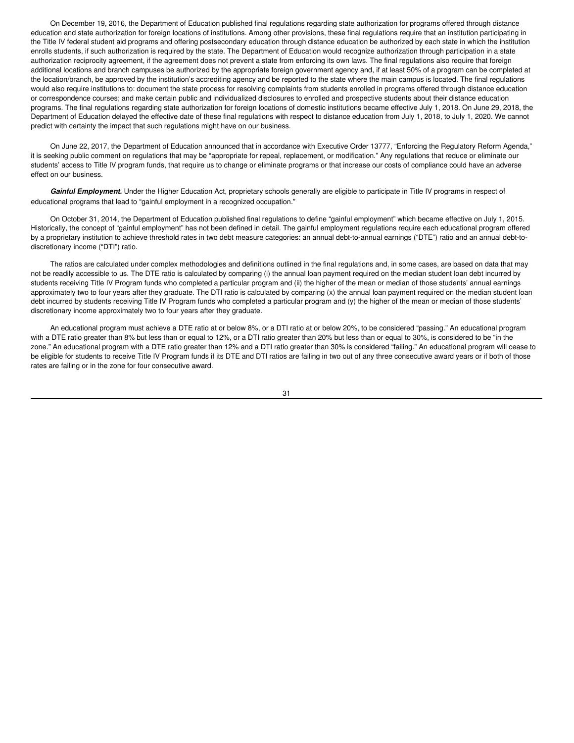On December 19, 2016, the Department of Education published final regulations regarding state authorization for programs offered through distance education and state authorization for foreign locations of institutions. Among other provisions, these final regulations require that an institution participating in the Title IV federal student aid programs and offering postsecondary education through distance education be authorized by each state in which the institution enrolls students, if such authorization is required by the state. The Department of Education would recognize authorization through participation in a state authorization reciprocity agreement, if the agreement does not prevent a state from enforcing its own laws. The final regulations also require that foreign additional locations and branch campuses be authorized by the appropriate foreign government agency and, if at least 50% of a program can be completed at the location/branch, be approved by the institution's accrediting agency and be reported to the state where the main campus is located. The final regulations would also require institutions to: document the state process for resolving complaints from students enrolled in programs offered through distance education or correspondence courses; and make certain public and individualized disclosures to enrolled and prospective students about their distance education programs. The final regulations regarding state authorization for foreign locations of domestic institutions became effective July 1, 2018. On June 29, 2018, the Department of Education delayed the effective date of these final regulations with respect to distance education from July 1, 2018, to July 1, 2020. We cannot predict with certainty the impact that such regulations might have on our business.

On June 22, 2017, the Department of Education announced that in accordance with Executive Order 13777, "Enforcing the Regulatory Reform Agenda," it is seeking public comment on regulations that may be "appropriate for repeal, replacement, or modification." Any regulations that reduce or eliminate our students' access to Title IV program funds, that require us to change or eliminate programs or that increase our costs of compliance could have an adverse effect on our business.

***Gainful Employment.*** Under the Higher Education Act, proprietary schools generally are eligible to participate in Title IV programs in respect of educational programs that lead to "gainful employment in a recognized occupation."

On October 31, 2014, the Department of Education published final regulations to define "gainful employment" which became effective on July 1, 2015. Historically, the concept of "gainful employment" has not been defined in detail. The gainful employment regulations require each educational program offered by a proprietary institution to achieve threshold rates in two debt measure categories: an annual debt-to-annual earnings ("DTE") ratio and an annual debt-to-discretionary income ("DTI") ratio.

The ratios are calculated under complex methodologies and definitions outlined in the final regulations and, in some cases, are based on data that may not be readily accessible to us. The DTE ratio is calculated by comparing (i) the annual loan payment required on the median student loan debt incurred by students receiving Title IV Program funds who completed a particular program and (ii) the higher of the mean or median of those students' annual earnings approximately two to four years after they graduate. The DTI ratio is calculated by comparing (x) the annual loan payment required on the median student loan debt incurred by students receiving Title IV Program funds who completed a particular program and (y) the higher of the mean or median of those students' discretionary income approximately two to four years after they graduate.

An educational program must achieve a DTE ratio at or below 8%, or a DTI ratio at or below 20%, to be considered "passing." An educational program with a DTE ratio greater than 8% but less than or equal to 12%, or a DTI ratio greater than 20% but less than or equal to 30%, is considered to be "in the zone." An educational program with a DTE ratio greater than 12% and a DTI ratio greater than 30% is considered "failing." An educational program will cease to be eligible for students to receive Title IV Program funds if its DTE and DTI ratios are failing in two out of any three consecutive award years or if both of those rates are failing or in the zone for four consecutive award.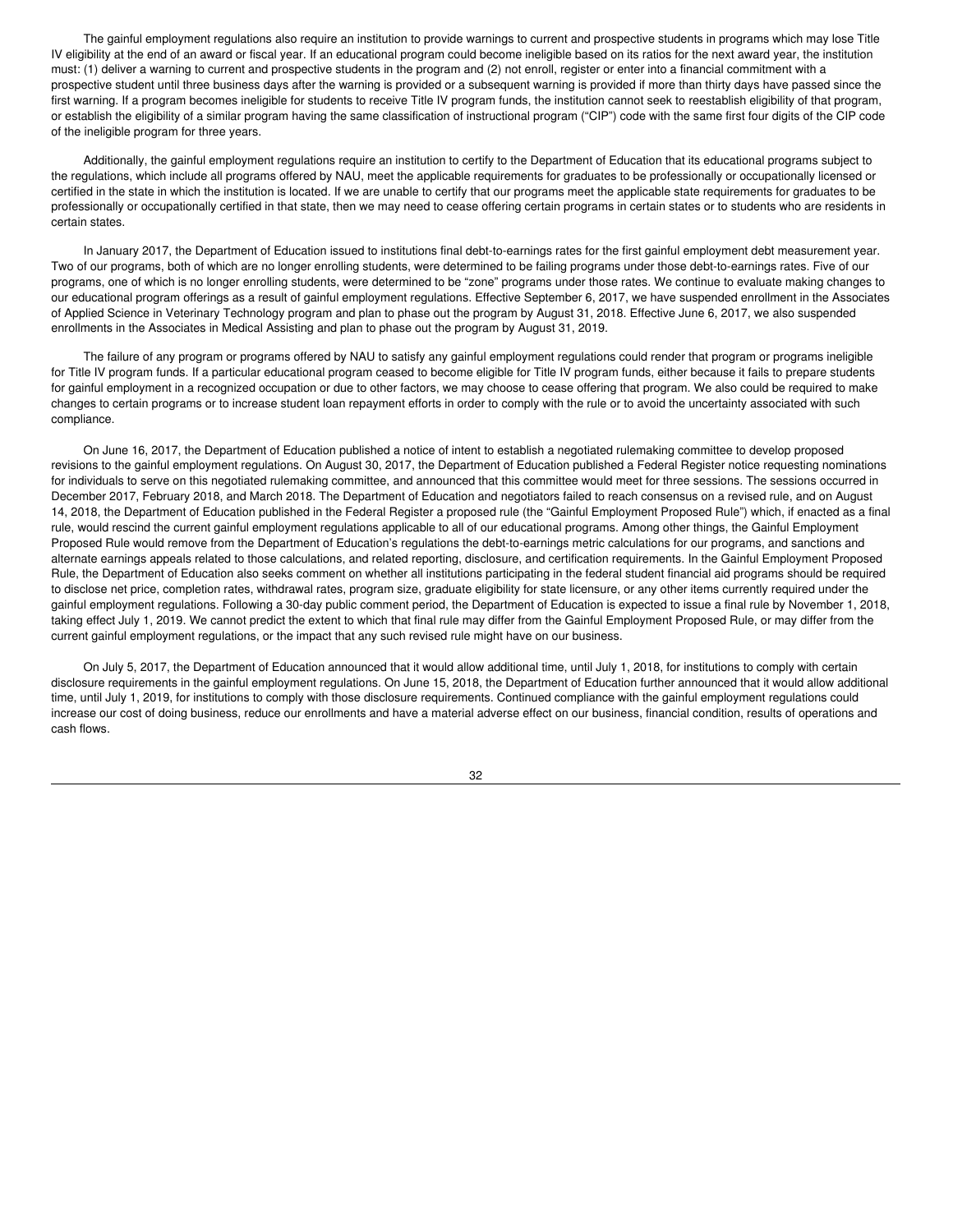The gainful employment regulations also require an institution to provide warnings to current and prospective students in programs which may lose Title IV eligibility at the end of an award or fiscal year. If an educational program could become ineligible based on its ratios for the next award year, the institution must: (1) deliver a warning to current and prospective students in the program and (2) not enroll, register or enter into a financial commitment with a prospective student until three business days after the warning is provided or a subsequent warning is provided if more than thirty days have passed since the first warning. If a program becomes ineligible for students to receive Title IV program funds, the institution cannot seek to reestablish eligibility of that program, or establish the eligibility of a similar program having the same classification of instructional program ("CIP") code with the same first four digits of the CIP code of the ineligible program for three years.

Additionally, the gainful employment regulations require an institution to certify to the Department of Education that its educational programs subject to the regulations, which include all programs offered by NAU, meet the applicable requirements for graduates to be professionally or occupationally licensed or certified in the state in which the institution is located. If we are unable to certify that our programs meet the applicable state requirements for graduates to be professionally or occupationally certified in that state, then we may need to cease offering certain programs in certain states or to students who are residents in certain states.

In January 2017, the Department of Education issued to institutions final debt-to-earnings rates for the first gainful employment debt measurement year. Two of our programs, both of which are no longer enrolling students, were determined to be failing programs under those debt-to-earnings rates. Five of our programs, one of which is no longer enrolling students, were determined to be "zone" programs under those rates. We continue to evaluate making changes to our educational program offerings as a result of gainful employment regulations. Effective September 6, 2017, we have suspended enrollment in the Associates of Applied Science in Veterinary Technology program and plan to phase out the program by August 31, 2018. Effective June 6, 2017, we also suspended enrollments in the Associates in Medical Assisting and plan to phase out the program by August 31, 2019.

The failure of any program or programs offered by NAU to satisfy any gainful employment regulations could render that program or programs ineligible for Title IV program funds. If a particular educational program ceased to become eligible for Title IV program funds, either because it fails to prepare students for gainful employment in a recognized occupation or due to other factors, we may choose to cease offering that program. We also could be required to make changes to certain programs or to increase student loan repayment efforts in order to comply with the rule or to avoid the uncertainty associated with such compliance.

On June 16, 2017, the Department of Education published a notice of intent to establish a negotiated rulemaking committee to develop proposed revisions to the gainful employment regulations. On August 30, 2017, the Department of Education published a Federal Register notice requesting nominations for individuals to serve on this negotiated rulemaking committee, and announced that this committee would meet for three sessions. The sessions occurred in December 2017, February 2018, and March 2018. The Department of Education and negotiators failed to reach consensus on a revised rule, and on August 14, 2018, the Department of Education published in the Federal Register a proposed rule (the "Gainful Employment Proposed Rule") which, if enacted as a final rule, would rescind the current gainful employment regulations applicable to all of our educational programs. Among other things, the Gainful Employment Proposed Rule would remove from the Department of Education's regulations the debt-to-earnings metric calculations for our programs, and sanctions and alternate earnings appeals related to those calculations, and related reporting, disclosure, and certification requirements. In the Gainful Employment Proposed Rule, the Department of Education also seeks comment on whether all institutions participating in the federal student financial aid programs should be required to disclose net price, completion rates, withdrawal rates, program size, graduate eligibility for state licensure, or any other items currently required under the gainful employment regulations. Following a 30-day public comment period, the Department of Education is expected to issue a final rule by November 1, 2018, taking effect July 1, 2019. We cannot predict the extent to which that final rule may differ from the Gainful Employment Proposed Rule, or may differ from the current gainful employment regulations, or the impact that any such revised rule might have on our business.

On July 5, 2017, the Department of Education announced that it would allow additional time, until July 1, 2018, for institutions to comply with certain disclosure requirements in the gainful employment regulations. On June 15, 2018, the Department of Education further announced that it would allow additional time, until July 1, 2019, for institutions to comply with those disclosure requirements. Continued compliance with the gainful employment regulations could increase our cost of doing business, reduce our enrollments and have a material adverse effect on our business, financial condition, results of operations and cash flows.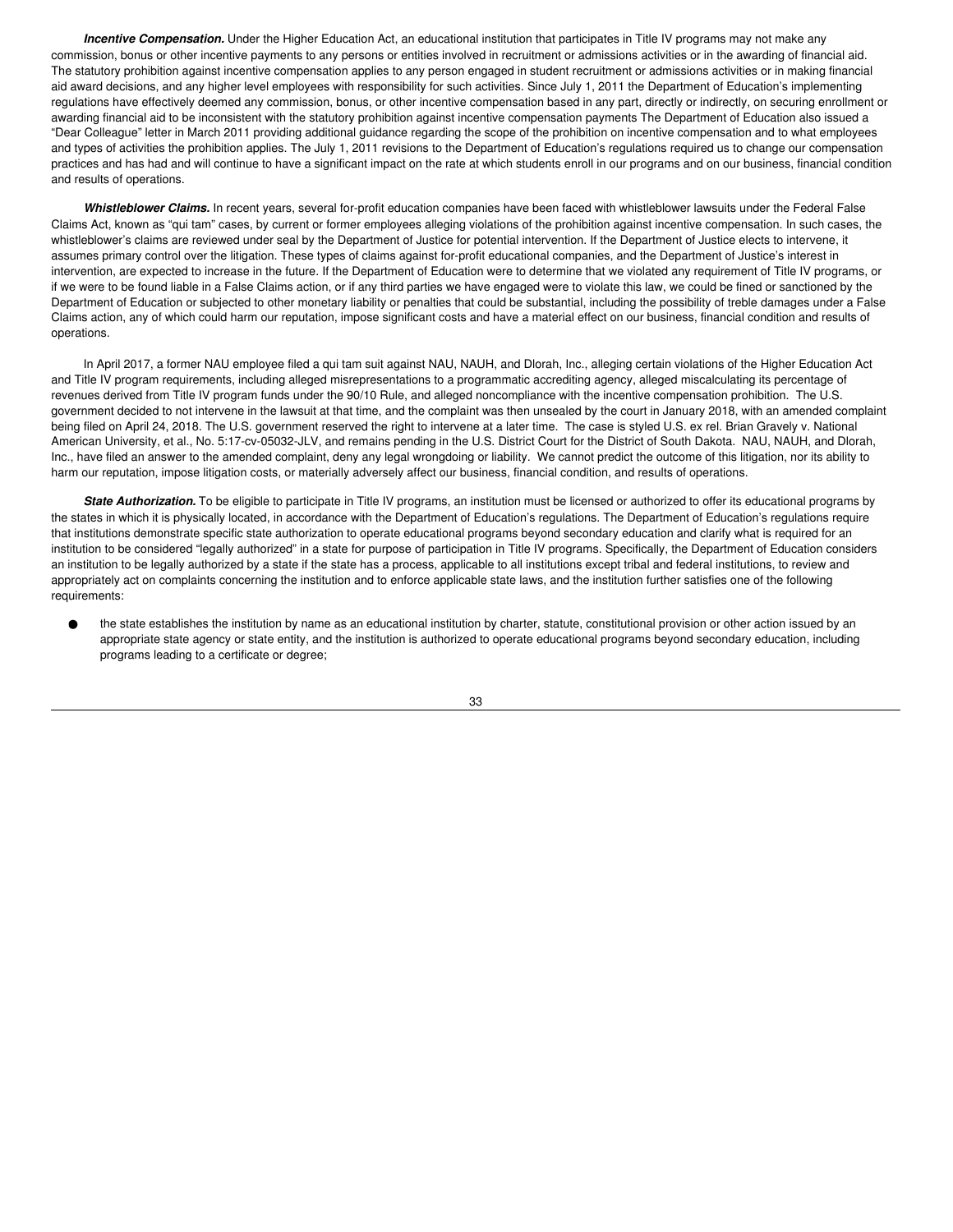***Incentive Compensation.*** Under the Higher Education Act, an educational institution that participates in Title IV programs may not make any commission, bonus or other incentive payments to any persons or entities involved in recruitment or admissions activities or in the awarding of financial aid. The statutory prohibition against incentive compensation applies to any person engaged in student recruitment or admissions activities or in making financial aid award decisions, and any higher level employees with responsibility for such activities. Since July 1, 2011 the Department of Education's implementing regulations have effectively deemed any commission, bonus, or other incentive compensation based in any part, directly or indirectly, on securing enrollment or awarding financial aid to be inconsistent with the statutory prohibition against incentive compensation payments The Department of Education also issued a "Dear Colleague" letter in March 2011 providing additional guidance regarding the scope of the prohibition on incentive compensation and to what employees and types of activities the prohibition applies. The July 1, 2011 revisions to the Department of Education's regulations required us to change our compensation practices and has had and will continue to have a significant impact on the rate at which students enroll in our programs and on our business, financial condition and results of operations.

***Whistleblower Claims.*** In recent years, several for-profit education companies have been faced with whistleblower lawsuits under the Federal False Claims Act, known as "qui tam" cases, by current or former employees alleging violations of the prohibition against incentive compensation. In such cases, the whistleblower's claims are reviewed under seal by the Department of Justice for potential intervention. If the Department of Justice elects to intervene, it assumes primary control over the litigation. These types of claims against for-profit educational companies, and the Department of Justice's interest in intervention, are expected to increase in the future. If the Department of Education were to determine that we violated any requirement of Title IV programs, or if we were to be found liable in a False Claims action, or if any third parties we have engaged were to violate this law, we could be fined or sanctioned by the Department of Education or subjected to other monetary liability or penalties that could be substantial, including the possibility of treble damages under a False Claims action, any of which could harm our reputation, impose significant costs and have a material effect on our business, financial condition and results of operations.

In April 2017, a former NAU employee filed a qui tam suit against NAU, NAUH, and Dlorah, Inc., alleging certain violations of the Higher Education Act and Title IV program requirements, including alleged misrepresentations to a programmatic accrediting agency, alleged miscalculating its percentage of revenues derived from Title IV program funds under the 90/10 Rule, and alleged noncompliance with the incentive compensation prohibition. The U.S. government decided to not intervene in the lawsuit at that time, and the complaint was then unsealed by the court in January 2018, with an amended complaint being filed on April 24, 2018. The U.S. government reserved the right to intervene at a later time. The case is styled U.S. ex rel. Brian Gravely v. National American University, et al., No. 5:17-cv-05032-JLV, and remains pending in the U.S. District Court for the District of South Dakota. NAU, NAUH, and Dlorah, Inc., have filed an answer to the amended complaint, deny any legal wrongdoing or liability. We cannot predict the outcome of this litigation, nor its ability to harm our reputation, impose litigation costs, or materially adversely affect our business, financial condition, and results of operations.

***State Authorization.*** To be eligible to participate in Title IV programs, an institution must be licensed or authorized to offer its educational programs by the states in which it is physically located, in accordance with the Department of Education's regulations. The Department of Education's regulations require that institutions demonstrate specific state authorization to operate educational programs beyond secondary education and clarify what is required for an institution to be considered "legally authorized" in a state for purpose of participation in Title IV programs. Specifically, the Department of Education considers an institution to be legally authorized by a state if the state has a process, applicable to all institutions except tribal and federal institutions, to review and appropriately act on complaints concerning the institution and to enforce applicable state laws, and the institution further satisfies one of the following requirements:

- the state establishes the institution by name as an educational institution by charter, statute, constitutional provision or other action issued by an appropriate state agency or state entity, and the institution is authorized to operate educational programs beyond secondary education, including programs leading to a certificate or degree;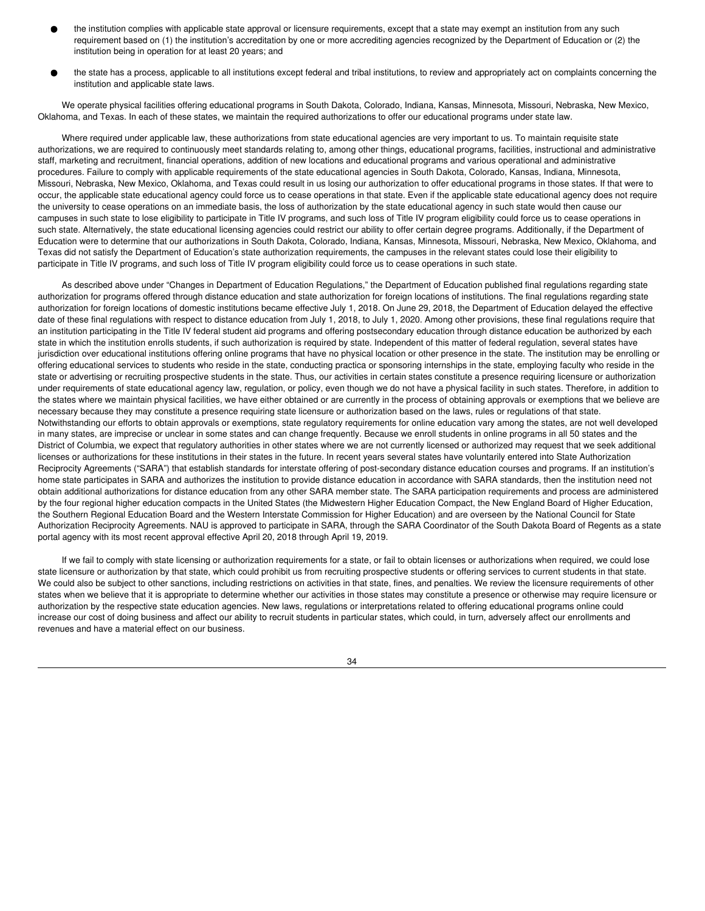- the institution complies with applicable state approval or licensure requirements, except that a state may exempt an institution from any such requirement based on (1) the institution's accreditation by one or more accrediting agencies recognized by the Department of Education or (2) the institution being in operation for at least 20 years; and

- the state has a process, applicable to all institutions except federal and tribal institutions, to review and appropriately act on complaints concerning the institution and applicable state laws.

We operate physical facilities offering educational programs in South Dakota, Colorado, Indiana, Kansas, Minnesota, Missouri, Nebraska, New Mexico, Oklahoma, and Texas. In each of these states, we maintain the required authorizations to offer our educational programs under state law.

Where required under applicable law, these authorizations from state educational agencies are very important to us. To maintain requisite state authorizations, we are required to continuously meet standards relating to, among other things, educational programs, facilities, instructional and administrative staff, marketing and recruitment, financial operations, addition of new locations and educational programs and various operational and administrative procedures. Failure to comply with applicable requirements of the state educational agencies in South Dakota, Colorado, Kansas, Indiana, Minnesota, Missouri, Nebraska, New Mexico, Oklahoma, and Texas could result in us losing our authorization to offer educational programs in those states. If that were to occur, the applicable state educational agency could force us to cease operations in that state. Even if the applicable state educational agency does not require the university to cease operations on an immediate basis, the loss of authorization by the state educational agency in such state would then cause our campuses in such state to lose eligibility to participate in Title IV programs, and such loss of Title IV program eligibility could force us to cease operations in such state. Alternatively, the state educational licensing agencies could restrict our ability to offer certain degree programs. Additionally, if the Department of Education were to determine that our authorizations in South Dakota, Colorado, Indiana, Kansas, Minnesota, Missouri, Nebraska, New Mexico, Oklahoma, and Texas did not satisfy the Department of Education's state authorization requirements, the campuses in the relevant states could lose their eligibility to participate in Title IV programs, and such loss of Title IV program eligibility could force us to cease operations in such state.

As described above under "Changes in Department of Education Regulations," the Department of Education published final regulations regarding state authorization for programs offered through distance education and state authorization for foreign locations of institutions. The final regulations regarding state authorization for foreign locations of domestic institutions became effective July 1, 2018. On June 29, 2018, the Department of Education delayed the effective date of these final regulations with respect to distance education from July 1, 2018, to July 1, 2020. Among other provisions, these final regulations require that an institution participating in the Title IV federal student aid programs and offering postsecondary education through distance education be authorized by each state in which the institution enrolls students, if such authorization is required by state. Independent of this matter of federal regulation, several states have jurisdiction over educational institutions offering online programs that have no physical location or other presence in the state. The institution may be enrolling or offering educational services to students who reside in the state, conducting practica or sponsoring internships in the state, employing faculty who reside in the state or advertising or recruiting prospective students in the state. Thus, our activities in certain states constitute a presence requiring licensure or authorization under requirements of state educational agency law, regulation, or policy, even though we do not have a physical facility in such states. Therefore, in addition to the states where we maintain physical facilities, we have either obtained or are currently in the process of obtaining approvals or exemptions that we believe are necessary because they may constitute a presence requiring state licensure or authorization based on the laws, rules or regulations of that state. Notwithstanding our efforts to obtain approvals or exemptions, state regulatory requirements for online education vary among the states, are not well developed in many states, are imprecise or unclear in some states and can change frequently. Because we enroll students in online programs in all 50 states and the District of Columbia, we expect that regulatory authorities in other states where we are not currently licensed or authorized may request that we seek additional licenses or authorizations for these institutions in their states in the future. In recent years several states have voluntarily entered into State Authorization Reciprocity Agreements ("SARA") that establish standards for interstate offering of post-secondary distance education courses and programs. If an institution's home state participates in SARA and authorizes the institution to provide distance education in accordance with SARA standards, then the institution need not obtain additional authorizations for distance education from any other SARA member state. The SARA participation requirements and process are administered by the four regional higher education compacts in the United States (the Midwestern Higher Education Compact, the New England Board of Higher Education, the Southern Regional Education Board and the Western Interstate Commission for Higher Education) and are overseen by the National Council for State Authorization Reciprocity Agreements. NAU is approved to participate in SARA, through the SARA Coordinator of the South Dakota Board of Regents as a state portal agency with its most recent approval effective April 20, 2018 through April 19, 2019.

If we fail to comply with state licensing or authorization requirements for a state, or fail to obtain licenses or authorizations when required, we could lose state licensure or authorization by that state, which could prohibit us from recruiting prospective students or offering services to current students in that state. We could also be subject to other sanctions, including restrictions on activities in that state, fines, and penalties. We review the licensure requirements of other states when we believe that it is appropriate to determine whether our activities in those states may constitute a presence or otherwise may require licensure or authorization by the respective state education agencies. New laws, regulations or interpretations related to offering educational programs online could increase our cost of doing business and affect our ability to recruit students in particular states, which could, in turn, adversely affect our enrollments and revenues and have a material effect on our business.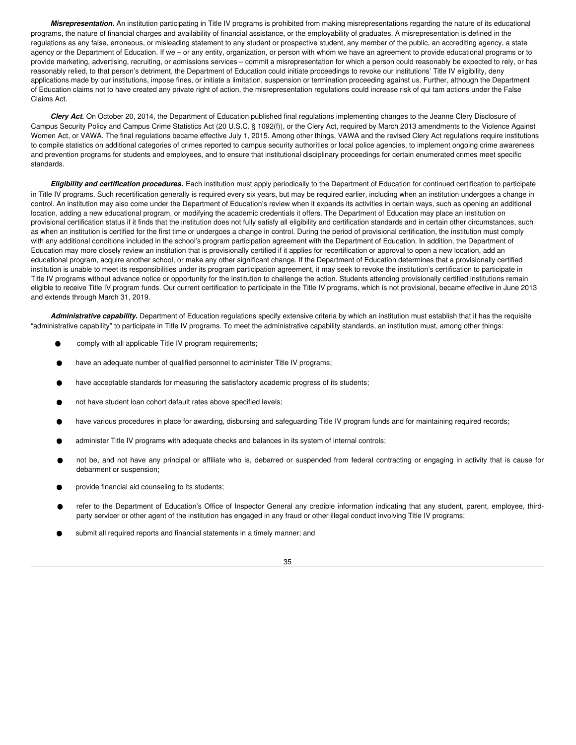***Misrepresentation.*** An institution participating in Title IV programs is prohibited from making misrepresentations regarding the nature of its educational programs, the nature of financial charges and availability of financial assistance, or the employability of graduates. A misrepresentation is defined in the regulations as any false, erroneous, or misleading statement to any student or prospective student, any member of the public, an accrediting agency, a state agency or the Department of Education. If we – or any entity, organization, or person with whom we have an agreement to provide educational programs or to provide marketing, advertising, recruiting, or admissions services – commit a misrepresentation for which a person could reasonably be expected to rely, or has reasonably relied, to that person's detriment, the Department of Education could initiate proceedings to revoke our institutions' Title IV eligibility, deny applications made by our institutions, impose fines, or initiate a limitation, suspension or termination proceeding against us. Further, although the Department of Education claims not to have created any private right of action, the misrepresentation regulations could increase risk of qui tam actions under the False Claims Act.

***Clery Act.*** On October 20, 2014, the Department of Education published final regulations implementing changes to the Jeanne Clery Disclosure of Campus Security Policy and Campus Crime Statistics Act (20 U.S.C. § 1092(f)), or the Clery Act, required by March 2013 amendments to the Violence Against Women Act, or VAWA. The final regulations became effective July 1, 2015. Among other things, VAWA and the revised Clery Act regulations require institutions to compile statistics on additional categories of crimes reported to campus security authorities or local police agencies, to implement ongoing crime awareness and prevention programs for students and employees, and to ensure that institutional disciplinary proceedings for certain enumerated crimes meet specific standards.

***Eligibility and certification procedures.*** Each institution must apply periodically to the Department of Education for continued certification to participate in Title IV programs. Such recertification generally is required every six years, but may be required earlier, including when an institution undergoes a change in control. An institution may also come under the Department of Education's review when it expands its activities in certain ways, such as opening an additional location, adding a new educational program, or modifying the academic credentials it offers. The Department of Education may place an institution on provisional certification status if it finds that the institution does not fully satisfy all eligibility and certification standards and in certain other circumstances, such as when an institution is certified for the first time or undergoes a change in control. During the period of provisional certification, the institution must comply with any additional conditions included in the school's program participation agreement with the Department of Education. In addition, the Department of Education may more closely review an institution that is provisionally certified if it applies for recertification or approval to open a new location, add an educational program, acquire another school, or make any other significant change. If the Department of Education determines that a provisionally certified institution is unable to meet its responsibilities under its program participation agreement, it may seek to revoke the institution's certification to participate in Title IV programs without advance notice or opportunity for the institution to challenge the action. Students attending provisionally certified institutions remain eligible to receive Title IV program funds. Our current certification to participate in the Title IV programs, which is not provisional, became effective in June 2013 and extends through March 31, 2019.

***Administrative capability.*** Department of Education regulations specify extensive criteria by which an institution must establish that it has the requisite "administrative capability" to participate in Title IV programs. To meet the administrative capability standards, an institution must, among other things:

- comply with all applicable Title IV program requirements;
- have an adequate number of qualified personnel to administer Title IV programs;
- have acceptable standards for measuring the satisfactory academic progress of its students;
- not have student loan cohort default rates above specified levels;
- have various procedures in place for awarding, disbursing and safeguarding Title IV program funds and for maintaining required records;
- administer Title IV programs with adequate checks and balances in its system of internal controls;
- not be, and not have any principal or affiliate who is, debarred or suspended from federal contracting or engaging in activity that is cause for debarment or suspension;
- provide financial aid counseling to its students;
- refer to the Department of Education's Office of Inspector General any credible information indicating that any student, parent, employee, third-party servicer or other agent of the institution has engaged in any fraud or other illegal conduct involving Title IV programs;
- submit all required reports and financial statements in a timely manner; and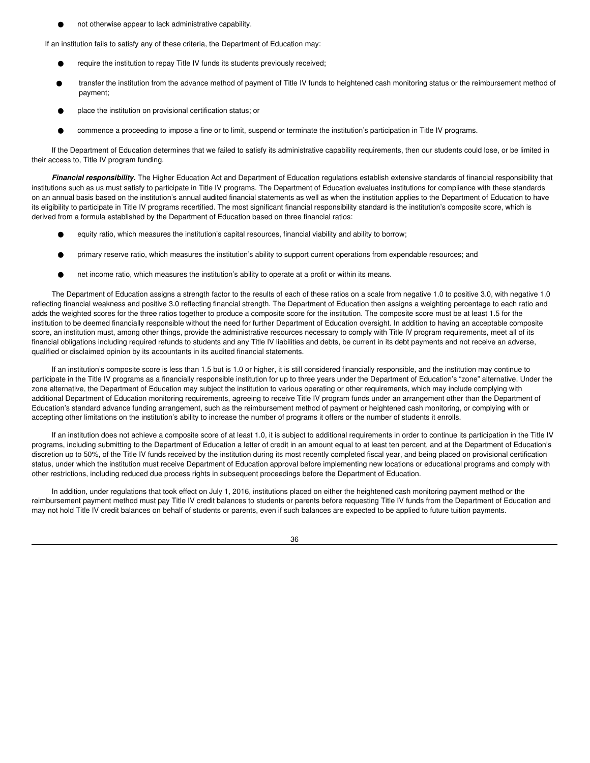- not otherwise appear to lack administrative capability.

If an institution fails to satisfy any of these criteria, the Department of Education may:

- require the institution to repay Title IV funds its students previously received;
- transfer the institution from the advance method of payment of Title IV funds to heightened cash monitoring status or the reimbursement method of payment;
- place the institution on provisional certification status; or
- commence a proceeding to impose a fine or to limit, suspend or terminate the institution's participation in Title IV programs.

If the Department of Education determines that we failed to satisfy its administrative capability requirements, then our students could lose, or be limited in their access to, Title IV program funding.

***Financial responsibility.*** The Higher Education Act and Department of Education regulations establish extensive standards of financial responsibility that institutions such as us must satisfy to participate in Title IV programs. The Department of Education evaluates institutions for compliance with these standards on an annual basis based on the institution's annual audited financial statements as well as when the institution applies to the Department of Education to have its eligibility to participate in Title IV programs recertified. The most significant financial responsibility standard is the institution's composite score, which is derived from a formula established by the Department of Education based on three financial ratios:

- equity ratio, which measures the institution's capital resources, financial viability and ability to borrow;
- primary reserve ratio, which measures the institution's ability to support current operations from expendable resources; and
- net income ratio, which measures the institution's ability to operate at a profit or within its means.

The Department of Education assigns a strength factor to the results of each of these ratios on a scale from negative 1.0 to positive 3.0, with negative 1.0 reflecting financial weakness and positive 3.0 reflecting financial strength. The Department of Education then assigns a weighting percentage to each ratio and adds the weighted scores for the three ratios together to produce a composite score for the institution. The composite score must be at least 1.5 for the institution to be deemed financially responsible without the need for further Department of Education oversight. In addition to having an acceptable composite score, an institution must, among other things, provide the administrative resources necessary to comply with Title IV program requirements, meet all of its financial obligations including required refunds to students and any Title IV liabilities and debts, be current in its debt payments and not receive an adverse, qualified or disclaimed opinion by its accountants in its audited financial statements.

If an institution's composite score is less than 1.5 but is 1.0 or higher, it is still considered financially responsible, and the institution may continue to participate in the Title IV programs as a financially responsible institution for up to three years under the Department of Education's "zone" alternative. Under the zone alternative, the Department of Education may subject the institution to various operating or other requirements, which may include complying with additional Department of Education monitoring requirements, agreeing to receive Title IV program funds under an arrangement other than the Department of Education's standard advance funding arrangement, such as the reimbursement method of payment or heightened cash monitoring, or complying with or accepting other limitations on the institution's ability to increase the number of programs it offers or the number of students it enrolls.

If an institution does not achieve a composite score of at least 1.0, it is subject to additional requirements in order to continue its participation in the Title IV programs, including submitting to the Department of Education a letter of credit in an amount equal to at least ten percent, and at the Department of Education's discretion up to 50%, of the Title IV funds received by the institution during its most recently completed fiscal year, and being placed on provisional certification status, under which the institution must receive Department of Education approval before implementing new locations or educational programs and comply with other restrictions, including reduced due process rights in subsequent proceedings before the Department of Education.

In addition, under regulations that took effect on July 1, 2016, institutions placed on either the heightened cash monitoring payment method or the reimbursement payment method must pay Title IV credit balances to students or parents before requesting Title IV funds from the Department of Education and may not hold Title IV credit balances on behalf of students or parents, even if such balances are expected to be applied to future tuition payments.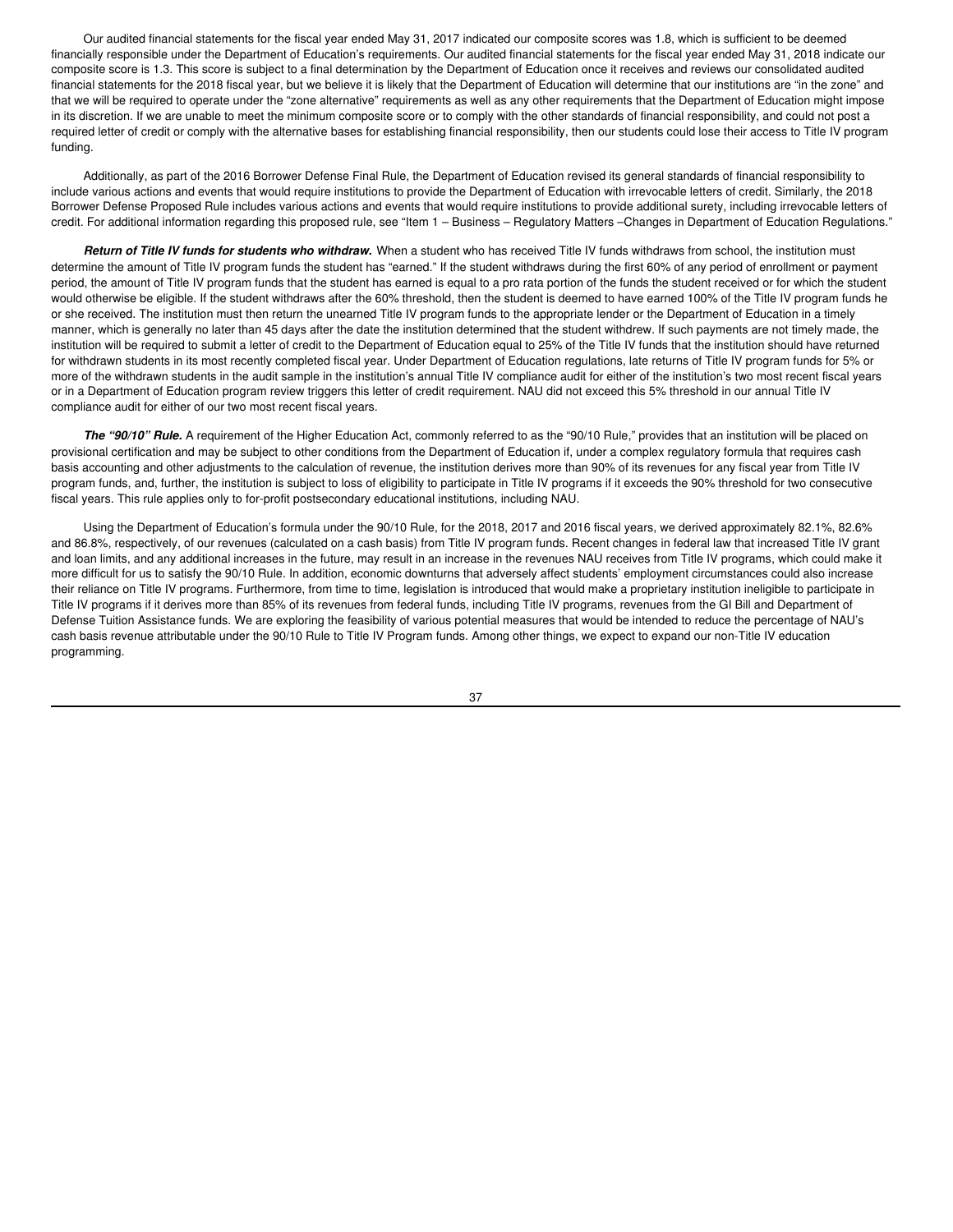Our audited financial statements for the fiscal year ended May 31, 2017 indicated our composite scores was 1.8, which is sufficient to be deemed financially responsible under the Department of Education's requirements. Our audited financial statements for the fiscal year ended May 31, 2018 indicate our composite score is 1.3. This score is subject to a final determination by the Department of Education once it receives and reviews our consolidated audited financial statements for the 2018 fiscal year, but we believe it is likely that the Department of Education will determine that our institutions are "in the zone" and that we will be required to operate under the "zone alternative" requirements as well as any other requirements that the Department of Education might impose in its discretion. If we are unable to meet the minimum composite score or to comply with the other standards of financial responsibility, and could not post a required letter of credit or comply with the alternative bases for establishing financial responsibility, then our students could lose their access to Title IV program funding.

Additionally, as part of the 2016 Borrower Defense Final Rule, the Department of Education revised its general standards of financial responsibility to include various actions and events that would require institutions to provide the Department of Education with irrevocable letters of credit. Similarly, the 2018 Borrower Defense Proposed Rule includes various actions and events that would require institutions to provide additional surety, including irrevocable letters of credit. For additional information regarding this proposed rule, see "Item 1 – Business – Regulatory Matters –Changes in Department of Education Regulations."

***Return of Title IV funds for students who withdraw.*** When a student who has received Title IV funds withdraws from school, the institution must determine the amount of Title IV program funds the student has "earned." If the student withdraws during the first 60% of any period of enrollment or payment period, the amount of Title IV program funds that the student has earned is equal to a pro rata portion of the funds the student received or for which the student would otherwise be eligible. If the student withdraws after the 60% threshold, then the student is deemed to have earned 100% of the Title IV program funds he or she received. The institution must then return the unearned Title IV program funds to the appropriate lender or the Department of Education in a timely manner, which is generally no later than 45 days after the date the institution determined that the student withdrew. If such payments are not timely made, the institution will be required to submit a letter of credit to the Department of Education equal to 25% of the Title IV funds that the institution should have returned for withdrawn students in its most recently completed fiscal year. Under Department of Education regulations, late returns of Title IV program funds for 5% or more of the withdrawn students in the audit sample in the institution's annual Title IV compliance audit for either of the institution's two most recent fiscal years or in a Department of Education program review triggers this letter of credit requirement. NAU did not exceed this 5% threshold in our annual Title IV compliance audit for either of our two most recent fiscal years.

***The "90/10" Rule.*** A requirement of the Higher Education Act, commonly referred to as the "90/10 Rule," provides that an institution will be placed on provisional certification and may be subject to other conditions from the Department of Education if, under a complex regulatory formula that requires cash basis accounting and other adjustments to the calculation of revenue, the institution derives more than 90% of its revenues for any fiscal year from Title IV program funds, and, further, the institution is subject to loss of eligibility to participate in Title IV programs if it exceeds the 90% threshold for two consecutive fiscal years. This rule applies only to for-profit postsecondary educational institutions, including NAU.

Using the Department of Education's formula under the 90/10 Rule, for the 2018, 2017 and 2016 fiscal years, we derived approximately 82.1%, 82.6% and 86.8%, respectively, of our revenues (calculated on a cash basis) from Title IV program funds. Recent changes in federal law that increased Title IV grant and loan limits, and any additional increases in the future, may result in an increase in the revenues NAU receives from Title IV programs, which could make it more difficult for us to satisfy the 90/10 Rule. In addition, economic downturns that adversely affect students' employment circumstances could also increase their reliance on Title IV programs. Furthermore, from time to time, legislation is introduced that would make a proprietary institution ineligible to participate in Title IV programs if it derives more than 85% of its revenues from federal funds, including Title IV programs, revenues from the GI Bill and Department of Defense Tuition Assistance funds. We are exploring the feasibility of various potential measures that would be intended to reduce the percentage of NAU's cash basis revenue attributable under the 90/10 Rule to Title IV Program funds. Among other things, we expect to expand our non-Title IV education programming.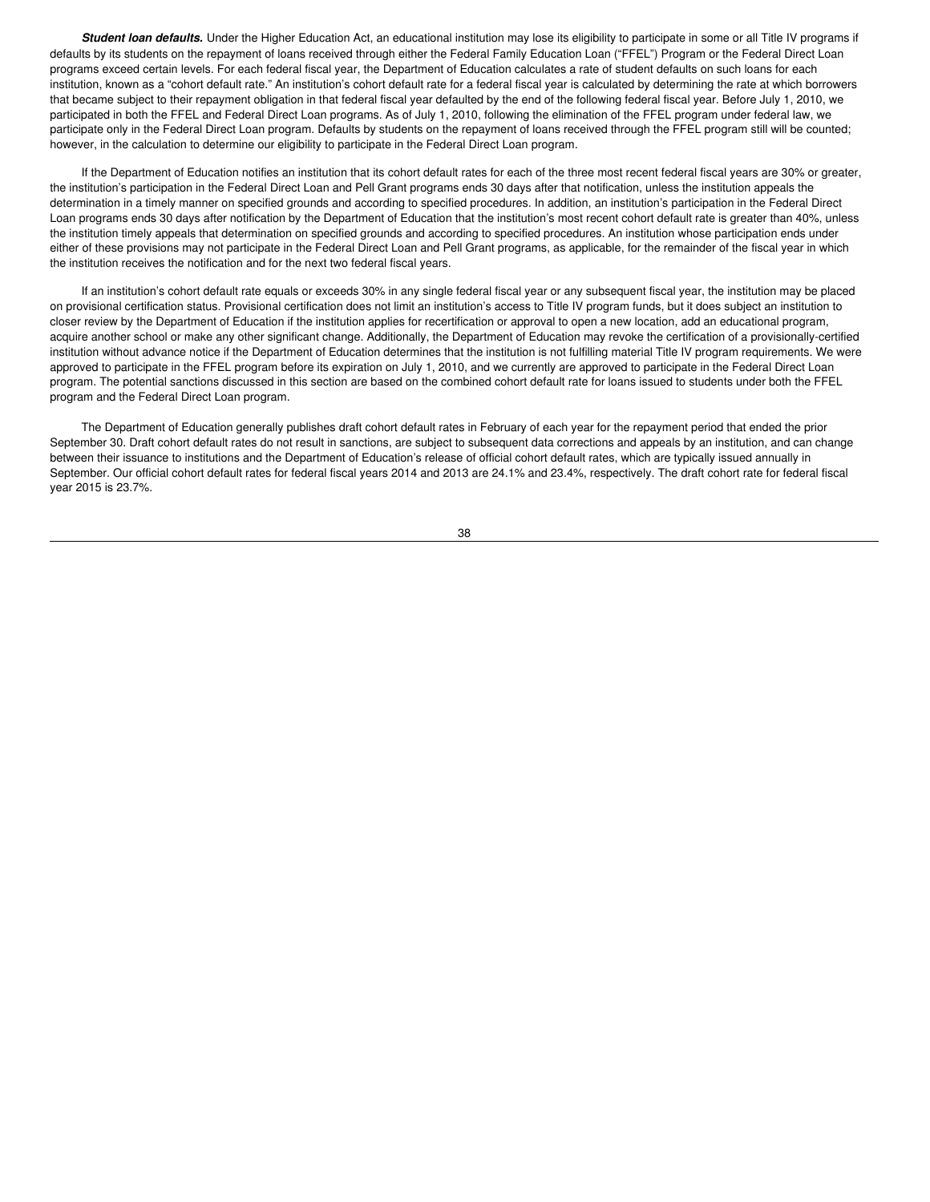***Student loan defaults.*** Under the Higher Education Act, an educational institution may lose its eligibility to participate in some or all Title IV programs if defaults by its students on the repayment of loans received through either the Federal Family Education Loan ("FFEL") Program or the Federal Direct Loan programs exceed certain levels. For each federal fiscal year, the Department of Education calculates a rate of student defaults on such loans for each institution, known as a "cohort default rate." An institution's cohort default rate for a federal fiscal year is calculated by determining the rate at which borrowers that became subject to their repayment obligation in that federal fiscal year defaulted by the end of the following federal fiscal year. Before July 1, 2010, we participated in both the FFEL and Federal Direct Loan programs. As of July 1, 2010, following the elimination of the FFEL program under federal law, we participate only in the Federal Direct Loan program. Defaults by students on the repayment of loans received through the FFEL program still will be counted; however, in the calculation to determine our eligibility to participate in the Federal Direct Loan program.

If the Department of Education notifies an institution that its cohort default rates for each of the three most recent federal fiscal years are 30% or greater, the institution's participation in the Federal Direct Loan and Pell Grant programs ends 30 days after that notification, unless the institution appeals the determination in a timely manner on specified grounds and according to specified procedures. In addition, an institution's participation in the Federal Direct Loan programs ends 30 days after notification by the Department of Education that the institution's most recent cohort default rate is greater than 40%, unless the institution timely appeals that determination on specified grounds and according to specified procedures. An institution whose participation ends under either of these provisions may not participate in the Federal Direct Loan and Pell Grant programs, as applicable, for the remainder of the fiscal year in which the institution receives the notification and for the next two federal fiscal years.

If an institution's cohort default rate equals or exceeds 30% in any single federal fiscal year or any subsequent fiscal year, the institution may be placed on provisional certification status. Provisional certification does not limit an institution's access to Title IV program funds, but it does subject an institution to closer review by the Department of Education if the institution applies for recertification or approval to open a new location, add an educational program, acquire another school or make any other significant change. Additionally, the Department of Education may revoke the certification of a provisionally-certified institution without advance notice if the Department of Education determines that the institution is not fulfilling material Title IV program requirements. We were approved to participate in the FFEL program before its expiration on July 1, 2010, and we currently are approved to participate in the Federal Direct Loan program. The potential sanctions discussed in this section are based on the combined cohort default rate for loans issued to students under both the FFEL program and the Federal Direct Loan program.

The Department of Education generally publishes draft cohort default rates in February of each year for the repayment period that ended the prior September 30. Draft cohort default rates do not result in sanctions, are subject to subsequent data corrections and appeals by an institution, and can change between their issuance to institutions and the Department of Education's release of official cohort default rates, which are typically issued annually in September. Our official cohort default rates for federal fiscal years 2014 and 2013 are 24.1% and 23.4%, respectively. The draft cohort rate for federal fiscal year 2015 is 23.7%.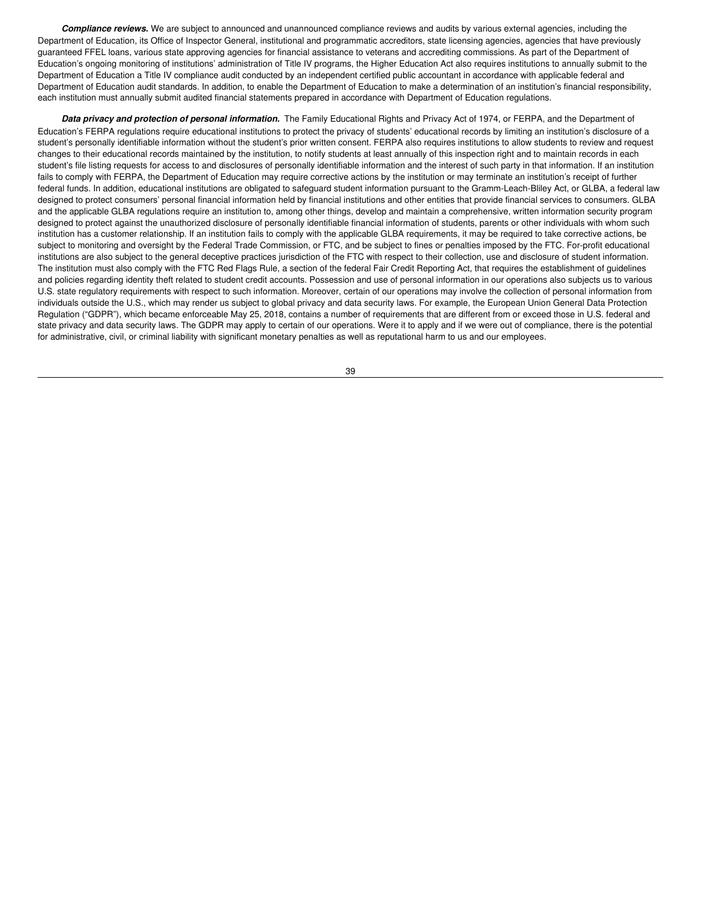***Compliance reviews.*** We are subject to announced and unannounced compliance reviews and audits by various external agencies, including the Department of Education, its Office of Inspector General, institutional and programmatic accreditors, state licensing agencies, agencies that have previously guaranteed FFEL loans, various state approving agencies for financial assistance to veterans and accrediting commissions. As part of the Department of Education's ongoing monitoring of institutions' administration of Title IV programs, the Higher Education Act also requires institutions to annually submit to the Department of Education a Title IV compliance audit conducted by an independent certified public accountant in accordance with applicable federal and Department of Education audit standards. In addition, to enable the Department of Education to make a determination of an institution's financial responsibility, each institution must annually submit audited financial statements prepared in accordance with Department of Education regulations.

***Data privacy and protection of personal information.*** The Family Educational Rights and Privacy Act of 1974, or FERPA, and the Department of Education's FERPA regulations require educational institutions to protect the privacy of students' educational records by limiting an institution's disclosure of a student's personally identifiable information without the student's prior written consent. FERPA also requires institutions to allow students to review and request changes to their educational records maintained by the institution, to notify students at least annually of this inspection right and to maintain records in each student's file listing requests for access to and disclosures of personally identifiable information and the interest of such party in that information. If an institution fails to comply with FERPA, the Department of Education may require corrective actions by the institution or may terminate an institution's receipt of further federal funds. In addition, educational institutions are obligated to safeguard student information pursuant to the Gramm-Leach-Bliley Act, or GLBA, a federal law designed to protect consumers' personal financial information held by financial institutions and other entities that provide financial services to consumers. GLBA and the applicable GLBA regulations require an institution to, among other things, develop and maintain a comprehensive, written information security program designed to protect against the unauthorized disclosure of personally identifiable financial information of students, parents or other individuals with whom such institution has a customer relationship. If an institution fails to comply with the applicable GLBA requirements, it may be required to take corrective actions, be subject to monitoring and oversight by the Federal Trade Commission, or FTC, and be subject to fines or penalties imposed by the FTC. For-profit educational institutions are also subject to the general deceptive practices jurisdiction of the FTC with respect to their collection, use and disclosure of student information. The institution must also comply with the FTC Red Flags Rule, a section of the federal Fair Credit Reporting Act, that requires the establishment of guidelines and policies regarding identity theft related to student credit accounts. Possession and use of personal information in our operations also subjects us to various U.S. state regulatory requirements with respect to such information. Moreover, certain of our operations may involve the collection of personal information from individuals outside the U.S., which may render us subject to global privacy and data security laws. For example, the European Union General Data Protection Regulation ("GDPR"), which became enforceable May 25, 2018, contains a number of requirements that are different from or exceed those in U.S. federal and state privacy and data security laws. The GDPR may apply to certain of our operations. Were it to apply and if we were out of compliance, there is the potential for administrative, civil, or criminal liability with significant monetary penalties as well as reputational harm to us and our employees.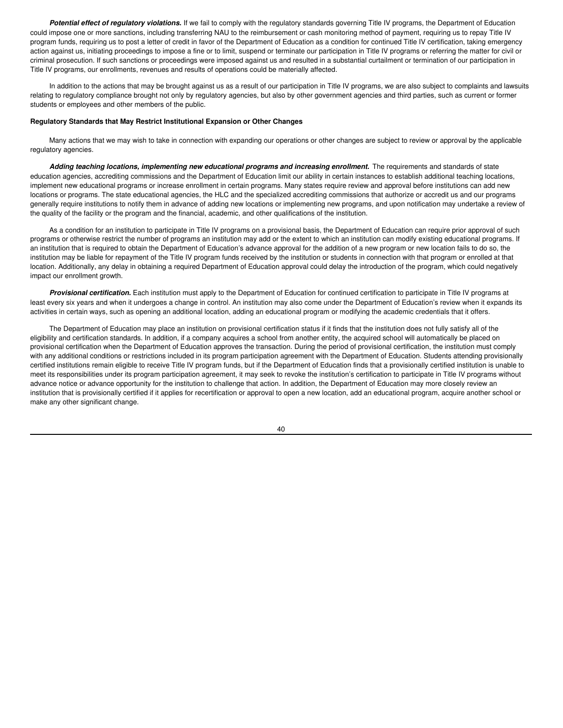***Potential effect of regulatory violations.*** If we fail to comply with the regulatory standards governing Title IV programs, the Department of Education could impose one or more sanctions, including transferring NAU to the reimbursement or cash monitoring method of payment, requiring us to repay Title IV program funds, requiring us to post a letter of credit in favor of the Department of Education as a condition for continued Title IV certification, taking emergency action against us, initiating proceedings to impose a fine or to limit, suspend or terminate our participation in Title IV programs or referring the matter for civil or criminal prosecution. If such sanctions or proceedings were imposed against us and resulted in a substantial curtailment or termination of our participation in Title IV programs, our enrollments, revenues and results of operations could be materially affected.

In addition to the actions that may be brought against us as a result of our participation in Title IV programs, we are also subject to complaints and lawsuits relating to regulatory compliance brought not only by regulatory agencies, but also by other government agencies and third parties, such as current or former students or employees and other members of the public.

**Regulatory Standards that May Restrict Institutional Expansion or Other Changes**

Many actions that we may wish to take in connection with expanding our operations or other changes are subject to review or approval by the applicable regulatory agencies.

***Adding teaching locations, implementing new educational programs and increasing enrollment.*** The requirements and standards of state education agencies, accrediting commissions and the Department of Education limit our ability in certain instances to establish additional teaching locations, implement new educational programs or increase enrollment in certain programs. Many states require review and approval before institutions can add new locations or programs. The state educational agencies, the HLC and the specialized accrediting commissions that authorize or accredit us and our programs generally require institutions to notify them in advance of adding new locations or implementing new programs, and upon notification may undertake a review of the quality of the facility or the program and the financial, academic, and other qualifications of the institution.

As a condition for an institution to participate in Title IV programs on a provisional basis, the Department of Education can require prior approval of such programs or otherwise restrict the number of programs an institution may add or the extent to which an institution can modify existing educational programs. If an institution that is required to obtain the Department of Education's advance approval for the addition of a new program or new location fails to do so, the institution may be liable for repayment of the Title IV program funds received by the institution or students in connection with that program or enrolled at that location. Additionally, any delay in obtaining a required Department of Education approval could delay the introduction of the program, which could negatively impact our enrollment growth.

***Provisional certification.*** Each institution must apply to the Department of Education for continued certification to participate in Title IV programs at least every six years and when it undergoes a change in control. An institution may also come under the Department of Education's review when it expands its activities in certain ways, such as opening an additional location, adding an educational program or modifying the academic credentials that it offers.

The Department of Education may place an institution on provisional certification status if it finds that the institution does not fully satisfy all of the eligibility and certification standards. In addition, if a company acquires a school from another entity, the acquired school will automatically be placed on provisional certification when the Department of Education approves the transaction. During the period of provisional certification, the institution must comply with any additional conditions or restrictions included in its program participation agreement with the Department of Education. Students attending provisionally certified institutions remain eligible to receive Title IV program funds, but if the Department of Education finds that a provisionally certified institution is unable to meet its responsibilities under its program participation agreement, it may seek to revoke the institution's certification to participate in Title IV programs without advance notice or advance opportunity for the institution to challenge that action. In addition, the Department of Education may more closely review an institution that is provisionally certified if it applies for recertification or approval to open a new location, add an educational program, acquire another school or make any other significant change.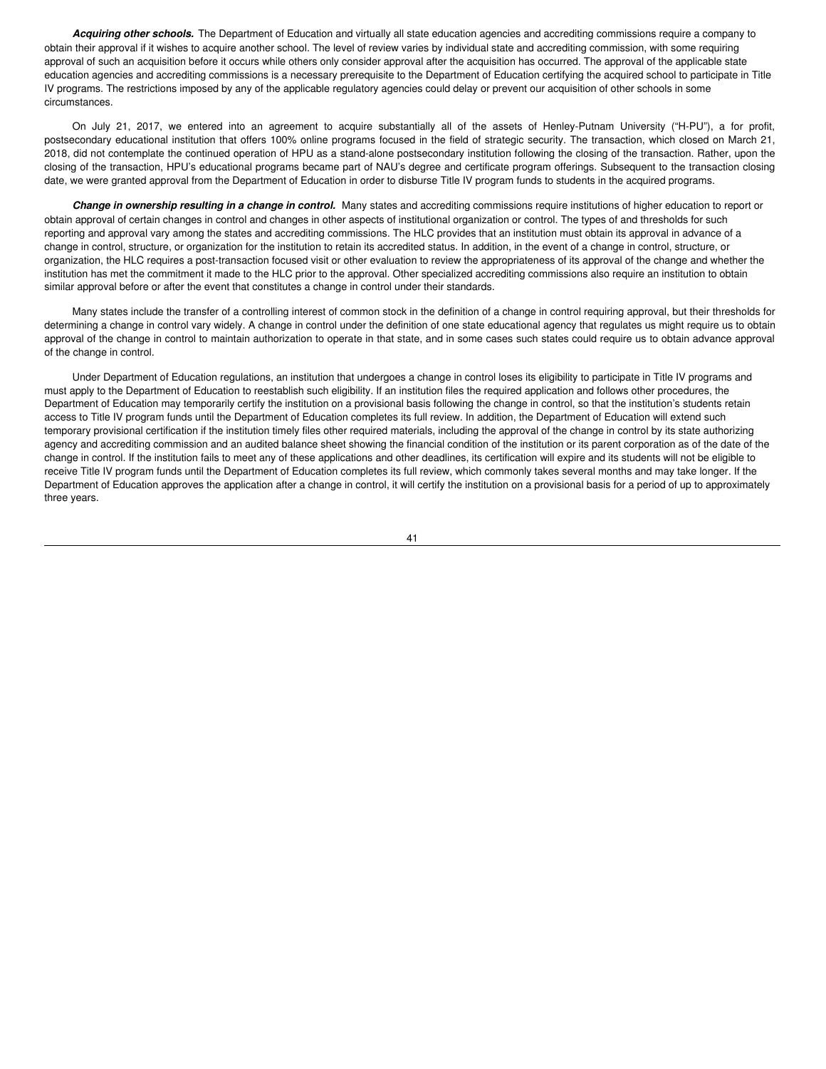***Acquiring other schools.*** The Department of Education and virtually all state education agencies and accrediting commissions require a company to obtain their approval if it wishes to acquire another school. The level of review varies by individual state and accrediting commission, with some requiring approval of such an acquisition before it occurs while others only consider approval after the acquisition has occurred. The approval of the applicable state education agencies and accrediting commissions is a necessary prerequisite to the Department of Education certifying the acquired school to participate in Title IV programs. The restrictions imposed by any of the applicable regulatory agencies could delay or prevent our acquisition of other schools in some circumstances.

On July 21, 2017, we entered into an agreement to acquire substantially all of the assets of Henley-Putnam University ("H-PU"), a for profit, postsecondary educational institution that offers 100% online programs focused in the field of strategic security. The transaction, which closed on March 21, 2018, did not contemplate the continued operation of HPU as a stand-alone postsecondary institution following the closing of the transaction. Rather, upon the closing of the transaction, HPU's educational programs became part of NAU's degree and certificate program offerings. Subsequent to the transaction closing date, we were granted approval from the Department of Education in order to disburse Title IV program funds to students in the acquired programs.

***Change in ownership resulting in a change in control.*** Many states and accrediting commissions require institutions of higher education to report or obtain approval of certain changes in control and changes in other aspects of institutional organization or control. The types of and thresholds for such reporting and approval vary among the states and accrediting commissions. The HLC provides that an institution must obtain its approval in advance of a change in control, structure, or organization for the institution to retain its accredited status. In addition, in the event of a change in control, structure, or organization, the HLC requires a post-transaction focused visit or other evaluation to review the appropriateness of its approval of the change and whether the institution has met the commitment it made to the HLC prior to the approval. Other specialized accrediting commissions also require an institution to obtain similar approval before or after the event that constitutes a change in control under their standards.

Many states include the transfer of a controlling interest of common stock in the definition of a change in control requiring approval, but their thresholds for determining a change in control vary widely. A change in control under the definition of one state educational agency that regulates us might require us to obtain approval of the change in control to maintain authorization to operate in that state, and in some cases such states could require us to obtain advance approval of the change in control.

Under Department of Education regulations, an institution that undergoes a change in control loses its eligibility to participate in Title IV programs and must apply to the Department of Education to reestablish such eligibility. If an institution files the required application and follows other procedures, the Department of Education may temporarily certify the institution on a provisional basis following the change in control, so that the institution's students retain access to Title IV program funds until the Department of Education completes its full review. In addition, the Department of Education will extend such temporary provisional certification if the institution timely files other required materials, including the approval of the change in control by its state authorizing agency and accrediting commission and an audited balance sheet showing the financial condition of the institution or its parent corporation as of the date of the change in control. If the institution fails to meet any of these applications and other deadlines, its certification will expire and its students will not be eligible to receive Title IV program funds until the Department of Education completes its full review, which commonly takes several months and may take longer. If the Department of Education approves the application after a change in control, it will certify the institution on a provisional basis for a period of up to approximately three years.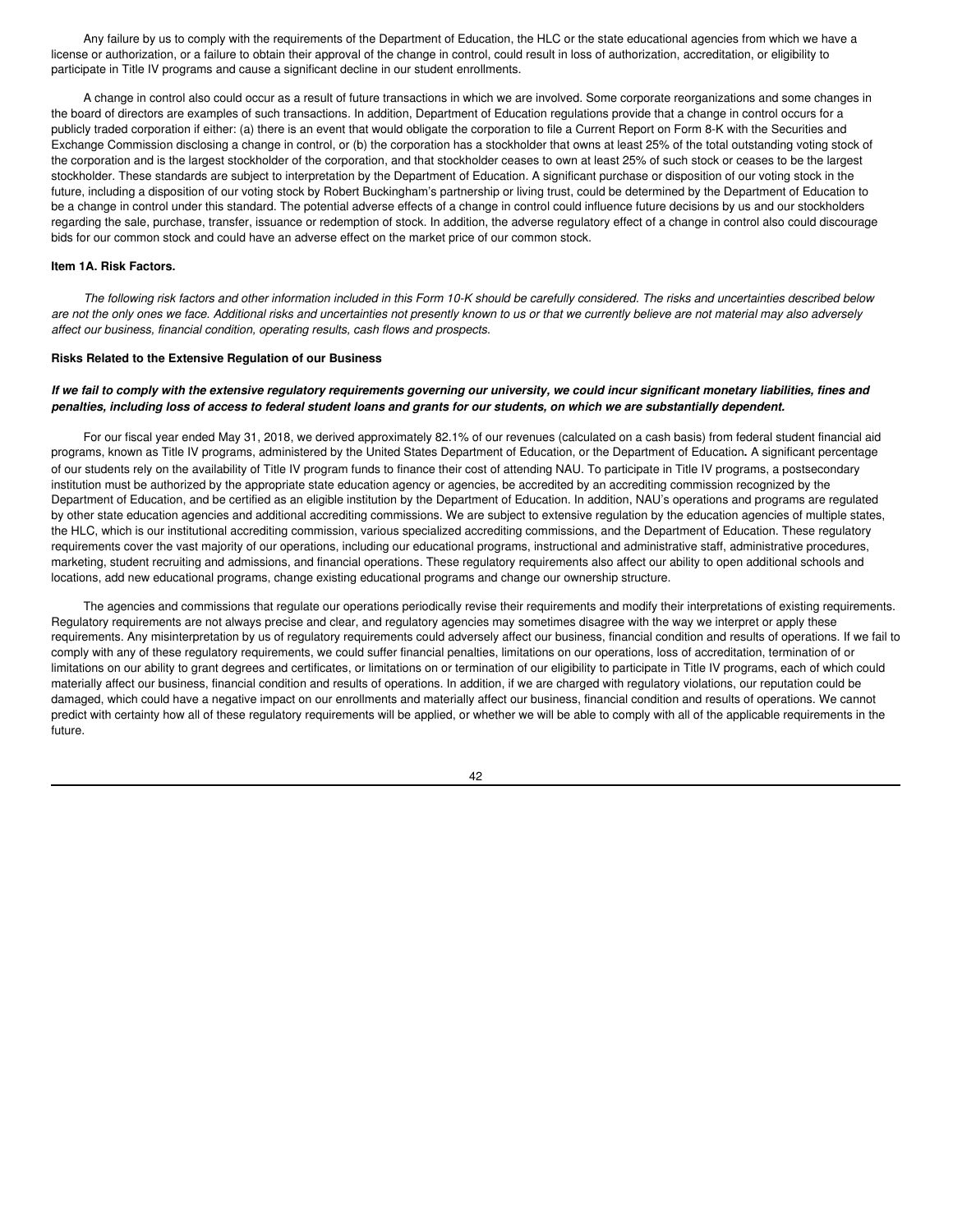Any failure by us to comply with the requirements of the Department of Education, the HLC or the state educational agencies from which we have a license or authorization, or a failure to obtain their approval of the change in control, could result in loss of authorization, accreditation, or eligibility to participate in Title IV programs and cause a significant decline in our student enrollments.

A change in control also could occur as a result of future transactions in which we are involved. Some corporate reorganizations and some changes in the board of directors are examples of such transactions. In addition, Department of Education regulations provide that a change in control occurs for a publicly traded corporation if either: (a) there is an event that would obligate the corporation to file a Current Report on Form 8-K with the Securities and Exchange Commission disclosing a change in control, or (b) the corporation has a stockholder that owns at least 25% of the total outstanding voting stock of the corporation and is the largest stockholder of the corporation, and that stockholder ceases to own at least 25% of such stock or ceases to be the largest stockholder. These standards are subject to interpretation by the Department of Education. A significant purchase or disposition of our voting stock in the future, including a disposition of our voting stock by Robert Buckingham's partnership or living trust, could be determined by the Department of Education to be a change in control under this standard. The potential adverse effects of a change in control could influence future decisions by us and our stockholders regarding the sale, purchase, transfer, issuance or redemption of stock. In addition, the adverse regulatory effect of a change in control also could discourage bids for our common stock and could have an adverse effect on the market price of our common stock.

### Item 1A. Risk Factors.

*The following risk factors and other information included in this Form 10-K should be carefully considered. The risks and uncertainties described below are not the only ones we face. Additional risks and uncertainties not presently known to us or that we currently believe are not material may also adversely affect our business, financial condition, operating results, cash flows and prospects.*

#### Risks Related to the Extensive Regulation of our Business

***If we fail to comply with the extensive regulatory requirements governing our university, we could incur significant monetary liabilities, fines and penalties, including loss of access to federal student loans and grants for our students, on which we are substantially dependent.***

For our fiscal year ended May 31, 2018, we derived approximately 82.1% of our revenues (calculated on a cash basis) from federal student financial aid programs, known as Title IV programs, administered by the United States Department of Education, or the Department of Education**.** A significant percentage of our students rely on the availability of Title IV program funds to finance their cost of attending NAU. To participate in Title IV programs, a postsecondary institution must be authorized by the appropriate state education agency or agencies, be accredited by an accrediting commission recognized by the Department of Education, and be certified as an eligible institution by the Department of Education. In addition, NAU's operations and programs are regulated by other state education agencies and additional accrediting commissions. We are subject to extensive regulation by the education agencies of multiple states, the HLC, which is our institutional accrediting commission, various specialized accrediting commissions, and the Department of Education. These regulatory requirements cover the vast majority of our operations, including our educational programs, instructional and administrative staff, administrative procedures, marketing, student recruiting and admissions, and financial operations. These regulatory requirements also affect our ability to open additional schools and locations, add new educational programs, change existing educational programs and change our ownership structure.

The agencies and commissions that regulate our operations periodically revise their requirements and modify their interpretations of existing requirements. Regulatory requirements are not always precise and clear, and regulatory agencies may sometimes disagree with the way we interpret or apply these requirements. Any misinterpretation by us of regulatory requirements could adversely affect our business, financial condition and results of operations. If we fail to comply with any of these regulatory requirements, we could suffer financial penalties, limitations on our operations, loss of accreditation, termination of or limitations on our ability to grant degrees and certificates, or limitations on or termination of our eligibility to participate in Title IV programs, each of which could materially affect our business, financial condition and results of operations. In addition, if we are charged with regulatory violations, our reputation could be damaged, which could have a negative impact on our enrollments and materially affect our business, financial condition and results of operations. We cannot predict with certainty how all of these regulatory requirements will be applied, or whether we will be able to comply with all of the applicable requirements in the future.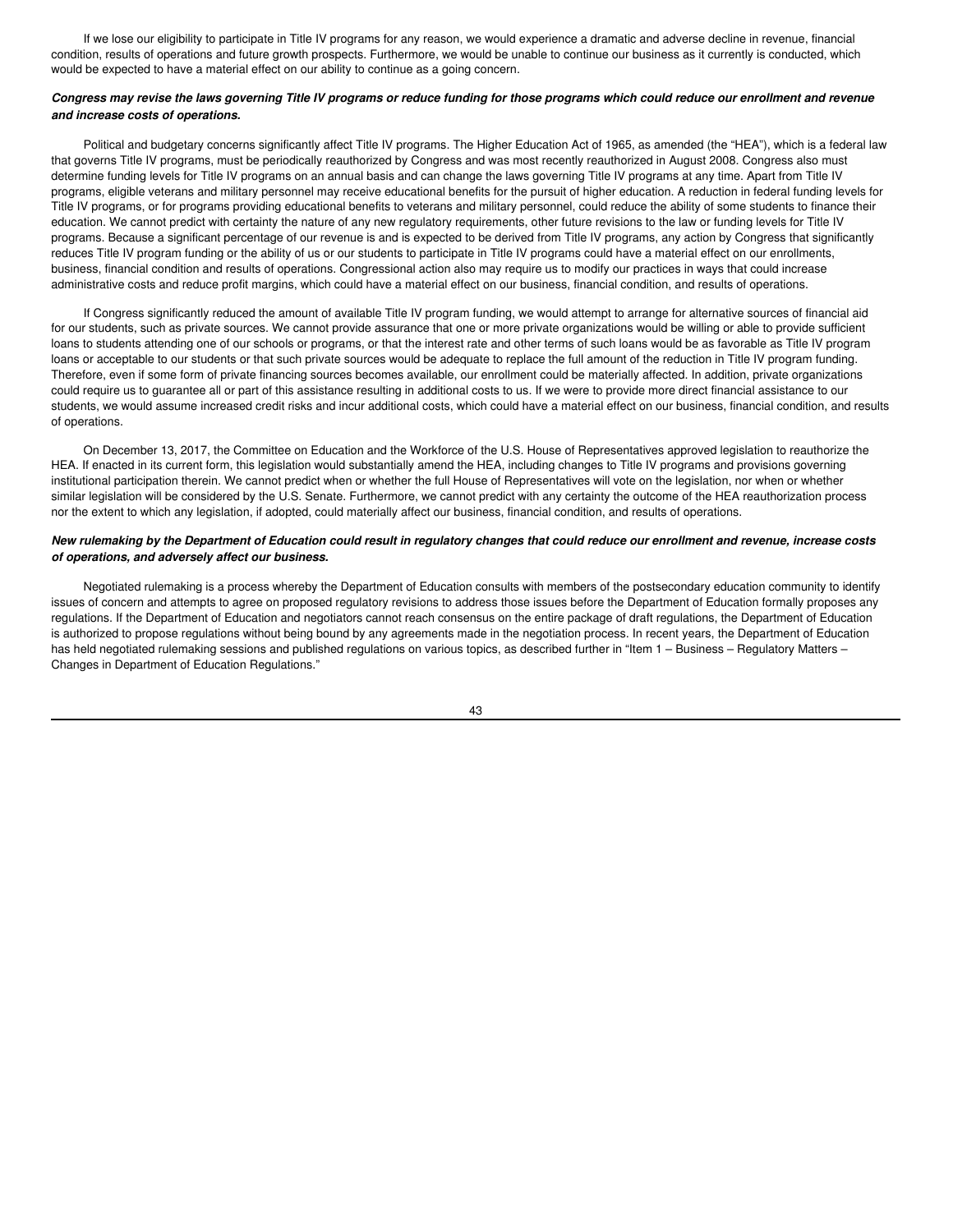If we lose our eligibility to participate in Title IV programs for any reason, we would experience a dramatic and adverse decline in revenue, financial condition, results of operations and future growth prospects. Furthermore, we would be unable to continue our business as it currently is conducted, which would be expected to have a material effect on our ability to continue as a going concern.

***Congress may revise the laws governing Title IV programs or reduce funding for those programs which could reduce our enrollment and revenue and increase costs of operations.***

Political and budgetary concerns significantly affect Title IV programs. The Higher Education Act of 1965, as amended (the "HEA"), which is a federal law that governs Title IV programs, must be periodically reauthorized by Congress and was most recently reauthorized in August 2008. Congress also must determine funding levels for Title IV programs on an annual basis and can change the laws governing Title IV programs at any time. Apart from Title IV programs, eligible veterans and military personnel may receive educational benefits for the pursuit of higher education. A reduction in federal funding levels for Title IV programs, or for programs providing educational benefits to veterans and military personnel, could reduce the ability of some students to finance their education. We cannot predict with certainty the nature of any new regulatory requirements, other future revisions to the law or funding levels for Title IV programs. Because a significant percentage of our revenue is and is expected to be derived from Title IV programs, any action by Congress that significantly reduces Title IV program funding or the ability of us or our students to participate in Title IV programs could have a material effect on our enrollments, business, financial condition and results of operations. Congressional action also may require us to modify our practices in ways that could increase administrative costs and reduce profit margins, which could have a material effect on our business, financial condition, and results of operations.

If Congress significantly reduced the amount of available Title IV program funding, we would attempt to arrange for alternative sources of financial aid for our students, such as private sources. We cannot provide assurance that one or more private organizations would be willing or able to provide sufficient loans to students attending one of our schools or programs, or that the interest rate and other terms of such loans would be as favorable as Title IV program loans or acceptable to our students or that such private sources would be adequate to replace the full amount of the reduction in Title IV program funding. Therefore, even if some form of private financing sources becomes available, our enrollment could be materially affected. In addition, private organizations could require us to guarantee all or part of this assistance resulting in additional costs to us. If we were to provide more direct financial assistance to our students, we would assume increased credit risks and incur additional costs, which could have a material effect on our business, financial condition, and results of operations.

On December 13, 2017, the Committee on Education and the Workforce of the U.S. House of Representatives approved legislation to reauthorize the HEA. If enacted in its current form, this legislation would substantially amend the HEA, including changes to Title IV programs and provisions governing institutional participation therein. We cannot predict when or whether the full House of Representatives will vote on the legislation, nor when or whether similar legislation will be considered by the U.S. Senate. Furthermore, we cannot predict with any certainty the outcome of the HEA reauthorization process nor the extent to which any legislation, if adopted, could materially affect our business, financial condition, and results of operations.

***New rulemaking by the Department of Education could result in regulatory changes that could reduce our enrollment and revenue, increase costs of operations, and adversely affect our business.***

Negotiated rulemaking is a process whereby the Department of Education consults with members of the postsecondary education community to identify issues of concern and attempts to agree on proposed regulatory revisions to address those issues before the Department of Education formally proposes any regulations. If the Department of Education and negotiators cannot reach consensus on the entire package of draft regulations, the Department of Education is authorized to propose regulations without being bound by any agreements made in the negotiation process. In recent years, the Department of Education has held negotiated rulemaking sessions and published regulations on various topics, as described further in "Item 1 – Business – Regulatory Matters – Changes in Department of Education Regulations."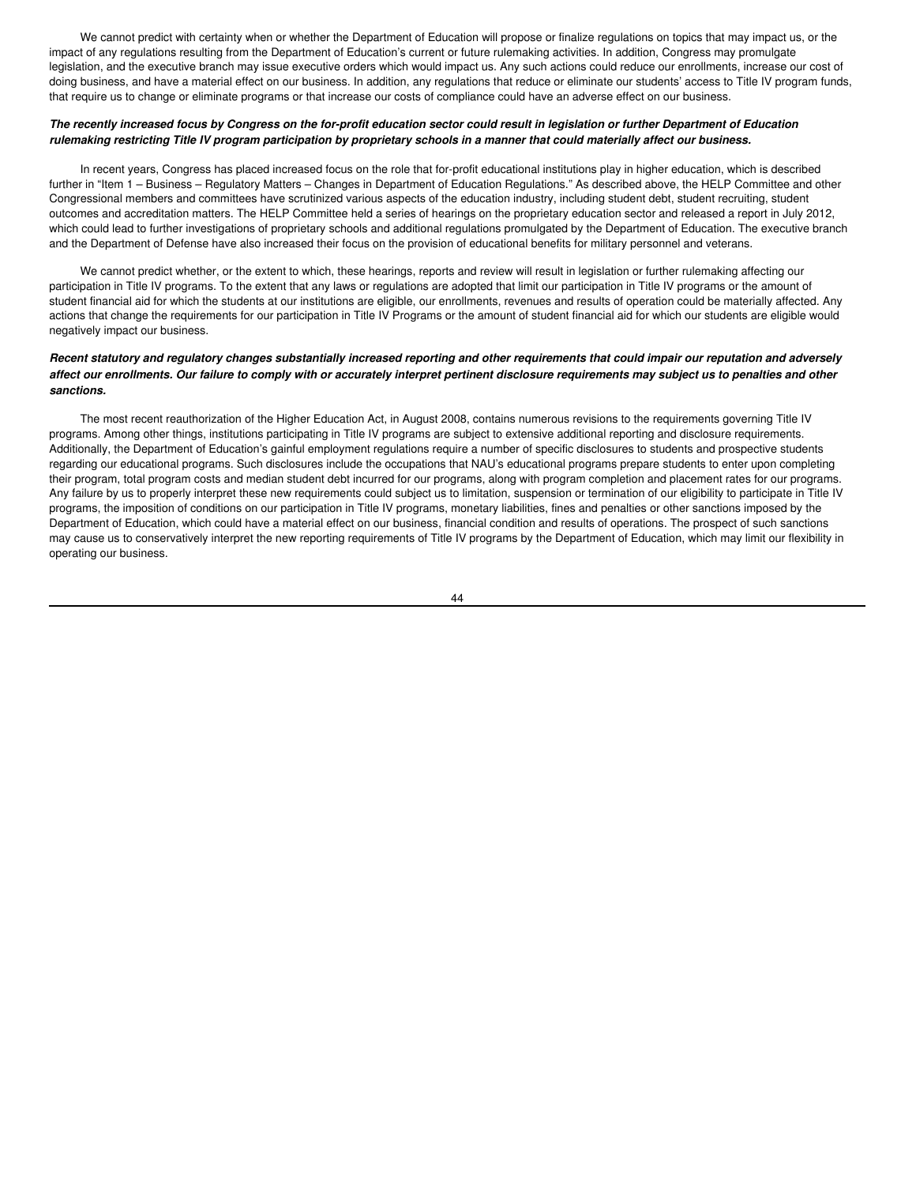We cannot predict with certainty when or whether the Department of Education will propose or finalize regulations on topics that may impact us, or the impact of any regulations resulting from the Department of Education's current or future rulemaking activities. In addition, Congress may promulgate legislation, and the executive branch may issue executive orders which would impact us. Any such actions could reduce our enrollments, increase our cost of doing business, and have a material effect on our business. In addition, any regulations that reduce or eliminate our students' access to Title IV program funds, that require us to change or eliminate programs or that increase our costs of compliance could have an adverse effect on our business.

***The recently increased focus by Congress on the for-profit education sector could result in legislation or further Department of Education rulemaking restricting Title IV program participation by proprietary schools in a manner that could materially affect our business.***

In recent years, Congress has placed increased focus on the role that for-profit educational institutions play in higher education, which is described further in "Item 1 – Business – Regulatory Matters – Changes in Department of Education Regulations." As described above, the HELP Committee and other Congressional members and committees have scrutinized various aspects of the education industry, including student debt, student recruiting, student outcomes and accreditation matters. The HELP Committee held a series of hearings on the proprietary education sector and released a report in July 2012, which could lead to further investigations of proprietary schools and additional regulations promulgated by the Department of Education. The executive branch and the Department of Defense have also increased their focus on the provision of educational benefits for military personnel and veterans.

We cannot predict whether, or the extent to which, these hearings, reports and review will result in legislation or further rulemaking affecting our participation in Title IV programs. To the extent that any laws or regulations are adopted that limit our participation in Title IV programs or the amount of student financial aid for which the students at our institutions are eligible, our enrollments, revenues and results of operation could be materially affected. Any actions that change the requirements for our participation in Title IV Programs or the amount of student financial aid for which our students are eligible would negatively impact our business.

***Recent statutory and regulatory changes substantially increased reporting and other requirements that could impair our reputation and adversely affect our enrollments. Our failure to comply with or accurately interpret pertinent disclosure requirements may subject us to penalties and other sanctions.***

The most recent reauthorization of the Higher Education Act, in August 2008, contains numerous revisions to the requirements governing Title IV programs. Among other things, institutions participating in Title IV programs are subject to extensive additional reporting and disclosure requirements. Additionally, the Department of Education's gainful employment regulations require a number of specific disclosures to students and prospective students regarding our educational programs. Such disclosures include the occupations that NAU's educational programs prepare students to enter upon completing their program, total program costs and median student debt incurred for our programs, along with program completion and placement rates for our programs. Any failure by us to properly interpret these new requirements could subject us to limitation, suspension or termination of our eligibility to participate in Title IV programs, the imposition of conditions on our participation in Title IV programs, monetary liabilities, fines and penalties or other sanctions imposed by the Department of Education, which could have a material effect on our business, financial condition and results of operations. The prospect of such sanctions may cause us to conservatively interpret the new reporting requirements of Title IV programs by the Department of Education, which may limit our flexibility in operating our business.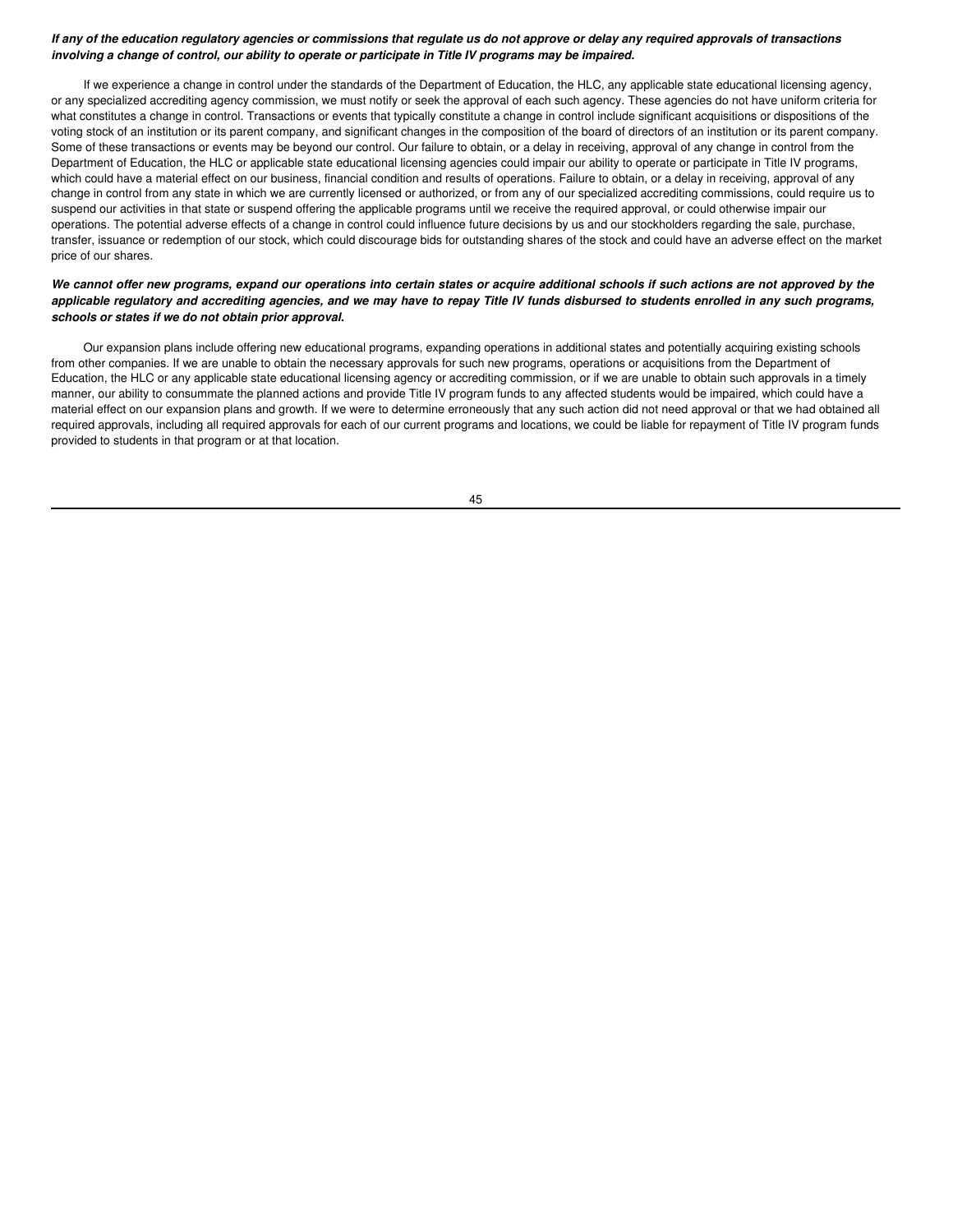***If any of the education regulatory agencies or commissions that regulate us do not approve or delay any required approvals of transactions involving a change of control, our ability to operate or participate in Title IV programs may be impaired.***

If we experience a change in control under the standards of the Department of Education, the HLC, any applicable state educational licensing agency, or any specialized accrediting agency commission, we must notify or seek the approval of each such agency. These agencies do not have uniform criteria for what constitutes a change in control. Transactions or events that typically constitute a change in control include significant acquisitions or dispositions of the voting stock of an institution or its parent company, and significant changes in the composition of the board of directors of an institution or its parent company. Some of these transactions or events may be beyond our control. Our failure to obtain, or a delay in receiving, approval of any change in control from the Department of Education, the HLC or applicable state educational licensing agencies could impair our ability to operate or participate in Title IV programs, which could have a material effect on our business, financial condition and results of operations. Failure to obtain, or a delay in receiving, approval of any change in control from any state in which we are currently licensed or authorized, or from any of our specialized accrediting commissions, could require us to suspend our activities in that state or suspend offering the applicable programs until we receive the required approval, or could otherwise impair our operations. The potential adverse effects of a change in control could influence future decisions by us and our stockholders regarding the sale, purchase, transfer, issuance or redemption of our stock, which could discourage bids for outstanding shares of the stock and could have an adverse effect on the market price of our shares.

***We cannot offer new programs, expand our operations into certain states or acquire additional schools if such actions are not approved by the applicable regulatory and accrediting agencies, and we may have to repay Title IV funds disbursed to students enrolled in any such programs, schools or states if we do not obtain prior approval.***

Our expansion plans include offering new educational programs, expanding operations in additional states and potentially acquiring existing schools from other companies. If we are unable to obtain the necessary approvals for such new programs, operations or acquisitions from the Department of Education, the HLC or any applicable state educational licensing agency or accrediting commission, or if we are unable to obtain such approvals in a timely manner, our ability to consummate the planned actions and provide Title IV program funds to any affected students would be impaired, which could have a material effect on our expansion plans and growth. If we were to determine erroneously that any such action did not need approval or that we had obtained all required approvals, including all required approvals for each of our current programs and locations, we could be liable for repayment of Title IV program funds provided to students in that program or at that location.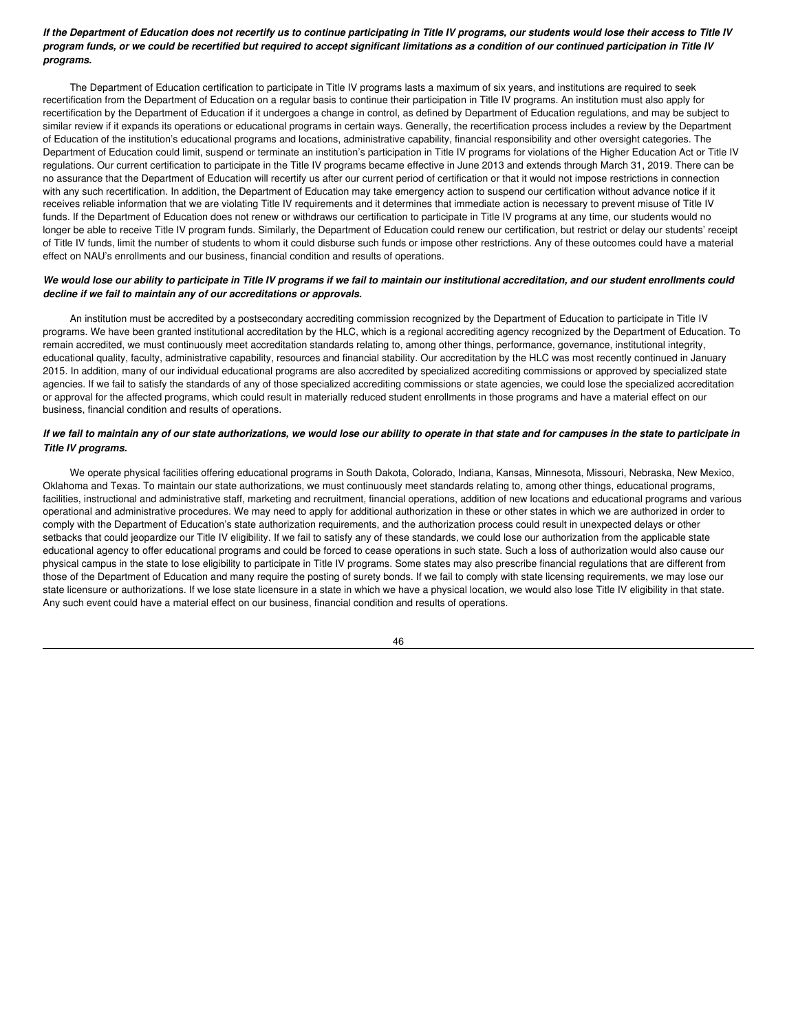***If the Department of Education does not recertify us to continue participating in Title IV programs, our students would lose their access to Title IV program funds, or we could be recertified but required to accept significant limitations as a condition of our continued participation in Title IV programs.***

The Department of Education certification to participate in Title IV programs lasts a maximum of six years, and institutions are required to seek recertification from the Department of Education on a regular basis to continue their participation in Title IV programs. An institution must also apply for recertification by the Department of Education if it undergoes a change in control, as defined by Department of Education regulations, and may be subject to similar review if it expands its operations or educational programs in certain ways. Generally, the recertification process includes a review by the Department of Education of the institution's educational programs and locations, administrative capability, financial responsibility and other oversight categories. The Department of Education could limit, suspend or terminate an institution's participation in Title IV programs for violations of the Higher Education Act or Title IV regulations. Our current certification to participate in the Title IV programs became effective in June 2013 and extends through March 31, 2019. There can be no assurance that the Department of Education will recertify us after our current period of certification or that it would not impose restrictions in connection with any such recertification. In addition, the Department of Education may take emergency action to suspend our certification without advance notice if it receives reliable information that we are violating Title IV requirements and it determines that immediate action is necessary to prevent misuse of Title IV funds. If the Department of Education does not renew or withdraws our certification to participate in Title IV programs at any time, our students would no longer be able to receive Title IV program funds. Similarly, the Department of Education could renew our certification, but restrict or delay our students' receipt of Title IV funds, limit the number of students to whom it could disburse such funds or impose other restrictions. Any of these outcomes could have a material effect on NAU's enrollments and our business, financial condition and results of operations.

***We would lose our ability to participate in Title IV programs if we fail to maintain our institutional accreditation, and our student enrollments could decline if we fail to maintain any of our accreditations or approvals.***

An institution must be accredited by a postsecondary accrediting commission recognized by the Department of Education to participate in Title IV programs. We have been granted institutional accreditation by the HLC, which is a regional accrediting agency recognized by the Department of Education. To remain accredited, we must continuously meet accreditation standards relating to, among other things, performance, governance, institutional integrity, educational quality, faculty, administrative capability, resources and financial stability. Our accreditation by the HLC was most recently continued in January 2015. In addition, many of our individual educational programs are also accredited by specialized accrediting commissions or approved by specialized state agencies. If we fail to satisfy the standards of any of those specialized accrediting commissions or state agencies, we could lose the specialized accreditation or approval for the affected programs, which could result in materially reduced student enrollments in those programs and have a material effect on our business, financial condition and results of operations.

***If we fail to maintain any of our state authorizations, we would lose our ability to operate in that state and for campuses in the state to participate in Title IV programs.***

We operate physical facilities offering educational programs in South Dakota, Colorado, Indiana, Kansas, Minnesota, Missouri, Nebraska, New Mexico, Oklahoma and Texas. To maintain our state authorizations, we must continuously meet standards relating to, among other things, educational programs, facilities, instructional and administrative staff, marketing and recruitment, financial operations, addition of new locations and educational programs and various operational and administrative procedures. We may need to apply for additional authorization in these or other states in which we are authorized in order to comply with the Department of Education's state authorization requirements, and the authorization process could result in unexpected delays or other setbacks that could jeopardize our Title IV eligibility. If we fail to satisfy any of these standards, we could lose our authorization from the applicable state educational agency to offer educational programs and could be forced to cease operations in such state. Such a loss of authorization would also cause our physical campus in the state to lose eligibility to participate in Title IV programs. Some states may also prescribe financial regulations that are different from those of the Department of Education and many require the posting of surety bonds. If we fail to comply with state licensing requirements, we may lose our state licensure or authorizations. If we lose state licensure in a state in which we have a physical location, we would also lose Title IV eligibility in that state. Any such event could have a material effect on our business, financial condition and results of operations.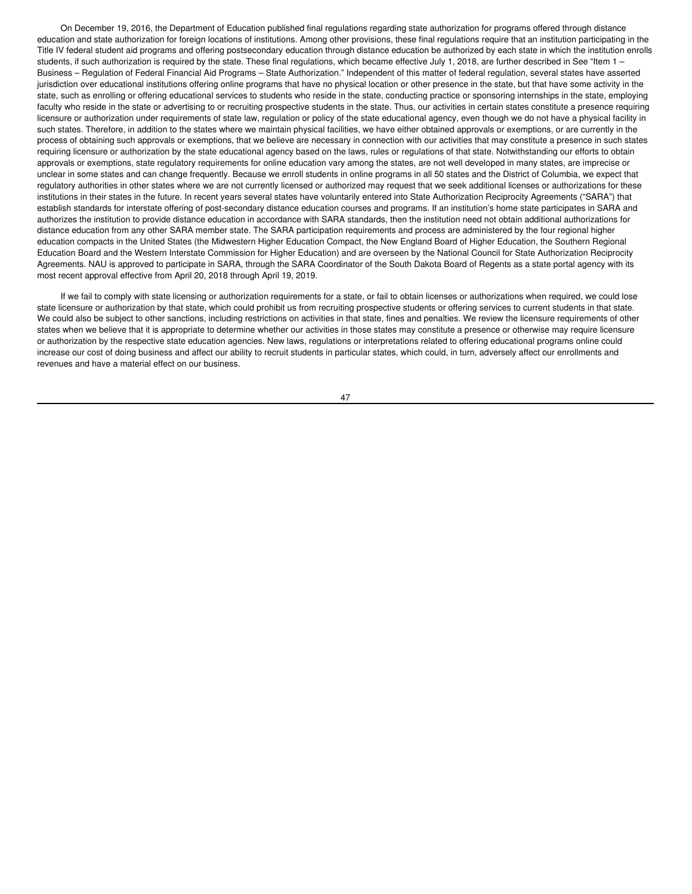On December 19, 2016, the Department of Education published final regulations regarding state authorization for programs offered through distance education and state authorization for foreign locations of institutions. Among other provisions, these final regulations require that an institution participating in the Title IV federal student aid programs and offering postsecondary education through distance education be authorized by each state in which the institution enrolls students, if such authorization is required by the state. These final regulations, which became effective July 1, 2018, are further described in See "Item 1 – Business – Regulation of Federal Financial Aid Programs – State Authorization." Independent of this matter of federal regulation, several states have asserted jurisdiction over educational institutions offering online programs that have no physical location or other presence in the state, but that have some activity in the state, such as enrolling or offering educational services to students who reside in the state, conducting practice or sponsoring internships in the state, employing faculty who reside in the state or advertising to or recruiting prospective students in the state. Thus, our activities in certain states constitute a presence requiring licensure or authorization under requirements of state law, regulation or policy of the state educational agency, even though we do not have a physical facility in such states. Therefore, in addition to the states where we maintain physical facilities, we have either obtained approvals or exemptions, or are currently in the process of obtaining such approvals or exemptions, that we believe are necessary in connection with our activities that may constitute a presence in such states requiring licensure or authorization by the state educational agency based on the laws, rules or regulations of that state. Notwithstanding our efforts to obtain approvals or exemptions, state regulatory requirements for online education vary among the states, are not well developed in many states, are imprecise or unclear in some states and can change frequently. Because we enroll students in online programs in all 50 states and the District of Columbia, we expect that regulatory authorities in other states where we are not currently licensed or authorized may request that we seek additional licenses or authorizations for these institutions in their states in the future. In recent years several states have voluntarily entered into State Authorization Reciprocity Agreements ("SARA") that establish standards for interstate offering of post-secondary distance education courses and programs. If an institution's home state participates in SARA and authorizes the institution to provide distance education in accordance with SARA standards, then the institution need not obtain additional authorizations for distance education from any other SARA member state. The SARA participation requirements and process are administered by the four regional higher education compacts in the United States (the Midwestern Higher Education Compact, the New England Board of Higher Education, the Southern Regional Education Board and the Western Interstate Commission for Higher Education) and are overseen by the National Council for State Authorization Reciprocity Agreements. NAU is approved to participate in SARA, through the SARA Coordinator of the South Dakota Board of Regents as a state portal agency with its most recent approval effective from April 20, 2018 through April 19, 2019.

If we fail to comply with state licensing or authorization requirements for a state, or fail to obtain licenses or authorizations when required, we could lose state licensure or authorization by that state, which could prohibit us from recruiting prospective students or offering services to current students in that state. We could also be subject to other sanctions, including restrictions on activities in that state, fines and penalties. We review the licensure requirements of other states when we believe that it is appropriate to determine whether our activities in those states may constitute a presence or otherwise may require licensure or authorization by the respective state education agencies. New laws, regulations or interpretations related to offering educational programs online could increase our cost of doing business and affect our ability to recruit students in particular states, which could, in turn, adversely affect our enrollments and revenues and have a material effect on our business.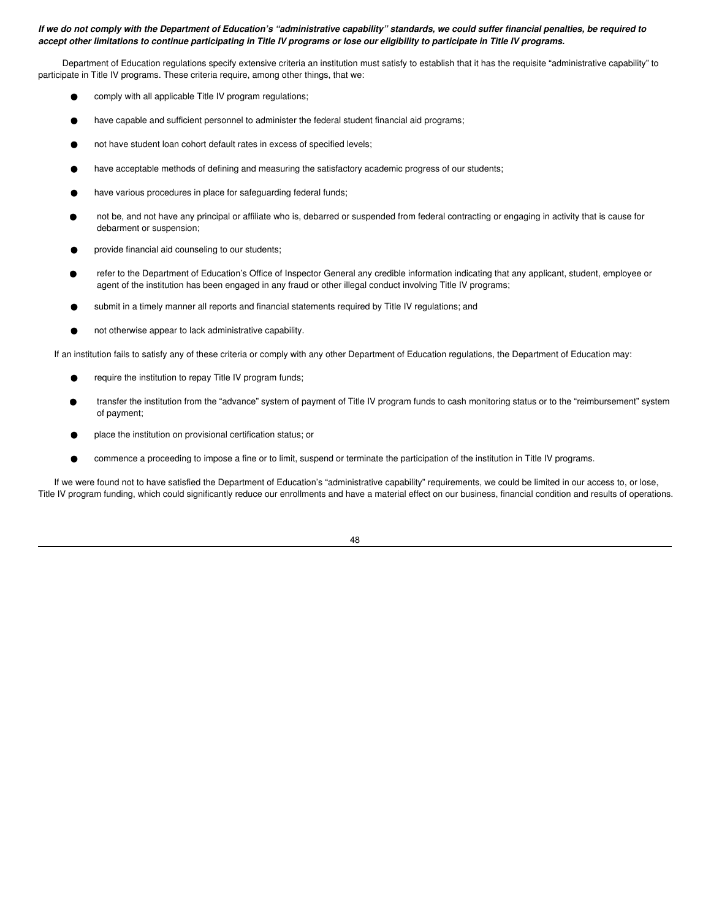***If we do not comply with the Department of Education's "administrative capability" standards, we could suffer financial penalties, be required to accept other limitations to continue participating in Title IV programs or lose our eligibility to participate in Title IV programs.***

Department of Education regulations specify extensive criteria an institution must satisfy to establish that it has the requisite "administrative capability" to participate in Title IV programs. These criteria require, among other things, that we:

- comply with all applicable Title IV program regulations;
- have capable and sufficient personnel to administer the federal student financial aid programs;
- not have student loan cohort default rates in excess of specified levels;
- have acceptable methods of defining and measuring the satisfactory academic progress of our students;
- have various procedures in place for safeguarding federal funds;
- not be, and not have any principal or affiliate who is, debarred or suspended from federal contracting or engaging in activity that is cause for debarment or suspension;
- provide financial aid counseling to our students;
- refer to the Department of Education's Office of Inspector General any credible information indicating that any applicant, student, employee or agent of the institution has been engaged in any fraud or other illegal conduct involving Title IV programs;
- submit in a timely manner all reports and financial statements required by Title IV regulations; and
- not otherwise appear to lack administrative capability.

If an institution fails to satisfy any of these criteria or comply with any other Department of Education regulations, the Department of Education may:

- require the institution to repay Title IV program funds;
- transfer the institution from the "advance" system of payment of Title IV program funds to cash monitoring status or to the "reimbursement" system of payment;
- place the institution on provisional certification status; or
- commence a proceeding to impose a fine or to limit, suspend or terminate the participation of the institution in Title IV programs.

If we were found not to have satisfied the Department of Education's "administrative capability" requirements, we could be limited in our access to, or lose, Title IV program funding, which could significantly reduce our enrollments and have a material effect on our business, financial condition and results of operations.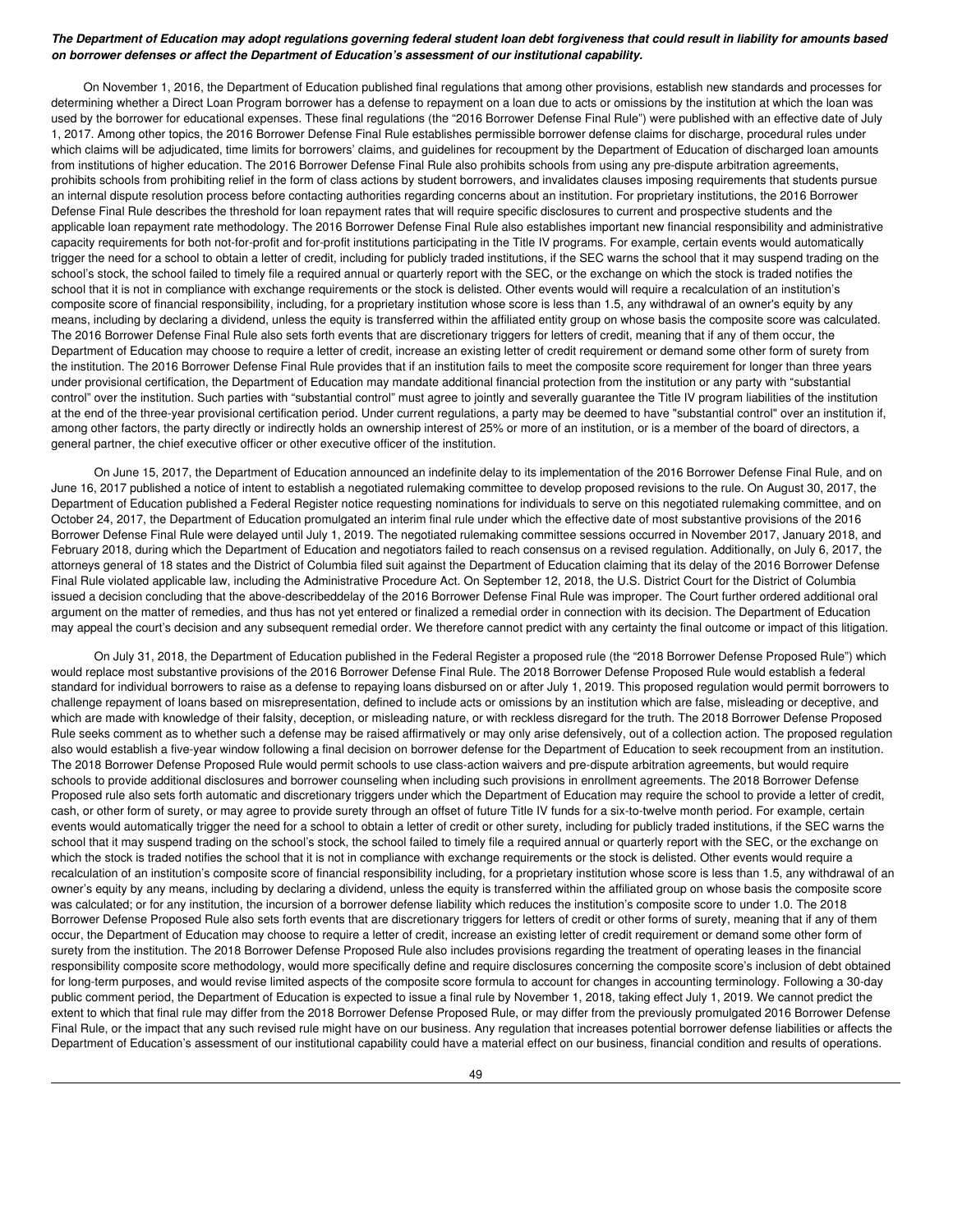***The Department of Education may adopt regulations governing federal student loan debt forgiveness that could result in liability for amounts based on borrower defenses or affect the Department of Education's assessment of our institutional capability.***

On November 1, 2016, the Department of Education published final regulations that among other provisions, establish new standards and processes for determining whether a Direct Loan Program borrower has a defense to repayment on a loan due to acts or omissions by the institution at which the loan was used by the borrower for educational expenses. These final regulations (the "2016 Borrower Defense Final Rule") were published with an effective date of July 1, 2017. Among other topics, the 2016 Borrower Defense Final Rule establishes permissible borrower defense claims for discharge, procedural rules under which claims will be adjudicated, time limits for borrowers' claims, and guidelines for recoupment by the Department of Education of discharged loan amounts from institutions of higher education. The 2016 Borrower Defense Final Rule also prohibits schools from using any pre-dispute arbitration agreements, prohibits schools from prohibiting relief in the form of class actions by student borrowers, and invalidates clauses imposing requirements that students pursue an internal dispute resolution process before contacting authorities regarding concerns about an institution. For proprietary institutions, the 2016 Borrower Defense Final Rule describes the threshold for loan repayment rates that will require specific disclosures to current and prospective students and the applicable loan repayment rate methodology. The 2016 Borrower Defense Final Rule also establishes important new financial responsibility and administrative capacity requirements for both not-for-profit and for-profit institutions participating in the Title IV programs. For example, certain events would automatically trigger the need for a school to obtain a letter of credit, including for publicly traded institutions, if the SEC warns the school that it may suspend trading on the school's stock, the school failed to timely file a required annual or quarterly report with the SEC, or the exchange on which the stock is traded notifies the school that it is not in compliance with exchange requirements or the stock is delisted. Other events would will require a recalculation of an institution's composite score of financial responsibility, including, for a proprietary institution whose score is less than 1.5, any withdrawal of an owner's equity by any means, including by declaring a dividend, unless the equity is transferred within the affiliated entity group on whose basis the composite score was calculated. The 2016 Borrower Defense Final Rule also sets forth events that are discretionary triggers for letters of credit, meaning that if any of them occur, the Department of Education may choose to require a letter of credit, increase an existing letter of credit requirement or demand some other form of surety from the institution. The 2016 Borrower Defense Final Rule provides that if an institution fails to meet the composite score requirement for longer than three years under provisional certification, the Department of Education may mandate additional financial protection from the institution or any party with "substantial control" over the institution. Such parties with "substantial control" must agree to jointly and severally guarantee the Title IV program liabilities of the institution at the end of the three-year provisional certification period. Under current regulations, a party may be deemed to have "substantial control" over an institution if, among other factors, the party directly or indirectly holds an ownership interest of 25% or more of an institution, or is a member of the board of directors, a general partner, the chief executive officer or other executive officer of the institution.

On June 15, 2017, the Department of Education announced an indefinite delay to its implementation of the 2016 Borrower Defense Final Rule, and on June 16, 2017 published a notice of intent to establish a negotiated rulemaking committee to develop proposed revisions to the rule. On August 30, 2017, the Department of Education published a Federal Register notice requesting nominations for individuals to serve on this negotiated rulemaking committee, and on October 24, 2017, the Department of Education promulgated an interim final rule under which the effective date of most substantive provisions of the 2016 Borrower Defense Final Rule were delayed until July 1, 2019. The negotiated rulemaking committee sessions occurred in November 2017, January 2018, and February 2018, during which the Department of Education and negotiators failed to reach consensus on a revised regulation. Additionally, on July 6, 2017, the attorneys general of 18 states and the District of Columbia filed suit against the Department of Education claiming that its delay of the 2016 Borrower Defense Final Rule violated applicable law, including the Administrative Procedure Act. On September 12, 2018, the U.S. District Court for the District of Columbia issued a decision concluding that the above-describeddelay of the 2016 Borrower Defense Final Rule was improper. The Court further ordered additional oral argument on the matter of remedies, and thus has not yet entered or finalized a remedial order in connection with its decision. The Department of Education may appeal the court's decision and any subsequent remedial order. We therefore cannot predict with any certainty the final outcome or impact of this litigation.

On July 31, 2018, the Department of Education published in the Federal Register a proposed rule (the "2018 Borrower Defense Proposed Rule") which would replace most substantive provisions of the 2016 Borrower Defense Final Rule. The 2018 Borrower Defense Proposed Rule would establish a federal standard for individual borrowers to raise as a defense to repaying loans disbursed on or after July 1, 2019. This proposed regulation would permit borrowers to challenge repayment of loans based on misrepresentation, defined to include acts or omissions by an institution which are false, misleading or deceptive, and which are made with knowledge of their falsity, deception, or misleading nature, or with reckless disregard for the truth. The 2018 Borrower Defense Proposed Rule seeks comment as to whether such a defense may be raised affirmatively or may only arise defensively, out of a collection action. The proposed regulation also would establish a five-year window following a final decision on borrower defense for the Department of Education to seek recoupment from an institution. The 2018 Borrower Defense Proposed Rule would permit schools to use class-action waivers and pre-dispute arbitration agreements, but would require schools to provide additional disclosures and borrower counseling when including such provisions in enrollment agreements. The 2018 Borrower Defense Proposed rule also sets forth automatic and discretionary triggers under which the Department of Education may require the school to provide a letter of credit, cash, or other form of surety, or may agree to provide surety through an offset of future Title IV funds for a six-to-twelve month period. For example, certain events would automatically trigger the need for a school to obtain a letter of credit or other surety, including for publicly traded institutions, if the SEC warns the school that it may suspend trading on the school's stock, the school failed to timely file a required annual or quarterly report with the SEC, or the exchange on which the stock is traded notifies the school that it is not in compliance with exchange requirements or the stock is delisted. Other events would require a recalculation of an institution's composite score of financial responsibility including, for a proprietary institution whose score is less than 1.5, any withdrawal of an owner's equity by any means, including by declaring a dividend, unless the equity is transferred within the affiliated group on whose basis the composite score was calculated; or for any institution, the incursion of a borrower defense liability which reduces the institution's composite score to under 1.0. The 2018 Borrower Defense Proposed Rule also sets forth events that are discretionary triggers for letters of credit or other forms of surety, meaning that if any of them occur, the Department of Education may choose to require a letter of credit, increase an existing letter of credit requirement or demand some other form of surety from the institution. The 2018 Borrower Defense Proposed Rule also includes provisions regarding the treatment of operating leases in the financial responsibility composite score methodology, would more specifically define and require disclosures concerning the composite score's inclusion of debt obtained for long-term purposes, and would revise limited aspects of the composite score formula to account for changes in accounting terminology. Following a 30-day public comment period, the Department of Education is expected to issue a final rule by November 1, 2018, taking effect July 1, 2019. We cannot predict the extent to which that final rule may differ from the 2018 Borrower Defense Proposed Rule, or may differ from the previously promulgated 2016 Borrower Defense Final Rule, or the impact that any such revised rule might have on our business. Any regulation that increases potential borrower defense liabilities or affects the Department of Education's assessment of our institutional capability could have a material effect on our business, financial condition and results of operations.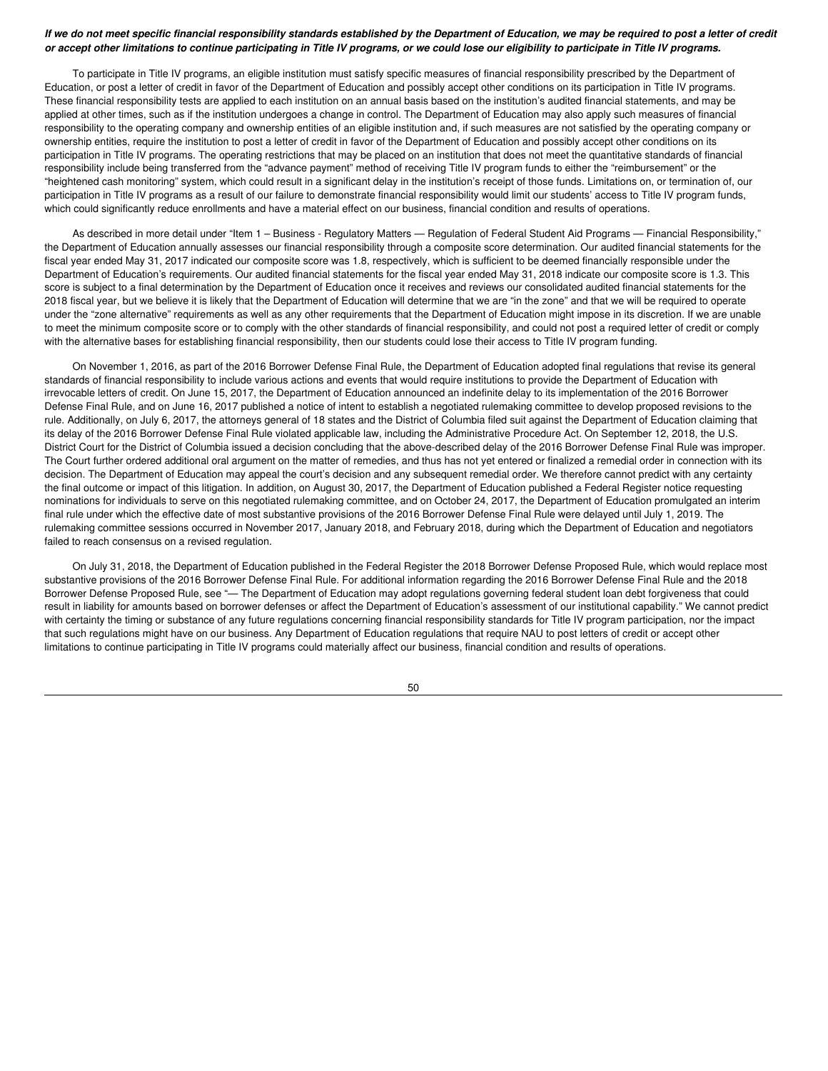***If we do not meet specific financial responsibility standards established by the Department of Education, we may be required to post a letter of credit or accept other limitations to continue participating in Title IV programs, or we could lose our eligibility to participate in Title IV programs.***

To participate in Title IV programs, an eligible institution must satisfy specific measures of financial responsibility prescribed by the Department of Education, or post a letter of credit in favor of the Department of Education and possibly accept other conditions on its participation in Title IV programs. These financial responsibility tests are applied to each institution on an annual basis based on the institution's audited financial statements, and may be applied at other times, such as if the institution undergoes a change in control. The Department of Education may also apply such measures of financial responsibility to the operating company and ownership entities of an eligible institution and, if such measures are not satisfied by the operating company or ownership entities, require the institution to post a letter of credit in favor of the Department of Education and possibly accept other conditions on its participation in Title IV programs. The operating restrictions that may be placed on an institution that does not meet the quantitative standards of financial responsibility include being transferred from the "advance payment" method of receiving Title IV program funds to either the "reimbursement" or the "heightened cash monitoring" system, which could result in a significant delay in the institution's receipt of those funds. Limitations on, or termination of, our participation in Title IV programs as a result of our failure to demonstrate financial responsibility would limit our students' access to Title IV program funds, which could significantly reduce enrollments and have a material effect on our business, financial condition and results of operations.

As described in more detail under "Item 1 – Business - Regulatory Matters — Regulation of Federal Student Aid Programs — Financial Responsibility," the Department of Education annually assesses our financial responsibility through a composite score determination. Our audited financial statements for the fiscal year ended May 31, 2017 indicated our composite score was 1.8, respectively, which is sufficient to be deemed financially responsible under the Department of Education's requirements. Our audited financial statements for the fiscal year ended May 31, 2018 indicate our composite score is 1.3. This score is subject to a final determination by the Department of Education once it receives and reviews our consolidated audited financial statements for the 2018 fiscal year, but we believe it is likely that the Department of Education will determine that we are "in the zone" and that we will be required to operate under the "zone alternative" requirements as well as any other requirements that the Department of Education might impose in its discretion. If we are unable to meet the minimum composite score or to comply with the other standards of financial responsibility, and could not post a required letter of credit or comply with the alternative bases for establishing financial responsibility, then our students could lose their access to Title IV program funding.

On November 1, 2016, as part of the 2016 Borrower Defense Final Rule, the Department of Education adopted final regulations that revise its general standards of financial responsibility to include various actions and events that would require institutions to provide the Department of Education with irrevocable letters of credit. On June 15, 2017, the Department of Education announced an indefinite delay to its implementation of the 2016 Borrower Defense Final Rule, and on June 16, 2017 published a notice of intent to establish a negotiated rulemaking committee to develop proposed revisions to the rule. Additionally, on July 6, 2017, the attorneys general of 18 states and the District of Columbia filed suit against the Department of Education claiming that its delay of the 2016 Borrower Defense Final Rule violated applicable law, including the Administrative Procedure Act. On September 12, 2018, the U.S. District Court for the District of Columbia issued a decision concluding that the above-described delay of the 2016 Borrower Defense Final Rule was improper. The Court further ordered additional oral argument on the matter of remedies, and thus has not yet entered or finalized a remedial order in connection with its decision. The Department of Education may appeal the court's decision and any subsequent remedial order. We therefore cannot predict with any certainty the final outcome or impact of this litigation. In addition, on August 30, 2017, the Department of Education published a Federal Register notice requesting nominations for individuals to serve on this negotiated rulemaking committee, and on October 24, 2017, the Department of Education promulgated an interim final rule under which the effective date of most substantive provisions of the 2016 Borrower Defense Final Rule were delayed until July 1, 2019. The rulemaking committee sessions occurred in November 2017, January 2018, and February 2018, during which the Department of Education and negotiators failed to reach consensus on a revised regulation.

On July 31, 2018, the Department of Education published in the Federal Register the 2018 Borrower Defense Proposed Rule, which would replace most substantive provisions of the 2016 Borrower Defense Final Rule. For additional information regarding the 2016 Borrower Defense Final Rule and the 2018 Borrower Defense Proposed Rule, see "— The Department of Education may adopt regulations governing federal student loan debt forgiveness that could result in liability for amounts based on borrower defenses or affect the Department of Education's assessment of our institutional capability." We cannot predict with certainty the timing or substance of any future regulations concerning financial responsibility standards for Title IV program participation, nor the impact that such regulations might have on our business. Any Department of Education regulations that require NAU to post letters of credit or accept other limitations to continue participating in Title IV programs could materially affect our business, financial condition and results of operations.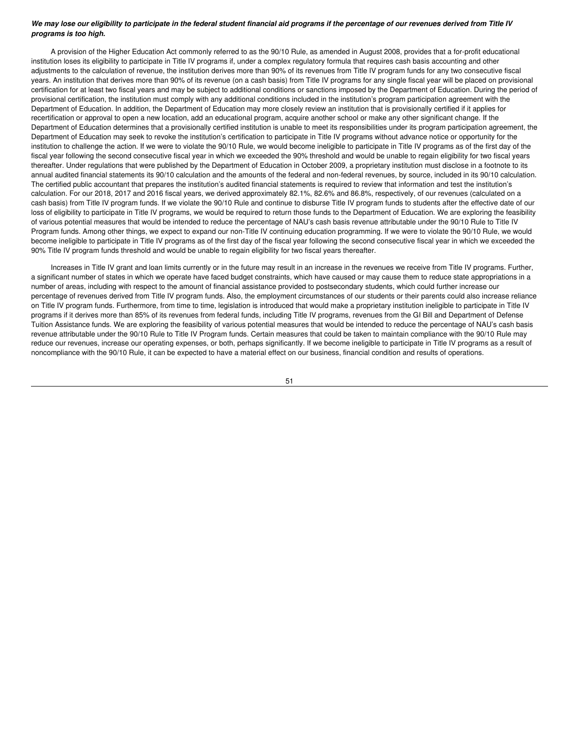***We may lose our eligibility to participate in the federal student financial aid programs if the percentage of our revenues derived from Title IV programs is too high.***

A provision of the Higher Education Act commonly referred to as the 90/10 Rule, as amended in August 2008, provides that a for-profit educational institution loses its eligibility to participate in Title IV programs if, under a complex regulatory formula that requires cash basis accounting and other adjustments to the calculation of revenue, the institution derives more than 90% of its revenues from Title IV program funds for any two consecutive fiscal years. An institution that derives more than 90% of its revenue (on a cash basis) from Title IV programs for any single fiscal year will be placed on provisional certification for at least two fiscal years and may be subject to additional conditions or sanctions imposed by the Department of Education. During the period of provisional certification, the institution must comply with any additional conditions included in the institution's program participation agreement with the Department of Education. In addition, the Department of Education may more closely review an institution that is provisionally certified if it applies for recertification or approval to open a new location, add an educational program, acquire another school or make any other significant change. If the Department of Education determines that a provisionally certified institution is unable to meet its responsibilities under its program participation agreement, the Department of Education may seek to revoke the institution's certification to participate in Title IV programs without advance notice or opportunity for the institution to challenge the action. If we were to violate the 90/10 Rule, we would become ineligible to participate in Title IV programs as of the first day of the fiscal year following the second consecutive fiscal year in which we exceeded the 90% threshold and would be unable to regain eligibility for two fiscal years thereafter. Under regulations that were published by the Department of Education in October 2009, a proprietary institution must disclose in a footnote to its annual audited financial statements its 90/10 calculation and the amounts of the federal and non-federal revenues, by source, included in its 90/10 calculation. The certified public accountant that prepares the institution's audited financial statements is required to review that information and test the institution's calculation. For our 2018, 2017 and 2016 fiscal years, we derived approximately 82.1%, 82.6% and 86.8%, respectively, of our revenues (calculated on a cash basis) from Title IV program funds. If we violate the 90/10 Rule and continue to disburse Title IV program funds to students after the effective date of our loss of eligibility to participate in Title IV programs, we would be required to return those funds to the Department of Education. We are exploring the feasibility of various potential measures that would be intended to reduce the percentage of NAU's cash basis revenue attributable under the 90/10 Rule to Title IV Program funds. Among other things, we expect to expand our non-Title IV continuing education programming. If we were to violate the 90/10 Rule, we would become ineligible to participate in Title IV programs as of the first day of the fiscal year following the second consecutive fiscal year in which we exceeded the 90% Title IV program funds threshold and would be unable to regain eligibility for two fiscal years thereafter.

Increases in Title IV grant and loan limits currently or in the future may result in an increase in the revenues we receive from Title IV programs. Further, a significant number of states in which we operate have faced budget constraints, which have caused or may cause them to reduce state appropriations in a number of areas, including with respect to the amount of financial assistance provided to postsecondary students, which could further increase our percentage of revenues derived from Title IV program funds. Also, the employment circumstances of our students or their parents could also increase reliance on Title IV program funds. Furthermore, from time to time, legislation is introduced that would make a proprietary institution ineligible to participate in Title IV programs if it derives more than 85% of its revenues from federal funds, including Title IV programs, revenues from the GI Bill and Department of Defense Tuition Assistance funds. We are exploring the feasibility of various potential measures that would be intended to reduce the percentage of NAU's cash basis revenue attributable under the 90/10 Rule to Title IV Program funds. Certain measures that could be taken to maintain compliance with the 90/10 Rule may reduce our revenues, increase our operating expenses, or both, perhaps significantly. If we become ineligible to participate in Title IV programs as a result of noncompliance with the 90/10 Rule, it can be expected to have a material effect on our business, financial condition and results of operations.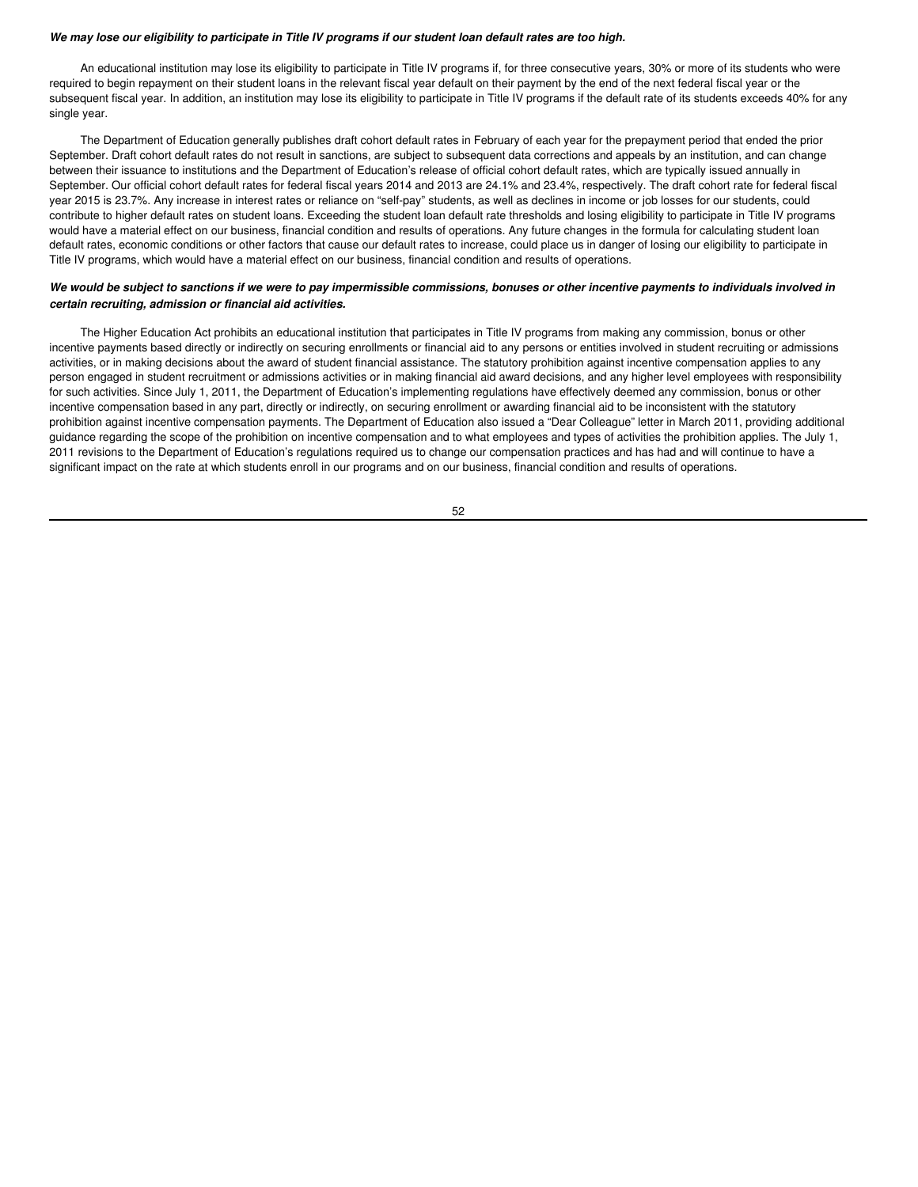***We may lose our eligibility to participate in Title IV programs if our student loan default rates are too high.***

An educational institution may lose its eligibility to participate in Title IV programs if, for three consecutive years, 30% or more of its students who were required to begin repayment on their student loans in the relevant fiscal year default on their payment by the end of the next federal fiscal year or the subsequent fiscal year. In addition, an institution may lose its eligibility to participate in Title IV programs if the default rate of its students exceeds 40% for any single year.

The Department of Education generally publishes draft cohort default rates in February of each year for the prepayment period that ended the prior September. Draft cohort default rates do not result in sanctions, are subject to subsequent data corrections and appeals by an institution, and can change between their issuance to institutions and the Department of Education's release of official cohort default rates, which are typically issued annually in September. Our official cohort default rates for federal fiscal years 2014 and 2013 are 24.1% and 23.4%, respectively. The draft cohort rate for federal fiscal year 2015 is 23.7%. Any increase in interest rates or reliance on "self-pay" students, as well as declines in income or job losses for our students, could contribute to higher default rates on student loans. Exceeding the student loan default rate thresholds and losing eligibility to participate in Title IV programs would have a material effect on our business, financial condition and results of operations. Any future changes in the formula for calculating student loan default rates, economic conditions or other factors that cause our default rates to increase, could place us in danger of losing our eligibility to participate in Title IV programs, which would have a material effect on our business, financial condition and results of operations.

***We would be subject to sanctions if we were to pay impermissible commissions, bonuses or other incentive payments to individuals involved in certain recruiting, admission or financial aid activities.***

The Higher Education Act prohibits an educational institution that participates in Title IV programs from making any commission, bonus or other incentive payments based directly or indirectly on securing enrollments or financial aid to any persons or entities involved in student recruiting or admissions activities, or in making decisions about the award of student financial assistance. The statutory prohibition against incentive compensation applies to any person engaged in student recruitment or admissions activities or in making financial aid award decisions, and any higher level employees with responsibility for such activities. Since July 1, 2011, the Department of Education's implementing regulations have effectively deemed any commission, bonus or other incentive compensation based in any part, directly or indirectly, on securing enrollment or awarding financial aid to be inconsistent with the statutory prohibition against incentive compensation payments. The Department of Education also issued a "Dear Colleague" letter in March 2011, providing additional guidance regarding the scope of the prohibition on incentive compensation and to what employees and types of activities the prohibition applies. The July 1, 2011 revisions to the Department of Education's regulations required us to change our compensation practices and has had and will continue to have a significant impact on the rate at which students enroll in our programs and on our business, financial condition and results of operations.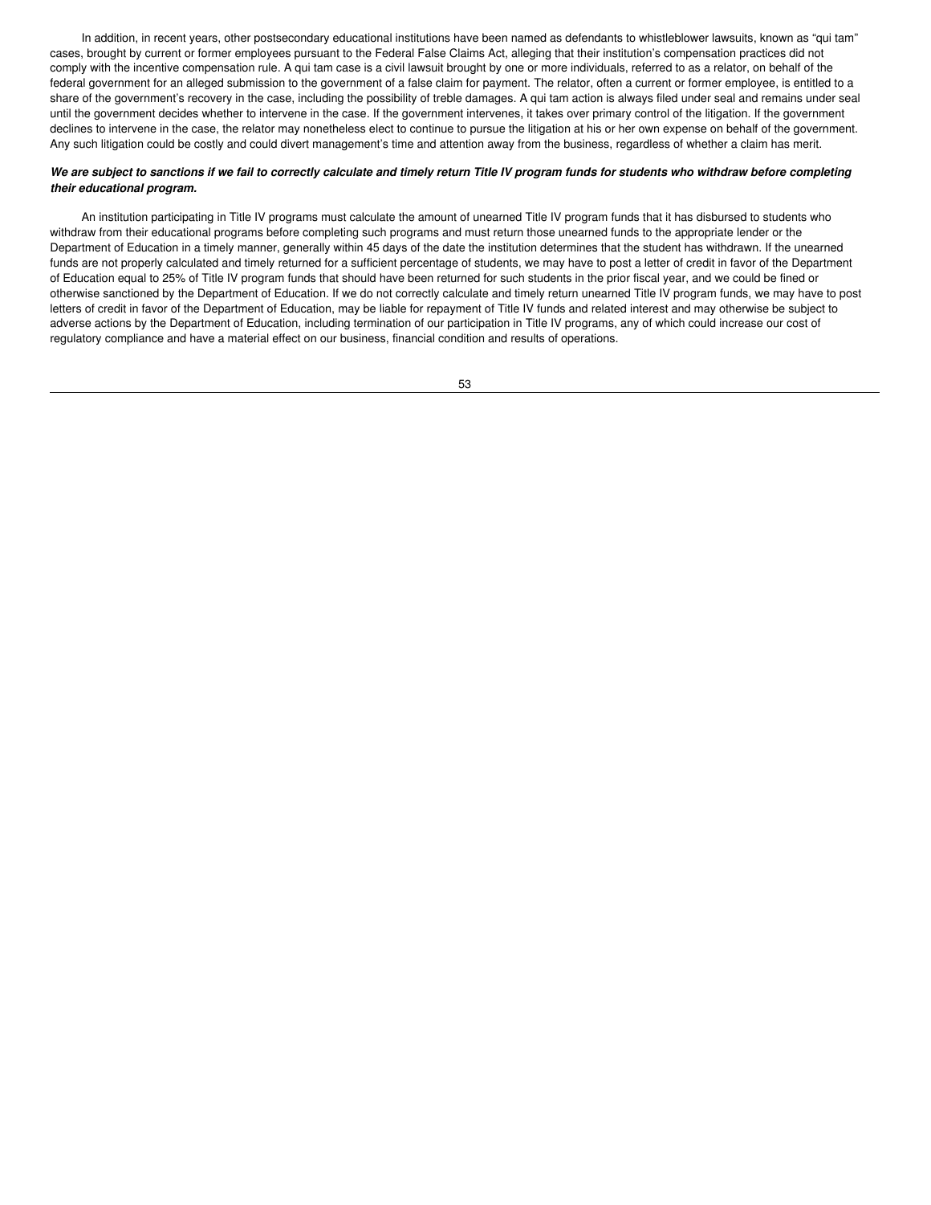In addition, in recent years, other postsecondary educational institutions have been named as defendants to whistleblower lawsuits, known as "qui tam" cases, brought by current or former employees pursuant to the Federal False Claims Act, alleging that their institution's compensation practices did not comply with the incentive compensation rule. A qui tam case is a civil lawsuit brought by one or more individuals, referred to as a relator, on behalf of the federal government for an alleged submission to the government of a false claim for payment. The relator, often a current or former employee, is entitled to a share of the government's recovery in the case, including the possibility of treble damages. A qui tam action is always filed under seal and remains under seal until the government decides whether to intervene in the case. If the government intervenes, it takes over primary control of the litigation. If the government declines to intervene in the case, the relator may nonetheless elect to continue to pursue the litigation at his or her own expense on behalf of the government. Any such litigation could be costly and could divert management's time and attention away from the business, regardless of whether a claim has merit.

***We are subject to sanctions if we fail to correctly calculate and timely return Title IV program funds for students who withdraw before completing their educational program.***

An institution participating in Title IV programs must calculate the amount of unearned Title IV program funds that it has disbursed to students who withdraw from their educational programs before completing such programs and must return those unearned funds to the appropriate lender or the Department of Education in a timely manner, generally within 45 days of the date the institution determines that the student has withdrawn. If the unearned funds are not properly calculated and timely returned for a sufficient percentage of students, we may have to post a letter of credit in favor of the Department of Education equal to 25% of Title IV program funds that should have been returned for such students in the prior fiscal year, and we could be fined or otherwise sanctioned by the Department of Education. If we do not correctly calculate and timely return unearned Title IV program funds, we may have to post letters of credit in favor of the Department of Education, may be liable for repayment of Title IV funds and related interest and may otherwise be subject to adverse actions by the Department of Education, including termination of our participation in Title IV programs, any of which could increase our cost of regulatory compliance and have a material effect on our business, financial condition and results of operations.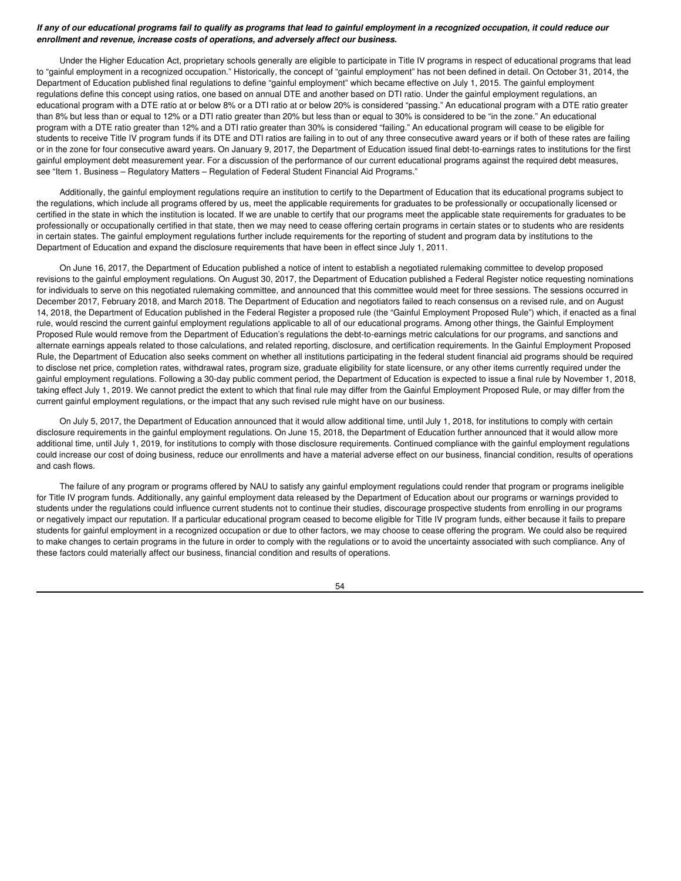***If any of our educational programs fail to qualify as programs that lead to gainful employment in a recognized occupation, it could reduce our enrollment and revenue, increase costs of operations, and adversely affect our business.***

Under the Higher Education Act, proprietary schools generally are eligible to participate in Title IV programs in respect of educational programs that lead to "gainful employment in a recognized occupation." Historically, the concept of "gainful employment" has not been defined in detail. On October 31, 2014, the Department of Education published final regulations to define "gainful employment" which became effective on July 1, 2015. The gainful employment regulations define this concept using ratios, one based on annual DTE and another based on DTI ratio. Under the gainful employment regulations, an educational program with a DTE ratio at or below 8% or a DTI ratio at or below 20% is considered "passing." An educational program with a DTE ratio greater than 8% but less than or equal to 12% or a DTI ratio greater than 20% but less than or equal to 30% is considered to be "in the zone." An educational program with a DTE ratio greater than 12% and a DTI ratio greater than 30% is considered "failing." An educational program will cease to be eligible for students to receive Title IV program funds if its DTE and DTI ratios are failing in to out of any three consecutive award years or if both of these rates are failing or in the zone for four consecutive award years. On January 9, 2017, the Department of Education issued final debt-to-earnings rates to institutions for the first gainful employment debt measurement year. For a discussion of the performance of our current educational programs against the required debt measures, see "Item 1. Business – Regulatory Matters – Regulation of Federal Student Financial Aid Programs."

Additionally, the gainful employment regulations require an institution to certify to the Department of Education that its educational programs subject to the regulations, which include all programs offered by us, meet the applicable requirements for graduates to be professionally or occupationally licensed or certified in the state in which the institution is located. If we are unable to certify that our programs meet the applicable state requirements for graduates to be professionally or occupationally certified in that state, then we may need to cease offering certain programs in certain states or to students who are residents in certain states. The gainful employment regulations further include requirements for the reporting of student and program data by institutions to the Department of Education and expand the disclosure requirements that have been in effect since July 1, 2011.

On June 16, 2017, the Department of Education published a notice of intent to establish a negotiated rulemaking committee to develop proposed revisions to the gainful employment regulations. On August 30, 2017, the Department of Education published a Federal Register notice requesting nominations for individuals to serve on this negotiated rulemaking committee, and announced that this committee would meet for three sessions. The sessions occurred in December 2017, February 2018, and March 2018. The Department of Education and negotiators failed to reach consensus on a revised rule, and on August 14, 2018, the Department of Education published in the Federal Register a proposed rule (the "Gainful Employment Proposed Rule") which, if enacted as a final rule, would rescind the current gainful employment regulations applicable to all of our educational programs. Among other things, the Gainful Employment Proposed Rule would remove from the Department of Education's regulations the debt-to-earnings metric calculations for our programs, and sanctions and alternate earnings appeals related to those calculations, and related reporting, disclosure, and certification requirements. In the Gainful Employment Proposed Rule, the Department of Education also seeks comment on whether all institutions participating in the federal student financial aid programs should be required to disclose net price, completion rates, withdrawal rates, program size, graduate eligibility for state licensure, or any other items currently required under the gainful employment regulations. Following a 30-day public comment period, the Department of Education is expected to issue a final rule by November 1, 2018, taking effect July 1, 2019. We cannot predict the extent to which that final rule may differ from the Gainful Employment Proposed Rule, or may differ from the current gainful employment regulations, or the impact that any such revised rule might have on our business.

On July 5, 2017, the Department of Education announced that it would allow additional time, until July 1, 2018, for institutions to comply with certain disclosure requirements in the gainful employment regulations. On June 15, 2018, the Department of Education further announced that it would allow more additional time, until July 1, 2019, for institutions to comply with those disclosure requirements. Continued compliance with the gainful employment regulations could increase our cost of doing business, reduce our enrollments and have a material adverse effect on our business, financial condition, results of operations and cash flows.

The failure of any program or programs offered by NAU to satisfy any gainful employment regulations could render that program or programs ineligible for Title IV program funds. Additionally, any gainful employment data released by the Department of Education about our programs or warnings provided to students under the regulations could influence current students not to continue their studies, discourage prospective students from enrolling in our programs or negatively impact our reputation. If a particular educational program ceased to become eligible for Title IV program funds, either because it fails to prepare students for gainful employment in a recognized occupation or due to other factors, we may choose to cease offering the program. We could also be required to make changes to certain programs in the future in order to comply with the regulations or to avoid the uncertainty associated with such compliance. Any of these factors could materially affect our business, financial condition and results of operations.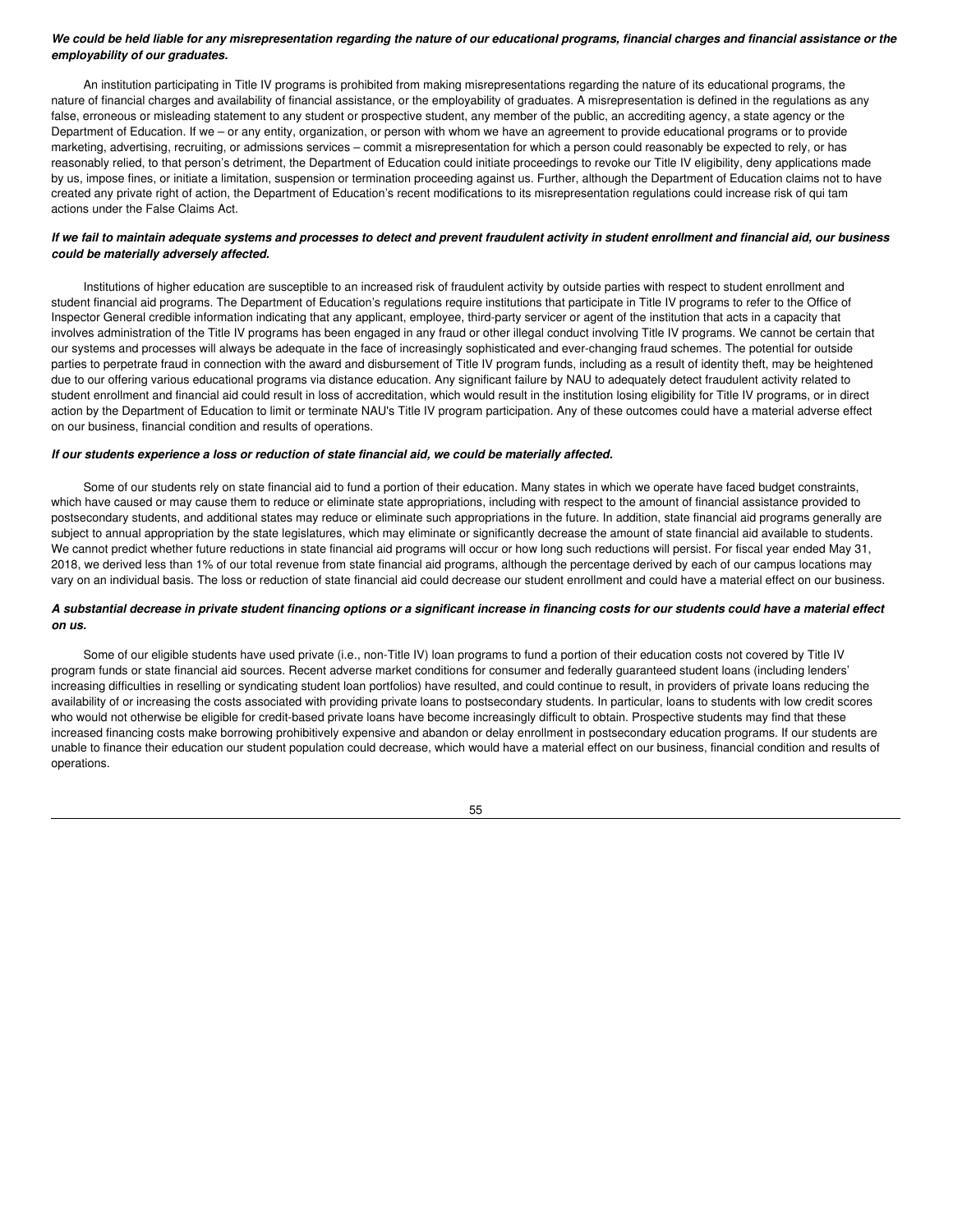***We could be held liable for any misrepresentation regarding the nature of our educational programs, financial charges and financial assistance or the employability of our graduates.***

An institution participating in Title IV programs is prohibited from making misrepresentations regarding the nature of its educational programs, the nature of financial charges and availability of financial assistance, or the employability of graduates. A misrepresentation is defined in the regulations as any false, erroneous or misleading statement to any student or prospective student, any member of the public, an accrediting agency, a state agency or the Department of Education. If we – or any entity, organization, or person with whom we have an agreement to provide educational programs or to provide marketing, advertising, recruiting, or admissions services – commit a misrepresentation for which a person could reasonably be expected to rely, or has reasonably relied, to that person's detriment, the Department of Education could initiate proceedings to revoke our Title IV eligibility, deny applications made by us, impose fines, or initiate a limitation, suspension or termination proceeding against us. Further, although the Department of Education claims not to have created any private right of action, the Department of Education's recent modifications to its misrepresentation regulations could increase risk of qui tam actions under the False Claims Act.

***If we fail to maintain adequate systems and processes to detect and prevent fraudulent activity in student enrollment and financial aid, our business could be materially adversely affected.***

Institutions of higher education are susceptible to an increased risk of fraudulent activity by outside parties with respect to student enrollment and student financial aid programs. The Department of Education's regulations require institutions that participate in Title IV programs to refer to the Office of Inspector General credible information indicating that any applicant, employee, third-party servicer or agent of the institution that acts in a capacity that involves administration of the Title IV programs has been engaged in any fraud or other illegal conduct involving Title IV programs. We cannot be certain that our systems and processes will always be adequate in the face of increasingly sophisticated and ever-changing fraud schemes. The potential for outside parties to perpetrate fraud in connection with the award and disbursement of Title IV program funds, including as a result of identity theft, may be heightened due to our offering various educational programs via distance education. Any significant failure by NAU to adequately detect fraudulent activity related to student enrollment and financial aid could result in loss of accreditation, which would result in the institution losing eligibility for Title IV programs, or in direct action by the Department of Education to limit or terminate NAU's Title IV program participation. Any of these outcomes could have a material adverse effect on our business, financial condition and results of operations.

***If our students experience a loss or reduction of state financial aid, we could be materially affected.***

Some of our students rely on state financial aid to fund a portion of their education. Many states in which we operate have faced budget constraints, which have caused or may cause them to reduce or eliminate state appropriations, including with respect to the amount of financial assistance provided to postsecondary students, and additional states may reduce or eliminate such appropriations in the future. In addition, state financial aid programs generally are subject to annual appropriation by the state legislatures, which may eliminate or significantly decrease the amount of state financial aid available to students. We cannot predict whether future reductions in state financial aid programs will occur or how long such reductions will persist. For fiscal year ended May 31, 2018, we derived less than 1% of our total revenue from state financial aid programs, although the percentage derived by each of our campus locations may vary on an individual basis. The loss or reduction of state financial aid could decrease our student enrollment and could have a material effect on our business.

***A substantial decrease in private student financing options or a significant increase in financing costs for our students could have a material effect on us.***

Some of our eligible students have used private (i.e., non-Title IV) loan programs to fund a portion of their education costs not covered by Title IV program funds or state financial aid sources. Recent adverse market conditions for consumer and federally guaranteed student loans (including lenders' increasing difficulties in reselling or syndicating student loan portfolios) have resulted, and could continue to result, in providers of private loans reducing the availability of or increasing the costs associated with providing private loans to postsecondary students. In particular, loans to students with low credit scores who would not otherwise be eligible for credit-based private loans have become increasingly difficult to obtain. Prospective students may find that these increased financing costs make borrowing prohibitively expensive and abandon or delay enrollment in postsecondary education programs. If our students are unable to finance their education our student population could decrease, which would have a material effect on our business, financial condition and results of operations.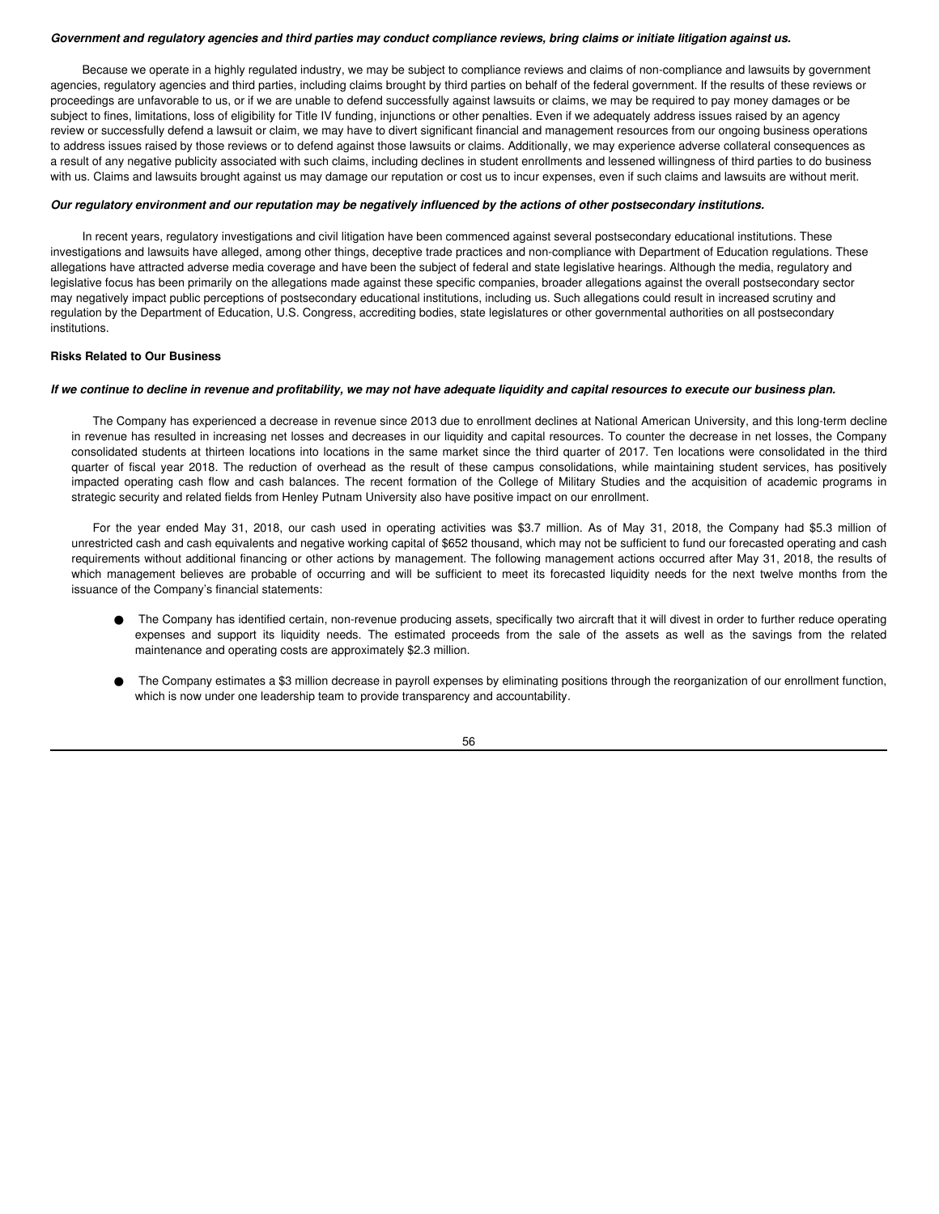***Government and regulatory agencies and third parties may conduct compliance reviews, bring claims or initiate litigation against us.***

Because we operate in a highly regulated industry, we may be subject to compliance reviews and claims of non-compliance and lawsuits by government agencies, regulatory agencies and third parties, including claims brought by third parties on behalf of the federal government. If the results of these reviews or proceedings are unfavorable to us, or if we are unable to defend successfully against lawsuits or claims, we may be required to pay money damages or be subject to fines, limitations, loss of eligibility for Title IV funding, injunctions or other penalties. Even if we adequately address issues raised by an agency review or successfully defend a lawsuit or claim, we may have to divert significant financial and management resources from our ongoing business operations to address issues raised by those reviews or to defend against those lawsuits or claims. Additionally, we may experience adverse collateral consequences as a result of any negative publicity associated with such claims, including declines in student enrollments and lessened willingness of third parties to do business with us. Claims and lawsuits brought against us may damage our reputation or cost us to incur expenses, even if such claims and lawsuits are without merit.

***Our regulatory environment and our reputation may be negatively influenced by the actions of other postsecondary institutions.***

In recent years, regulatory investigations and civil litigation have been commenced against several postsecondary educational institutions. These investigations and lawsuits have alleged, among other things, deceptive trade practices and non-compliance with Department of Education regulations. These allegations have attracted adverse media coverage and have been the subject of federal and state legislative hearings. Although the media, regulatory and legislative focus has been primarily on the allegations made against these specific companies, broader allegations against the overall postsecondary sector may negatively impact public perceptions of postsecondary educational institutions, including us. Such allegations could result in increased scrutiny and regulation by the Department of Education, U.S. Congress, accrediting bodies, state legislatures or other governmental authorities on all postsecondary institutions.

**Risks Related to Our Business**

***If we continue to decline in revenue and profitability, we may not have adequate liquidity and capital resources to execute our business plan.***

The Company has experienced a decrease in revenue since 2013 due to enrollment declines at National American University, and this long-term decline in revenue has resulted in increasing net losses and decreases in our liquidity and capital resources. To counter the decrease in net losses, the Company consolidated students at thirteen locations into locations in the same market since the third quarter of 2017. Ten locations were consolidated in the third quarter of fiscal year 2018. The reduction of overhead as the result of these campus consolidations, while maintaining student services, has positively impacted operating cash flow and cash balances. The recent formation of the College of Military Studies and the acquisition of academic programs in strategic security and related fields from Henley Putnam University also have positive impact on our enrollment.

For the year ended May 31, 2018, our cash used in operating activities was $3.7 million. As of May 31, 2018, the Company had $5.3 million of unrestricted cash and cash equivalents and negative working capital of $652 thousand, which may not be sufficient to fund our forecasted operating and cash requirements without additional financing or other actions by management. The following management actions occurred after May 31, 2018, the results of which management believes are probable of occurring and will be sufficient to meet its forecasted liquidity needs for the next twelve months from the issuance of the Company's financial statements:

- The Company has identified certain, non-revenue producing assets, specifically two aircraft that it will divest in order to further reduce operating expenses and support its liquidity needs. The estimated proceeds from the sale of the assets as well as the savings from the related maintenance and operating costs are approximately $2.3 million.
- The Company estimates a $3 million decrease in payroll expenses by eliminating positions through the reorganization of our enrollment function, which is now under one leadership team to provide transparency and accountability.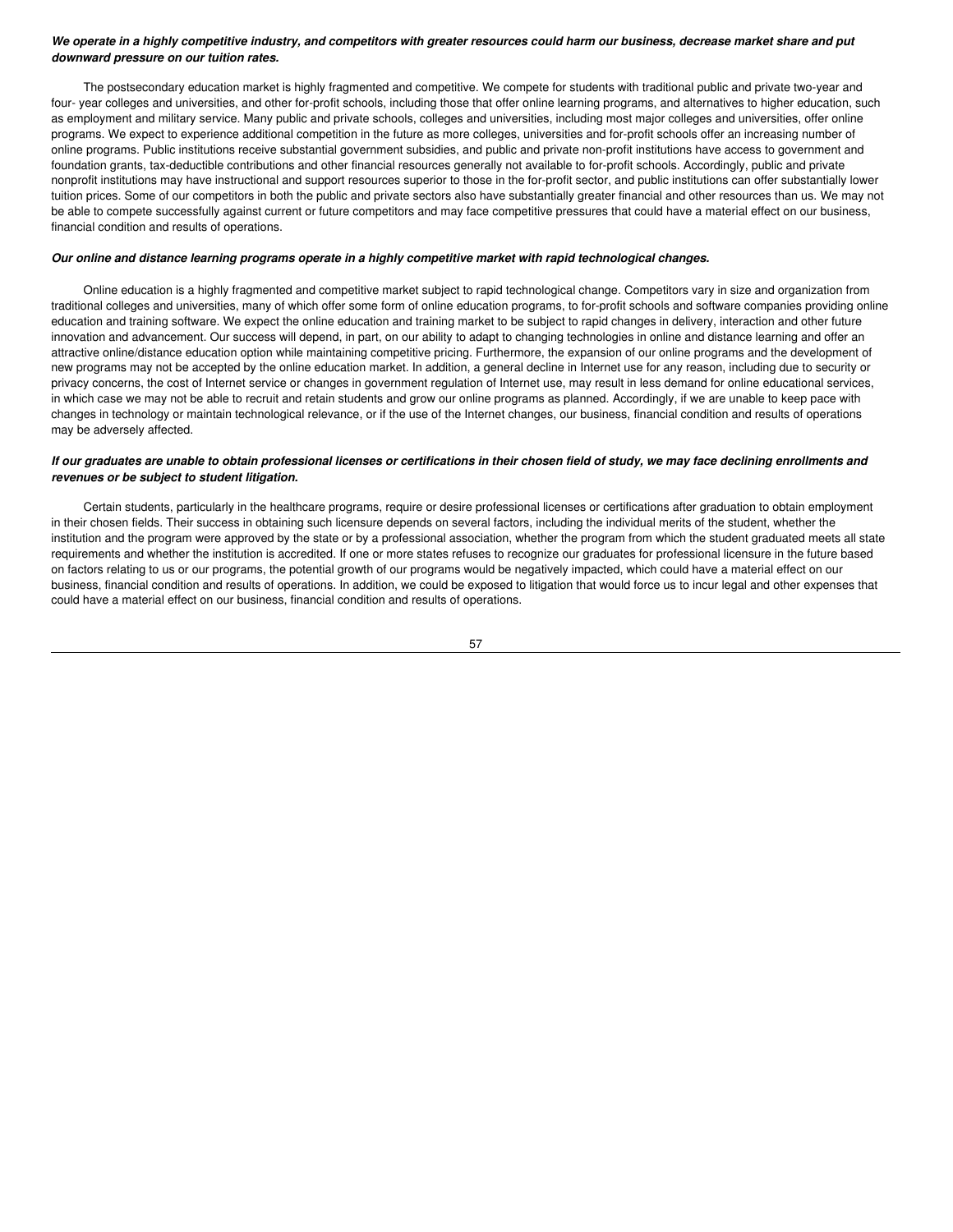***We operate in a highly competitive industry, and competitors with greater resources could harm our business, decrease market share and put downward pressure on our tuition rates.***

The postsecondary education market is highly fragmented and competitive. We compete for students with traditional public and private two-year and four- year colleges and universities, and other for-profit schools, including those that offer online learning programs, and alternatives to higher education, such as employment and military service. Many public and private schools, colleges and universities, including most major colleges and universities, offer online programs. We expect to experience additional competition in the future as more colleges, universities and for-profit schools offer an increasing number of online programs. Public institutions receive substantial government subsidies, and public and private non-profit institutions have access to government and foundation grants, tax-deductible contributions and other financial resources generally not available to for-profit schools. Accordingly, public and private nonprofit institutions may have instructional and support resources superior to those in the for-profit sector, and public institutions can offer substantially lower tuition prices. Some of our competitors in both the public and private sectors also have substantially greater financial and other resources than us. We may not be able to compete successfully against current or future competitors and may face competitive pressures that could have a material effect on our business, financial condition and results of operations.

***Our online and distance learning programs operate in a highly competitive market with rapid technological changes.***

Online education is a highly fragmented and competitive market subject to rapid technological change. Competitors vary in size and organization from traditional colleges and universities, many of which offer some form of online education programs, to for-profit schools and software companies providing online education and training software. We expect the online education and training market to be subject to rapid changes in delivery, interaction and other future innovation and advancement. Our success will depend, in part, on our ability to adapt to changing technologies in online and distance learning and offer an attractive online/distance education option while maintaining competitive pricing. Furthermore, the expansion of our online programs and the development of new programs may not be accepted by the online education market. In addition, a general decline in Internet use for any reason, including due to security or privacy concerns, the cost of Internet service or changes in government regulation of Internet use, may result in less demand for online educational services, in which case we may not be able to recruit and retain students and grow our online programs as planned. Accordingly, if we are unable to keep pace with changes in technology or maintain technological relevance, or if the use of the Internet changes, our business, financial condition and results of operations may be adversely affected.

***If our graduates are unable to obtain professional licenses or certifications in their chosen field of study, we may face declining enrollments and revenues or be subject to student litigation.***

Certain students, particularly in the healthcare programs, require or desire professional licenses or certifications after graduation to obtain employment in their chosen fields. Their success in obtaining such licensure depends on several factors, including the individual merits of the student, whether the institution and the program were approved by the state or by a professional association, whether the program from which the student graduated meets all state requirements and whether the institution is accredited. If one or more states refuses to recognize our graduates for professional licensure in the future based on factors relating to us or our programs, the potential growth of our programs would be negatively impacted, which could have a material effect on our business, financial condition and results of operations. In addition, we could be exposed to litigation that would force us to incur legal and other expenses that could have a material effect on our business, financial condition and results of operations.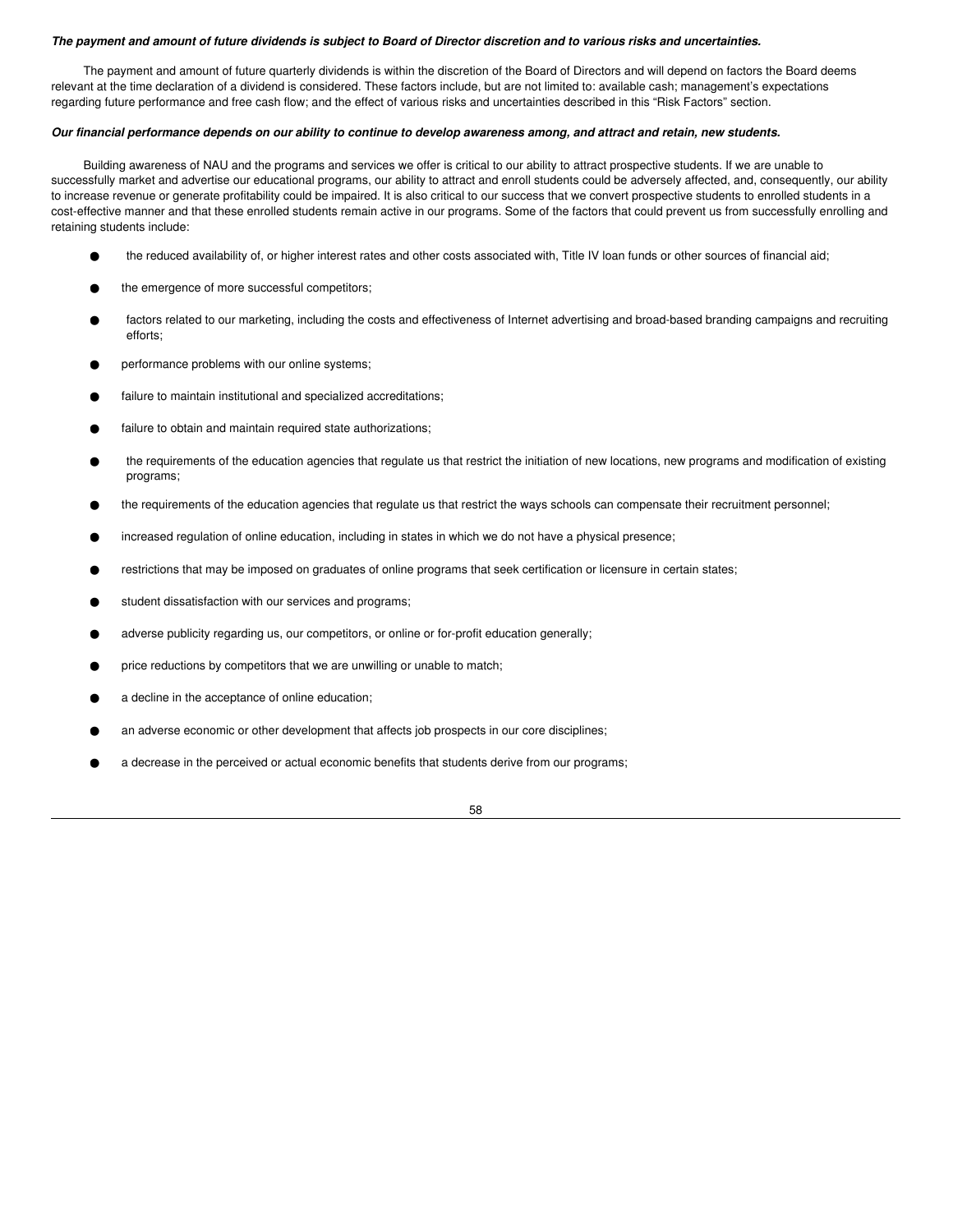***The payment and amount of future dividends is subject to Board of Director discretion and to various risks and uncertainties.***

The payment and amount of future quarterly dividends is within the discretion of the Board of Directors and will depend on factors the Board deems relevant at the time declaration of a dividend is considered. These factors include, but are not limited to: available cash; management's expectations regarding future performance and free cash flow; and the effect of various risks and uncertainties described in this "Risk Factors" section.

***Our financial performance depends on our ability to continue to develop awareness among, and attract and retain, new students.***

Building awareness of NAU and the programs and services we offer is critical to our ability to attract prospective students. If we are unable to successfully market and advertise our educational programs, our ability to attract and enroll students could be adversely affected, and, consequently, our ability to increase revenue or generate profitability could be impaired. It is also critical to our success that we convert prospective students to enrolled students in a cost-effective manner and that these enrolled students remain active in our programs. Some of the factors that could prevent us from successfully enrolling and retaining students include:

- the reduced availability of, or higher interest rates and other costs associated with, Title IV loan funds or other sources of financial aid;
- the emergence of more successful competitors;
- factors related to our marketing, including the costs and effectiveness of Internet advertising and broad-based branding campaigns and recruiting efforts;
- performance problems with our online systems;
- failure to maintain institutional and specialized accreditations;
- failure to obtain and maintain required state authorizations;
- the requirements of the education agencies that regulate us that restrict the initiation of new locations, new programs and modification of existing programs;
- the requirements of the education agencies that regulate us that restrict the ways schools can compensate their recruitment personnel;
- increased regulation of online education, including in states in which we do not have a physical presence;
- restrictions that may be imposed on graduates of online programs that seek certification or licensure in certain states;
- student dissatisfaction with our services and programs;
- adverse publicity regarding us, our competitors, or online or for-profit education generally;
- price reductions by competitors that we are unwilling or unable to match;
- a decline in the acceptance of online education;
- an adverse economic or other development that affects job prospects in our core disciplines;
- a decrease in the perceived or actual economic benefits that students derive from our programs;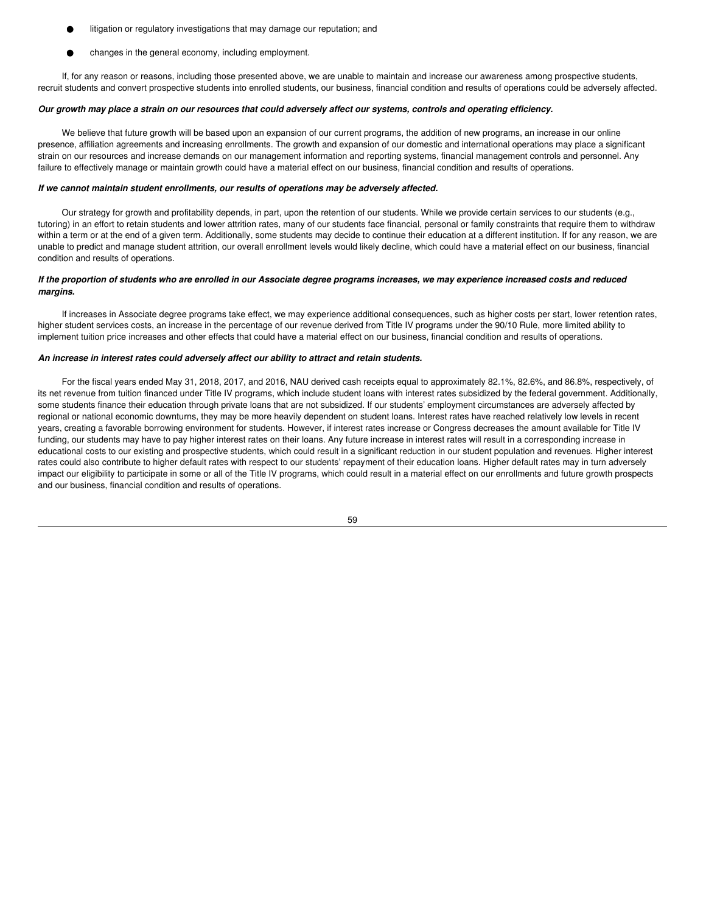- litigation or regulatory investigations that may damage our reputation; and
- changes in the general economy, including employment.

If, for any reason or reasons, including those presented above, we are unable to maintain and increase our awareness among prospective students, recruit students and convert prospective students into enrolled students, our business, financial condition and results of operations could be adversely affected.

***Our growth may place a strain on our resources that could adversely affect our systems, controls and operating efficiency.***

We believe that future growth will be based upon an expansion of our current programs, the addition of new programs, an increase in our online presence, affiliation agreements and increasing enrollments. The growth and expansion of our domestic and international operations may place a significant strain on our resources and increase demands on our management information and reporting systems, financial management controls and personnel. Any failure to effectively manage or maintain growth could have a material effect on our business, financial condition and results of operations.

***If we cannot maintain student enrollments, our results of operations may be adversely affected.***

Our strategy for growth and profitability depends, in part, upon the retention of our students. While we provide certain services to our students (e.g., tutoring) in an effort to retain students and lower attrition rates, many of our students face financial, personal or family constraints that require them to withdraw within a term or at the end of a given term. Additionally, some students may decide to continue their education at a different institution. If for any reason, we are unable to predict and manage student attrition, our overall enrollment levels would likely decline, which could have a material effect on our business, financial condition and results of operations.

***If the proportion of students who are enrolled in our Associate degree programs increases, we may experience increased costs and reduced margins.***

If increases in Associate degree programs take effect, we may experience additional consequences, such as higher costs per start, lower retention rates, higher student services costs, an increase in the percentage of our revenue derived from Title IV programs under the 90/10 Rule, more limited ability to implement tuition price increases and other effects that could have a material effect on our business, financial condition and results of operations.

***An increase in interest rates could adversely affect our ability to attract and retain students.***

For the fiscal years ended May 31, 2018, 2017, and 2016, NAU derived cash receipts equal to approximately 82.1%, 82.6%, and 86.8%, respectively, of its net revenue from tuition financed under Title IV programs, which include student loans with interest rates subsidized by the federal government. Additionally, some students finance their education through private loans that are not subsidized. If our students' employment circumstances are adversely affected by regional or national economic downturns, they may be more heavily dependent on student loans. Interest rates have reached relatively low levels in recent years, creating a favorable borrowing environment for students. However, if interest rates increase or Congress decreases the amount available for Title IV funding, our students may have to pay higher interest rates on their loans. Any future increase in interest rates will result in a corresponding increase in educational costs to our existing and prospective students, which could result in a significant reduction in our student population and revenues. Higher interest rates could also contribute to higher default rates with respect to our students' repayment of their education loans. Higher default rates may in turn adversely impact our eligibility to participate in some or all of the Title IV programs, which could result in a material effect on our enrollments and future growth prospects and our business, financial condition and results of operations.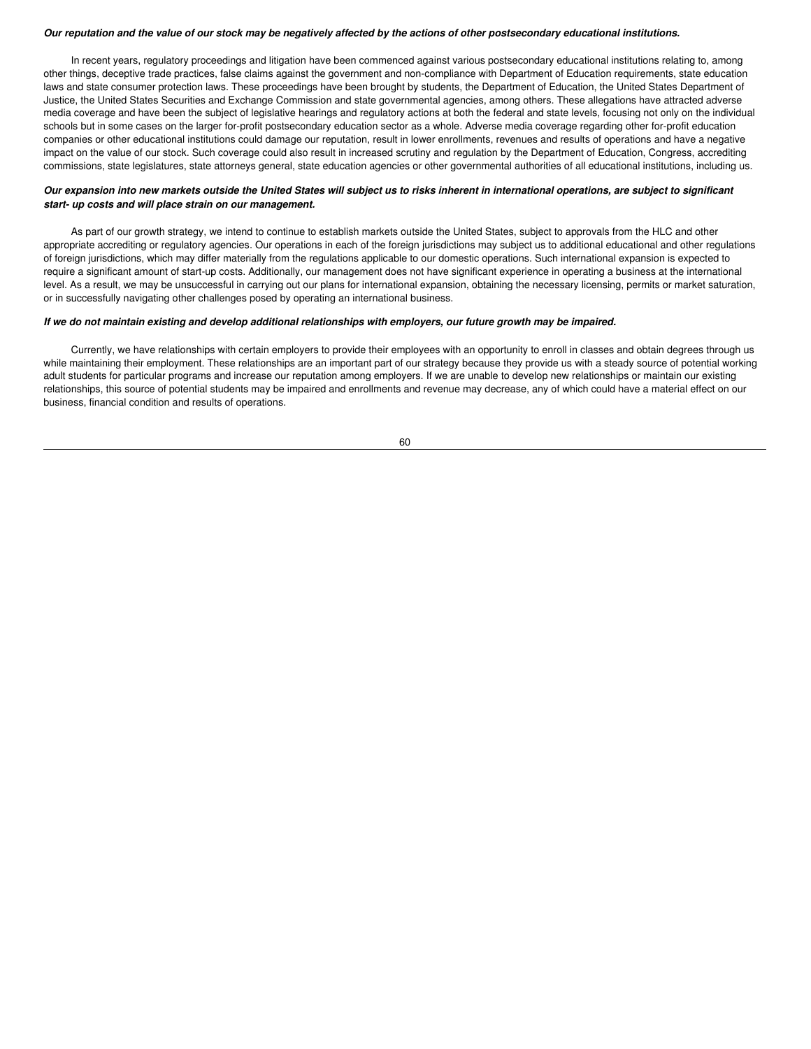***Our reputation and the value of our stock may be negatively affected by the actions of other postsecondary educational institutions.***

In recent years, regulatory proceedings and litigation have been commenced against various postsecondary educational institutions relating to, among other things, deceptive trade practices, false claims against the government and non-compliance with Department of Education requirements, state education laws and state consumer protection laws. These proceedings have been brought by students, the Department of Education, the United States Department of Justice, the United States Securities and Exchange Commission and state governmental agencies, among others. These allegations have attracted adverse media coverage and have been the subject of legislative hearings and regulatory actions at both the federal and state levels, focusing not only on the individual schools but in some cases on the larger for-profit postsecondary education sector as a whole. Adverse media coverage regarding other for-profit education companies or other educational institutions could damage our reputation, result in lower enrollments, revenues and results of operations and have a negative impact on the value of our stock. Such coverage could also result in increased scrutiny and regulation by the Department of Education, Congress, accrediting commissions, state legislatures, state attorneys general, state education agencies or other governmental authorities of all educational institutions, including us.

***Our expansion into new markets outside the United States will subject us to risks inherent in international operations, are subject to significant start- up costs and will place strain on our management.***

As part of our growth strategy, we intend to continue to establish markets outside the United States, subject to approvals from the HLC and other appropriate accrediting or regulatory agencies. Our operations in each of the foreign jurisdictions may subject us to additional educational and other regulations of foreign jurisdictions, which may differ materially from the regulations applicable to our domestic operations. Such international expansion is expected to require a significant amount of start-up costs. Additionally, our management does not have significant experience in operating a business at the international level. As a result, we may be unsuccessful in carrying out our plans for international expansion, obtaining the necessary licensing, permits or market saturation, or in successfully navigating other challenges posed by operating an international business.

***If we do not maintain existing and develop additional relationships with employers, our future growth may be impaired.***

Currently, we have relationships with certain employers to provide their employees with an opportunity to enroll in classes and obtain degrees through us while maintaining their employment. These relationships are an important part of our strategy because they provide us with a steady source of potential working adult students for particular programs and increase our reputation among employers. If we are unable to develop new relationships or maintain our existing relationships, this source of potential students may be impaired and enrollments and revenue may decrease, any of which could have a material effect on our business, financial condition and results of operations.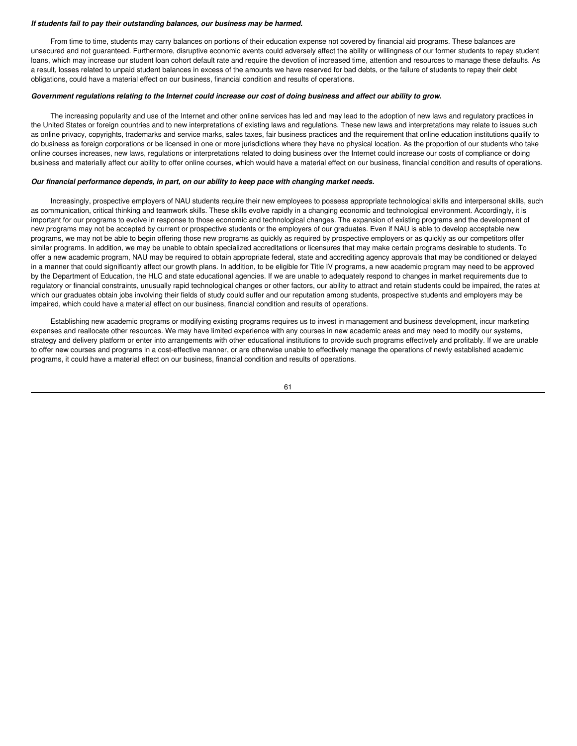***If students fail to pay their outstanding balances, our business may be harmed.***

From time to time, students may carry balances on portions of their education expense not covered by financial aid programs. These balances are unsecured and not guaranteed. Furthermore, disruptive economic events could adversely affect the ability or willingness of our former students to repay student loans, which may increase our student loan cohort default rate and require the devotion of increased time, attention and resources to manage these defaults. As a result, losses related to unpaid student balances in excess of the amounts we have reserved for bad debts, or the failure of students to repay their debt obligations, could have a material effect on our business, financial condition and results of operations.

***Government regulations relating to the Internet could increase our cost of doing business and affect our ability to grow.***

The increasing popularity and use of the Internet and other online services has led and may lead to the adoption of new laws and regulatory practices in the United States or foreign countries and to new interpretations of existing laws and regulations. These new laws and interpretations may relate to issues such as online privacy, copyrights, trademarks and service marks, sales taxes, fair business practices and the requirement that online education institutions qualify to do business as foreign corporations or be licensed in one or more jurisdictions where they have no physical location. As the proportion of our students who take online courses increases, new laws, regulations or interpretations related to doing business over the Internet could increase our costs of compliance or doing business and materially affect our ability to offer online courses, which would have a material effect on our business, financial condition and results of operations.

***Our financial performance depends, in part, on our ability to keep pace with changing market needs.***

Increasingly, prospective employers of NAU students require their new employees to possess appropriate technological skills and interpersonal skills, such as communication, critical thinking and teamwork skills. These skills evolve rapidly in a changing economic and technological environment. Accordingly, it is important for our programs to evolve in response to those economic and technological changes. The expansion of existing programs and the development of new programs may not be accepted by current or prospective students or the employers of our graduates. Even if NAU is able to develop acceptable new programs, we may not be able to begin offering those new programs as quickly as required by prospective employers or as quickly as our competitors offer similar programs. In addition, we may be unable to obtain specialized accreditations or licensures that may make certain programs desirable to students. To offer a new academic program, NAU may be required to obtain appropriate federal, state and accrediting agency approvals that may be conditioned or delayed in a manner that could significantly affect our growth plans. In addition, to be eligible for Title IV programs, a new academic program may need to be approved by the Department of Education, the HLC and state educational agencies. If we are unable to adequately respond to changes in market requirements due to regulatory or financial constraints, unusually rapid technological changes or other factors, our ability to attract and retain students could be impaired, the rates at which our graduates obtain jobs involving their fields of study could suffer and our reputation among students, prospective students and employers may be impaired, which could have a material effect on our business, financial condition and results of operations.

Establishing new academic programs or modifying existing programs requires us to invest in management and business development, incur marketing expenses and reallocate other resources. We may have limited experience with any courses in new academic areas and may need to modify our systems, strategy and delivery platform or enter into arrangements with other educational institutions to provide such programs effectively and profitably. If we are unable to offer new courses and programs in a cost-effective manner, or are otherwise unable to effectively manage the operations of newly established academic programs, it could have a material effect on our business, financial condition and results of operations.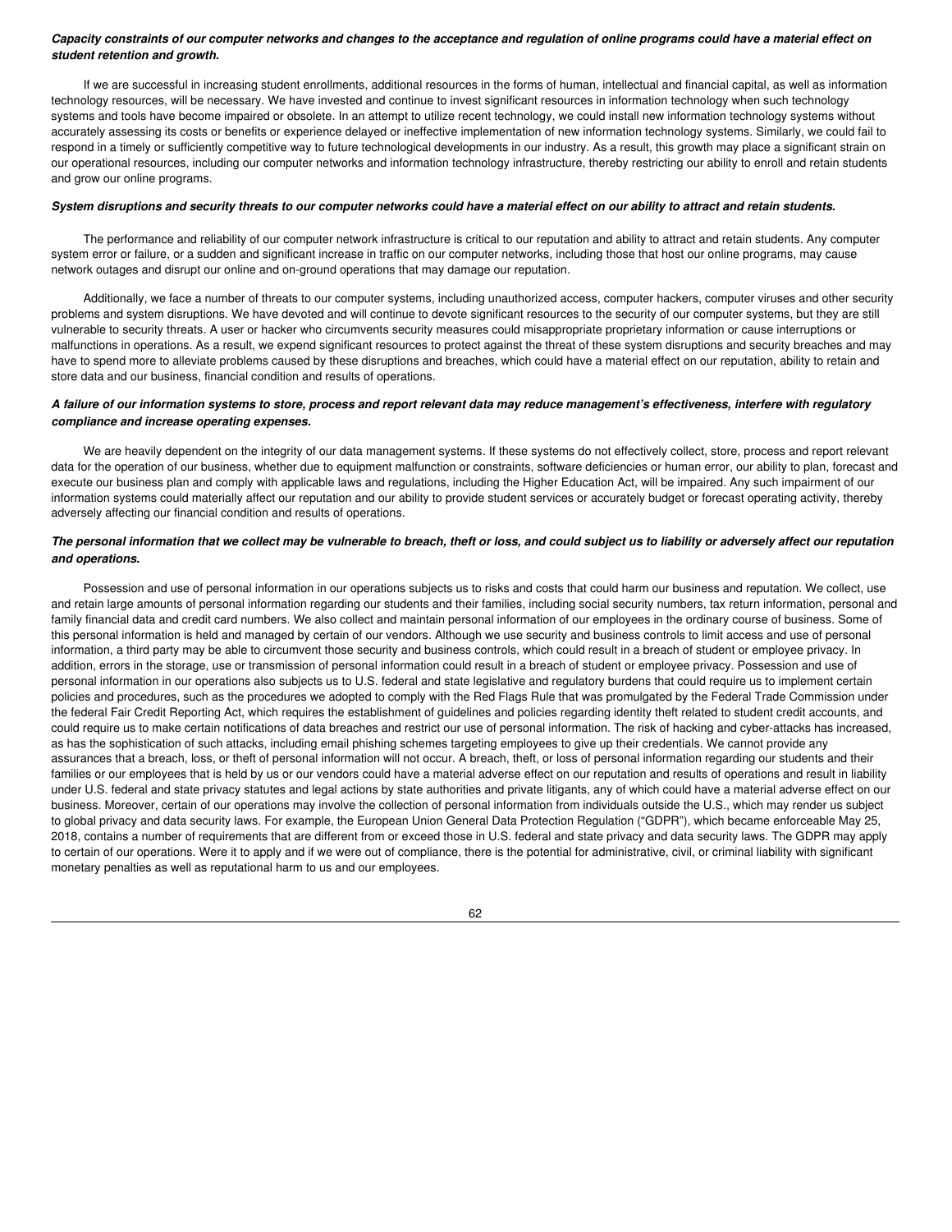***Capacity constraints of our computer networks and changes to the acceptance and regulation of online programs could have a material effect on student retention and growth.***

If we are successful in increasing student enrollments, additional resources in the forms of human, intellectual and financial capital, as well as information technology resources, will be necessary. We have invested and continue to invest significant resources in information technology when such technology systems and tools have become impaired or obsolete. In an attempt to utilize recent technology, we could install new information technology systems without accurately assessing its costs or benefits or experience delayed or ineffective implementation of new information technology systems. Similarly, we could fail to respond in a timely or sufficiently competitive way to future technological developments in our industry. As a result, this growth may place a significant strain on our operational resources, including our computer networks and information technology infrastructure, thereby restricting our ability to enroll and retain students and grow our online programs.

***System disruptions and security threats to our computer networks could have a material effect on our ability to attract and retain students.***

The performance and reliability of our computer network infrastructure is critical to our reputation and ability to attract and retain students. Any computer system error or failure, or a sudden and significant increase in traffic on our computer networks, including those that host our online programs, may cause network outages and disrupt our online and on-ground operations that may damage our reputation.

Additionally, we face a number of threats to our computer systems, including unauthorized access, computer hackers, computer viruses and other security problems and system disruptions. We have devoted and will continue to devote significant resources to the security of our computer systems, but they are still vulnerable to security threats. A user or hacker who circumvents security measures could misappropriate proprietary information or cause interruptions or malfunctions in operations. As a result, we expend significant resources to protect against the threat of these system disruptions and security breaches and may have to spend more to alleviate problems caused by these disruptions and breaches, which could have a material effect on our reputation, ability to retain and store data and our business, financial condition and results of operations.

***A failure of our information systems to store, process and report relevant data may reduce management's effectiveness, interfere with regulatory compliance and increase operating expenses.***

We are heavily dependent on the integrity of our data management systems. If these systems do not effectively collect, store, process and report relevant data for the operation of our business, whether due to equipment malfunction or constraints, software deficiencies or human error, our ability to plan, forecast and execute our business plan and comply with applicable laws and regulations, including the Higher Education Act, will be impaired. Any such impairment of our information systems could materially affect our reputation and our ability to provide student services or accurately budget or forecast operating activity, thereby adversely affecting our financial condition and results of operations.

***The personal information that we collect may be vulnerable to breach, theft or loss, and could subject us to liability or adversely affect our reputation and operations.***

Possession and use of personal information in our operations subjects us to risks and costs that could harm our business and reputation. We collect, use and retain large amounts of personal information regarding our students and their families, including social security numbers, tax return information, personal and family financial data and credit card numbers. We also collect and maintain personal information of our employees in the ordinary course of business. Some of this personal information is held and managed by certain of our vendors. Although we use security and business controls to limit access and use of personal information, a third party may be able to circumvent those security and business controls, which could result in a breach of student or employee privacy. In addition, errors in the storage, use or transmission of personal information could result in a breach of student or employee privacy. Possession and use of personal information in our operations also subjects us to U.S. federal and state legislative and regulatory burdens that could require us to implement certain policies and procedures, such as the procedures we adopted to comply with the Red Flags Rule that was promulgated by the Federal Trade Commission under the federal Fair Credit Reporting Act, which requires the establishment of guidelines and policies regarding identity theft related to student credit accounts, and could require us to make certain notifications of data breaches and restrict our use of personal information. The risk of hacking and cyber-attacks has increased, as has the sophistication of such attacks, including email phishing schemes targeting employees to give up their credentials. We cannot provide any assurances that a breach, loss, or theft of personal information will not occur. A breach, theft, or loss of personal information regarding our students and their families or our employees that is held by us or our vendors could have a material adverse effect on our reputation and results of operations and result in liability under U.S. federal and state privacy statutes and legal actions by state authorities and private litigants, any of which could have a material adverse effect on our business. Moreover, certain of our operations may involve the collection of personal information from individuals outside the U.S., which may render us subject to global privacy and data security laws. For example, the European Union General Data Protection Regulation ("GDPR"), which became enforceable May 25, 2018, contains a number of requirements that are different from or exceed those in U.S. federal and state privacy and data security laws. The GDPR may apply to certain of our operations. Were it to apply and if we were out of compliance, there is the potential for administrative, civil, or criminal liability with significant monetary penalties as well as reputational harm to us and our employees.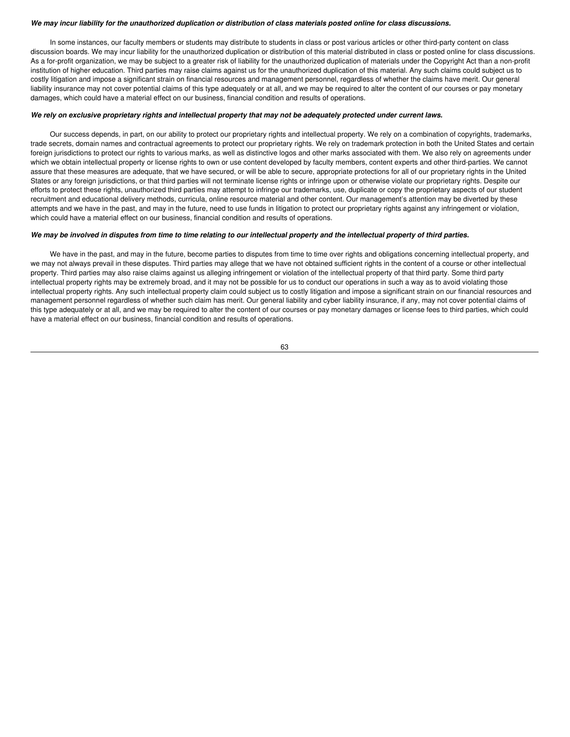***We may incur liability for the unauthorized duplication or distribution of class materials posted online for class discussions.***

In some instances, our faculty members or students may distribute to students in class or post various articles or other third-party content on class discussion boards. We may incur liability for the unauthorized duplication or distribution of this material distributed in class or posted online for class discussions. As a for-profit organization, we may be subject to a greater risk of liability for the unauthorized duplication of materials under the Copyright Act than a non-profit institution of higher education. Third parties may raise claims against us for the unauthorized duplication of this material. Any such claims could subject us to costly litigation and impose a significant strain on financial resources and management personnel, regardless of whether the claims have merit. Our general liability insurance may not cover potential claims of this type adequately or at all, and we may be required to alter the content of our courses or pay monetary damages, which could have a material effect on our business, financial condition and results of operations.

***We rely on exclusive proprietary rights and intellectual property that may not be adequately protected under current laws.***

Our success depends, in part, on our ability to protect our proprietary rights and intellectual property. We rely on a combination of copyrights, trademarks, trade secrets, domain names and contractual agreements to protect our proprietary rights. We rely on trademark protection in both the United States and certain foreign jurisdictions to protect our rights to various marks, as well as distinctive logos and other marks associated with them. We also rely on agreements under which we obtain intellectual property or license rights to own or use content developed by faculty members, content experts and other third-parties. We cannot assure that these measures are adequate, that we have secured, or will be able to secure, appropriate protections for all of our proprietary rights in the United States or any foreign jurisdictions, or that third parties will not terminate license rights or infringe upon or otherwise violate our proprietary rights. Despite our efforts to protect these rights, unauthorized third parties may attempt to infringe our trademarks, use, duplicate or copy the proprietary aspects of our student recruitment and educational delivery methods, curricula, online resource material and other content. Our management's attention may be diverted by these attempts and we have in the past, and may in the future, need to use funds in litigation to protect our proprietary rights against any infringement or violation, which could have a material effect on our business, financial condition and results of operations.

***We may be involved in disputes from time to time relating to our intellectual property and the intellectual property of third parties.***

We have in the past, and may in the future, become parties to disputes from time to time over rights and obligations concerning intellectual property, and we may not always prevail in these disputes. Third parties may allege that we have not obtained sufficient rights in the content of a course or other intellectual property. Third parties may also raise claims against us alleging infringement or violation of the intellectual property of that third party. Some third party intellectual property rights may be extremely broad, and it may not be possible for us to conduct our operations in such a way as to avoid violating those intellectual property rights. Any such intellectual property claim could subject us to costly litigation and impose a significant strain on our financial resources and management personnel regardless of whether such claim has merit. Our general liability and cyber liability insurance, if any, may not cover potential claims of this type adequately or at all, and we may be required to alter the content of our courses or pay monetary damages or license fees to third parties, which could have a material effect on our business, financial condition and results of operations.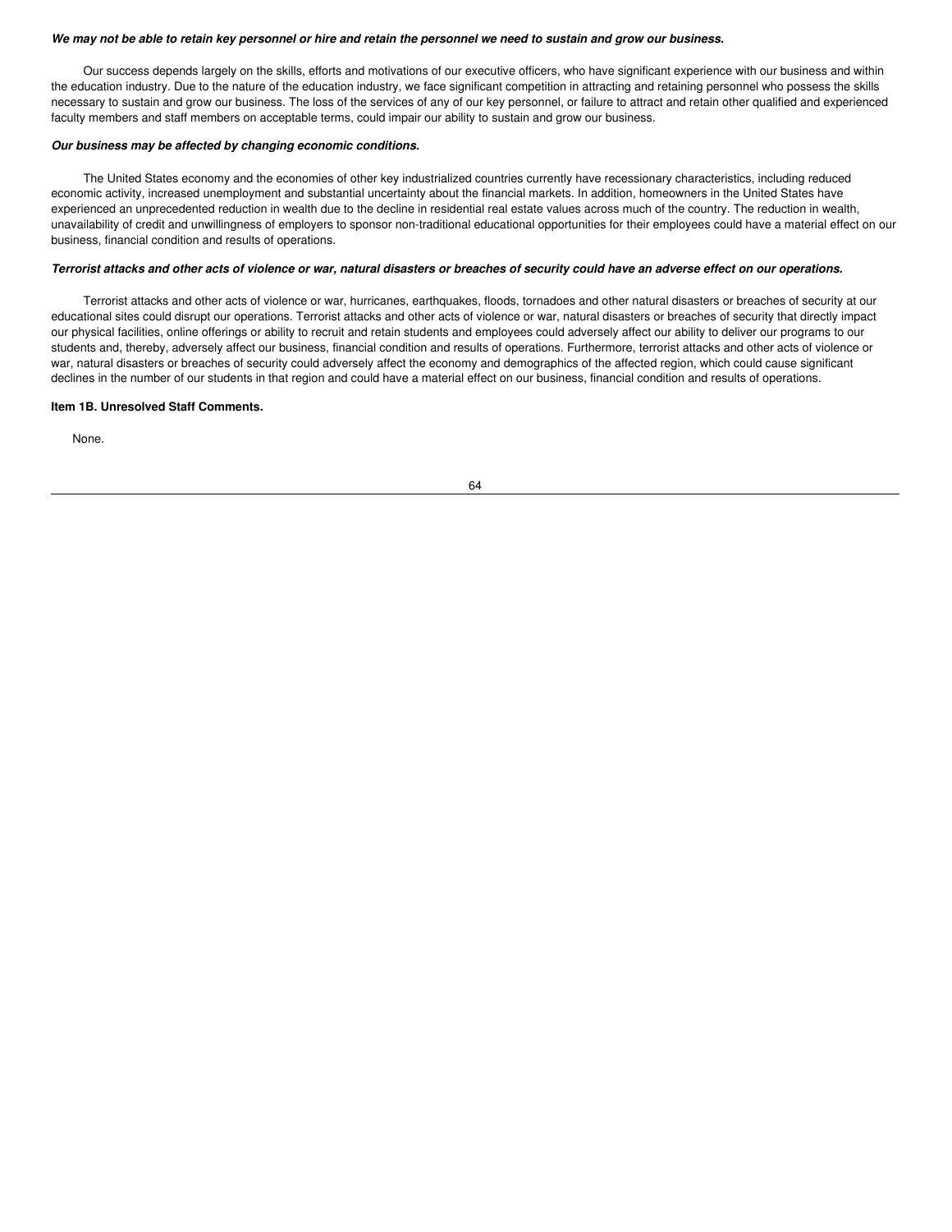***We may not be able to retain key personnel or hire and retain the personnel we need to sustain and grow our business.***

Our success depends largely on the skills, efforts and motivations of our executive officers, who have significant experience with our business and within the education industry. Due to the nature of the education industry, we face significant competition in attracting and retaining personnel who possess the skills necessary to sustain and grow our business. The loss of the services of any of our key personnel, or failure to attract and retain other qualified and experienced faculty members and staff members on acceptable terms, could impair our ability to sustain and grow our business.

***Our business may be affected by changing economic conditions.***

The United States economy and the economies of other key industrialized countries currently have recessionary characteristics, including reduced economic activity, increased unemployment and substantial uncertainty about the financial markets. In addition, homeowners in the United States have experienced an unprecedented reduction in wealth due to the decline in residential real estate values across much of the country. The reduction in wealth, unavailability of credit and unwillingness of employers to sponsor non-traditional educational opportunities for their employees could have a material effect on our business, financial condition and results of operations.

***Terrorist attacks and other acts of violence or war, natural disasters or breaches of security could have an adverse effect on our operations.***

Terrorist attacks and other acts of violence or war, hurricanes, earthquakes, floods, tornadoes and other natural disasters or breaches of security at our educational sites could disrupt our operations. Terrorist attacks and other acts of violence or war, natural disasters or breaches of security that directly impact our physical facilities, online offerings or ability to recruit and retain students and employees could adversely affect our ability to deliver our programs to our students and, thereby, adversely affect our business, financial condition and results of operations. Furthermore, terrorist attacks and other acts of violence or war, natural disasters or breaches of security could adversely affect the economy and demographics of the affected region, which could cause significant declines in the number of our students in that region and could have a material effect on our business, financial condition and results of operations.

**Item 1B. Unresolved Staff Comments.**

None.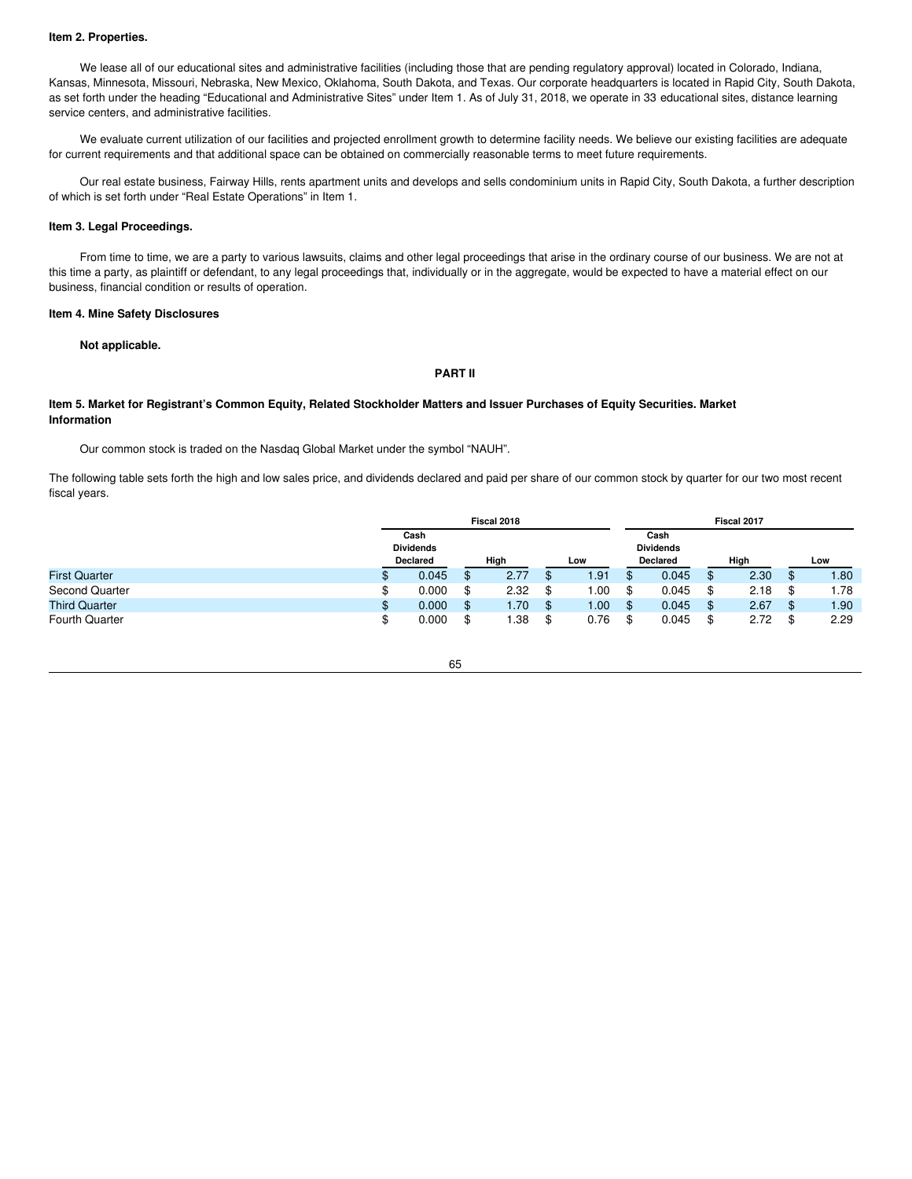**Item 2. Properties.**

We lease all of our educational sites and administrative facilities (including those that are pending regulatory approval) located in Colorado, Indiana, Kansas, Minnesota, Missouri, Nebraska, New Mexico, Oklahoma, South Dakota, and Texas. Our corporate headquarters is located in Rapid City, South Dakota, as set forth under the heading "Educational and Administrative Sites" under Item 1. As of July 31, 2018, we operate in 33 educational sites, distance learning service centers, and administrative facilities.

We evaluate current utilization of our facilities and projected enrollment growth to determine facility needs. We believe our existing facilities are adequate for current requirements and that additional space can be obtained on commercially reasonable terms to meet future requirements.

Our real estate business, Fairway Hills, rents apartment units and develops and sells condominium units in Rapid City, South Dakota, a further description of which is set forth under "Real Estate Operations" in Item 1.

**Item 3. Legal Proceedings.**

From time to time, we are a party to various lawsuits, claims and other legal proceedings that arise in the ordinary course of our business. We are not at this time a party, as plaintiff or defendant, to any legal proceedings that, individually or in the aggregate, would be expected to have a material effect on our business, financial condition or results of operation.

**Item 4. Mine Safety Disclosures**

**Not applicable.**

**PART II**

**Item 5. Market for Registrant's Common Equity, Related Stockholder Matters and Issuer Purchases of Equity Securities. Market Information**

Our common stock is traded on the Nasdaq Global Market under the symbol "NAUH".

The following table sets forth the high and low sales price, and dividends declared and paid per share of our common stock by quarter for our two most recent fiscal years.

| | Fiscal 2018 | | | Fiscal 2017 | | |
|---|---|---|---|---|---|---|
| | Cash Dividends Declared | High | Low | Cash Dividends Declared | High | Low |
| First Quarter | $ 0.045 | $ 2.77 | $ 1.91 | $ 0.045 | $ 2.30 | $ 1.80 |
| Second Quarter | $ 0.000 | $ 2.32 | $ 1.00 | $ 0.045 | $ 2.18 | $ 1.78 |
| Third Quarter | $ 0.000 | $ 1.70 | $ 1.00 | $ 0.045 | $ 2.67 | $ 1.90 |
| Fourth Quarter | $ 0.000 | $ 1.38 | $ 0.76 | $ 0.045 | $ 2.72 | $ 2.29 |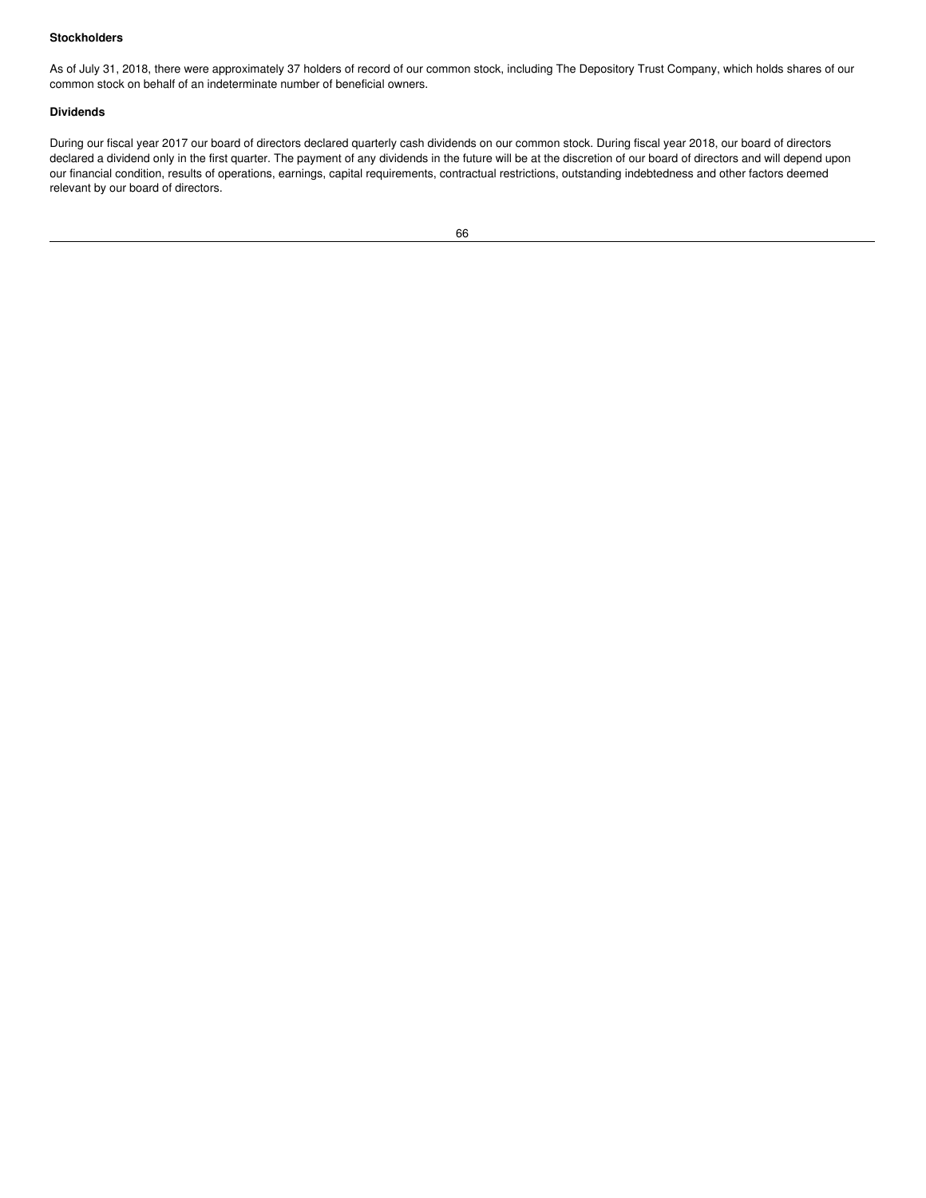**Stockholders**

As of July 31, 2018, there were approximately 37 holders of record of our common stock, including The Depository Trust Company, which holds shares of our common stock on behalf of an indeterminate number of beneficial owners.

**Dividends**

During our fiscal year 2017 our board of directors declared quarterly cash dividends on our common stock. During fiscal year 2018, our board of directors declared a dividend only in the first quarter. The payment of any dividends in the future will be at the discretion of our board of directors and will depend upon our financial condition, results of operations, earnings, capital requirements, contractual restrictions, outstanding indebtedness and other factors deemed relevant by our board of directors.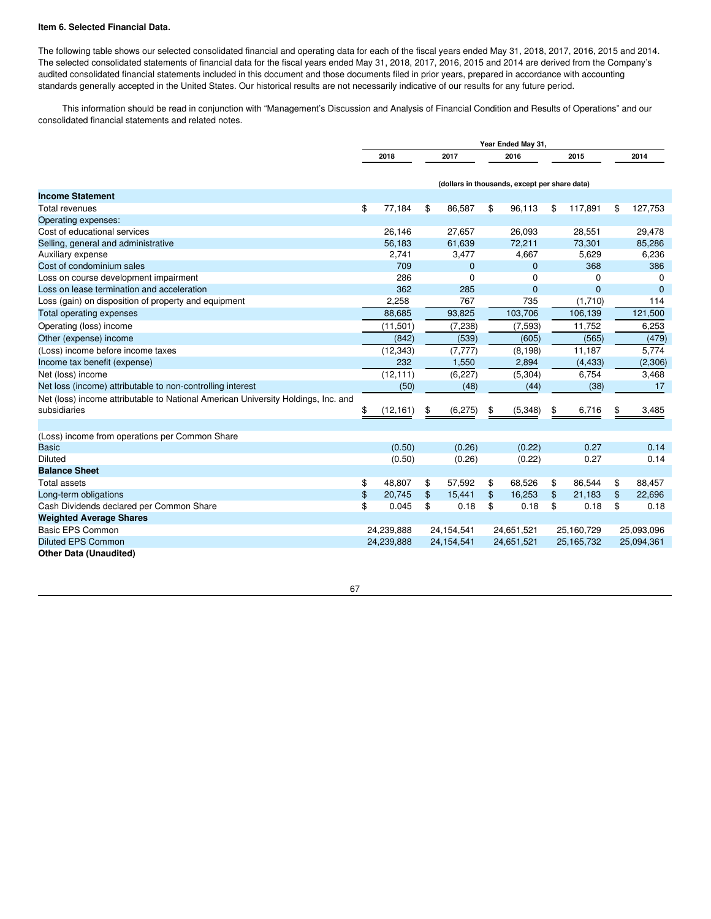**Item 6. Selected Financial Data.**

The following table shows our selected consolidated financial and operating data for each of the fiscal years ended May 31, 2018, 2017, 2016, 2015 and 2014. The selected consolidated statements of financial data for the fiscal years ended May 31, 2018, 2017, 2016, 2015 and 2014 are derived from the Company's audited consolidated financial statements included in this document and those documents filed in prior years, prepared in accordance with accounting standards generally accepted in the United States. Our historical results are not necessarily indicative of our results for any future period.

This information should be read in conjunction with "Management's Discussion and Analysis of Financial Condition and Results of Operations" and our consolidated financial statements and related notes.

| | Year Ended May 31, | | | | |
|---|---|---|---|---|---|
| | 2018 | 2017 | 2016 | 2015 | 2014 |
| | (dollars in thousands, except per share data) | | | | |
| **Income Statement** | | | | | |
| Total revenues | $ 77,184 | $ 86,587 | $ 96,113 | $ 117,891 | $ 127,753 |
| Operating expenses: | | | | | |
| Cost of educational services | 26,146 | 27,657 | 26,093 | 28,551 | 29,478 |
| Selling, general and administrative | 56,183 | 61,639 | 72,211 | 73,301 | 85,286 |
| Auxiliary expense | 2,741 | 3,477 | 4,667 | 5,629 | 6,236 |
| Cost of condominium sales | 709 | 0 | 0 | 368 | 386 |
| Loss on course development impairment | 286 | 0 | 0 | 0 | 0 |
| Loss on lease termination and acceleration | 362 | 285 | 0 | 0 | 0 |
| Loss (gain) on disposition of property and equipment | 2,258 | 767 | 735 | (1,710) | 114 |
| Total operating expenses | 88,685 | 93,825 | 103,706 | 106,139 | 121,500 |
| Operating (loss) income | (11,501) | (7,238) | (7,593) | 11,752 | 6,253 |
| Other (expense) income | (842) | (539) | (605) | (565) | (479) |
| (Loss) income before income taxes | (12,343) | (7,777) | (8,198) | 11,187 | 5,774 |
| Income tax benefit (expense) | 232 | 1,550 | 2,894 | (4,433) | (2,306) |
| Net (loss) income | (12,111) | (6,227) | (5,304) | 6,754 | 3,468 |
| Net loss (income) attributable to non-controlling interest | (50) | (48) | (44) | (38) | 17 |
| Net (loss) income attributable to National American University Holdings, Inc. and subsidiaries | $ (12,161) | $ (6,275) | $ (5,348) | $ 6,716 | $ 3,485 |
| | | | | | |
| (Loss) income from operations per Common Share | | | | | |
| Basic | (0.50) | (0.26) | (0.22) | 0.27 | 0.14 |
| Diluted | (0.50) | (0.26) | (0.22) | 0.27 | 0.14 |
| **Balance Sheet** | | | | | |
| Total assets | $ 48,807 | $ 57,592 | $ 68,526 | $ 86,544 | $ 88,457 |
| Long-term obligations | $ 20,745 | $ 15,441 | $ 16,253 | $ 21,183 | $ 22,696 |
| Cash Dividends declared per Common Share | $ 0.045 | $ 0.18 | $ 0.18 | $ 0.18 | $ 0.18 |
| **Weighted Average Shares** | | | | | |
| Basic EPS Common | 24,239,888 | 24,154,541 | 24,651,521 | 25,160,729 | 25,093,096 |
| Diluted EPS Common | 24,239,888 | 24,154,541 | 24,651,521 | 25,165,732 | 25,094,361 |
| **Other Data (Unaudited)** | | | | | |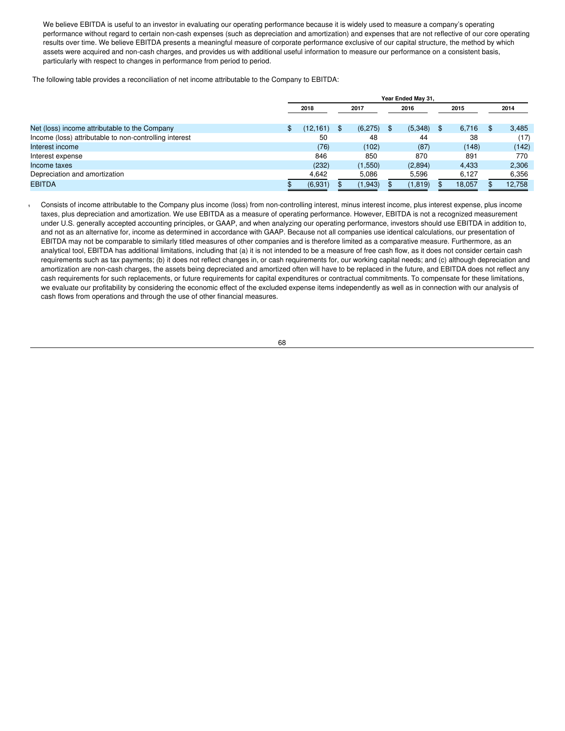We believe EBITDA is useful to an investor in evaluating our operating performance because it is widely used to measure a company's operating performance without regard to certain non-cash expenses (such as depreciation and amortization) and expenses that are not reflective of our core operating results over time. We believe EBITDA presents a meaningful measure of corporate performance exclusive of our capital structure, the method by which assets were acquired and non-cash charges, and provides us with additional useful information to measure our performance on a consistent basis, particularly with respect to changes in performance from period to period.

The following table provides a reconciliation of net income attributable to the Company to EBITDA:

| | Year Ended May 31, | | | | |
|---|---|---|---|---|---|
| | 2018 | 2017 | 2016 | 2015 | 2014 |
| Net (loss) income attributable to the Company | $ (12,161) | $ (6,275) | $ (5,348) | $ 6,716 | $ 3,485 |
| Income (loss) attributable to non-controlling interest | 50 | 48 | 44 | 38 | (17) |
| Interest income | (76) | (102) | (87) | (148) | (142) |
| Interest expense | 846 | 850 | 870 | 891 | 770 |
| Income taxes | (232) | (1,550) | (2,894) | 4,433 | 2,306 |
| Depreciation and amortization | 4,642 | 5,086 | 5,596 | 6,127 | 6,356 |
| EBITDA | $ (6,931) | $ (1,943) | $ (1,819) | $ 18,057 | $ 12,758 |

[1] Consists of income attributable to the Company plus income (loss) from non-controlling interest, minus interest income, plus interest expense, plus income taxes, plus depreciation and amortization. We use EBITDA as a measure of operating performance. However, EBITDA is not a recognized measurement under U.S. generally accepted accounting principles, or GAAP, and when analyzing our operating performance, investors should use EBITDA in addition to, and not as an alternative for, income as determined in accordance with GAAP. Because not all companies use identical calculations, our presentation of EBITDA may not be comparable to similarly titled measures of other companies and is therefore limited as a comparative measure. Furthermore, as an analytical tool, EBITDA has additional limitations, including that (a) it is not intended to be a measure of free cash flow, as it does not consider certain cash requirements such as tax payments; (b) it does not reflect changes in, or cash requirements for, our working capital needs; and (c) although depreciation and amortization are non-cash charges, the assets being depreciated and amortized often will have to be replaced in the future, and EBITDA does not reflect any cash requirements for such replacements, or future requirements for capital expenditures or contractual commitments. To compensate for these limitations, we evaluate our profitability by considering the economic effect of the excluded expense items independently as well as in connection with our analysis of cash flows from operations and through the use of other financial measures.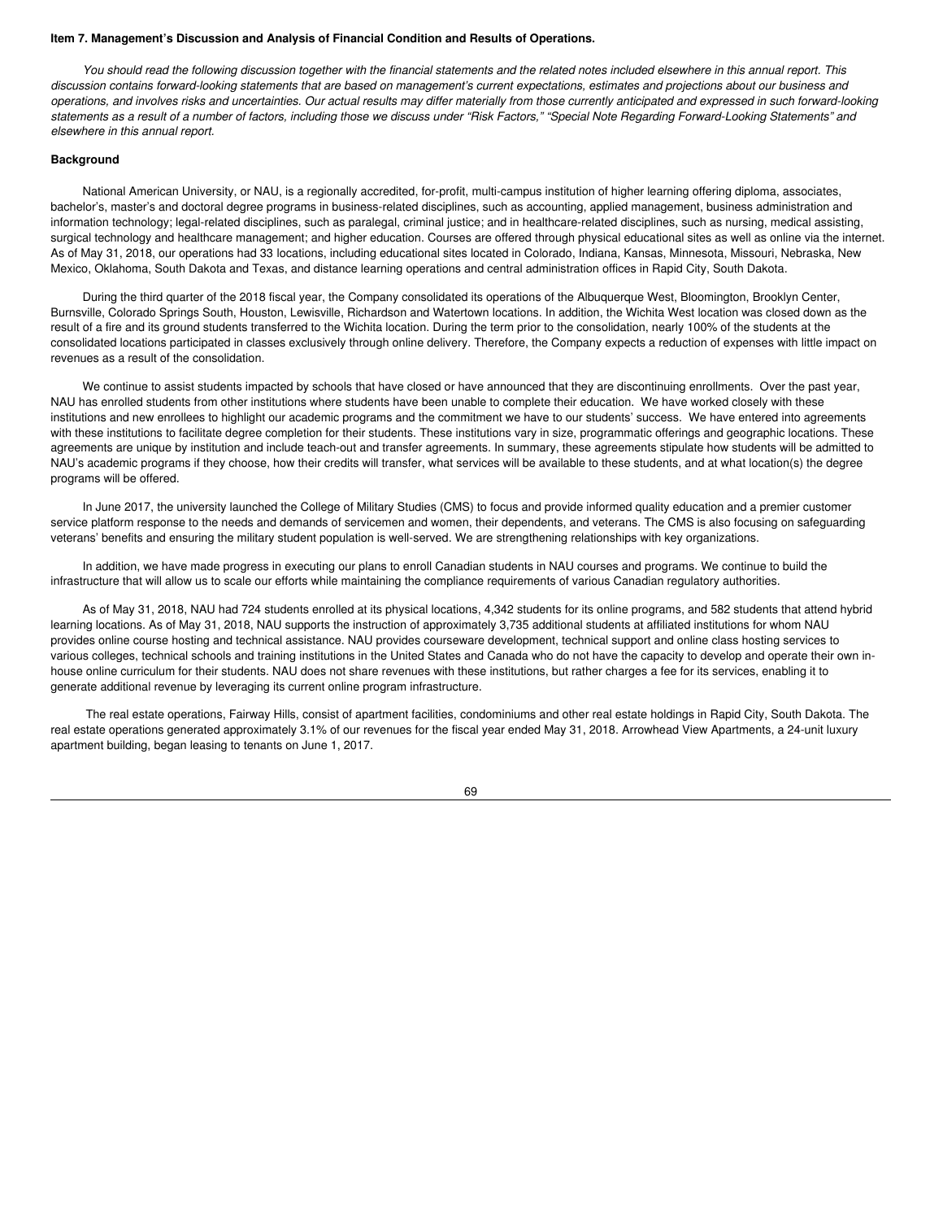### Item 7. Management's Discussion and Analysis of Financial Condition and Results of Operations.

*You should read the following discussion together with the financial statements and the related notes included elsewhere in this annual report. This discussion contains forward-looking statements that are based on management's current expectations, estimates and projections about our business and operations, and involves risks and uncertainties. Our actual results may differ materially from those currently anticipated and expressed in such forward-looking statements as a result of a number of factors, including those we discuss under "Risk Factors," "Special Note Regarding Forward-Looking Statements" and elsewhere in this annual report.*

#### Background

National American University, or NAU, is a regionally accredited, for-profit, multi-campus institution of higher learning offering diploma, associates, bachelor's, master's and doctoral degree programs in business-related disciplines, such as accounting, applied management, business administration and information technology; legal-related disciplines, such as paralegal, criminal justice; and in healthcare-related disciplines, such as nursing, medical assisting, surgical technology and healthcare management; and higher education. Courses are offered through physical educational sites as well as online via the internet. As of May 31, 2018, our operations had 33 locations, including educational sites located in Colorado, Indiana, Kansas, Minnesota, Missouri, Nebraska, New Mexico, Oklahoma, South Dakota and Texas, and distance learning operations and central administration offices in Rapid City, South Dakota.

During the third quarter of the 2018 fiscal year, the Company consolidated its operations of the Albuquerque West, Bloomington, Brooklyn Center, Burnsville, Colorado Springs South, Houston, Lewisville, Richardson and Watertown locations. In addition, the Wichita West location was closed down as the result of a fire and its ground students transferred to the Wichita location. During the term prior to the consolidation, nearly 100% of the students at the consolidated locations participated in classes exclusively through online delivery. Therefore, the Company expects a reduction of expenses with little impact on revenues as a result of the consolidation.

We continue to assist students impacted by schools that have closed or have announced that they are discontinuing enrollments. Over the past year, NAU has enrolled students from other institutions where students have been unable to complete their education. We have worked closely with these institutions and new enrollees to highlight our academic programs and the commitment we have to our students' success. We have entered into agreements with these institutions to facilitate degree completion for their students. These institutions vary in size, programmatic offerings and geographic locations. These agreements are unique by institution and include teach-out and transfer agreements. In summary, these agreements stipulate how students will be admitted to NAU's academic programs if they choose, how their credits will transfer, what services will be available to these students, and at what location(s) the degree programs will be offered.

In June 2017, the university launched the College of Military Studies (CMS) to focus and provide informed quality education and a premier customer service platform response to the needs and demands of servicemen and women, their dependents, and veterans. The CMS is also focusing on safeguarding veterans' benefits and ensuring the military student population is well-served. We are strengthening relationships with key organizations.

In addition, we have made progress in executing our plans to enroll Canadian students in NAU courses and programs. We continue to build the infrastructure that will allow us to scale our efforts while maintaining the compliance requirements of various Canadian regulatory authorities.

As of May 31, 2018, NAU had 724 students enrolled at its physical locations, 4,342 students for its online programs, and 582 students that attend hybrid learning locations. As of May 31, 2018, NAU supports the instruction of approximately 3,735 additional students at affiliated institutions for whom NAU provides online course hosting and technical assistance. NAU provides courseware development, technical support and online class hosting services to various colleges, technical schools and training institutions in the United States and Canada who do not have the capacity to develop and operate their own in-house online curriculum for their students. NAU does not share revenues with these institutions, but rather charges a fee for its services, enabling it to generate additional revenue by leveraging its current online program infrastructure.

The real estate operations, Fairway Hills, consist of apartment facilities, condominiums and other real estate holdings in Rapid City, South Dakota. The real estate operations generated approximately 3.1% of our revenues for the fiscal year ended May 31, 2018. Arrowhead View Apartments, a 24-unit luxury apartment building, began leasing to tenants on June 1, 2017.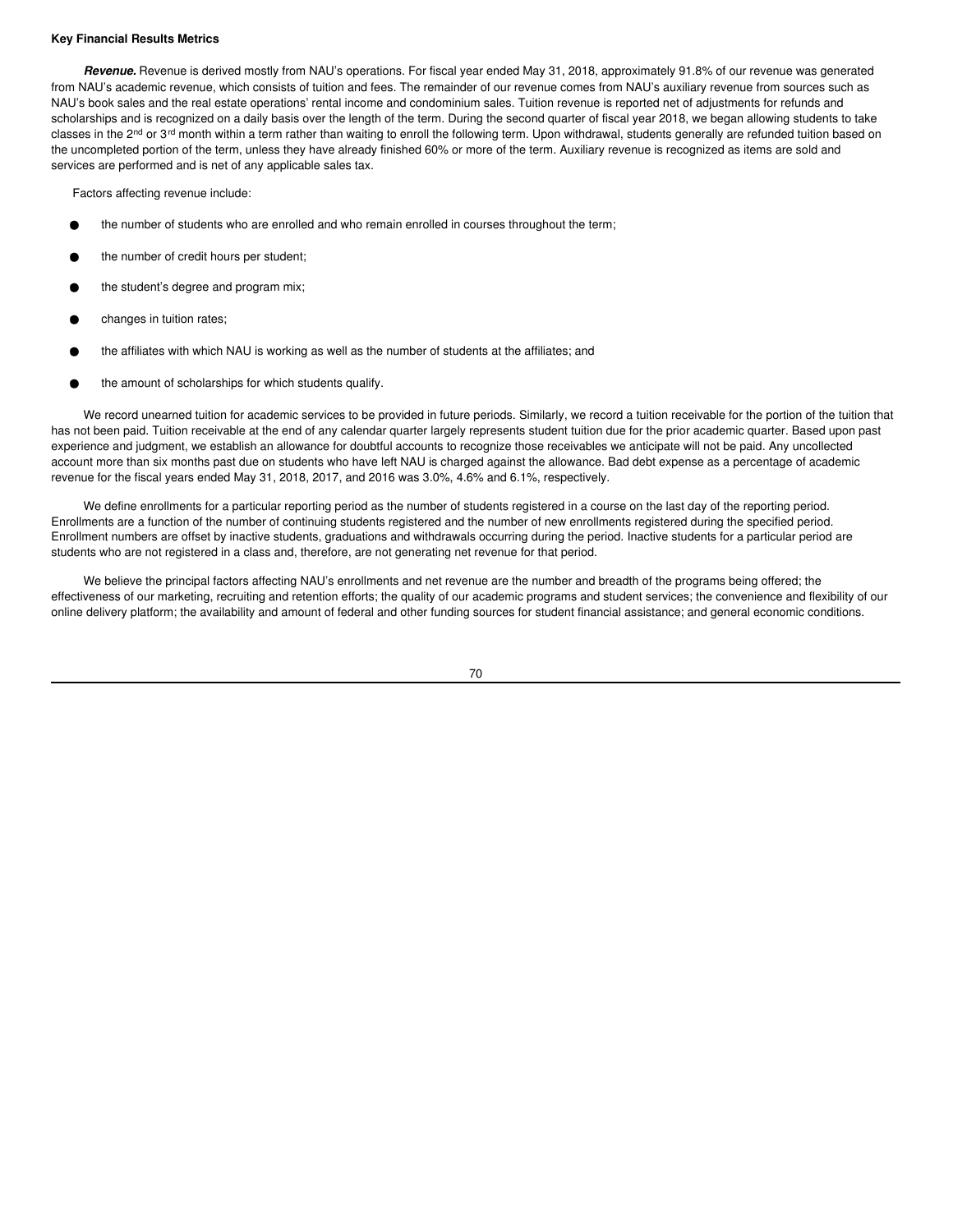**Key Financial Results Metrics**

***Revenue.*** Revenue is derived mostly from NAU's operations. For fiscal year ended May 31, 2018, approximately 91.8% of our revenue was generated from NAU's academic revenue, which consists of tuition and fees. The remainder of our revenue comes from NAU's auxiliary revenue from sources such as NAU's book sales and the real estate operations' rental income and condominium sales. Tuition revenue is reported net of adjustments for refunds and scholarships and is recognized on a daily basis over the length of the term. During the second quarter of fiscal year 2018, we began allowing students to take classes in the 2nd or 3rd month within a term rather than waiting to enroll the following term. Upon withdrawal, students generally are refunded tuition based on the uncompleted portion of the term, unless they have already finished 60% or more of the term. Auxiliary revenue is recognized as items are sold and services are performed and is net of any applicable sales tax.

Factors affecting revenue include:

- the number of students who are enrolled and who remain enrolled in courses throughout the term;
- the number of credit hours per student;
- the student's degree and program mix;
- changes in tuition rates;
- the affiliates with which NAU is working as well as the number of students at the affiliates; and
- the amount of scholarships for which students qualify.

We record unearned tuition for academic services to be provided in future periods. Similarly, we record a tuition receivable for the portion of the tuition that has not been paid. Tuition receivable at the end of any calendar quarter largely represents student tuition due for the prior academic quarter. Based upon past experience and judgment, we establish an allowance for doubtful accounts to recognize those receivables we anticipate will not be paid. Any uncollected account more than six months past due on students who have left NAU is charged against the allowance. Bad debt expense as a percentage of academic revenue for the fiscal years ended May 31, 2018, 2017, and 2016 was 3.0%, 4.6% and 6.1%, respectively.

We define enrollments for a particular reporting period as the number of students registered in a course on the last day of the reporting period. Enrollments are a function of the number of continuing students registered and the number of new enrollments registered during the specified period. Enrollment numbers are offset by inactive students, graduations and withdrawals occurring during the period. Inactive students for a particular period are students who are not registered in a class and, therefore, are not generating net revenue for that period.

We believe the principal factors affecting NAU's enrollments and net revenue are the number and breadth of the programs being offered; the effectiveness of our marketing, recruiting and retention efforts; the quality of our academic programs and student services; the convenience and flexibility of our online delivery platform; the availability and amount of federal and other funding sources for student financial assistance; and general economic conditions.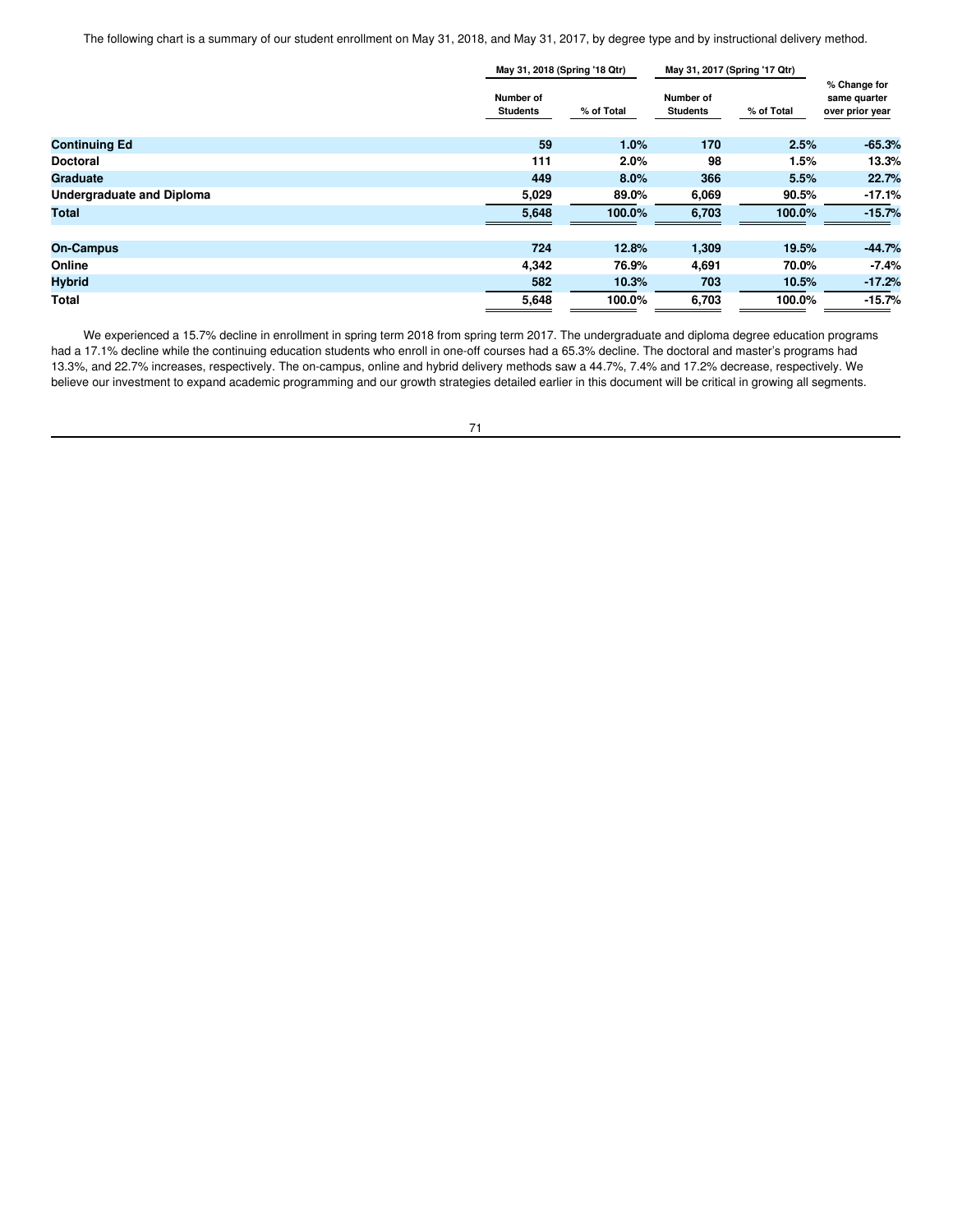The following chart is a summary of our student enrollment on May 31, 2018, and May 31, 2017, by degree type and by instructional delivery method.

| | May 31, 2018 (Spring '18 Qtr) | | May 31, 2017 (Spring '17 Qtr) | | |
|---|---|---|---|---|---|
| | Number of Students | % of Total | Number of Students | % of Total | % Change for same quarter over prior year |
| **Continuing Ed** | **59** | **1.0%** | **170** | **2.5%** | **-65.3%** |
| **Doctoral** | **111** | **2.0%** | **98** | **1.5%** | **13.3%** |
| **Graduate** | **449** | **8.0%** | **366** | **5.5%** | **22.7%** |
| **Undergraduate and Diploma** | **5,029** | **89.0%** | **6,069** | **90.5%** | **-17.1%** |
| **Total** | **5,648** | **100.0%** | **6,703** | **100.0%** | **-15.7%** |
| | | | | | |
| **On-Campus** | **724** | **12.8%** | **1,309** | **19.5%** | **-44.7%** |
| **Online** | **4,342** | **76.9%** | **4,691** | **70.0%** | **-7.4%** |
| **Hybrid** | **582** | **10.3%** | **703** | **10.5%** | **-17.2%** |
| **Total** | **5,648** | **100.0%** | **6,703** | **100.0%** | **-15.7%** |

We experienced a 15.7% decline in enrollment in spring term 2018 from spring term 2017. The undergraduate and diploma degree education programs had a 17.1% decline while the continuing education students who enroll in one-off courses had a 65.3% decline. The doctoral and master's programs had 13.3%, and 22.7% increases, respectively. The on-campus, online and hybrid delivery methods saw a 44.7%, 7.4% and 17.2% decrease, respectively. We believe our investment to expand academic programming and our growth strategies detailed earlier in this document will be critical in growing all segments.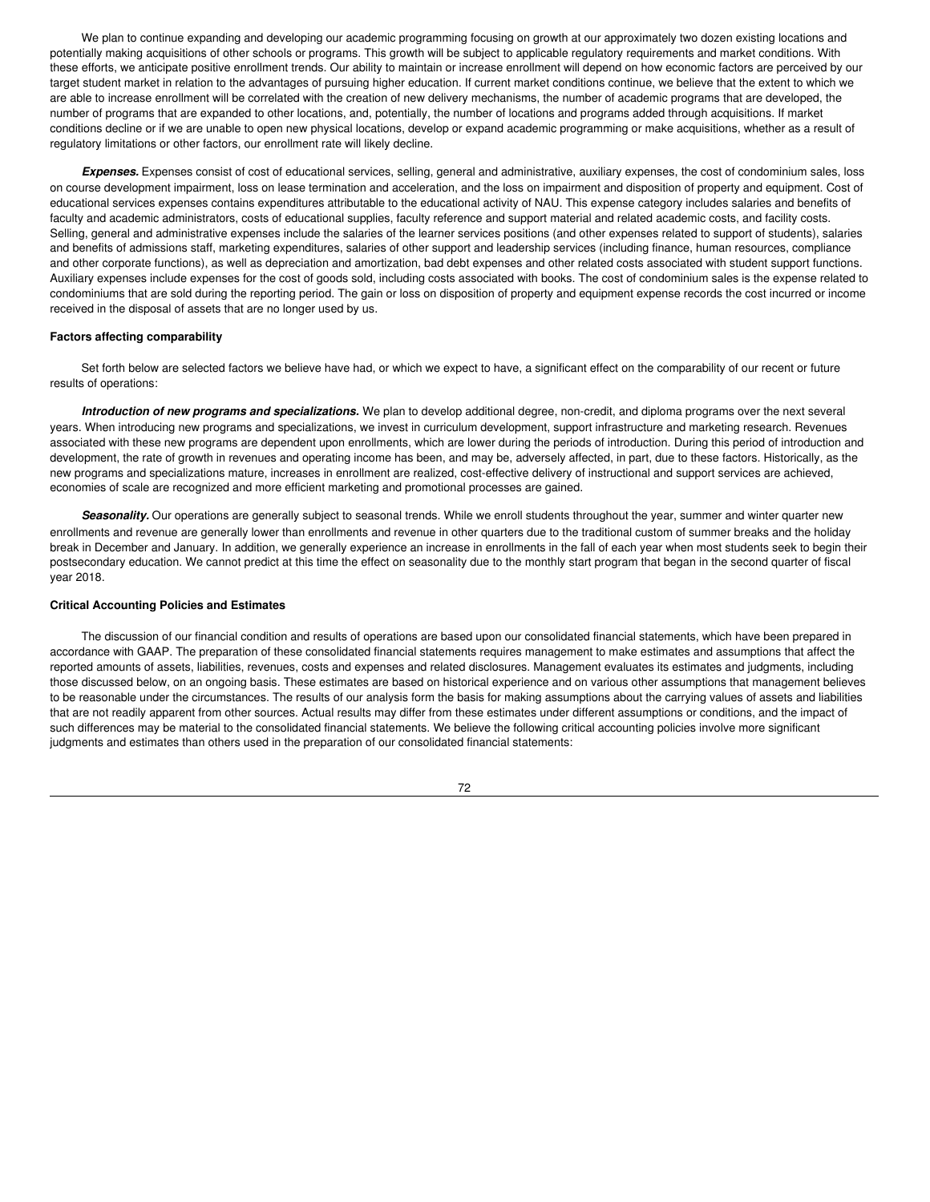We plan to continue expanding and developing our academic programming focusing on growth at our approximately two dozen existing locations and potentially making acquisitions of other schools or programs. This growth will be subject to applicable regulatory requirements and market conditions. With these efforts, we anticipate positive enrollment trends. Our ability to maintain or increase enrollment will depend on how economic factors are perceived by our target student market in relation to the advantages of pursuing higher education. If current market conditions continue, we believe that the extent to which we are able to increase enrollment will be correlated with the creation of new delivery mechanisms, the number of academic programs that are developed, the number of programs that are expanded to other locations, and, potentially, the number of locations and programs added through acquisitions. If market conditions decline or if we are unable to open new physical locations, develop or expand academic programming or make acquisitions, whether as a result of regulatory limitations or other factors, our enrollment rate will likely decline.

***Expenses.*** Expenses consist of cost of educational services, selling, general and administrative, auxiliary expenses, the cost of condominium sales, loss on course development impairment, loss on lease termination and acceleration, and the loss on impairment and disposition of property and equipment. Cost of educational services expenses contains expenditures attributable to the educational activity of NAU. This expense category includes salaries and benefits of faculty and academic administrators, costs of educational supplies, faculty reference and support material and related academic costs, and facility costs. Selling, general and administrative expenses include the salaries of the learner services positions (and other expenses related to support of students), salaries and benefits of admissions staff, marketing expenditures, salaries of other support and leadership services (including finance, human resources, compliance and other corporate functions), as well as depreciation and amortization, bad debt expenses and other related costs associated with student support functions. Auxiliary expenses include expenses for the cost of goods sold, including costs associated with books. The cost of condominium sales is the expense related to condominiums that are sold during the reporting period. The gain or loss on disposition of property and equipment expense records the cost incurred or income received in the disposal of assets that are no longer used by us.

**Factors affecting comparability**

Set forth below are selected factors we believe have had, or which we expect to have, a significant effect on the comparability of our recent or future results of operations:

***Introduction of new programs and specializations.*** We plan to develop additional degree, non-credit, and diploma programs over the next several years. When introducing new programs and specializations, we invest in curriculum development, support infrastructure and marketing research. Revenues associated with these new programs are dependent upon enrollments, which are lower during the periods of introduction. During this period of introduction and development, the rate of growth in revenues and operating income has been, and may be, adversely affected, in part, due to these factors. Historically, as the new programs and specializations mature, increases in enrollment are realized, cost-effective delivery of instructional and support services are achieved, economies of scale are recognized and more efficient marketing and promotional processes are gained.

***Seasonality.*** Our operations are generally subject to seasonal trends. While we enroll students throughout the year, summer and winter quarter new enrollments and revenue are generally lower than enrollments and revenue in other quarters due to the traditional custom of summer breaks and the holiday break in December and January. In addition, we generally experience an increase in enrollments in the fall of each year when most students seek to begin their postsecondary education. We cannot predict at this time the effect on seasonality due to the monthly start program that began in the second quarter of fiscal year 2018.

**Critical Accounting Policies and Estimates**

The discussion of our financial condition and results of operations are based upon our consolidated financial statements, which have been prepared in accordance with GAAP. The preparation of these consolidated financial statements requires management to make estimates and assumptions that affect the reported amounts of assets, liabilities, revenues, costs and expenses and related disclosures. Management evaluates its estimates and judgments, including those discussed below, on an ongoing basis. These estimates are based on historical experience and on various other assumptions that management believes to be reasonable under the circumstances. The results of our analysis form the basis for making assumptions about the carrying values of assets and liabilities that are not readily apparent from other sources. Actual results may differ from these estimates under different assumptions or conditions, and the impact of such differences may be material to the consolidated financial statements. We believe the following critical accounting policies involve more significant judgments and estimates than others used in the preparation of our consolidated financial statements: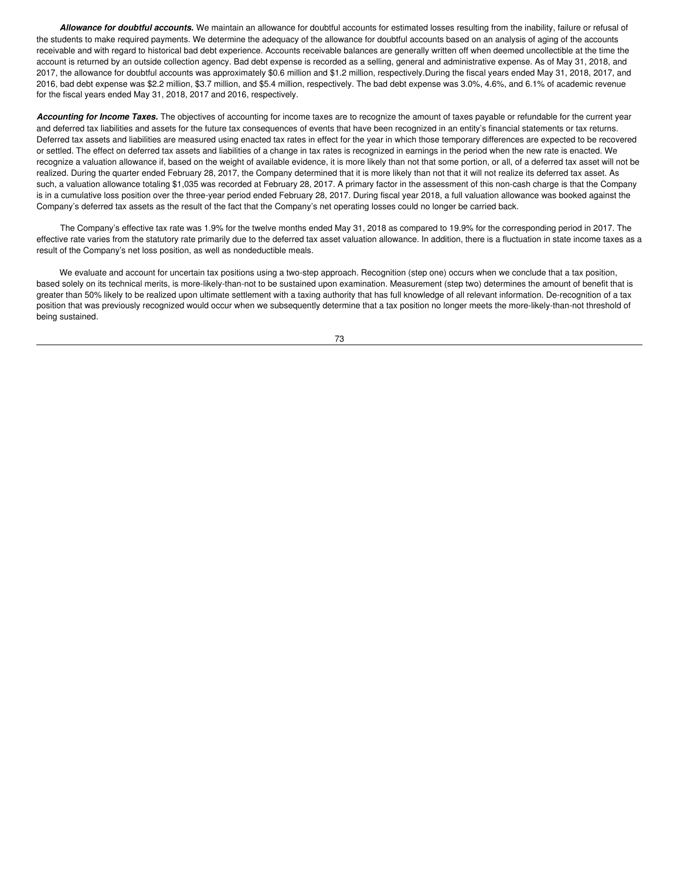***Allowance for doubtful accounts.*** We maintain an allowance for doubtful accounts for estimated losses resulting from the inability, failure or refusal of the students to make required payments. We determine the adequacy of the allowance for doubtful accounts based on an analysis of aging of the accounts receivable and with regard to historical bad debt experience. Accounts receivable balances are generally written off when deemed uncollectible at the time the account is returned by an outside collection agency. Bad debt expense is recorded as a selling, general and administrative expense. As of May 31, 2018, and 2017, the allowance for doubtful accounts was approximately $0.6 million and $1.2 million, respectively.During the fiscal years ended May 31, 2018, 2017, and 2016, bad debt expense was $2.2 million, $3.7 million, and $5.4 million, respectively. The bad debt expense was 3.0%, 4.6%, and 6.1% of academic revenue for the fiscal years ended May 31, 2018, 2017 and 2016, respectively.

***Accounting for Income Taxes.*** The objectives of accounting for income taxes are to recognize the amount of taxes payable or refundable for the current year and deferred tax liabilities and assets for the future tax consequences of events that have been recognized in an entity's financial statements or tax returns. Deferred tax assets and liabilities are measured using enacted tax rates in effect for the year in which those temporary differences are expected to be recovered or settled. The effect on deferred tax assets and liabilities of a change in tax rates is recognized in earnings in the period when the new rate is enacted. We recognize a valuation allowance if, based on the weight of available evidence, it is more likely than not that some portion, or all, of a deferred tax asset will not be realized. During the quarter ended February 28, 2017, the Company determined that it is more likely than not that it will not realize its deferred tax asset. As such, a valuation allowance totaling $1,035 was recorded at February 28, 2017. A primary factor in the assessment of this non-cash charge is that the Company is in a cumulative loss position over the three-year period ended February 28, 2017. During fiscal year 2018, a full valuation allowance was booked against the Company's deferred tax assets as the result of the fact that the Company's net operating losses could no longer be carried back.

The Company's effective tax rate was 1.9% for the twelve months ended May 31, 2018 as compared to 19.9% for the corresponding period in 2017. The effective rate varies from the statutory rate primarily due to the deferred tax asset valuation allowance. In addition, there is a fluctuation in state income taxes as a result of the Company's net loss position, as well as nondeductible meals.

We evaluate and account for uncertain tax positions using a two-step approach. Recognition (step one) occurs when we conclude that a tax position, based solely on its technical merits, is more-likely-than-not to be sustained upon examination. Measurement (step two) determines the amount of benefit that is greater than 50% likely to be realized upon ultimate settlement with a taxing authority that has full knowledge of all relevant information. De-recognition of a tax position that was previously recognized would occur when we subsequently determine that a tax position no longer meets the more-likely-than-not threshold of being sustained.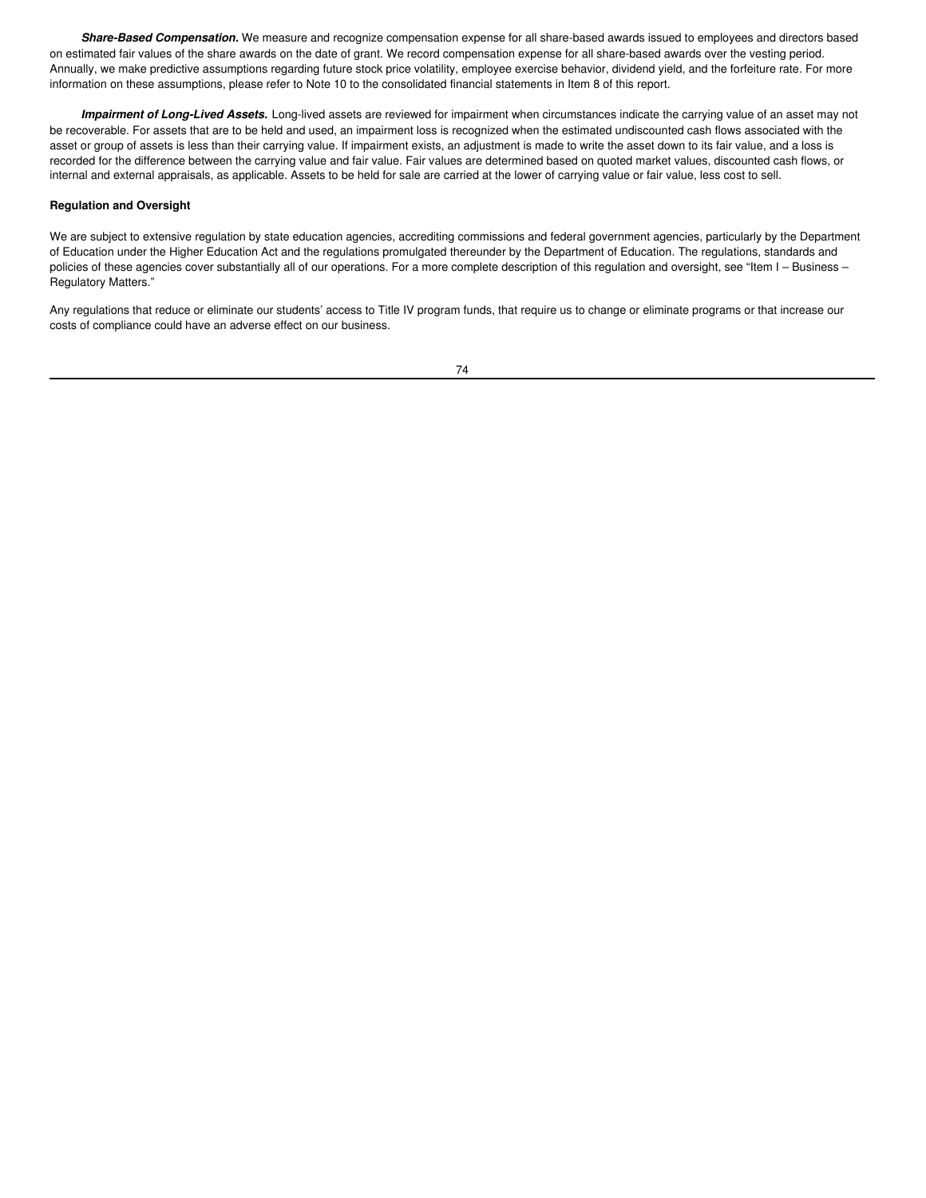***Share-Based Compensation.*** We measure and recognize compensation expense for all share-based awards issued to employees and directors based on estimated fair values of the share awards on the date of grant. We record compensation expense for all share-based awards over the vesting period. Annually, we make predictive assumptions regarding future stock price volatility, employee exercise behavior, dividend yield, and the forfeiture rate. For more information on these assumptions, please refer to Note 10 to the consolidated financial statements in Item 8 of this report.

***Impairment of Long-Lived Assets.*** Long-lived assets are reviewed for impairment when circumstances indicate the carrying value of an asset may not be recoverable. For assets that are to be held and used, an impairment loss is recognized when the estimated undiscounted cash flows associated with the asset or group of assets is less than their carrying value. If impairment exists, an adjustment is made to write the asset down to its fair value, and a loss is recorded for the difference between the carrying value and fair value. Fair values are determined based on quoted market values, discounted cash flows, or internal and external appraisals, as applicable. Assets to be held for sale are carried at the lower of carrying value or fair value, less cost to sell.

**Regulation and Oversight**

We are subject to extensive regulation by state education agencies, accrediting commissions and federal government agencies, particularly by the Department of Education under the Higher Education Act and the regulations promulgated thereunder by the Department of Education. The regulations, standards and policies of these agencies cover substantially all of our operations. For a more complete description of this regulation and oversight, see "Item I – Business – Regulatory Matters."

Any regulations that reduce or eliminate our students' access to Title IV program funds, that require us to change or eliminate programs or that increase our costs of compliance could have an adverse effect on our business.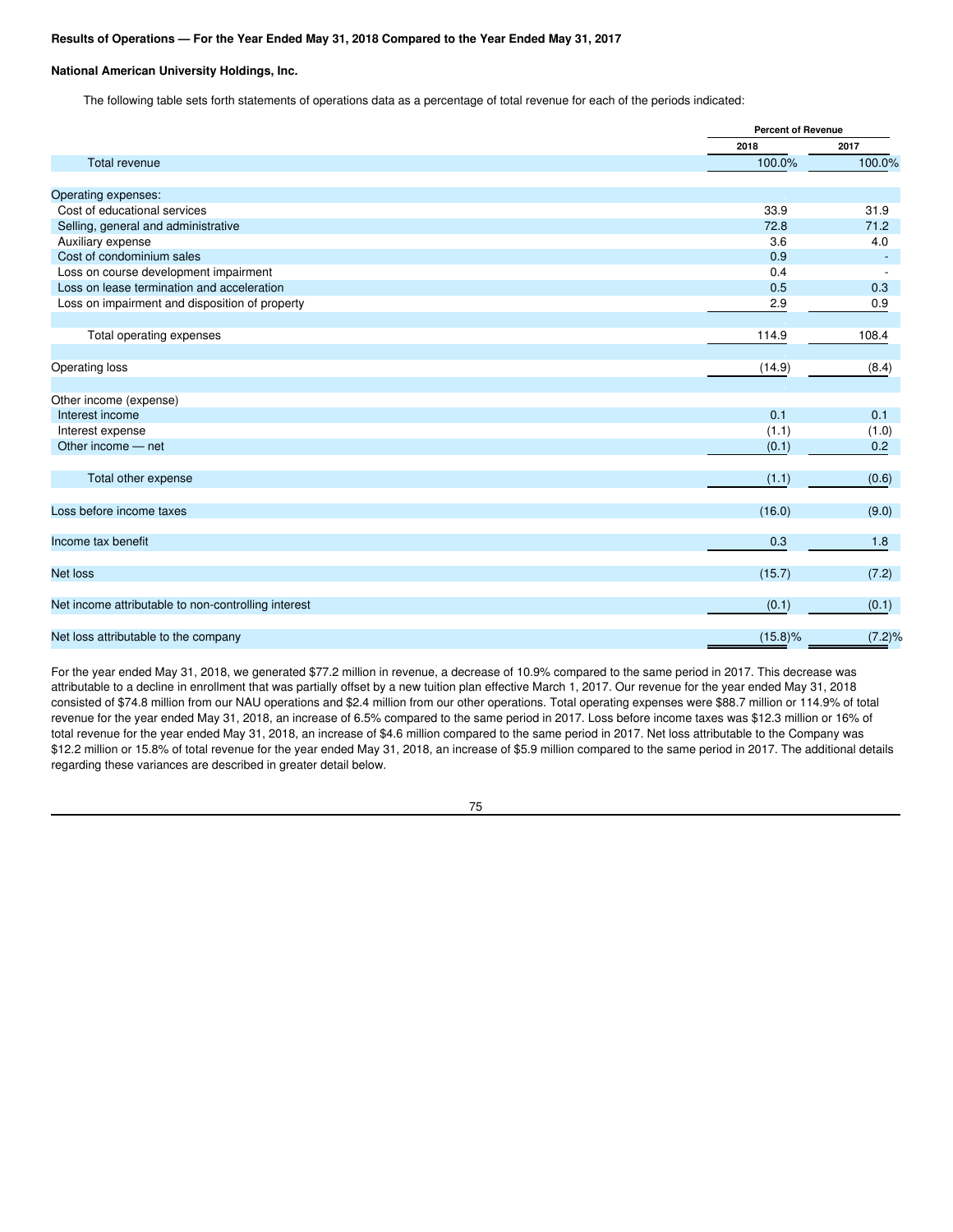**Results of Operations — For the Year Ended May 31, 2018 Compared to the Year Ended May 31, 2017**

**National American University Holdings, Inc.**

The following table sets forth statements of operations data as a percentage of total revenue for each of the periods indicated:

| | Percent of Revenue | |
|---|---|---|
| | 2018 | 2017 |
| Total revenue | 100.0% | 100.0% |
| Operating expenses: | | |
| Cost of educational services | 33.9 | 31.9 |
| Selling, general and administrative | 72.8 | 71.2 |
| Auxiliary expense | 3.6 | 4.0 |
| Cost of condominium sales | 0.9 | - |
| Loss on course development impairment | 0.4 | - |
| Loss on lease termination and acceleration | 0.5 | 0.3 |
| Loss on impairment and disposition of property | 2.9 | 0.9 |
| Total operating expenses | 114.9 | 108.4 |
| Operating loss | (14.9) | (8.4) |
| Other income (expense) | | |
| Interest income | 0.1 | 0.1 |
| Interest expense | (1.1) | (1.0) |
| Other income — net | (0.1) | 0.2 |
| Total other expense | (1.1) | (0.6) |
| Loss before income taxes | (16.0) | (9.0) |
| Income tax benefit | 0.3 | 1.8 |
| Net loss | (15.7) | (7.2) |
| Net income attributable to non-controlling interest | (0.1) | (0.1) |
| Net loss attributable to the company | (15.8)% | (7.2)% |

For the year ended May 31, 2018, we generated $77.2 million in revenue, a decrease of 10.9% compared to the same period in 2017. This decrease was attributable to a decline in enrollment that was partially offset by a new tuition plan effective March 1, 2017. Our revenue for the year ended May 31, 2018 consisted of $74.8 million from our NAU operations and $2.4 million from our other operations. Total operating expenses were $88.7 million or 114.9% of total revenue for the year ended May 31, 2018, an increase of 6.5% compared to the same period in 2017. Loss before income taxes was $12.3 million or 16% of total revenue for the year ended May 31, 2018, an increase of $4.6 million compared to the same period in 2017. Net loss attributable to the Company was $12.2 million or 15.8% of total revenue for the year ended May 31, 2018, an increase of $5.9 million compared to the same period in 2017. The additional details regarding these variances are described in greater detail below.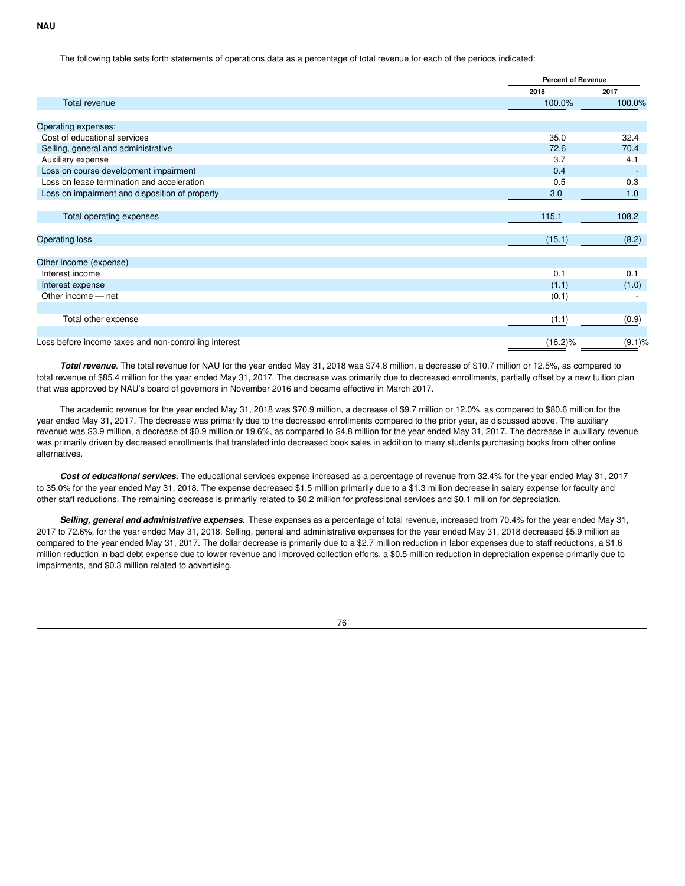**NAU**

The following table sets forth statements of operations data as a percentage of total revenue for each of the periods indicated:

| | Percent of Revenue | |
|---|---|---|
| | 2018 | 2017 |
| Total revenue | 100.0% | 100.0% |
| | | |
| Operating expenses: | | |
| Cost of educational services | 35.0 | 32.4 |
| Selling, general and administrative | 72.6 | 70.4 |
| Auxiliary expense | 3.7 | 4.1 |
| Loss on course development impairment | 0.4 | - |
| Loss on lease termination and acceleration | 0.5 | 0.3 |
| Loss on impairment and disposition of property | 3.0 | 1.0 |
| | | |
| Total operating expenses | 115.1 | 108.2 |
| | | |
| Operating loss | (15.1) | (8.2) |
| | | |
| Other income (expense) | | |
| Interest income | 0.1 | 0.1 |
| Interest expense | (1.1) | (1.0) |
| Other income — net | (0.1) | - |
| | | |
| Total other expense | (1.1) | (0.9) |
| | | |
| Loss before income taxes and non-controlling interest | (16.2)% | (9.1)% |

***Total revenue***. The total revenue for NAU for the year ended May 31, 2018 was $74.8 million, a decrease of $10.7 million or 12.5%, as compared to total revenue of $85.4 million for the year ended May 31, 2017. The decrease was primarily due to decreased enrollments, partially offset by a new tuition plan that was approved by NAU's board of governors in November 2016 and became effective in March 2017.

The academic revenue for the year ended May 31, 2018 was $70.9 million, a decrease of $9.7 million or 12.0%, as compared to $80.6 million for the year ended May 31, 2017. The decrease was primarily due to the decreased enrollments compared to the prior year, as discussed above. The auxiliary revenue was $3.9 million, a decrease of $0.9 million or 19.6%, as compared to $4.8 million for the year ended May 31, 2017. The decrease in auxiliary revenue was primarily driven by decreased enrollments that translated into decreased book sales in addition to many students purchasing books from other online alternatives.

***Cost of educational services.*** The educational services expense increased as a percentage of revenue from 32.4% for the year ended May 31, 2017 to 35.0% for the year ended May 31, 2018. The expense decreased $1.5 million primarily due to a $1.3 million decrease in salary expense for faculty and other staff reductions. The remaining decrease is primarily related to $0.2 million for professional services and $0.1 million for depreciation.

***Selling, general and administrative expenses.*** These expenses as a percentage of total revenue, increased from 70.4% for the year ended May 31, 2017 to 72.6%, for the year ended May 31, 2018. Selling, general and administrative expenses for the year ended May 31, 2018 decreased $5.9 million as compared to the year ended May 31, 2017. The dollar decrease is primarily due to a $2.7 million reduction in labor expenses due to staff reductions, a $1.6 million reduction in bad debt expense due to lower revenue and improved collection efforts, a $0.5 million reduction in depreciation expense primarily due to impairments, and $0.3 million related to advertising.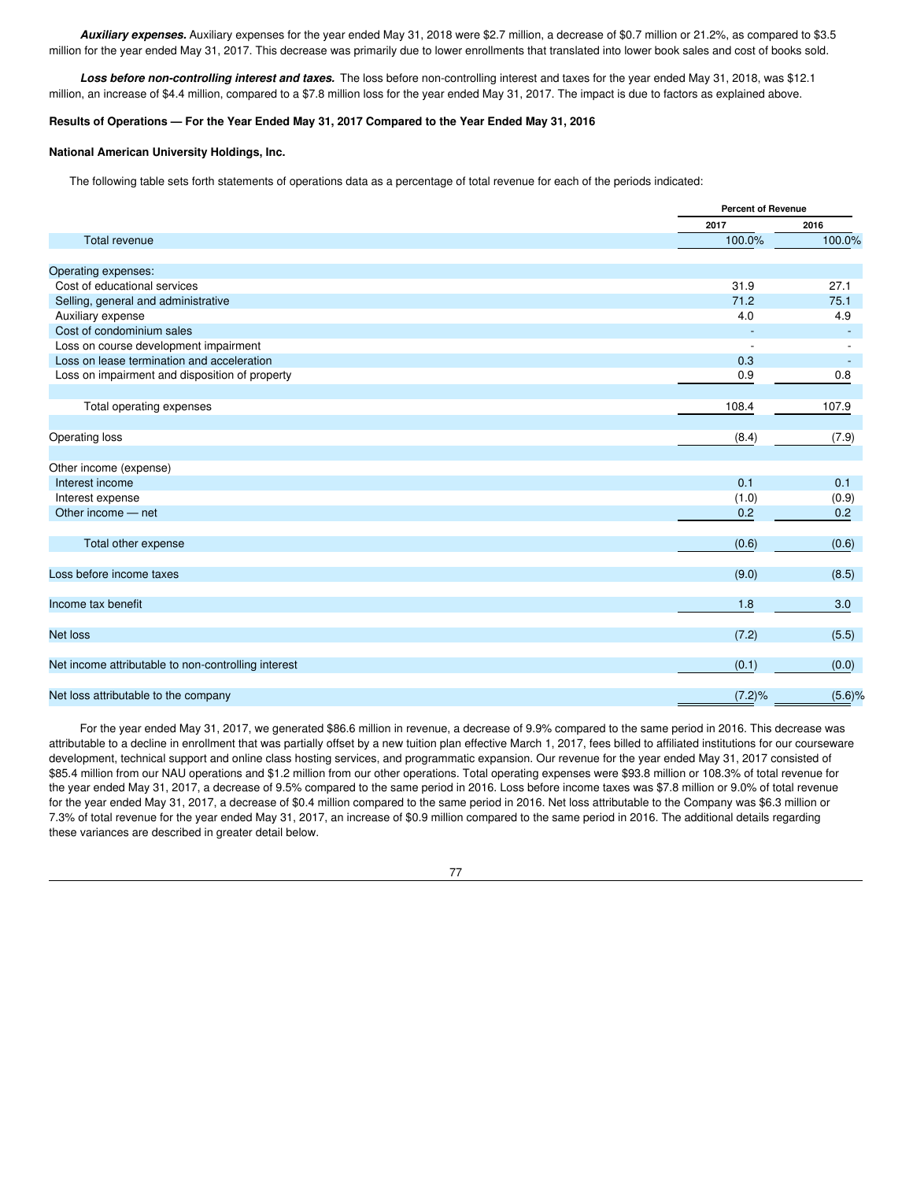***Auxiliary expenses.*** Auxiliary expenses for the year ended May 31, 2018 were $2.7 million, a decrease of $0.7 million or 21.2%, as compared to $3.5 million for the year ended May 31, 2017. This decrease was primarily due to lower enrollments that translated into lower book sales and cost of books sold.

***Loss before non-controlling interest and taxes.*** The loss before non-controlling interest and taxes for the year ended May 31, 2018, was $12.1 million, an increase of $4.4 million, compared to a $7.8 million loss for the year ended May 31, 2017. The impact is due to factors as explained above.

**Results of Operations — For the Year Ended May 31, 2017 Compared to the Year Ended May 31, 2016**

**National American University Holdings, Inc.**

The following table sets forth statements of operations data as a percentage of total revenue for each of the periods indicated:

| | Percent of Revenue | |
|---|---|---|
| | 2017 | 2016 |
| Total revenue | 100.0% | 100.0% |
| Operating expenses: | | |
| Cost of educational services | 31.9 | 27.1 |
| Selling, general and administrative | 71.2 | 75.1 |
| Auxiliary expense | 4.0 | 4.9 |
| Cost of condominium sales | - | - |
| Loss on course development impairment | - | - |
| Loss on lease termination and acceleration | 0.3 | - |
| Loss on impairment and disposition of property | 0.9 | 0.8 |
| Total operating expenses | 108.4 | 107.9 |
| Operating loss | (8.4) | (7.9) |
| Other income (expense) | | |
| Interest income | 0.1 | 0.1 |
| Interest expense | (1.0) | (0.9) |
| Other income — net | 0.2 | 0.2 |
| Total other expense | (0.6) | (0.6) |
| Loss before income taxes | (9.0) | (8.5) |
| Income tax benefit | 1.8 | 3.0 |
| Net loss | (7.2) | (5.5) |
| Net income attributable to non-controlling interest | (0.1) | (0.0) |
| Net loss attributable to the company | (7.2)% | (5.6)% |

For the year ended May 31, 2017, we generated $86.6 million in revenue, a decrease of 9.9% compared to the same period in 2016. This decrease was attributable to a decline in enrollment that was partially offset by a new tuition plan effective March 1, 2017, fees billed to affiliated institutions for our courseware development, technical support and online class hosting services, and programmatic expansion. Our revenue for the year ended May 31, 2017 consisted of $85.4 million from our NAU operations and $1.2 million from our other operations. Total operating expenses were $93.8 million or 108.3% of total revenue for the year ended May 31, 2017, a decrease of 9.5% compared to the same period in 2016. Loss before income taxes was $7.8 million or 9.0% of total revenue for the year ended May 31, 2017, a decrease of $0.4 million compared to the same period in 2016. Net loss attributable to the Company was $6.3 million or 7.3% of total revenue for the year ended May 31, 2017, an increase of $0.9 million compared to the same period in 2016. The additional details regarding these variances are described in greater detail below.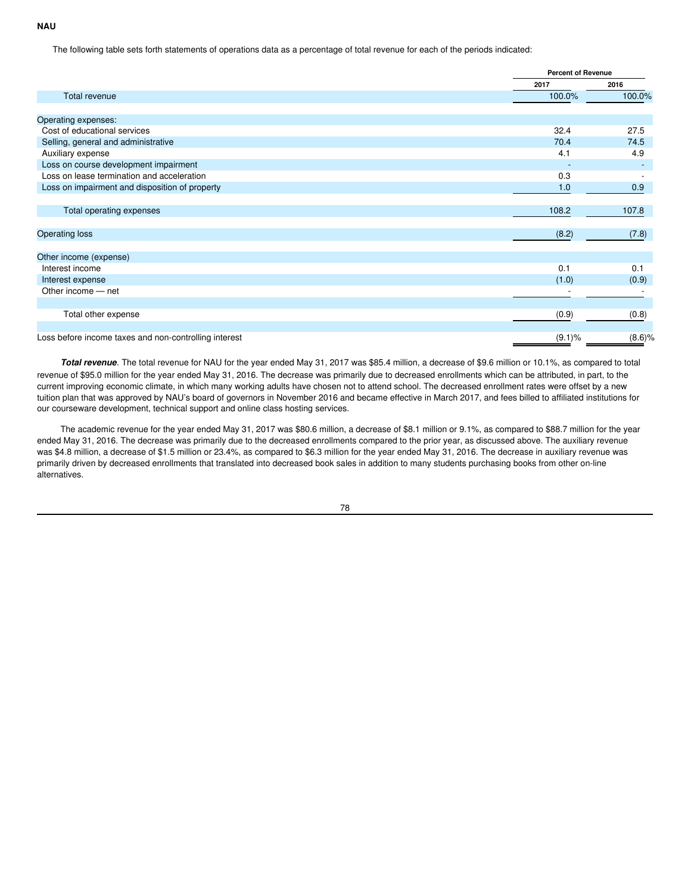**NAU**

The following table sets forth statements of operations data as a percentage of total revenue for each of the periods indicated:

| | Percent of Revenue | |
|---|---|---|
| | 2017 | 2016 |
| Total revenue | 100.0% | 100.0% |
| Operating expenses: | | |
| Cost of educational services | 32.4 | 27.5 |
| Selling, general and administrative | 70.4 | 74.5 |
| Auxiliary expense | 4.1 | 4.9 |
| Loss on course development impairment | - | - |
| Loss on lease termination and acceleration | 0.3 | - |
| Loss on impairment and disposition of property | 1.0 | 0.9 |
| Total operating expenses | 108.2 | 107.8 |
| Operating loss | (8.2) | (7.8) |
| Other income (expense) | | |
| Interest income | 0.1 | 0.1 |
| Interest expense | (1.0) | (0.9) |
| Other income — net | - | - |
| Total other expense | (0.9) | (0.8) |
| Loss before income taxes and non-controlling interest | (9.1)% | (8.6)% |

***Total revenue***. The total revenue for NAU for the year ended May 31, 2017 was \$85.4 million, a decrease of \$9.6 million or 10.1%, as compared to total revenue of \$95.0 million for the year ended May 31, 2016. The decrease was primarily due to decreased enrollments which can be attributed, in part, to the current improving economic climate, in which many working adults have chosen not to attend school. The decreased enrollment rates were offset by a new tuition plan that was approved by NAU's board of governors in November 2016 and became effective in March 2017, and fees billed to affiliated institutions for our courseware development, technical support and online class hosting services.

The academic revenue for the year ended May 31, 2017 was \$80.6 million, a decrease of \$8.1 million or 9.1%, as compared to \$88.7 million for the year ended May 31, 2016. The decrease was primarily due to the decreased enrollments compared to the prior year, as discussed above. The auxiliary revenue was \$4.8 million, a decrease of \$1.5 million or 23.4%, as compared to \$6.3 million for the year ended May 31, 2016. The decrease in auxiliary revenue was primarily driven by decreased enrollments that translated into decreased book sales in addition to many students purchasing books from other on-line alternatives.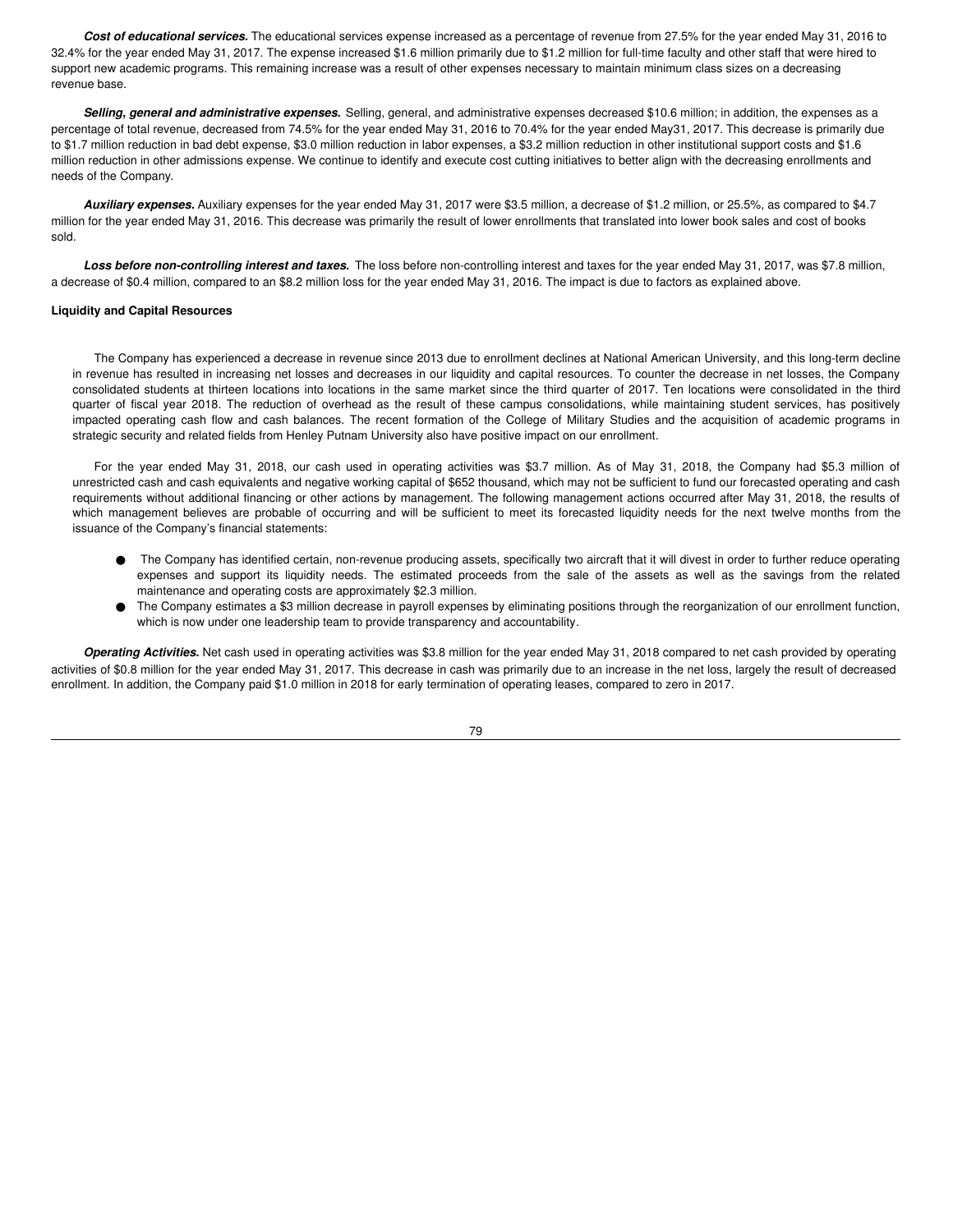***Cost of educational services.*** The educational services expense increased as a percentage of revenue from 27.5% for the year ended May 31, 2016 to 32.4% for the year ended May 31, 2017. The expense increased $1.6 million primarily due to $1.2 million for full-time faculty and other staff that were hired to support new academic programs. This remaining increase was a result of other expenses necessary to maintain minimum class sizes on a decreasing revenue base.

***Selling, general and administrative expenses.*** Selling, general, and administrative expenses decreased $10.6 million; in addition, the expenses as a percentage of total revenue, decreased from 74.5% for the year ended May 31, 2016 to 70.4% for the year ended May31, 2017. This decrease is primarily due to $1.7 million reduction in bad debt expense, $3.0 million reduction in labor expenses, a $3.2 million reduction in other institutional support costs and $1.6 million reduction in other admissions expense. We continue to identify and execute cost cutting initiatives to better align with the decreasing enrollments and needs of the Company.

***Auxiliary expenses.*** Auxiliary expenses for the year ended May 31, 2017 were $3.5 million, a decrease of $1.2 million, or 25.5%, as compared to $4.7 million for the year ended May 31, 2016. This decrease was primarily the result of lower enrollments that translated into lower book sales and cost of books sold.

***Loss before non-controlling interest and taxes.*** The loss before non-controlling interest and taxes for the year ended May 31, 2017, was $7.8 million, a decrease of $0.4 million, compared to an $8.2 million loss for the year ended May 31, 2016. The impact is due to factors as explained above.

**Liquidity and Capital Resources**

The Company has experienced a decrease in revenue since 2013 due to enrollment declines at National American University, and this long-term decline in revenue has resulted in increasing net losses and decreases in our liquidity and capital resources. To counter the decrease in net losses, the Company consolidated students at thirteen locations into locations in the same market since the third quarter of 2017. Ten locations were consolidated in the third quarter of fiscal year 2018. The reduction of overhead as the result of these campus consolidations, while maintaining student services, has positively impacted operating cash flow and cash balances. The recent formation of the College of Military Studies and the acquisition of academic programs in strategic security and related fields from Henley Putnam University also have positive impact on our enrollment.

For the year ended May 31, 2018, our cash used in operating activities was $3.7 million. As of May 31, 2018, the Company had $5.3 million of unrestricted cash and cash equivalents and negative working capital of $652 thousand, which may not be sufficient to fund our forecasted operating and cash requirements without additional financing or other actions by management. The following management actions occurred after May 31, 2018, the results of which management believes are probable of occurring and will be sufficient to meet its forecasted liquidity needs for the next twelve months from the issuance of the Company's financial statements:

- The Company has identified certain, non-revenue producing assets, specifically two aircraft that it will divest in order to further reduce operating expenses and support its liquidity needs. The estimated proceeds from the sale of the assets as well as the savings from the related maintenance and operating costs are approximately $2.3 million.
- The Company estimates a $3 million decrease in payroll expenses by eliminating positions through the reorganization of our enrollment function, which is now under one leadership team to provide transparency and accountability.

***Operating Activities.*** Net cash used in operating activities was $3.8 million for the year ended May 31, 2018 compared to net cash provided by operating activities of $0.8 million for the year ended May 31, 2017. This decrease in cash was primarily due to an increase in the net loss, largely the result of decreased enrollment. In addition, the Company paid $1.0 million in 2018 for early termination of operating leases, compared to zero in 2017.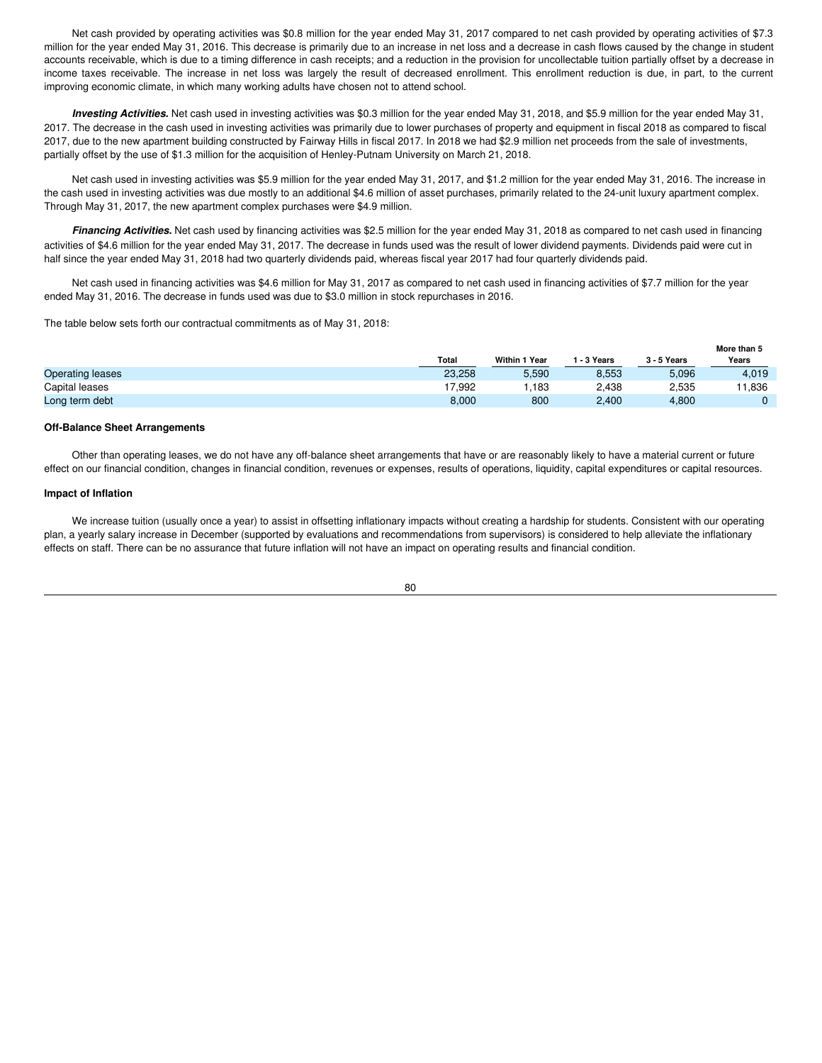Net cash provided by operating activities was $0.8 million for the year ended May 31, 2017 compared to net cash provided by operating activities of $7.3 million for the year ended May 31, 2016. This decrease is primarily due to an increase in net loss and a decrease in cash flows caused by the change in student accounts receivable, which is due to a timing difference in cash receipts; and a reduction in the provision for uncollectable tuition partially offset by a decrease in income taxes receivable. The increase in net loss was largely the result of decreased enrollment. This enrollment reduction is due, in part, to the current improving economic climate, in which many working adults have chosen not to attend school.

***Investing Activities.*** Net cash used in investing activities was $0.3 million for the year ended May 31, 2018, and $5.9 million for the year ended May 31, 2017. The decrease in the cash used in investing activities was primarily due to lower purchases of property and equipment in fiscal 2018 as compared to fiscal 2017, due to the new apartment building constructed by Fairway Hills in fiscal 2017. In 2018 we had $2.9 million net proceeds from the sale of investments, partially offset by the use of $1.3 million for the acquisition of Henley-Putnam University on March 21, 2018.

Net cash used in investing activities was $5.9 million for the year ended May 31, 2017, and $1.2 million for the year ended May 31, 2016. The increase in the cash used in investing activities was due mostly to an additional $4.6 million of asset purchases, primarily related to the 24-unit luxury apartment complex. Through May 31, 2017, the new apartment complex purchases were $4.9 million.

***Financing Activities.*** Net cash used by financing activities was $2.5 million for the year ended May 31, 2018 as compared to net cash used in financing activities of $4.6 million for the year ended May 31, 2017. The decrease in funds used was the result of lower dividend payments. Dividends paid were cut in half since the year ended May 31, 2018 had two quarterly dividends paid, whereas fiscal year 2017 had four quarterly dividends paid.

Net cash used in financing activities was $4.6 million for May 31, 2017 as compared to net cash used in financing activities of $7.7 million for the year ended May 31, 2016. The decrease in funds used was due to $3.0 million in stock repurchases in 2016.

The table below sets forth our contractual commitments as of May 31, 2018:

| | Total | Within 1 Year | 1 - 3 Years | 3 - 5 Years | More than 5 Years |
|---|---|---|---|---|---|
| Operating leases | 23,258 | 5,590 | 8,553 | 5,096 | 4,019 |
| Capital leases | 17,992 | 1,183 | 2,438 | 2,535 | 11,836 |
| Long term debt | 8,000 | 800 | 2,400 | 4,800 | 0 |

**Off-Balance Sheet Arrangements**

Other than operating leases, we do not have any off-balance sheet arrangements that have or are reasonably likely to have a material current or future effect on our financial condition, changes in financial condition, revenues or expenses, results of operations, liquidity, capital expenditures or capital resources.

**Impact of Inflation**

We increase tuition (usually once a year) to assist in offsetting inflationary impacts without creating a hardship for students. Consistent with our operating plan, a yearly salary increase in December (supported by evaluations and recommendations from supervisors) is considered to help alleviate the inflationary effects on staff. There can be no assurance that future inflation will not have an impact on operating results and financial condition.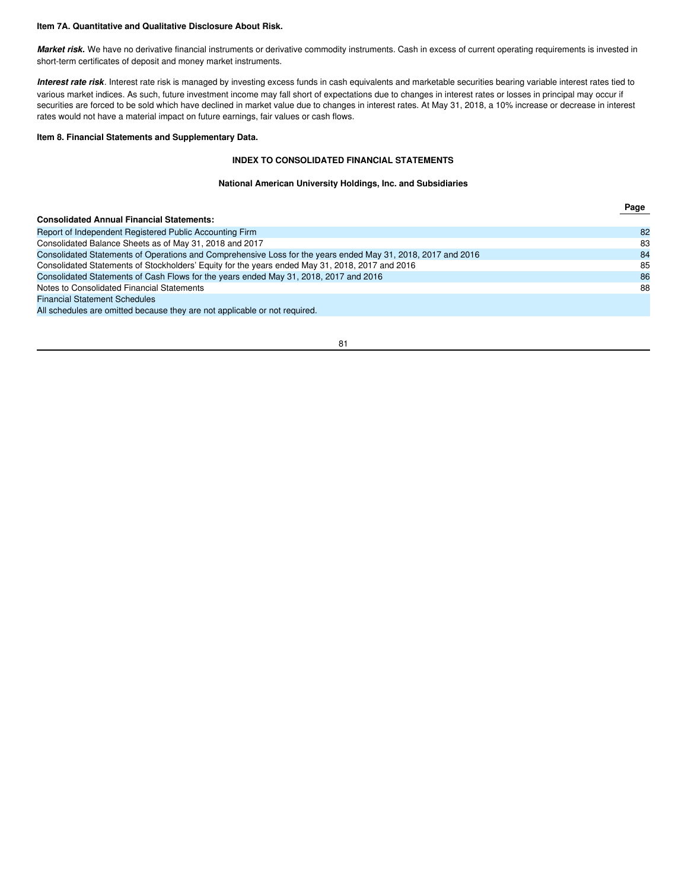**Item 7A. Quantitative and Qualitative Disclosure About Risk.**

***Market risk.*** We have no derivative financial instruments or derivative commodity instruments. Cash in excess of current operating requirements is invested in short-term certificates of deposit and money market instruments.

***Interest rate risk***. Interest rate risk is managed by investing excess funds in cash equivalents and marketable securities bearing variable interest rates tied to various market indices. As such, future investment income may fall short of expectations due to changes in interest rates or losses in principal may occur if securities are forced to be sold which have declined in market value due to changes in interest rates. At May 31, 2018, a 10% increase or decrease in interest rates would not have a material impact on future earnings, fair values or cash flows.

**Item 8. Financial Statements and Supplementary Data.**

**INDEX TO CONSOLIDATED FINANCIAL STATEMENTS**

**National American University Holdings, Inc. and Subsidiaries**

| **Consolidated Annual Financial Statements:** | **Page** |
|---|---|
| Report of Independent Registered Public Accounting Firm | 82 |
| Consolidated Balance Sheets as of May 31, 2018 and 2017 | 83 |
| Consolidated Statements of Operations and Comprehensive Loss for the years ended May 31, 2018, 2017 and 2016 | 84 |
| Consolidated Statements of Stockholders' Equity for the years ended May 31, 2018, 2017 and 2016 | 85 |
| Consolidated Statements of Cash Flows for the years ended May 31, 2018, 2017 and 2016 | 86 |
| Notes to Consolidated Financial Statements | 88 |
| Financial Statement Schedules | |
| All schedules are omitted because they are not applicable or not required. | |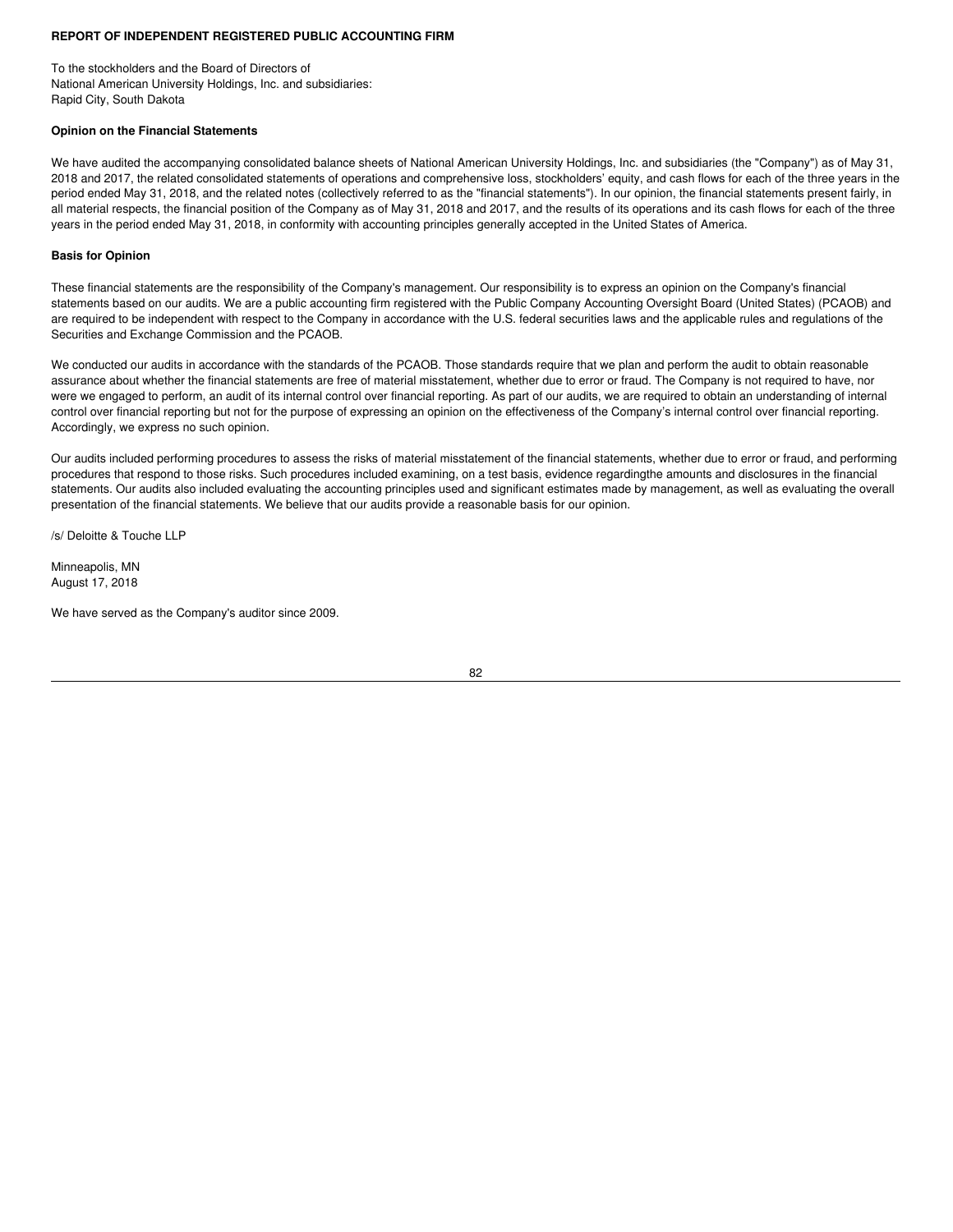## REPORT OF INDEPENDENT REGISTERED PUBLIC ACCOUNTING FIRM

To the stockholders and the Board of Directors of
National American University Holdings, Inc. and subsidiaries:
Rapid City, South Dakota

### Opinion on the Financial Statements

We have audited the accompanying consolidated balance sheets of National American University Holdings, Inc. and subsidiaries (the "Company") as of May 31, 2018 and 2017, the related consolidated statements of operations and comprehensive loss, stockholders' equity, and cash flows for each of the three years in the period ended May 31, 2018, and the related notes (collectively referred to as the "financial statements"). In our opinion, the financial statements present fairly, in all material respects, the financial position of the Company as of May 31, 2018 and 2017, and the results of its operations and its cash flows for each of the three years in the period ended May 31, 2018, in conformity with accounting principles generally accepted in the United States of America.

### Basis for Opinion

These financial statements are the responsibility of the Company's management. Our responsibility is to express an opinion on the Company's financial statements based on our audits. We are a public accounting firm registered with the Public Company Accounting Oversight Board (United States) (PCAOB) and are required to be independent with respect to the Company in accordance with the U.S. federal securities laws and the applicable rules and regulations of the Securities and Exchange Commission and the PCAOB.

We conducted our audits in accordance with the standards of the PCAOB. Those standards require that we plan and perform the audit to obtain reasonable assurance about whether the financial statements are free of material misstatement, whether due to error or fraud. The Company is not required to have, nor were we engaged to perform, an audit of its internal control over financial reporting. As part of our audits, we are required to obtain an understanding of internal control over financial reporting but not for the purpose of expressing an opinion on the effectiveness of the Company's internal control over financial reporting. Accordingly, we express no such opinion.

Our audits included performing procedures to assess the risks of material misstatement of the financial statements, whether due to error or fraud, and performing procedures that respond to those risks. Such procedures included examining, on a test basis, evidence regardingthe amounts and disclosures in the financial statements. Our audits also included evaluating the accounting principles used and significant estimates made by management, as well as evaluating the overall presentation of the financial statements. We believe that our audits provide a reasonable basis for our opinion.

/s/ Deloitte & Touche LLP

Minneapolis, MN
August 17, 2018

We have served as the Company's auditor since 2009.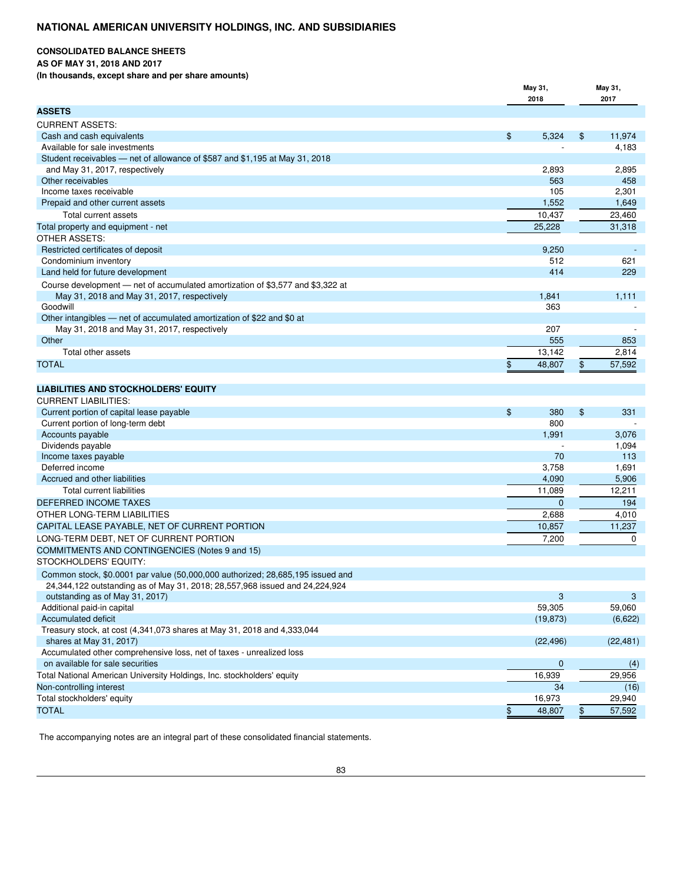# NATIONAL AMERICAN UNIVERSITY HOLDINGS, INC. AND SUBSIDIARIES

## CONSOLIDATED BALANCE SHEETS
**AS OF MAY 31, 2018 AND 2017**
**(In thousands, except share and per share amounts)**

| | May 31, 2018 | May 31, 2017 |
|---|---|---|
| **ASSETS** | | |
| CURRENT ASSETS: | | |
| Cash and cash equivalents | $ 5,324 | $ 11,974 |
| Available for sale investments | - | 4,183 |
| Student receivables — net of allowance of $587 and $1,195 at May 31, 2018 and May 31, 2017, respectively | 2,893 | 2,895 |
| Other receivables | 563 | 458 |
| Income taxes receivable | 105 | 2,301 |
| Prepaid and other current assets | 1,552 | 1,649 |
| Total current assets | 10,437 | 23,460 |
| Total property and equipment - net | 25,228 | 31,318 |
| OTHER ASSETS: | | |
| Restricted certificates of deposit | 9,250 | - |
| Condominium inventory | 512 | 621 |
| Land held for future development | 414 | 229 |
| Course development — net of accumulated amortization of $3,577 and $3,322 at May 31, 2018 and May 31, 2017, respectively | 1,841 | 1,111 |
| Goodwill | 363 | - |
| Other intangibles — net of accumulated amortization of $22 and $0 at May 31, 2018 and May 31, 2017, respectively | 207 | - |
| Other | 555 | 853 |
| Total other assets | 13,142 | 2,814 |
| TOTAL | $ 48,807 | $ 57,592 |
| **LIABILITIES AND STOCKHOLDERS' EQUITY** | | |
| CURRENT LIABILITIES: | | |
| Current portion of capital lease payable | $ 380 | $ 331 |
| Current portion of long-term debt | 800 | - |
| Accounts payable | 1,991 | 3,076 |
| Dividends payable | - | 1,094 |
| Income taxes payable | 70 | 113 |
| Deferred income | 3,758 | 1,691 |
| Accrued and other liabilities | 4,090 | 5,906 |
| Total current liabilities | 11,089 | 12,211 |
| DEFERRED INCOME TAXES | 0 | 194 |
| OTHER LONG-TERM LIABILITIES | 2,688 | 4,010 |
| CAPITAL LEASE PAYABLE, NET OF CURRENT PORTION | 10,857 | 11,237 |
| LONG-TERM DEBT, NET OF CURRENT PORTION | 7,200 | 0 |
| COMMITMENTS AND CONTINGENCIES (Notes 9 and 15) | | |
| STOCKHOLDERS' EQUITY: | | |
| Common stock, $0.0001 par value (50,000,000 authorized; 28,685,195 issued and 24,344,122 outstanding as of May 31, 2018; 28,557,968 issued and 24,224,924 outstanding as of May 31, 2017) | 3 | 3 |
| Additional paid-in capital | 59,305 | 59,060 |
| Accumulated deficit | (19,873) | (6,622) |
| Treasury stock, at cost (4,341,073 shares at May 31, 2018 and 4,333,044 shares at May 31, 2017) | (22,496) | (22,481) |
| Accumulated other comprehensive loss, net of taxes - unrealized loss on available for sale securities | 0 | (4) |
| Total National American University Holdings, Inc. stockholders' equity | 16,939 | 29,956 |
| Non-controlling interest | 34 | (16) |
| Total stockholders' equity | 16,973 | 29,940 |
| TOTAL | $ 48,807 | $ 57,592 |

The accompanying notes are an integral part of these consolidated financial statements.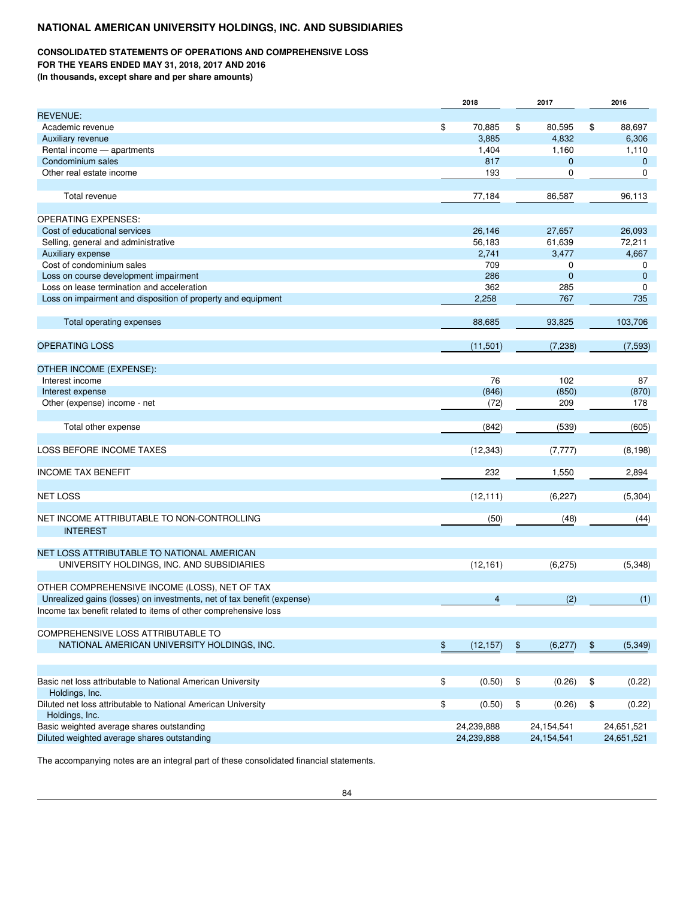**NATIONAL AMERICAN UNIVERSITY HOLDINGS, INC. AND SUBSIDIARIES**

**CONSOLIDATED STATEMENTS OF OPERATIONS AND COMPREHENSIVE LOSS**
**FOR THE YEARS ENDED MAY 31, 2018, 2017 AND 2016**
**(In thousands, except share and per share amounts)**

| | 2018 | 2017 | 2016 |
|---|---|---|---|
| REVENUE: | | | |
| Academic revenue | $ 70,885 | $ 80,595 | $ 88,697 |
| Auxiliary revenue | 3,885 | 4,832 | 6,306 |
| Rental income — apartments | 1,404 | 1,160 | 1,110 |
| Condominium sales | 817 | 0 | 0 |
| Other real estate income | 193 | 0 | 0 |
| Total revenue | 77,184 | 86,587 | 96,113 |
| OPERATING EXPENSES: | | | |
| Cost of educational services | 26,146 | 27,657 | 26,093 |
| Selling, general and administrative | 56,183 | 61,639 | 72,211 |
| Auxiliary expense | 2,741 | 3,477 | 4,667 |
| Cost of condominium sales | 709 | 0 | 0 |
| Loss on course development impairment | 286 | 0 | 0 |
| Loss on lease termination and acceleration | 362 | 285 | 0 |
| Loss on impairment and disposition of property and equipment | 2,258 | 767 | 735 |
| Total operating expenses | 88,685 | 93,825 | 103,706 |
| OPERATING LOSS | (11,501) | (7,238) | (7,593) |
| OTHER INCOME (EXPENSE): | | | |
| Interest income | 76 | 102 | 87 |
| Interest expense | (846) | (850) | (870) |
| Other (expense) income - net | (72) | 209 | 178 |
| Total other expense | (842) | (539) | (605) |
| LOSS BEFORE INCOME TAXES | (12,343) | (7,777) | (8,198) |
| INCOME TAX BENEFIT | 232 | 1,550 | 2,894 |
| NET LOSS | (12,111) | (6,227) | (5,304) |
| NET INCOME ATTRIBUTABLE TO NON-CONTROLLING INTEREST | (50) | (48) | (44) |
| NET LOSS ATTRIBUTABLE TO NATIONAL AMERICAN UNIVERSITY HOLDINGS, INC. AND SUBSIDIARIES | (12,161) | (6,275) | (5,348) |
| OTHER COMPREHENSIVE INCOME (LOSS), NET OF TAX | | | |
| Unrealized gains (losses) on investments, net of tax benefit (expense) | 4 | (2) | (1) |
| Income tax benefit related to items of other comprehensive loss | | | |
| COMPREHENSIVE LOSS ATTRIBUTABLE TO NATIONAL AMERICAN UNIVERSITY HOLDINGS, INC. | $ (12,157) | $ (6,277) | $ (5,349) |
| Basic net loss attributable to National American University Holdings, Inc. | $ (0.50) | $ (0.26) | $ (0.22) |
| Diluted net loss attributable to National American University Holdings, Inc. | $ (0.50) | $ (0.26) | $ (0.22) |
| Basic weighted average shares outstanding | 24,239,888 | 24,154,541 | 24,651,521 |
| Diluted weighted average shares outstanding | 24,239,888 | 24,154,541 | 24,651,521 |

The accompanying notes are an integral part of these consolidated financial statements.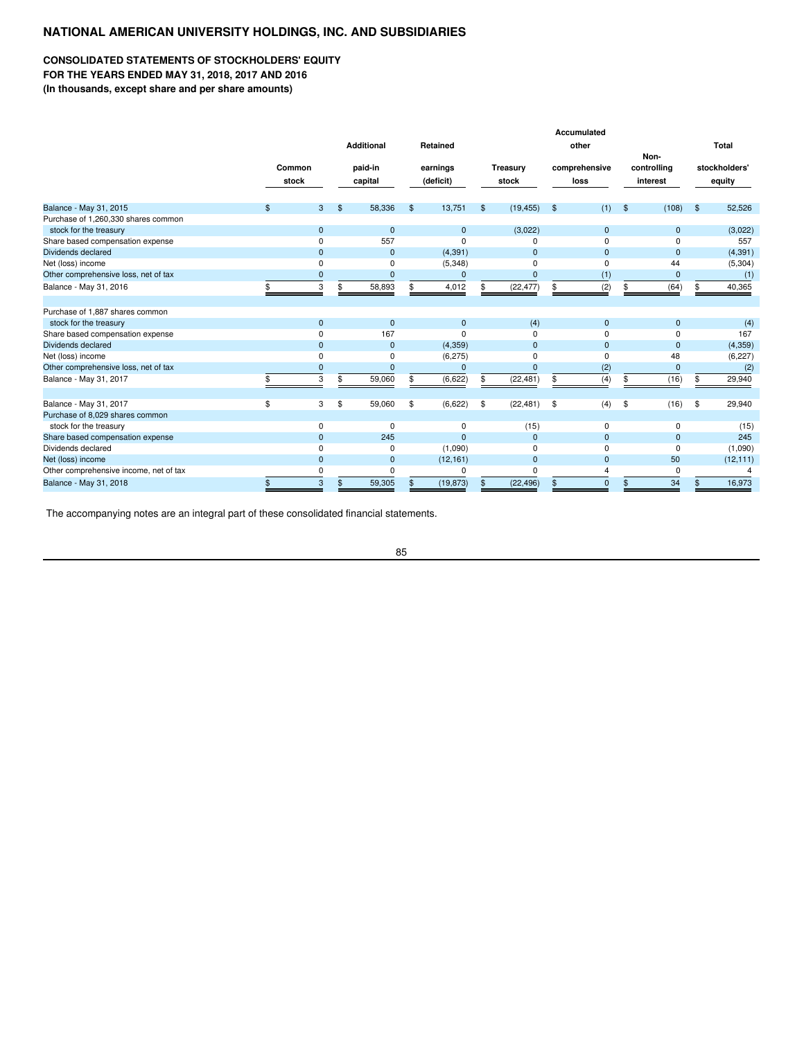## NATIONAL AMERICAN UNIVERSITY HOLDINGS, INC. AND SUBSIDIARIES

### CONSOLIDATED STATEMENTS OF STOCKHOLDERS' EQUITY
### FOR THE YEARS ENDED MAY 31, 2018, 2017 AND 2016
### (In thousands, except share and per share amounts)

| | Common stock | Additional paid-in capital | Retained earnings (deficit) | Treasury stock | Accumulated other comprehensive loss | Non-controlling interest | Total stockholders' equity |
|---|---|---|---|---|---|---|---|
| Balance - May 31, 2015 | $ 3 | $ 58,336 | $ 13,751 | $ (19,455) | $ (1) | $ (108) | $ 52,526 |
| Purchase of 1,260,330 shares common stock for the treasury | 0 | 0 | 0 | (3,022) | 0 | 0 | (3,022) |
| Share based compensation expense | 0 | 557 | 0 | 0 | 0 | 0 | 557 |
| Dividends declared | 0 | 0 | (4,391) | 0 | 0 | 0 | (4,391) |
| Net (loss) income | 0 | 0 | (5,348) | 0 | 0 | 44 | (5,304) |
| Other comprehensive loss, net of tax | 0 | 0 | 0 | 0 | (1) | 0 | (1) |
| Balance - May 31, 2016 | $ 3 | $ 58,893 | $ 4,012 | $ (22,477) | $ (2) | $ (64) | $ 40,365 |
| | | | | | | | |
| Purchase of 1,887 shares common stock for the treasury | 0 | 0 | 0 | (4) | 0 | 0 | (4) |
| Share based compensation expense | 0 | 167 | 0 | 0 | 0 | 0 | 167 |
| Dividends declared | 0 | 0 | (4,359) | 0 | 0 | 0 | (4,359) |
| Net (loss) income | 0 | 0 | (6,275) | 0 | 0 | 48 | (6,227) |
| Other comprehensive loss, net of tax | 0 | 0 | 0 | 0 | (2) | 0 | (2) |
| Balance - May 31, 2017 | $ 3 | $ 59,060 | $ (6,622) | $ (22,481) | $ (4) | $ (16) | $ 29,940 |
| | | | | | | | |
| Balance - May 31, 2017 | $ 3 | $ 59,060 | $ (6,622) | $ (22,481) | $ (4) | $ (16) | $ 29,940 |
| Purchase of 8,029 shares common stock for the treasury | 0 | 0 | 0 | (15) | 0 | 0 | (15) |
| Share based compensation expense | 0 | 245 | 0 | 0 | 0 | 0 | 245 |
| Dividends declared | 0 | 0 | (1,090) | 0 | 0 | 0 | (1,090) |
| Net (loss) income | 0 | 0 | (12,161) | 0 | 0 | 50 | (12,111) |
| Other comprehensive income, net of tax | 0 | 0 | 0 | 0 | 4 | 0 | 4 |
| Balance - May 31, 2018 | $ 3 | $ 59,305 | $ (19,873) | $ (22,496) | $ 0 | $ 34 | $ 16,973 |

The accompanying notes are an integral part of these consolidated financial statements.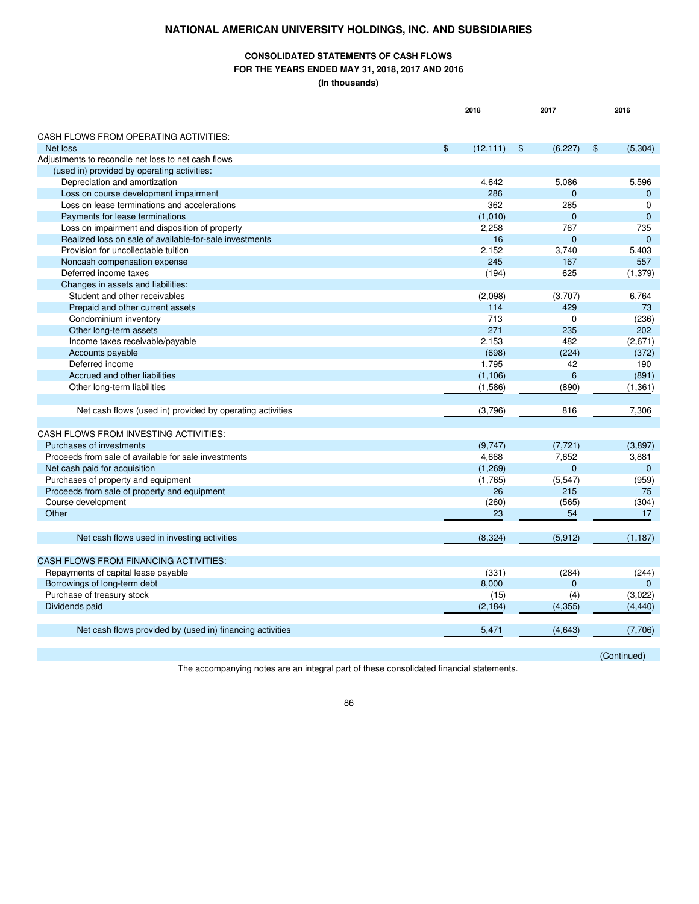# NATIONAL AMERICAN UNIVERSITY HOLDINGS, INC. AND SUBSIDIARIES

## CONSOLIDATED STATEMENTS OF CASH FLOWS
### FOR THE YEARS ENDED MAY 31, 2018, 2017 AND 2016
### (In thousands)

| | 2018 | 2017 | 2016 |
|---|---|---|---|
| CASH FLOWS FROM OPERATING ACTIVITIES: | | | |
| Net loss | $ (12,111) | $ (6,227) | $ (5,304) |
| Adjustments to reconcile net loss to net cash flows | | | |
| (used in) provided by operating activities: | | | |
| Depreciation and amortization | 4,642 | 5,086 | 5,596 |
| Loss on course development impairment | 286 | 0 | 0 |
| Loss on lease terminations and accelerations | 362 | 285 | 0 |
| Payments for lease terminations | (1,010) | 0 | 0 |
| Loss on impairment and disposition of property | 2,258 | 767 | 735 |
| Realized loss on sale of available-for-sale investments | 16 | 0 | 0 |
| Provision for uncollectable tuition | 2,152 | 3,740 | 5,403 |
| Noncash compensation expense | 245 | 167 | 557 |
| Deferred income taxes | (194) | 625 | (1,379) |
| Changes in assets and liabilities: | | | |
| Student and other receivables | (2,098) | (3,707) | 6,764 |
| Prepaid and other current assets | 114 | 429 | 73 |
| Condominium inventory | 713 | 0 | (236) |
| Other long-term assets | 271 | 235 | 202 |
| Income taxes receivable/payable | 2,153 | 482 | (2,671) |
| Accounts payable | (698) | (224) | (372) |
| Deferred income | 1,795 | 42 | 190 |
| Accrued and other liabilities | (1,106) | 6 | (891) |
| Other long-term liabilities | (1,586) | (890) | (1,361) |
| Net cash flows (used in) provided by operating activities | (3,796) | 816 | 7,306 |
| CASH FLOWS FROM INVESTING ACTIVITIES: | | | |
| Purchases of investments | (9,747) | (7,721) | (3,897) |
| Proceeds from sale of available for sale investments | 4,668 | 7,652 | 3,881 |
| Net cash paid for acquisition | (1,269) | 0 | 0 |
| Purchases of property and equipment | (1,765) | (5,547) | (959) |
| Proceeds from sale of property and equipment | 26 | 215 | 75 |
| Course development | (260) | (565) | (304) |
| Other | 23 | 54 | 17 |
| Net cash flows used in investing activities | (8,324) | (5,912) | (1,187) |
| CASH FLOWS FROM FINANCING ACTIVITIES: | | | |
| Repayments of capital lease payable | (331) | (284) | (244) |
| Borrowings of long-term debt | 8,000 | 0 | 0 |
| Purchase of treasury stock | (15) | (4) | (3,022) |
| Dividends paid | (2,184) | (4,355) | (4,440) |
| Net cash flows provided by (used in) financing activities | 5,471 | (4,643) | (7,706) |

(Continued)

The accompanying notes are an integral part of these consolidated financial statements.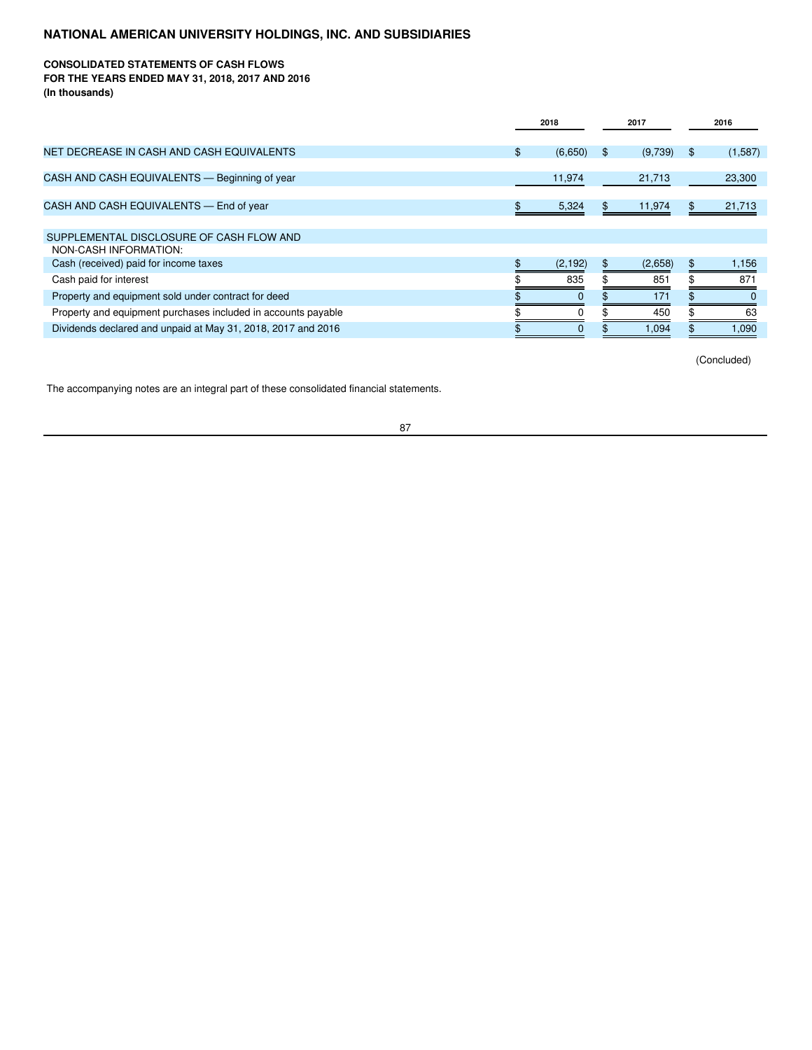# NATIONAL AMERICAN UNIVERSITY HOLDINGS, INC. AND SUBSIDIARIES

**CONSOLIDATED STATEMENTS OF CASH FLOWS**
**FOR THE YEARS ENDED MAY 31, 2018, 2017 AND 2016**
**(In thousands)**

| | 2018 | 2017 | 2016 |
|---|---|---|---|
| NET DECREASE IN CASH AND CASH EQUIVALENTS | $ (6,650) | $ (9,739) | $ (1,587) |
| CASH AND CASH EQUIVALENTS — Beginning of year | 11,974 | 21,713 | 23,300 |
| CASH AND CASH EQUIVALENTS — End of year | $ 5,324 | $ 11,974 | $ 21,713 |
| SUPPLEMENTAL DISCLOSURE OF CASH FLOW AND NON-CASH INFORMATION: | | | |
| Cash (received) paid for income taxes | $ (2,192) | $ (2,658) | $ 1,156 |
| Cash paid for interest | $ 835 | $ 851 | $ 871 |
| Property and equipment sold under contract for deed | $ 0 | $ 171 | $ 0 |
| Property and equipment purchases included in accounts payable | $ 0 | $ 450 | $ 63 |
| Dividends declared and unpaid at May 31, 2018, 2017 and 2016 | $ 0 | $ 1,094 | $ 1,090 |

(Concluded)

The accompanying notes are an integral part of these consolidated financial statements.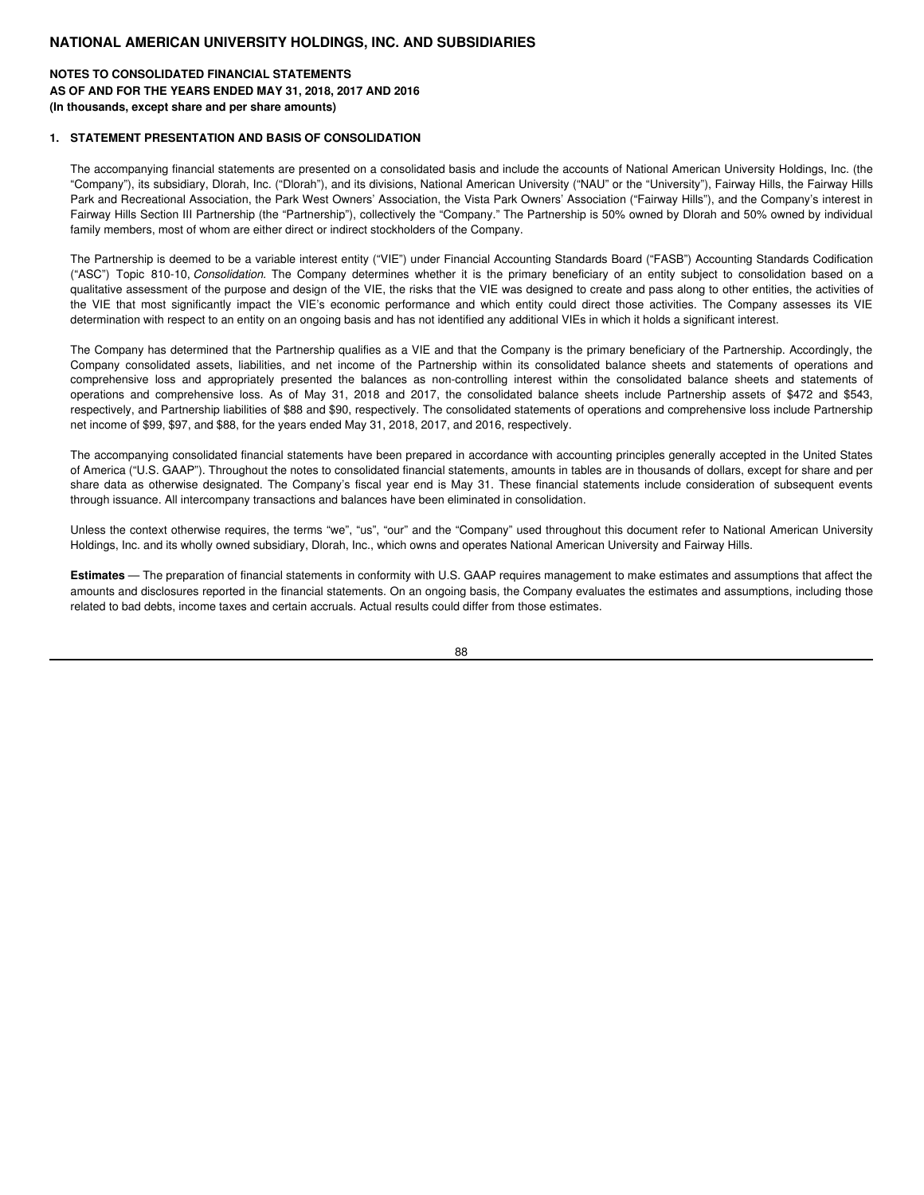# NATIONAL AMERICAN UNIVERSITY HOLDINGS, INC. AND SUBSIDIARIES

**NOTES TO CONSOLIDATED FINANCIAL STATEMENTS**
**AS OF AND FOR THE YEARS ENDED MAY 31, 2018, 2017 AND 2016**
**(In thousands, except share and per share amounts)**

## 1. STATEMENT PRESENTATION AND BASIS OF CONSOLIDATION

The accompanying financial statements are presented on a consolidated basis and include the accounts of National American University Holdings, Inc. (the "Company"), its subsidiary, Dlorah, Inc. ("Dlorah"), and its divisions, National American University ("NAU" or the "University"), Fairway Hills, the Fairway Hills Park and Recreational Association, the Park West Owners' Association, the Vista Park Owners' Association ("Fairway Hills"), and the Company's interest in Fairway Hills Section III Partnership (the "Partnership"), collectively the "Company." The Partnership is 50% owned by Dlorah and 50% owned by individual family members, most of whom are either direct or indirect stockholders of the Company.

The Partnership is deemed to be a variable interest entity ("VIE") under Financial Accounting Standards Board ("FASB") Accounting Standards Codification ("ASC") Topic 810-10, *Consolidation*. The Company determines whether it is the primary beneficiary of an entity subject to consolidation based on a qualitative assessment of the purpose and design of the VIE, the risks that the VIE was designed to create and pass along to other entities, the activities of the VIE that most significantly impact the VIE's economic performance and which entity could direct those activities. The Company assesses its VIE determination with respect to an entity on an ongoing basis and has not identified any additional VIEs in which it holds a significant interest.

The Company has determined that the Partnership qualifies as a VIE and that the Company is the primary beneficiary of the Partnership. Accordingly, the Company consolidated assets, liabilities, and net income of the Partnership within its consolidated balance sheets and statements of operations and comprehensive loss and appropriately presented the balances as non-controlling interest within the consolidated balance sheets and statements of operations and comprehensive loss. As of May 31, 2018 and 2017, the consolidated balance sheets include Partnership assets of $472 and $543, respectively, and Partnership liabilities of $88 and $90, respectively. The consolidated statements of operations and comprehensive loss include Partnership net income of $99, $97, and $88, for the years ended May 31, 2018, 2017, and 2016, respectively.

The accompanying consolidated financial statements have been prepared in accordance with accounting principles generally accepted in the United States of America ("U.S. GAAP"). Throughout the notes to consolidated financial statements, amounts in tables are in thousands of dollars, except for share and per share data as otherwise designated. The Company's fiscal year end is May 31. These financial statements include consideration of subsequent events through issuance. All intercompany transactions and balances have been eliminated in consolidation.

Unless the context otherwise requires, the terms "we", "us", "our" and the "Company" used throughout this document refer to National American University Holdings, Inc. and its wholly owned subsidiary, Dlorah, Inc., which owns and operates National American University and Fairway Hills.

**Estimates** — The preparation of financial statements in conformity with U.S. GAAP requires management to make estimates and assumptions that affect the amounts and disclosures reported in the financial statements. On an ongoing basis, the Company evaluates the estimates and assumptions, including those related to bad debts, income taxes and certain accruals. Actual results could differ from those estimates.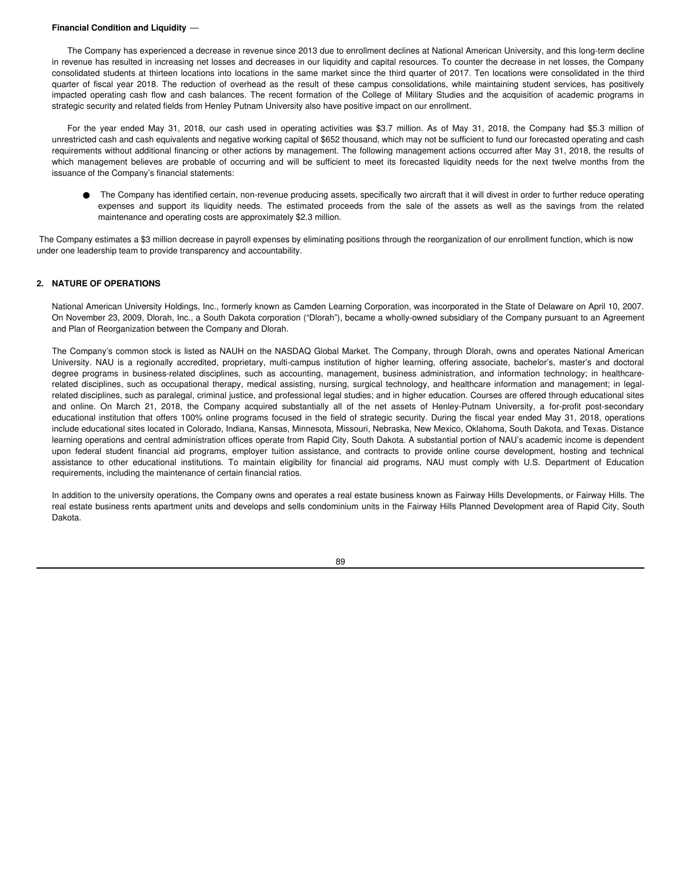**Financial Condition and Liquidity** —

The Company has experienced a decrease in revenue since 2013 due to enrollment declines at National American University, and this long-term decline in revenue has resulted in increasing net losses and decreases in our liquidity and capital resources. To counter the decrease in net losses, the Company consolidated students at thirteen locations into locations in the same market since the third quarter of 2017. Ten locations were consolidated in the third quarter of fiscal year 2018. The reduction of overhead as the result of these campus consolidations, while maintaining student services, has positively impacted operating cash flow and cash balances. The recent formation of the College of Military Studies and the acquisition of academic programs in strategic security and related fields from Henley Putnam University also have positive impact on our enrollment.

For the year ended May 31, 2018, our cash used in operating activities was $3.7 million. As of May 31, 2018, the Company had $5.3 million of unrestricted cash and cash equivalents and negative working capital of $652 thousand, which may not be sufficient to fund our forecasted operating and cash requirements without additional financing or other actions by management. The following management actions occurred after May 31, 2018, the results of which management believes are probable of occurring and will be sufficient to meet its forecasted liquidity needs for the next twelve months from the issuance of the Company's financial statements:

- The Company has identified certain, non-revenue producing assets, specifically two aircraft that it will divest in order to further reduce operating expenses and support its liquidity needs. The estimated proceeds from the sale of the assets as well as the savings from the related maintenance and operating costs are approximately $2.3 million.

The Company estimates a $3 million decrease in payroll expenses by eliminating positions through the reorganization of our enrollment function, which is now under one leadership team to provide transparency and accountability.

## 2. NATURE OF OPERATIONS

National American University Holdings, Inc., formerly known as Camden Learning Corporation, was incorporated in the State of Delaware on April 10, 2007. On November 23, 2009, Dlorah, Inc., a South Dakota corporation ("Dlorah"), became a wholly-owned subsidiary of the Company pursuant to an Agreement and Plan of Reorganization between the Company and Dlorah.

The Company's common stock is listed as NAUH on the NASDAQ Global Market. The Company, through Dlorah, owns and operates National American University. NAU is a regionally accredited, proprietary, multi-campus institution of higher learning, offering associate, bachelor's, master's and doctoral degree programs in business-related disciplines, such as accounting, management, business administration, and information technology; in healthcare-related disciplines, such as occupational therapy, medical assisting, nursing, surgical technology, and healthcare information and management; in legal-related disciplines, such as paralegal, criminal justice, and professional legal studies; and in higher education. Courses are offered through educational sites and online. On March 21, 2018, the Company acquired substantially all of the net assets of Henley-Putnam University, a for-profit post-secondary educational institution that offers 100% online programs focused in the field of strategic security. During the fiscal year ended May 31, 2018, operations include educational sites located in Colorado, Indiana, Kansas, Minnesota, Missouri, Nebraska, New Mexico, Oklahoma, South Dakota, and Texas. Distance learning operations and central administration offices operate from Rapid City, South Dakota. A substantial portion of NAU's academic income is dependent upon federal student financial aid programs, employer tuition assistance, and contracts to provide online course development, hosting and technical assistance to other educational institutions. To maintain eligibility for financial aid programs, NAU must comply with U.S. Department of Education requirements, including the maintenance of certain financial ratios.

In addition to the university operations, the Company owns and operates a real estate business known as Fairway Hills Developments, or Fairway Hills. The real estate business rents apartment units and develops and sells condominium units in the Fairway Hills Planned Development area of Rapid City, South Dakota.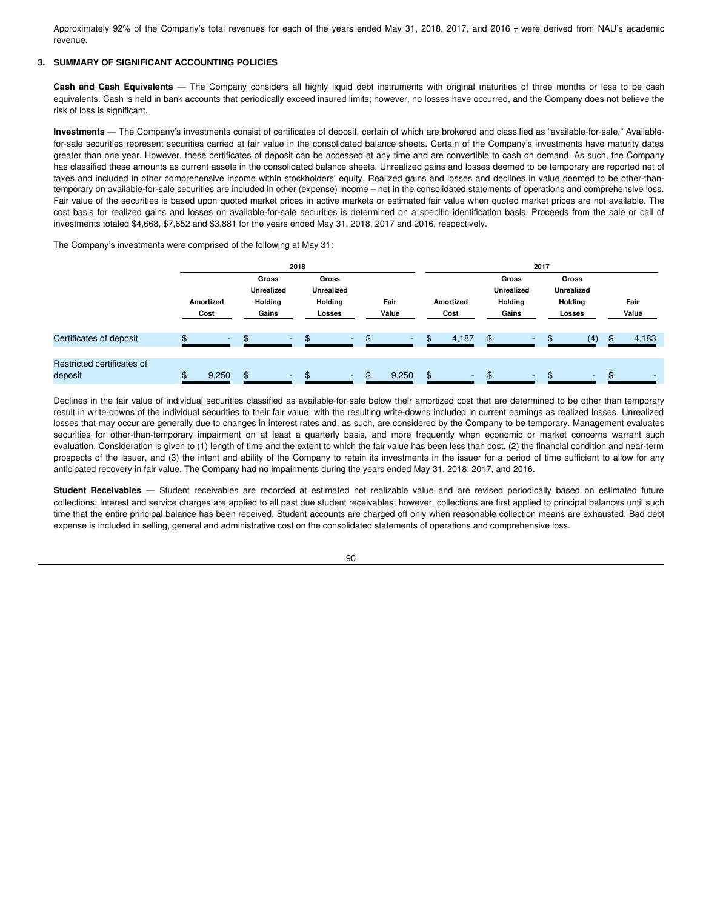Approximately 92% of the Company's total revenues for each of the years ended May 31, 2018, 2017, and 2016 , were derived from NAU's academic revenue.

## 3. SUMMARY OF SIGNIFICANT ACCOUNTING POLICIES

**Cash and Cash Equivalents** — The Company considers all highly liquid debt instruments with original maturities of three months or less to be cash equivalents. Cash is held in bank accounts that periodically exceed insured limits; however, no losses have occurred, and the Company does not believe the risk of loss is significant.

**Investments** — The Company's investments consist of certificates of deposit, certain of which are brokered and classified as "available-for-sale." Available-for-sale securities represent securities carried at fair value in the consolidated balance sheets. Certain of the Company's investments have maturity dates greater than one year. However, these certificates of deposit can be accessed at any time and are convertible to cash on demand. As such, the Company has classified these amounts as current assets in the consolidated balance sheets. Unrealized gains and losses deemed to be temporary are reported net of taxes and included in other comprehensive income within stockholders' equity. Realized gains and losses and declines in value deemed to be other-than-temporary on available-for-sale securities are included in other (expense) income – net in the consolidated statements of operations and comprehensive loss. Fair value of the securities is based upon quoted market prices in active markets or estimated fair value when quoted market prices are not available. The cost basis for realized gains and losses on available-for-sale securities is determined on a specific identification basis. Proceeds from the sale or call of investments totaled $4,668, $7,652 and $3,881 for the years ended May 31, 2018, 2017 and 2016, respectively.

The Company's investments were comprised of the following at May 31:

| | 2018 | | | | 2017 | | | |
|---|---|---|---|---|---|---|---|---|
| | Amortized Cost | Gross Unrealized Holding Gains | Gross Unrealized Holding Losses | Fair Value | Amortized Cost | Gross Unrealized Holding Gains | Gross Unrealized Holding Losses | Fair Value |
| Certificates of deposit | $ - | $ - | $ - | $ - | $ 4,187 | $ - | $ (4) | $ 4,183 |
| Restricted certificates of deposit | $ 9,250 | $ - | $ - | $ 9,250 | $ - | $ - | $ - | $ - |

Declines in the fair value of individual securities classified as available-for-sale below their amortized cost that are determined to be other than temporary result in write-downs of the individual securities to their fair value, with the resulting write-downs included in current earnings as realized losses. Unrealized losses that may occur are generally due to changes in interest rates and, as such, are considered by the Company to be temporary. Management evaluates securities for other-than-temporary impairment on at least a quarterly basis, and more frequently when economic or market concerns warrant such evaluation. Consideration is given to (1) length of time and the extent to which the fair value has been less than cost, (2) the financial condition and near-term prospects of the issuer, and (3) the intent and ability of the Company to retain its investments in the issuer for a period of time sufficient to allow for any anticipated recovery in fair value. The Company had no impairments during the years ended May 31, 2018, 2017, and 2016.

**Student Receivables** — Student receivables are recorded at estimated net realizable value and are revised periodically based on estimated future collections. Interest and service charges are applied to all past due student receivables; however, collections are first applied to principal balances until such time that the entire principal balance has been received. Student accounts are charged off only when reasonable collection means are exhausted. Bad debt expense is included in selling, general and administrative cost on the consolidated statements of operations and comprehensive loss.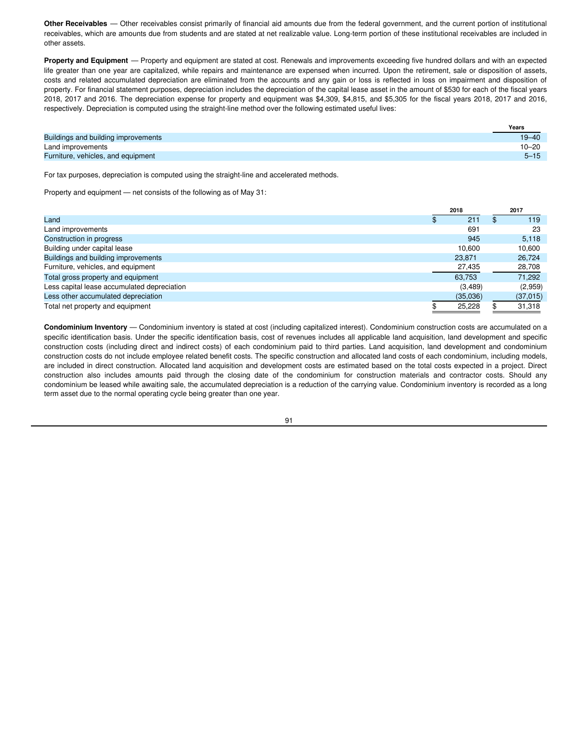**Other Receivables** — Other receivables consist primarily of financial aid amounts due from the federal government, and the current portion of institutional receivables, which are amounts due from students and are stated at net realizable value. Long-term portion of these institutional receivables are included in other assets.

**Property and Equipment** — Property and equipment are stated at cost. Renewals and improvements exceeding five hundred dollars and with an expected life greater than one year are capitalized, while repairs and maintenance are expensed when incurred. Upon the retirement, sale or disposition of assets, costs and related accumulated depreciation are eliminated from the accounts and any gain or loss is reflected in loss on impairment and disposition of property. For financial statement purposes, depreciation includes the depreciation of the capital lease asset in the amount of $530 for each of the fiscal years 2018, 2017 and 2016. The depreciation expense for property and equipment was $4,309, $4,815, and $5,305 for the fiscal years 2018, 2017 and 2016, respectively. Depreciation is computed using the straight-line method over the following estimated useful lives:

| | Years |
|---|---|
| Buildings and building improvements | 19–40 |
| Land improvements | 10–20 |
| Furniture, vehicles, and equipment | 5–15 |

For tax purposes, depreciation is computed using the straight-line and accelerated methods.

Property and equipment — net consists of the following as of May 31:

| | 2018 | 2017 |
|---|---|---|
| Land | $ 211 | $ 119 |
| Land improvements | 691 | 23 |
| Construction in progress | 945 | 5,118 |
| Building under capital lease | 10,600 | 10,600 |
| Buildings and building improvements | 23,871 | 26,724 |
| Furniture, vehicles, and equipment | 27,435 | 28,708 |
| Total gross property and equipment | 63,753 | 71,292 |
| Less capital lease accumulated depreciation | (3,489) | (2,959) |
| Less other accumulated depreciation | (35,036) | (37,015) |
| Total net property and equipment | $ 25,228 | $ 31,318 |

**Condominium Inventory** — Condominium inventory is stated at cost (including capitalized interest). Condominium construction costs are accumulated on a specific identification basis. Under the specific identification basis, cost of revenues includes all applicable land acquisition, land development and specific construction costs (including direct and indirect costs) of each condominium paid to third parties. Land acquisition, land development and condominium construction costs do not include employee related benefit costs. The specific construction and allocated land costs of each condominium, including models, are included in direct construction. Allocated land acquisition and development costs are estimated based on the total costs expected in a project. Direct construction also includes amounts paid through the closing date of the condominium for construction materials and contractor costs. Should any condominium be leased while awaiting sale, the accumulated depreciation is a reduction of the carrying value. Condominium inventory is recorded as a long term asset due to the normal operating cycle being greater than one year.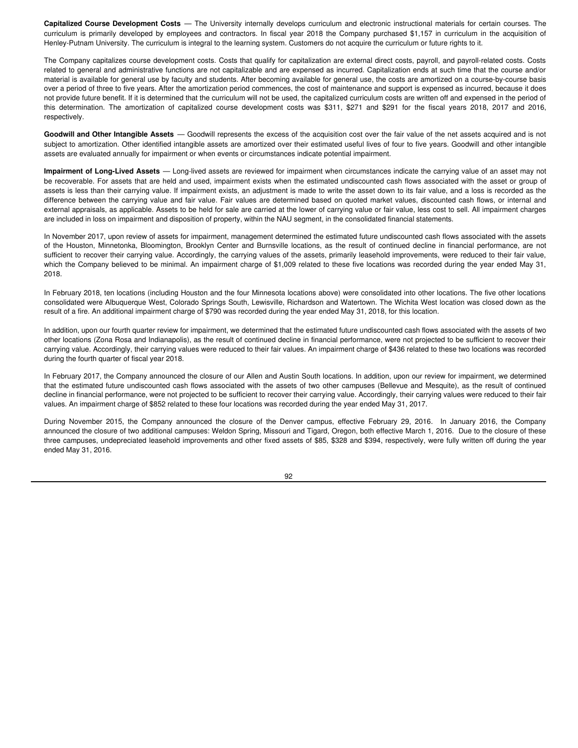**Capitalized Course Development Costs** — The University internally develops curriculum and electronic instructional materials for certain courses. The curriculum is primarily developed by employees and contractors. In fiscal year 2018 the Company purchased $1,157 in curriculum in the acquisition of Henley-Putnam University. The curriculum is integral to the learning system. Customers do not acquire the curriculum or future rights to it.

The Company capitalizes course development costs. Costs that qualify for capitalization are external direct costs, payroll, and payroll-related costs. Costs related to general and administrative functions are not capitalizable and are expensed as incurred. Capitalization ends at such time that the course and/or material is available for general use by faculty and students. After becoming available for general use, the costs are amortized on a course-by-course basis over a period of three to five years. After the amortization period commences, the cost of maintenance and support is expensed as incurred, because it does not provide future benefit. If it is determined that the curriculum will not be used, the capitalized curriculum costs are written off and expensed in the period of this determination. The amortization of capitalized course development costs was $311, $271 and $291 for the fiscal years 2018, 2017 and 2016, respectively.

**Goodwill and Other Intangible Assets** — Goodwill represents the excess of the acquisition cost over the fair value of the net assets acquired and is not subject to amortization. Other identified intangible assets are amortized over their estimated useful lives of four to five years. Goodwill and other intangible assets are evaluated annually for impairment or when events or circumstances indicate potential impairment.

**Impairment of Long-Lived Assets** — Long-lived assets are reviewed for impairment when circumstances indicate the carrying value of an asset may not be recoverable. For assets that are held and used, impairment exists when the estimated undiscounted cash flows associated with the asset or group of assets is less than their carrying value. If impairment exists, an adjustment is made to write the asset down to its fair value, and a loss is recorded as the difference between the carrying value and fair value. Fair values are determined based on quoted market values, discounted cash flows, or internal and external appraisals, as applicable. Assets to be held for sale are carried at the lower of carrying value or fair value, less cost to sell. All impairment charges are included in loss on impairment and disposition of property, within the NAU segment, in the consolidated financial statements.

In November 2017, upon review of assets for impairment, management determined the estimated future undiscounted cash flows associated with the assets of the Houston, Minnetonka, Bloomington, Brooklyn Center and Burnsville locations, as the result of continued decline in financial performance, are not sufficient to recover their carrying value. Accordingly, the carrying values of the assets, primarily leasehold improvements, were reduced to their fair value, which the Company believed to be minimal. An impairment charge of $1,009 related to these five locations was recorded during the year ended May 31, 2018.

In February 2018, ten locations (including Houston and the four Minnesota locations above) were consolidated into other locations. The five other locations consolidated were Albuquerque West, Colorado Springs South, Lewisville, Richardson and Watertown. The Wichita West location was closed down as the result of a fire. An additional impairment charge of $790 was recorded during the year ended May 31, 2018, for this location.

In addition, upon our fourth quarter review for impairment, we determined that the estimated future undiscounted cash flows associated with the assets of two other locations (Zona Rosa and Indianapolis), as the result of continued decline in financial performance, were not projected to be sufficient to recover their carrying value. Accordingly, their carrying values were reduced to their fair values. An impairment charge of $436 related to these two locations was recorded during the fourth quarter of fiscal year 2018.

In February 2017, the Company announced the closure of our Allen and Austin South locations. In addition, upon our review for impairment, we determined that the estimated future undiscounted cash flows associated with the assets of two other campuses (Bellevue and Mesquite), as the result of continued decline in financial performance, were not projected to be sufficient to recover their carrying value. Accordingly, their carrying values were reduced to their fair values. An impairment charge of $852 related to these four locations was recorded during the year ended May 31, 2017.

During November 2015, the Company announced the closure of the Denver campus, effective February 29, 2016. In January 2016, the Company announced the closure of two additional campuses: Weldon Spring, Missouri and Tigard, Oregon, both effective March 1, 2016. Due to the closure of these three campuses, undepreciated leasehold improvements and other fixed assets of $85, $328 and $394, respectively, were fully written off during the year ended May 31, 2016.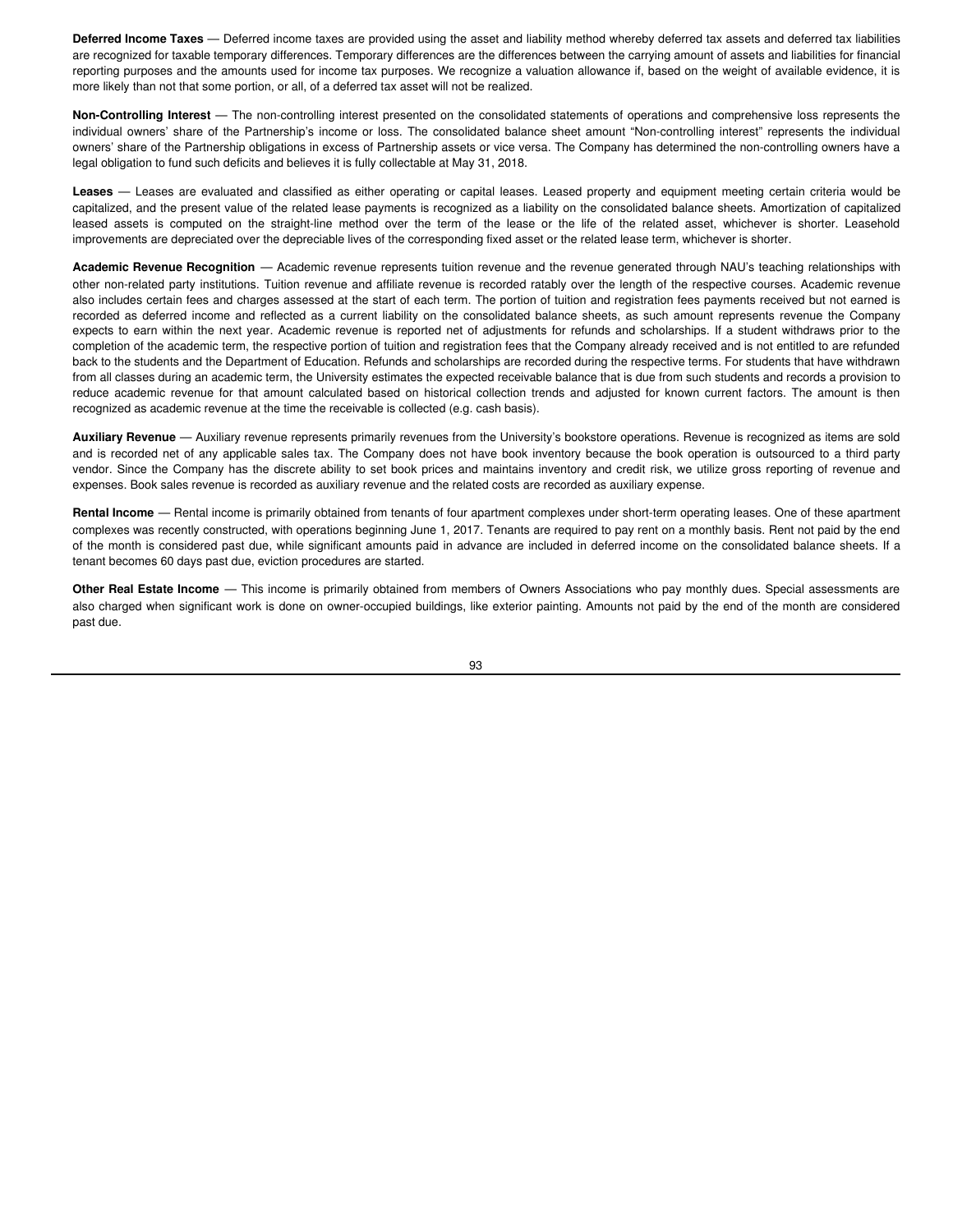**Deferred Income Taxes** — Deferred income taxes are provided using the asset and liability method whereby deferred tax assets and deferred tax liabilities are recognized for taxable temporary differences. Temporary differences are the differences between the carrying amount of assets and liabilities for financial reporting purposes and the amounts used for income tax purposes. We recognize a valuation allowance if, based on the weight of available evidence, it is more likely than not that some portion, or all, of a deferred tax asset will not be realized.

**Non-Controlling Interest** — The non-controlling interest presented on the consolidated statements of operations and comprehensive loss represents the individual owners' share of the Partnership's income or loss. The consolidated balance sheet amount "Non-controlling interest" represents the individual owners' share of the Partnership obligations in excess of Partnership assets or vice versa. The Company has determined the non-controlling owners have a legal obligation to fund such deficits and believes it is fully collectable at May 31, 2018.

**Leases** — Leases are evaluated and classified as either operating or capital leases. Leased property and equipment meeting certain criteria would be capitalized, and the present value of the related lease payments is recognized as a liability on the consolidated balance sheets. Amortization of capitalized leased assets is computed on the straight-line method over the term of the lease or the life of the related asset, whichever is shorter. Leasehold improvements are depreciated over the depreciable lives of the corresponding fixed asset or the related lease term, whichever is shorter.

**Academic Revenue Recognition** — Academic revenue represents tuition revenue and the revenue generated through NAU's teaching relationships with other non-related party institutions. Tuition revenue and affiliate revenue is recorded ratably over the length of the respective courses. Academic revenue also includes certain fees and charges assessed at the start of each term. The portion of tuition and registration fees payments received but not earned is recorded as deferred income and reflected as a current liability on the consolidated balance sheets, as such amount represents revenue the Company expects to earn within the next year. Academic revenue is reported net of adjustments for refunds and scholarships. If a student withdraws prior to the completion of the academic term, the respective portion of tuition and registration fees that the Company already received and is not entitled to are refunded back to the students and the Department of Education. Refunds and scholarships are recorded during the respective terms. For students that have withdrawn from all classes during an academic term, the University estimates the expected receivable balance that is due from such students and records a provision to reduce academic revenue for that amount calculated based on historical collection trends and adjusted for known current factors. The amount is then recognized as academic revenue at the time the receivable is collected (e.g. cash basis).

**Auxiliary Revenue** — Auxiliary revenue represents primarily revenues from the University's bookstore operations. Revenue is recognized as items are sold and is recorded net of any applicable sales tax. The Company does not have book inventory because the book operation is outsourced to a third party vendor. Since the Company has the discrete ability to set book prices and maintains inventory and credit risk, we utilize gross reporting of revenue and expenses. Book sales revenue is recorded as auxiliary revenue and the related costs are recorded as auxiliary expense.

**Rental Income** — Rental income is primarily obtained from tenants of four apartment complexes under short-term operating leases. One of these apartment complexes was recently constructed, with operations beginning June 1, 2017. Tenants are required to pay rent on a monthly basis. Rent not paid by the end of the month is considered past due, while significant amounts paid in advance are included in deferred income on the consolidated balance sheets. If a tenant becomes 60 days past due, eviction procedures are started.

**Other Real Estate Income** — This income is primarily obtained from members of Owners Associations who pay monthly dues. Special assessments are also charged when significant work is done on owner-occupied buildings, like exterior painting. Amounts not paid by the end of the month are considered past due.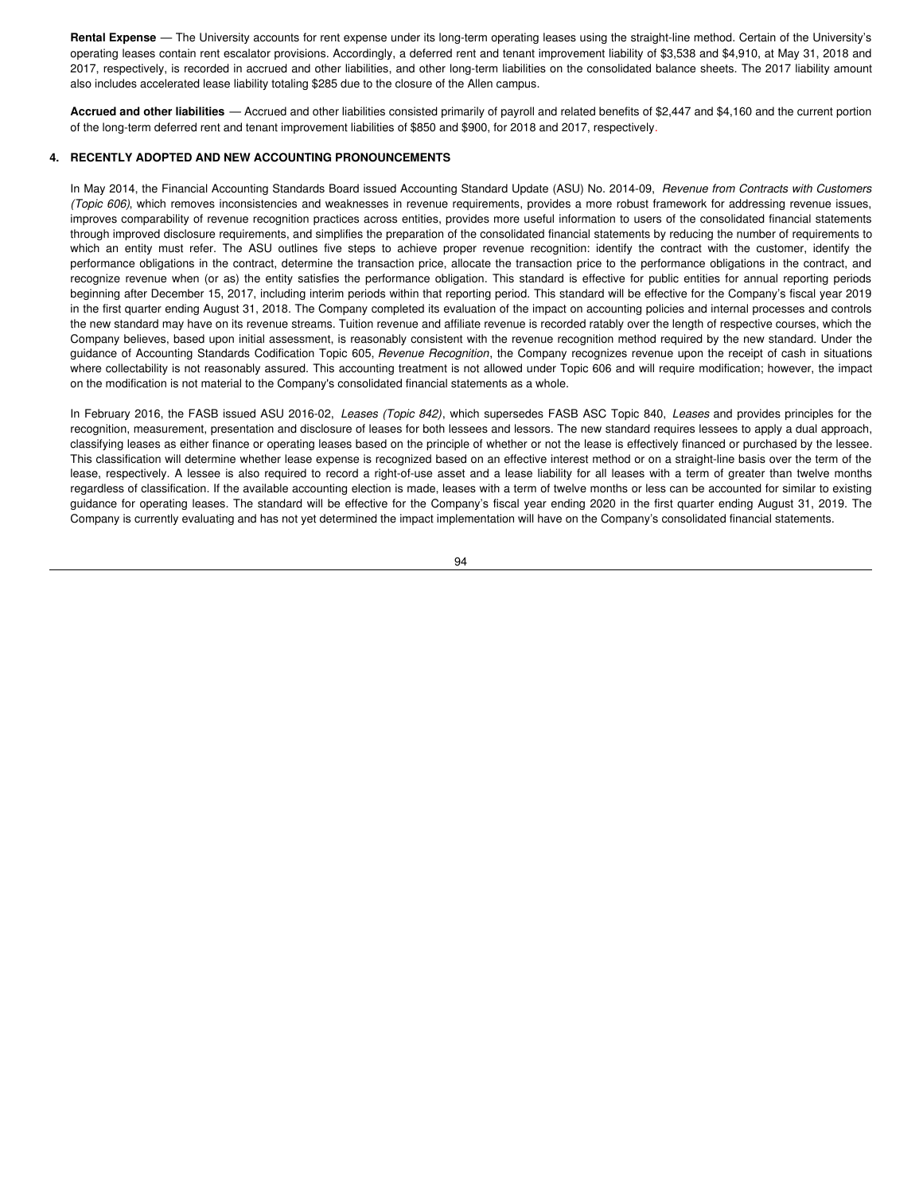**Rental Expense** — The University accounts for rent expense under its long-term operating leases using the straight-line method. Certain of the University's operating leases contain rent escalator provisions. Accordingly, a deferred rent and tenant improvement liability of $3,538 and $4,910, at May 31, 2018 and 2017, respectively, is recorded in accrued and other liabilities, and other long-term liabilities on the consolidated balance sheets. The 2017 liability amount also includes accelerated lease liability totaling $285 due to the closure of the Allen campus.

**Accrued and other liabilities** — Accrued and other liabilities consisted primarily of payroll and related benefits of $2,447 and $4,160 and the current portion of the long-term deferred rent and tenant improvement liabilities of $850 and $900, for 2018 and 2017, respectively.

## 4. RECENTLY ADOPTED AND NEW ACCOUNTING PRONOUNCEMENTS

In May 2014, the Financial Accounting Standards Board issued Accounting Standard Update (ASU) No. 2014-09, *Revenue from Contracts with Customers (Topic 606)*, which removes inconsistencies and weaknesses in revenue requirements, provides a more robust framework for addressing revenue issues, improves comparability of revenue recognition practices across entities, provides more useful information to users of the consolidated financial statements through improved disclosure requirements, and simplifies the preparation of the consolidated financial statements by reducing the number of requirements to which an entity must refer. The ASU outlines five steps to achieve proper revenue recognition: identify the contract with the customer, identify the performance obligations in the contract, determine the transaction price, allocate the transaction price to the performance obligations in the contract, and recognize revenue when (or as) the entity satisfies the performance obligation. This standard is effective for public entities for annual reporting periods beginning after December 15, 2017, including interim periods within that reporting period. This standard will be effective for the Company's fiscal year 2019 in the first quarter ending August 31, 2018. The Company completed its evaluation of the impact on accounting policies and internal processes and controls the new standard may have on its revenue streams. Tuition revenue and affiliate revenue is recorded ratably over the length of respective courses, which the Company believes, based upon initial assessment, is reasonably consistent with the revenue recognition method required by the new standard. Under the guidance of Accounting Standards Codification Topic 605, *Revenue Recognition*, the Company recognizes revenue upon the receipt of cash in situations where collectability is not reasonably assured. This accounting treatment is not allowed under Topic 606 and will require modification; however, the impact on the modification is not material to the Company's consolidated financial statements as a whole.

In February 2016, the FASB issued ASU 2016-02, *Leases (Topic 842)*, which supersedes FASB ASC Topic 840, *Leases* and provides principles for the recognition, measurement, presentation and disclosure of leases for both lessees and lessors. The new standard requires lessees to apply a dual approach, classifying leases as either finance or operating leases based on the principle of whether or not the lease is effectively financed or purchased by the lessee. This classification will determine whether lease expense is recognized based on an effective interest method or on a straight-line basis over the term of the lease, respectively. A lessee is also required to record a right-of-use asset and a lease liability for all leases with a term of greater than twelve months regardless of classification. If the available accounting election is made, leases with a term of twelve months or less can be accounted for similar to existing guidance for operating leases. The standard will be effective for the Company's fiscal year ending 2020 in the first quarter ending August 31, 2019. The Company is currently evaluating and has not yet determined the impact implementation will have on the Company's consolidated financial statements.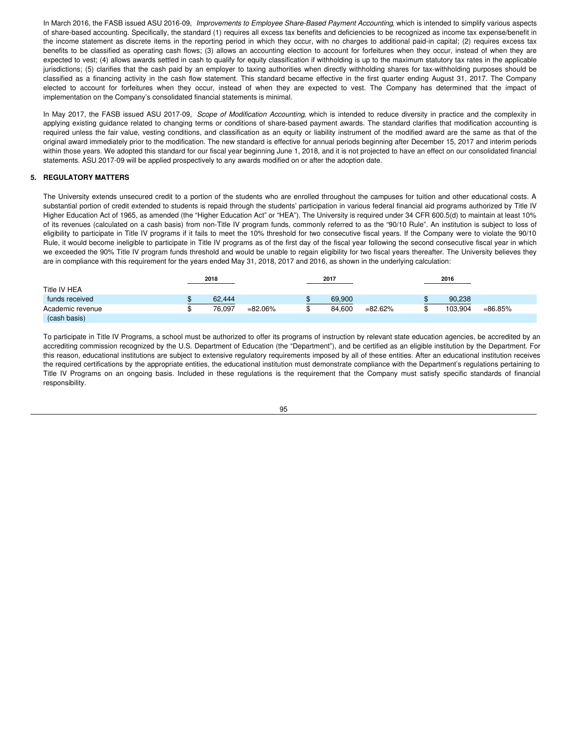In March 2016, the FASB issued ASU 2016-09, *Improvements to Employee Share-Based Payment Accounting*, which is intended to simplify various aspects of share-based accounting. Specifically, the standard (1) requires all excess tax benefits and deficiencies to be recognized as income tax expense/benefit in the income statement as discrete items in the reporting period in which they occur, with no charges to additional paid-in capital; (2) requires excess tax benefits to be classified as operating cash flows; (3) allows an accounting election to account for forfeitures when they occur, instead of when they are expected to vest; (4) allows awards settled in cash to qualify for equity classification if withholding is up to the maximum statutory tax rates in the applicable jurisdictions; (5) clarifies that the cash paid by an employer to taxing authorities when directly withholding shares for tax-withholding purposes should be classified as a financing activity in the cash flow statement. This standard became effective in the first quarter ending August 31, 2017. The Company elected to account for forfeitures when they occur, instead of when they are expected to vest. The Company has determined that the impact of implementation on the Company's consolidated financial statements is minimal.

In May 2017, the FASB issued ASU 2017-09, *Scope of Modification Accounting*, which is intended to reduce diversity in practice and the complexity in applying existing guidance related to changing terms or conditions of share-based payment awards. The standard clarifies that modification accounting is required unless the fair value, vesting conditions, and classification as an equity or liability instrument of the modified award are the same as that of the original award immediately prior to the modification. The new standard is effective for annual periods beginning after December 15, 2017 and interim periods within those years. We adopted this standard for our fiscal year beginning June 1, 2018, and it is not projected to have an effect on our consolidated financial statements. ASU 2017-09 will be applied prospectively to any awards modified on or after the adoption date.

## 5. REGULATORY MATTERS

The University extends unsecured credit to a portion of the students who are enrolled throughout the campuses for tuition and other educational costs. A substantial portion of credit extended to students is repaid through the students' participation in various federal financial aid programs authorized by Title IV Higher Education Act of 1965, as amended (the "Higher Education Act" or "HEA"). The University is required under 34 CFR 600.5(d) to maintain at least 10% of its revenues (calculated on a cash basis) from non-Title IV program funds, commonly referred to as the "90/10 Rule". An institution is subject to loss of eligibility to participate in Title IV programs if it fails to meet the 10% threshold for two consecutive fiscal years. If the Company were to violate the 90/10 Rule, it would become ineligible to participate in Title IV programs as of the first day of the fiscal year following the second consecutive fiscal year in which we exceeded the 90% Title IV program funds threshold and would be unable to regain eligibility for two fiscal years thereafter. The University believes they are in compliance with this requirement for the years ended May 31, 2018, 2017 and 2016, as shown in the underlying calculation:

| | 2018 | | 2017 | | 2016 | |
|---|---|---|---|---|---|---|
| Title IV HEA funds received | $ 62,444 | | $ 69,900 | | $ 90,238 | |
| Academic revenue (cash basis) | $ 76,097 | =82.06% | $ 84,600 | =82.62% | $ 103,904 | =86.85% |

To participate in Title IV Programs, a school must be authorized to offer its programs of instruction by relevant state education agencies, be accredited by an accrediting commission recognized by the U.S. Department of Education (the "Department"), and be certified as an eligible institution by the Department. For this reason, educational institutions are subject to extensive regulatory requirements imposed by all of these entities. After an educational institution receives the required certifications by the appropriate entities, the educational institution must demonstrate compliance with the Department's regulations pertaining to Title IV Programs on an ongoing basis. Included in these regulations is the requirement that the Company must satisfy specific standards of financial responsibility.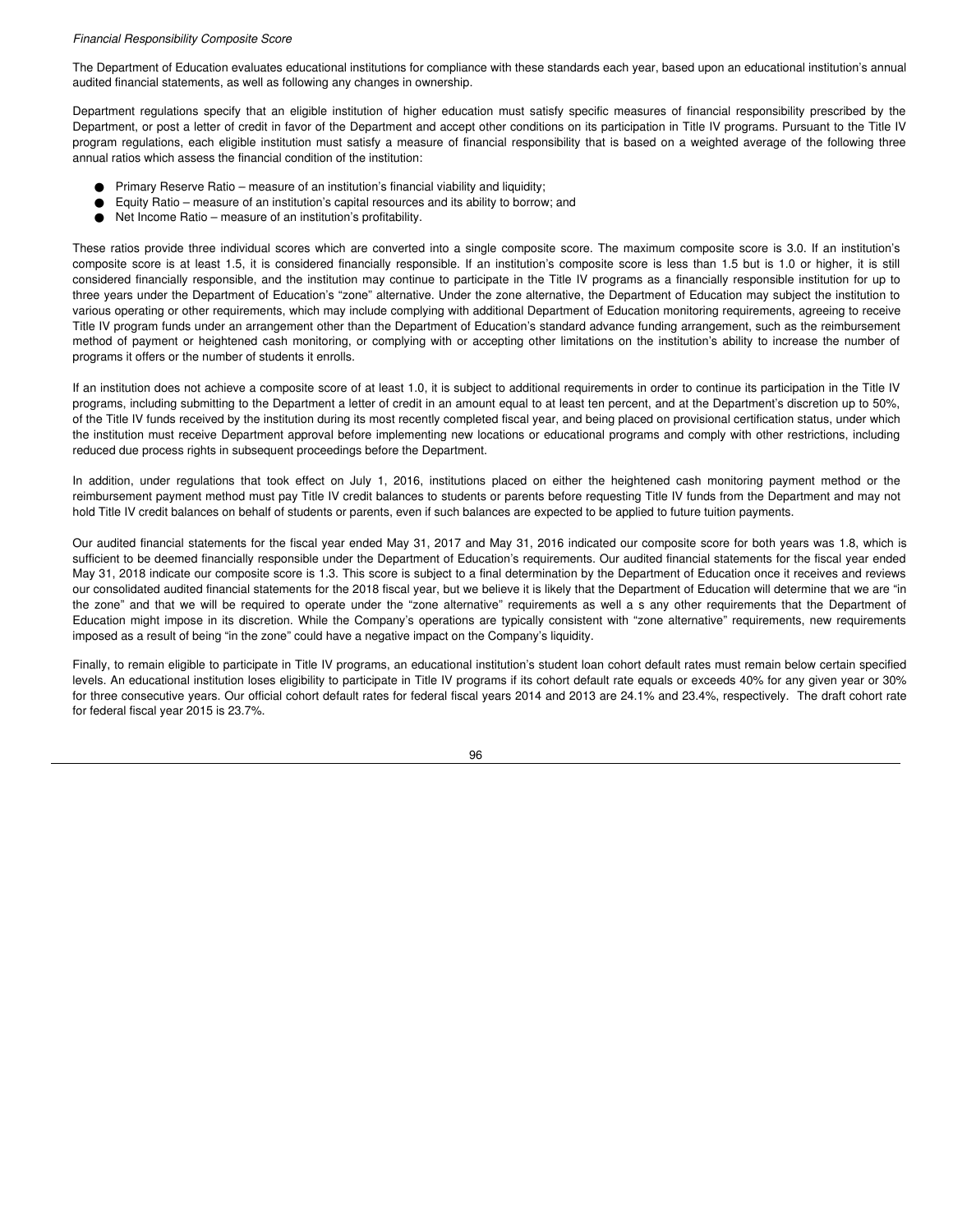*Financial Responsibility Composite Score*

The Department of Education evaluates educational institutions for compliance with these standards each year, based upon an educational institution's annual audited financial statements, as well as following any changes in ownership.

Department regulations specify that an eligible institution of higher education must satisfy specific measures of financial responsibility prescribed by the Department, or post a letter of credit in favor of the Department and accept other conditions on its participation in Title IV programs. Pursuant to the Title IV program regulations, each eligible institution must satisfy a measure of financial responsibility that is based on a weighted average of the following three annual ratios which assess the financial condition of the institution:

- Primary Reserve Ratio – measure of an institution's financial viability and liquidity;
- Equity Ratio – measure of an institution's capital resources and its ability to borrow; and
- Net Income Ratio – measure of an institution's profitability.

These ratios provide three individual scores which are converted into a single composite score. The maximum composite score is 3.0. If an institution's composite score is at least 1.5, it is considered financially responsible. If an institution's composite score is less than 1.5 but is 1.0 or higher, it is still considered financially responsible, and the institution may continue to participate in the Title IV programs as a financially responsible institution for up to three years under the Department of Education's "zone" alternative. Under the zone alternative, the Department of Education may subject the institution to various operating or other requirements, which may include complying with additional Department of Education monitoring requirements, agreeing to receive Title IV program funds under an arrangement other than the Department of Education's standard advance funding arrangement, such as the reimbursement method of payment or heightened cash monitoring, or complying with or accepting other limitations on the institution's ability to increase the number of programs it offers or the number of students it enrolls.

If an institution does not achieve a composite score of at least 1.0, it is subject to additional requirements in order to continue its participation in the Title IV programs, including submitting to the Department a letter of credit in an amount equal to at least ten percent, and at the Department's discretion up to 50%, of the Title IV funds received by the institution during its most recently completed fiscal year, and being placed on provisional certification status, under which the institution must receive Department approval before implementing new locations or educational programs and comply with other restrictions, including reduced due process rights in subsequent proceedings before the Department.

In addition, under regulations that took effect on July 1, 2016, institutions placed on either the heightened cash monitoring payment method or the reimbursement payment method must pay Title IV credit balances to students or parents before requesting Title IV funds from the Department and may not hold Title IV credit balances on behalf of students or parents, even if such balances are expected to be applied to future tuition payments.

Our audited financial statements for the fiscal year ended May 31, 2017 and May 31, 2016 indicated our composite score for both years was 1.8, which is sufficient to be deemed financially responsible under the Department of Education's requirements. Our audited financial statements for the fiscal year ended May 31, 2018 indicate our composite score is 1.3. This score is subject to a final determination by the Department of Education once it receives and reviews our consolidated audited financial statements for the 2018 fiscal year, but we believe it is likely that the Department of Education will determine that we are "in the zone" and that we will be required to operate under the "zone alternative" requirements as well a s any other requirements that the Department of Education might impose in its discretion. While the Company's operations are typically consistent with "zone alternative" requirements, new requirements imposed as a result of being "in the zone" could have a negative impact on the Company's liquidity.

Finally, to remain eligible to participate in Title IV programs, an educational institution's student loan cohort default rates must remain below certain specified levels. An educational institution loses eligibility to participate in Title IV programs if its cohort default rate equals or exceeds 40% for any given year or 30% for three consecutive years. Our official cohort default rates for federal fiscal years 2014 and 2013 are 24.1% and 23.4%, respectively. The draft cohort rate for federal fiscal year 2015 is 23.7%.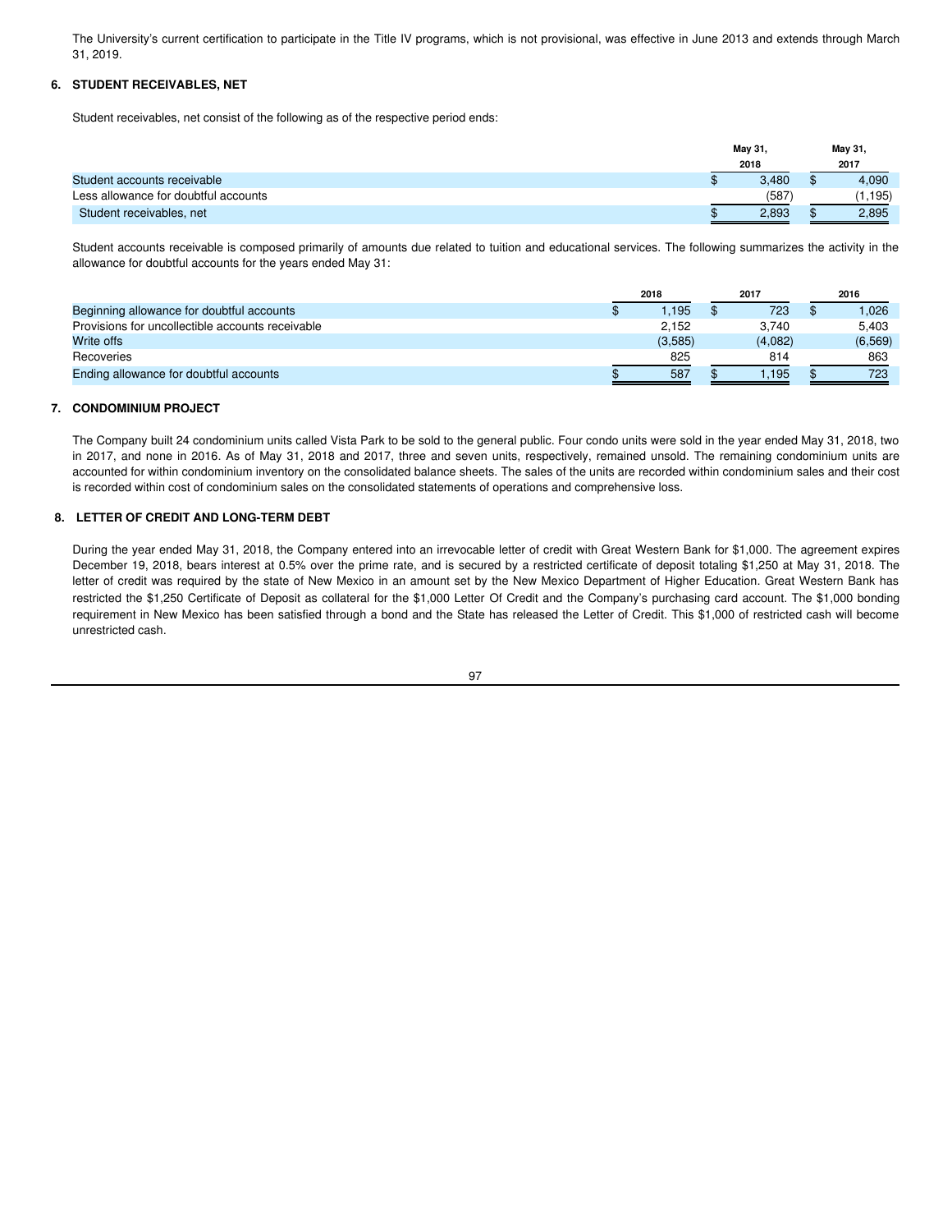The University's current certification to participate in the Title IV programs, which is not provisional, was effective in June 2013 and extends through March 31, 2019.

## 6. STUDENT RECEIVABLES, NET

Student receivables, net consist of the following as of the respective period ends:

| | May 31, 2018 | May 31, 2017 |
|---|---|---|
| Student accounts receivable | $ 3,480 | $ 4,090 |
| Less allowance for doubtful accounts | (587) | (1,195) |
| Student receivables, net | $ 2,893 | $ 2,895 |

Student accounts receivable is composed primarily of amounts due related to tuition and educational services. The following summarizes the activity in the allowance for doubtful accounts for the years ended May 31:

| | 2018 | 2017 | 2016 |
|---|---|---|---|
| Beginning allowance for doubtful accounts | $ 1,195 | $ 723 | $ 1,026 |
| Provisions for uncollectible accounts receivable | 2,152 | 3,740 | 5,403 |
| Write offs | (3,585) | (4,082) | (6,569) |
| Recoveries | 825 | 814 | 863 |
| Ending allowance for doubtful accounts | $ 587 | $ 1,195 | $ 723 |

## 7. CONDOMINIUM PROJECT

The Company built 24 condominium units called Vista Park to be sold to the general public. Four condo units were sold in the year ended May 31, 2018, two in 2017, and none in 2016. As of May 31, 2018 and 2017, three and seven units, respectively, remained unsold. The remaining condominium units are accounted for within condominium inventory on the consolidated balance sheets. The sales of the units are recorded within condominium sales and their cost is recorded within cost of condominium sales on the consolidated statements of operations and comprehensive loss.

## 8. LETTER OF CREDIT AND LONG-TERM DEBT

During the year ended May 31, 2018, the Company entered into an irrevocable letter of credit with Great Western Bank for $1,000. The agreement expires December 19, 2018, bears interest at 0.5% over the prime rate, and is secured by a restricted certificate of deposit totaling $1,250 at May 31, 2018. The letter of credit was required by the state of New Mexico in an amount set by the New Mexico Department of Higher Education. Great Western Bank has restricted the $1,250 Certificate of Deposit as collateral for the $1,000 Letter Of Credit and the Company's purchasing card account. The $1,000 bonding requirement in New Mexico has been satisfied through a bond and the State has released the Letter of Credit. This $1,000 of restricted cash will become unrestricted cash.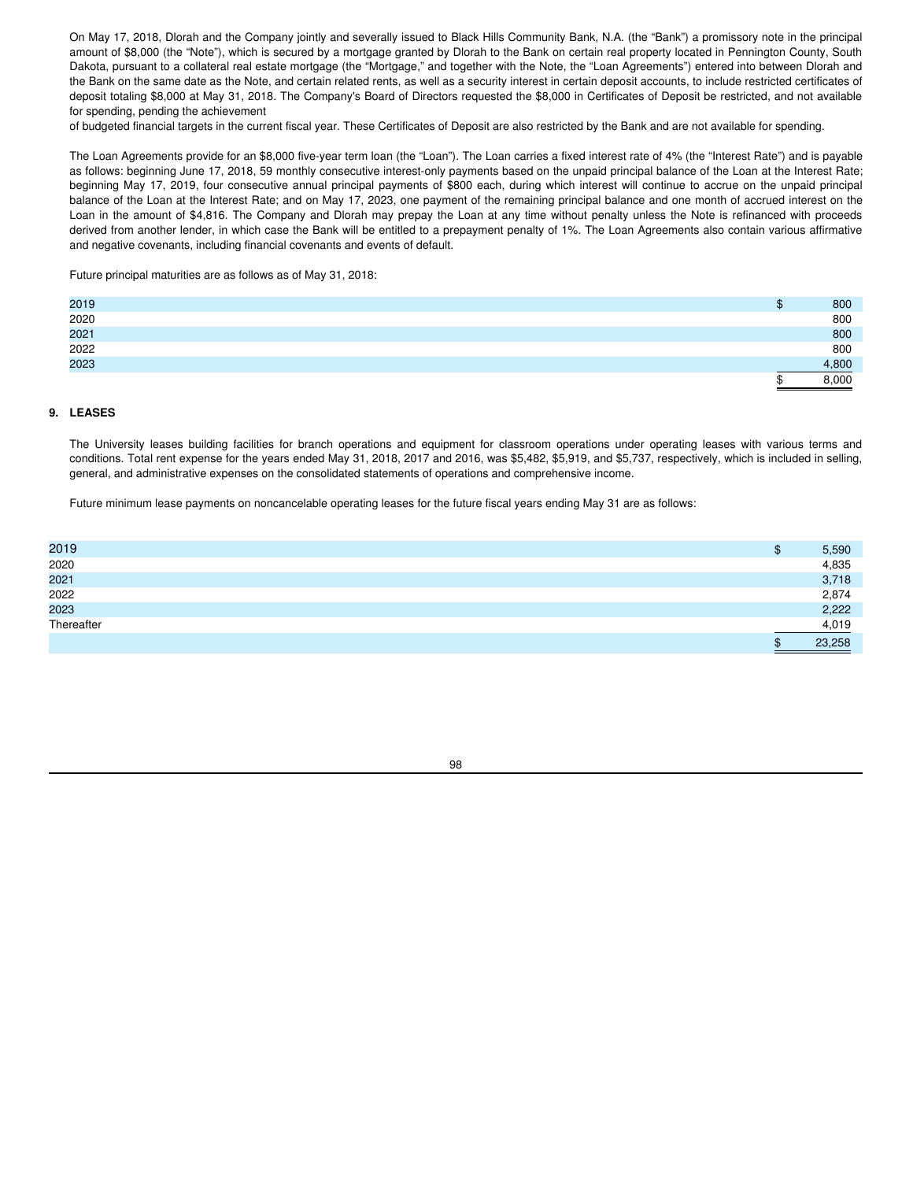On May 17, 2018, Dlorah and the Company jointly and severally issued to Black Hills Community Bank, N.A. (the "Bank") a promissory note in the principal amount of $8,000 (the "Note"), which is secured by a mortgage granted by Dlorah to the Bank on certain real property located in Pennington County, South Dakota, pursuant to a collateral real estate mortgage (the "Mortgage," and together with the Note, the "Loan Agreements") entered into between Dlorah and the Bank on the same date as the Note, and certain related rents, as well as a security interest in certain deposit accounts, to include restricted certificates of deposit totaling $8,000 at May 31, 2018. The Company's Board of Directors requested the $8,000 in Certificates of Deposit be restricted, and not available for spending, pending the achievement of budgeted financial targets in the current fiscal year. These Certificates of Deposit are also restricted by the Bank and are not available for spending.

The Loan Agreements provide for an $8,000 five-year term loan (the "Loan"). The Loan carries a fixed interest rate of 4% (the "Interest Rate") and is payable as follows: beginning June 17, 2018, 59 monthly consecutive interest-only payments based on the unpaid principal balance of the Loan at the Interest Rate; beginning May 17, 2019, four consecutive annual principal payments of $800 each, during which interest will continue to accrue on the unpaid principal balance of the Loan at the Interest Rate; and on May 17, 2023, one payment of the remaining principal balance and one month of accrued interest on the Loan in the amount of $4,816. The Company and Dlorah may prepay the Loan at any time without penalty unless the Note is refinanced with proceeds derived from another lender, in which case the Bank will be entitled to a prepayment penalty of 1%. The Loan Agreements also contain various affirmative and negative covenants, including financial covenants and events of default.

Future principal maturities are as follows as of May 31, 2018:

| | |
|---|---|
| 2019 | $ 800 |
| 2020 | 800 |
| 2021 | 800 |
| 2022 | 800 |
| 2023 | 4,800 |
| | $ 8,000 |

## 9. LEASES

The University leases building facilities for branch operations and equipment for classroom operations under operating leases with various terms and conditions. Total rent expense for the years ended May 31, 2018, 2017 and 2016, was $5,482, $5,919, and $5,737, respectively, which is included in selling, general, and administrative expenses on the consolidated statements of operations and comprehensive income.

Future minimum lease payments on noncancelable operating leases for the future fiscal years ending May 31 are as follows:

| | |
|---|---|
| 2019 | $ 5,590 |
| 2020 | 4,835 |
| 2021 | 3,718 |
| 2022 | 2,874 |
| 2023 | 2,222 |
| Thereafter | 4,019 |
| | $ 23,258 |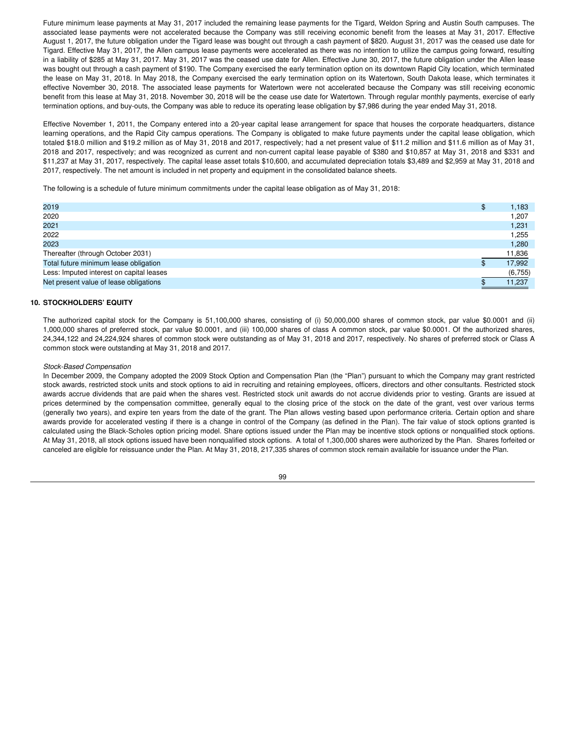Future minimum lease payments at May 31, 2017 included the remaining lease payments for the Tigard, Weldon Spring and Austin South campuses. The associated lease payments were not accelerated because the Company was still receiving economic benefit from the leases at May 31, 2017. Effective August 1, 2017, the future obligation under the Tigard lease was bought out through a cash payment of $820. August 31, 2017 was the ceased use date for Tigard. Effective May 31, 2017, the Allen campus lease payments were accelerated as there was no intention to utilize the campus going forward, resulting in a liability of $285 at May 31, 2017. May 31, 2017 was the ceased use date for Allen. Effective June 30, 2017, the future obligation under the Allen lease was bought out through a cash payment of $190. The Company exercised the early termination option on its downtown Rapid City location, which terminated the lease on May 31, 2018. In May 2018, the Company exercised the early termination option on its Watertown, South Dakota lease, which terminates it effective November 30, 2018. The associated lease payments for Watertown were not accelerated because the Company was still receiving economic benefit from this lease at May 31, 2018. November 30, 2018 will be the cease use date for Watertown. Through regular monthly payments, exercise of early termination options, and buy-outs, the Company was able to reduce its operating lease obligation by $7,986 during the year ended May 31, 2018.

Effective November 1, 2011, the Company entered into a 20-year capital lease arrangement for space that houses the corporate headquarters, distance learning operations, and the Rapid City campus operations. The Company is obligated to make future payments under the capital lease obligation, which totaled $18.0 million and $19.2 million as of May 31, 2018 and 2017, respectively; had a net present value of $11.2 million and $11.6 million as of May 31, 2018 and 2017, respectively; and was recognized as current and non-current capital lease payable of $380 and $10,857 at May 31, 2018 and $331 and $11,237 at May 31, 2017, respectively. The capital lease asset totals $10,600, and accumulated depreciation totals $3,489 and $2,959 at May 31, 2018 and 2017, respectively. The net amount is included in net property and equipment in the consolidated balance sheets.

The following is a schedule of future minimum commitments under the capital lease obligation as of May 31, 2018:

| | |
|---|---|
| 2019 | $ 1,183 |
| 2020 | 1,207 |
| 2021 | 1,231 |
| 2022 | 1,255 |
| 2023 | 1,280 |
| Thereafter (through October 2031) | 11,836 |
| Total future minimum lease obligation | $ 17,992 |
| Less: Imputed interest on capital leases | (6,755) |
| Net present value of lease obligations | $ 11,237 |

## 10. STOCKHOLDERS' EQUITY

The authorized capital stock for the Company is 51,100,000 shares, consisting of (i) 50,000,000 shares of common stock, par value $0.0001 and (ii) 1,000,000 shares of preferred stock, par value $0.0001, and (iii) 100,000 shares of class A common stock, par value $0.0001. Of the authorized shares, 24,344,122 and 24,224,924 shares of common stock were outstanding as of May 31, 2018 and 2017, respectively. No shares of preferred stock or Class A common stock were outstanding at May 31, 2018 and 2017.

*Stock-Based Compensation*

In December 2009, the Company adopted the 2009 Stock Option and Compensation Plan (the "Plan") pursuant to which the Company may grant restricted stock awards, restricted stock units and stock options to aid in recruiting and retaining employees, officers, directors and other consultants. Restricted stock awards accrue dividends that are paid when the shares vest. Restricted stock unit awards do not accrue dividends prior to vesting. Grants are issued at prices determined by the compensation committee, generally equal to the closing price of the stock on the date of the grant, vest over various terms (generally two years), and expire ten years from the date of the grant. The Plan allows vesting based upon performance criteria. Certain option and share awards provide for accelerated vesting if there is a change in control of the Company (as defined in the Plan). The fair value of stock options granted is calculated using the Black-Scholes option pricing model. Share options issued under the Plan may be incentive stock options or nonqualified stock options. At May 31, 2018, all stock options issued have been nonqualified stock options. A total of 1,300,000 shares were authorized by the Plan. Shares forfeited or canceled are eligible for reissuance under the Plan. At May 31, 2018, 217,335 shares of common stock remain available for issuance under the Plan.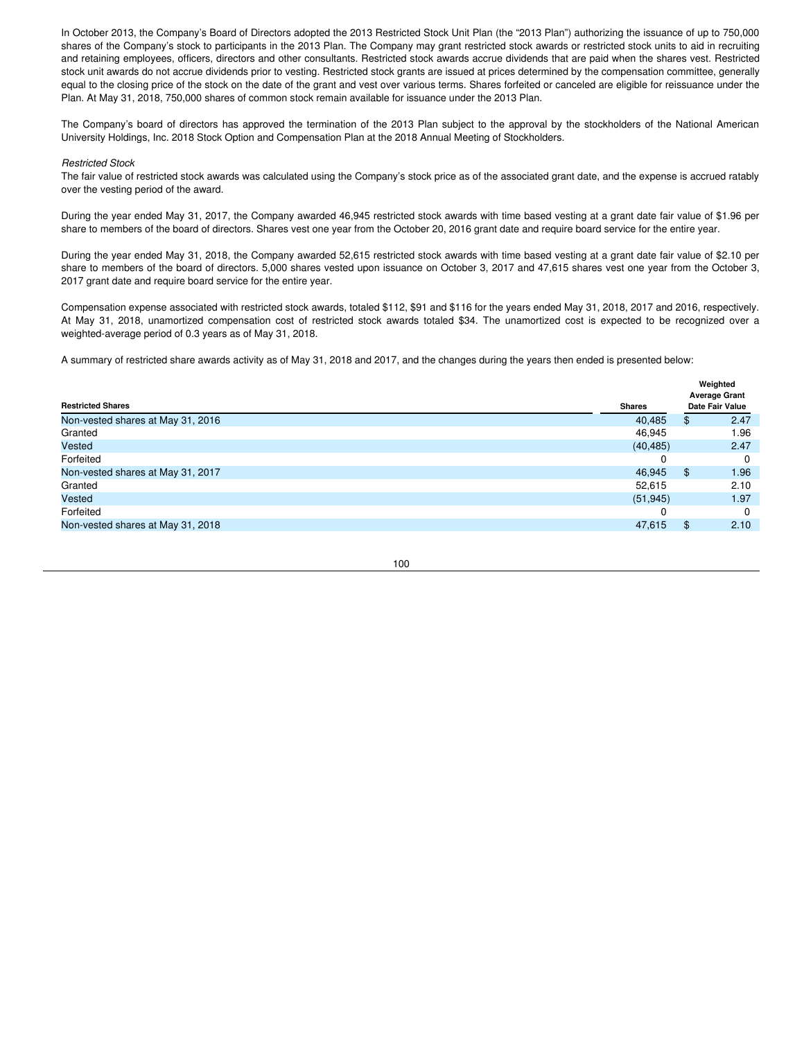In October 2013, the Company's Board of Directors adopted the 2013 Restricted Stock Unit Plan (the "2013 Plan") authorizing the issuance of up to 750,000 shares of the Company's stock to participants in the 2013 Plan. The Company may grant restricted stock awards or restricted stock units to aid in recruiting and retaining employees, officers, directors and other consultants. Restricted stock awards accrue dividends that are paid when the shares vest. Restricted stock unit awards do not accrue dividends prior to vesting. Restricted stock grants are issued at prices determined by the compensation committee, generally equal to the closing price of the stock on the date of the grant and vest over various terms. Shares forfeited or canceled are eligible for reissuance under the Plan. At May 31, 2018, 750,000 shares of common stock remain available for issuance under the 2013 Plan.

The Company's board of directors has approved the termination of the 2013 Plan subject to the approval by the stockholders of the National American University Holdings, Inc. 2018 Stock Option and Compensation Plan at the 2018 Annual Meeting of Stockholders.

*Restricted Stock*

The fair value of restricted stock awards was calculated using the Company's stock price as of the associated grant date, and the expense is accrued ratably over the vesting period of the award.

During the year ended May 31, 2017, the Company awarded 46,945 restricted stock awards with time based vesting at a grant date fair value of $1.96 per share to members of the board of directors. Shares vest one year from the October 20, 2016 grant date and require board service for the entire year.

During the year ended May 31, 2018, the Company awarded 52,615 restricted stock awards with time based vesting at a grant date fair value of $2.10 per share to members of the board of directors. 5,000 shares vested upon issuance on October 3, 2017 and 47,615 shares vest one year from the October 3, 2017 grant date and require board service for the entire year.

Compensation expense associated with restricted stock awards, totaled $112, $91 and $116 for the years ended May 31, 2018, 2017 and 2016, respectively. At May 31, 2018, unamortized compensation cost of restricted stock awards totaled $34. The unamortized cost is expected to be recognized over a weighted-average period of 0.3 years as of May 31, 2018.

A summary of restricted share awards activity as of May 31, 2018 and 2017, and the changes during the years then ended is presented below:

| **Restricted Shares** | **Shares** | **Weighted Average Grant Date Fair Value** |
|---|---|---|
| Non-vested shares at May 31, 2016 | 40,485 | $ 2.47 |
| Granted | 46,945 | 1.96 |
| Vested | (40,485) | 2.47 |
| Forfeited | 0 | 0 |
| Non-vested shares at May 31, 2017 | 46,945 | $ 1.96 |
| Granted | 52,615 | 2.10 |
| Vested | (51,945) | 1.97 |
| Forfeited | 0 | 0 |
| Non-vested shares at May 31, 2018 | 47,615 | $ 2.10 |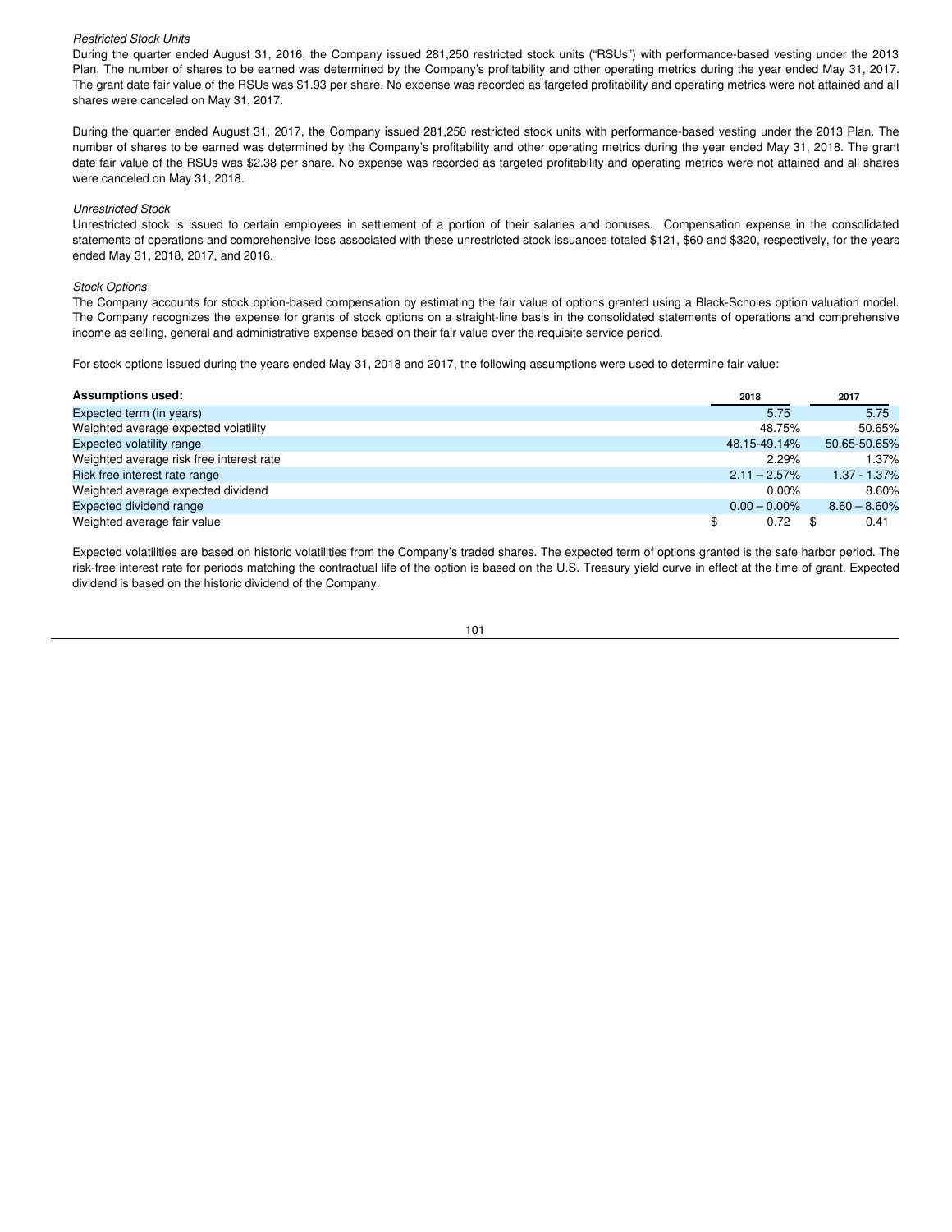*Restricted Stock Units*

During the quarter ended August 31, 2016, the Company issued 281,250 restricted stock units (“RSUs”) with performance-based vesting under the 2013 Plan. The number of shares to be earned was determined by the Company’s profitability and other operating metrics during the year ended May 31, 2017. The grant date fair value of the RSUs was $1.93 per share. No expense was recorded as targeted profitability and operating metrics were not attained and all shares were canceled on May 31, 2017.

During the quarter ended August 31, 2017, the Company issued 281,250 restricted stock units with performance-based vesting under the 2013 Plan. The number of shares to be earned was determined by the Company’s profitability and other operating metrics during the year ended May 31, 2018. The grant date fair value of the RSUs was $2.38 per share. No expense was recorded as targeted profitability and operating metrics were not attained and all shares were canceled on May 31, 2018.

*Unrestricted Stock*

Unrestricted stock is issued to certain employees in settlement of a portion of their salaries and bonuses. Compensation expense in the consolidated statements of operations and comprehensive loss associated with these unrestricted stock issuances totaled $121, $60 and $320, respectively, for the years ended May 31, 2018, 2017, and 2016.

*Stock Options*

The Company accounts for stock option-based compensation by estimating the fair value of options granted using a Black-Scholes option valuation model. The Company recognizes the expense for grants of stock options on a straight-line basis in the consolidated statements of operations and comprehensive income as selling, general and administrative expense based on their fair value over the requisite service period.

For stock options issued during the years ended May 31, 2018 and 2017, the following assumptions were used to determine fair value:

| **Assumptions used:** | 2018 | 2017 |
|---|---|---|
| Expected term (in years) | 5.75 | 5.75 |
| Weighted average expected volatility | 48.75% | 50.65% |
| Expected volatility range | 48.15-49.14% | 50.65-50.65% |
| Weighted average risk free interest rate | 2.29% | 1.37% |
| Risk free interest rate range | 2.11 – 2.57% | 1.37 - 1.37% |
| Weighted average expected dividend | 0.00% | 8.60% |
| Expected dividend range | 0.00 – 0.00% | 8.60 – 8.60% |
| Weighted average fair value | $ 0.72 | $ 0.41 |

Expected volatilities are based on historic volatilities from the Company’s traded shares. The expected term of options granted is the safe harbor period. The risk-free interest rate for periods matching the contractual life of the option is based on the U.S. Treasury yield curve in effect at the time of grant. Expected dividend is based on the historic dividend of the Company.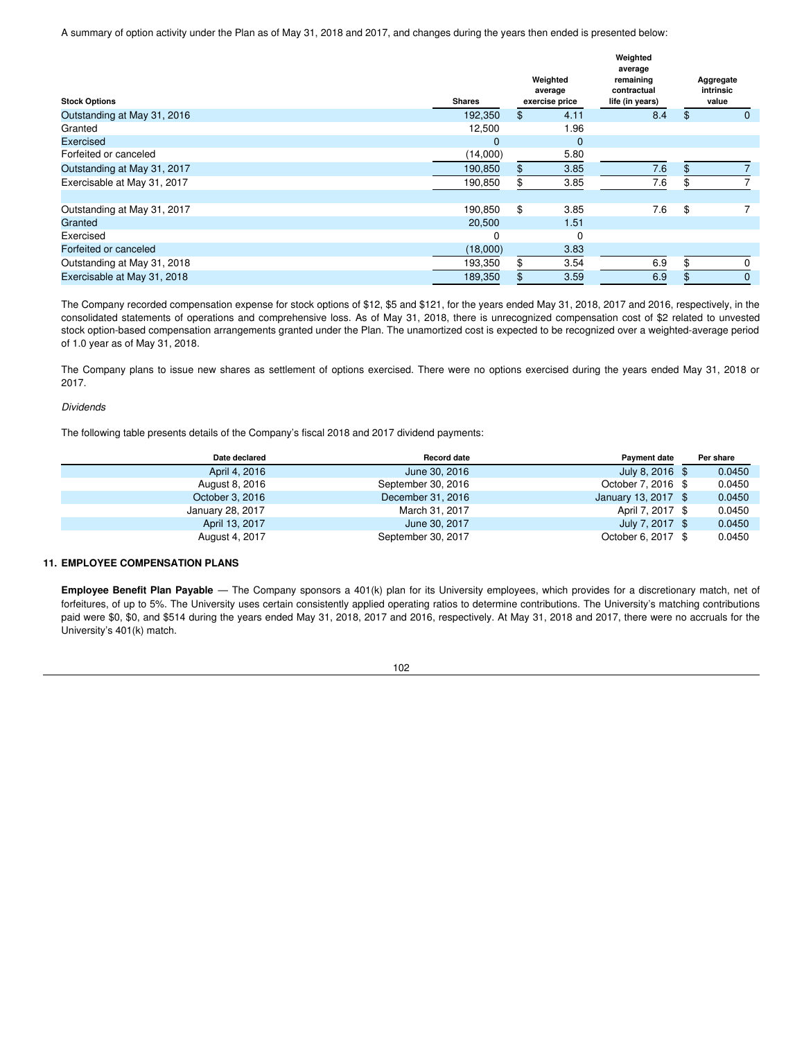A summary of option activity under the Plan as of May 31, 2018 and 2017, and changes during the years then ended is presented below:

| Stock Options | Shares | Weighted average exercise price | Weighted average remaining contractual life (in years) | Aggregate intrinsic value |
|---|---|---|---|---|
| Outstanding at May 31, 2016 | 192,350 | $ 4.11 | 8.4 | $ 0 |
| Granted | 12,500 | 1.96 | | |
| Exercised | 0 | 0 | | |
| Forfeited or canceled | (14,000) | 5.80 | | |
| Outstanding at May 31, 2017 | 190,850 | $ 3.85 | 7.6 | $ 7 |
| Exercisable at May 31, 2017 | 190,850 | $ 3.85 | 7.6 | $ 7 |
| | | | | |
| Outstanding at May 31, 2017 | 190,850 | $ 3.85 | 7.6 | $ 7 |
| Granted | 20,500 | 1.51 | | |
| Exercised | 0 | 0 | | |
| Forfeited or canceled | (18,000) | 3.83 | | |
| Outstanding at May 31, 2018 | 193,350 | $ 3.54 | 6.9 | $ 0 |
| Exercisable at May 31, 2018 | 189,350 | $ 3.59 | 6.9 | $ 0 |

The Company recorded compensation expense for stock options of $12, $5 and $121, for the years ended May 31, 2018, 2017 and 2016, respectively, in the consolidated statements of operations and comprehensive loss. As of May 31, 2018, there is unrecognized compensation cost of $2 related to unvested stock option-based compensation arrangements granted under the Plan. The unamortized cost is expected to be recognized over a weighted-average period of 1.0 year as of May 31, 2018.

The Company plans to issue new shares as settlement of options exercised. There were no options exercised during the years ended May 31, 2018 or 2017.

*Dividends*

The following table presents details of the Company's fiscal 2018 and 2017 dividend payments:

| Date declared | Record date | Payment date | Per share |
|---|---|---|---|
| April 4, 2016 | June 30, 2016 | July 8, 2016 | $ 0.0450 |
| August 8, 2016 | September 30, 2016 | October 7, 2016 | $ 0.0450 |
| October 3, 2016 | December 31, 2016 | January 13, 2017 | $ 0.0450 |
| January 28, 2017 | March 31, 2017 | April 7, 2017 | $ 0.0450 |
| April 13, 2017 | June 30, 2017 | July 7, 2017 | $ 0.0450 |
| August 4, 2017 | September 30, 2017 | October 6, 2017 | $ 0.0450 |

## 11. EMPLOYEE COMPENSATION PLANS

**Employee Benefit Plan Payable** — The Company sponsors a 401(k) plan for its University employees, which provides for a discretionary match, net of forfeitures, of up to 5%. The University uses certain consistently applied operating ratios to determine contributions. The University's matching contributions paid were $0, $0, and $514 during the years ended May 31, 2018, 2017 and 2016, respectively. At May 31, 2018 and 2017, there were no accruals for the University's 401(k) match.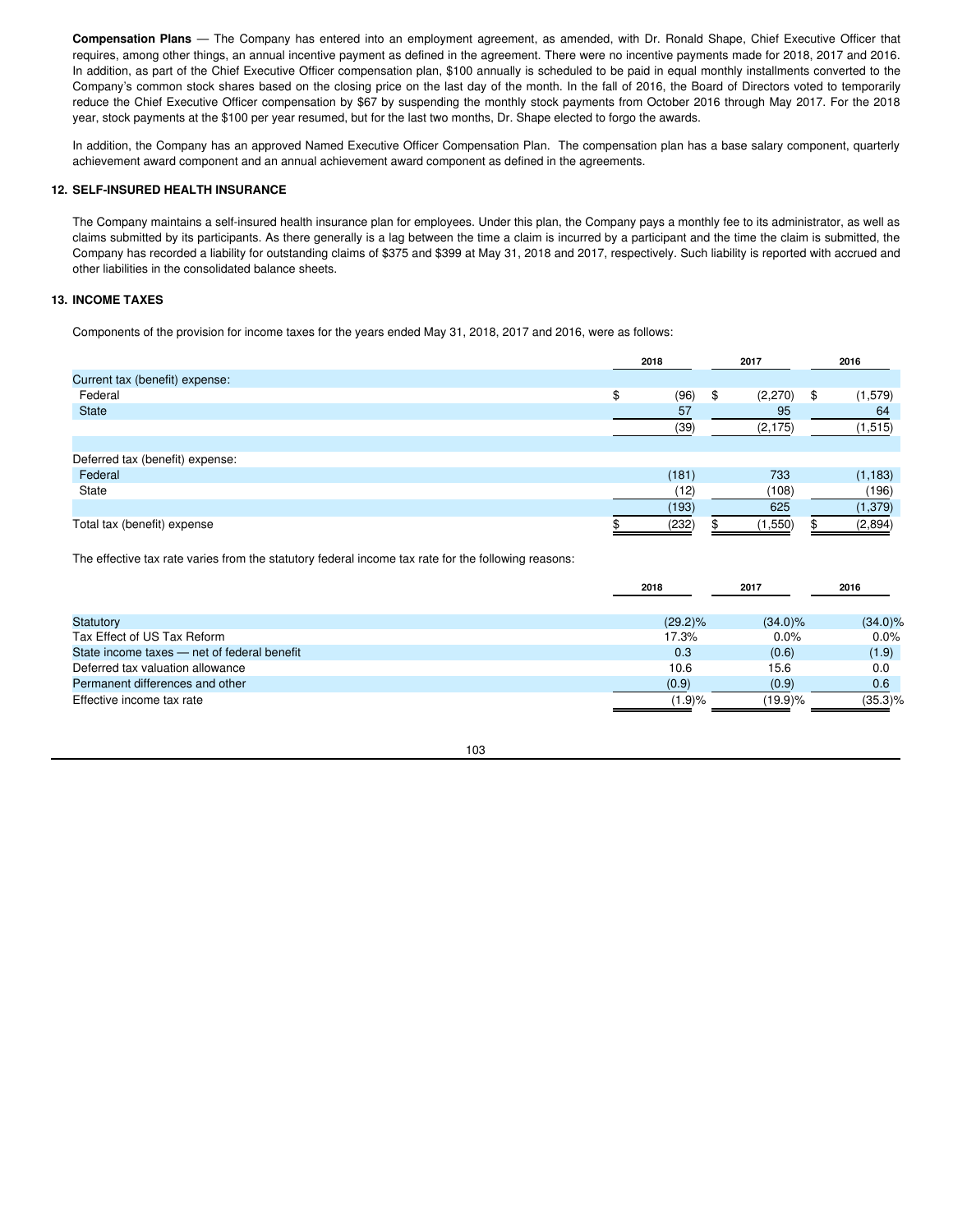**Compensation Plans** — The Company has entered into an employment agreement, as amended, with Dr. Ronald Shape, Chief Executive Officer that requires, among other things, an annual incentive payment as defined in the agreement. There were no incentive payments made for 2018, 2017 and 2016. In addition, as part of the Chief Executive Officer compensation plan, $100 annually is scheduled to be paid in equal monthly installments converted to the Company's common stock shares based on the closing price on the last day of the month. In the fall of 2016, the Board of Directors voted to temporarily reduce the Chief Executive Officer compensation by $67 by suspending the monthly stock payments from October 2016 through May 2017. For the 2018 year, stock payments at the $100 per year resumed, but for the last two months, Dr. Shape elected to forgo the awards.

In addition, the Company has an approved Named Executive Officer Compensation Plan. The compensation plan has a base salary component, quarterly achievement award component and an annual achievement award component as defined in the agreements.

## 12. SELF-INSURED HEALTH INSURANCE

The Company maintains a self-insured health insurance plan for employees. Under this plan, the Company pays a monthly fee to its administrator, as well as claims submitted by its participants. As there generally is a lag between the time a claim is incurred by a participant and the time the claim is submitted, the Company has recorded a liability for outstanding claims of $375 and $399 at May 31, 2018 and 2017, respectively. Such liability is reported with accrued and other liabilities in the consolidated balance sheets.

## 13. INCOME TAXES

Components of the provision for income taxes for the years ended May 31, 2018, 2017 and 2016, were as follows:

| | 2018 | 2017 | 2016 |
|---|---|---|---|
| Current tax (benefit) expense: | | | |
| Federal | $ (96) | $ (2,270) | $ (1,579) |
| State | 57 | 95 | 64 |
| | (39) | (2,175) | (1,515) |
| | | | |
| Deferred tax (benefit) expense: | | | |
| Federal | (181) | 733 | (1,183) |
| State | (12) | (108) | (196) |
| | (193) | 625 | (1,379) |
| Total tax (benefit) expense | $ (232) | $ (1,550) | $ (2,894) |

The effective tax rate varies from the statutory federal income tax rate for the following reasons:

| | 2018 | 2017 | 2016 |
|---|---|---|---|
| Statutory | (29.2)% | (34.0)% | (34.0)% |
| Tax Effect of US Tax Reform | 17.3% | 0.0% | 0.0% |
| State income taxes — net of federal benefit | 0.3 | (0.6) | (1.9) |
| Deferred tax valuation allowance | 10.6 | 15.6 | 0.0 |
| Permanent differences and other | (0.9) | (0.9) | 0.6 |
| Effective income tax rate | (1.9)% | (19.9)% | (35.3)% |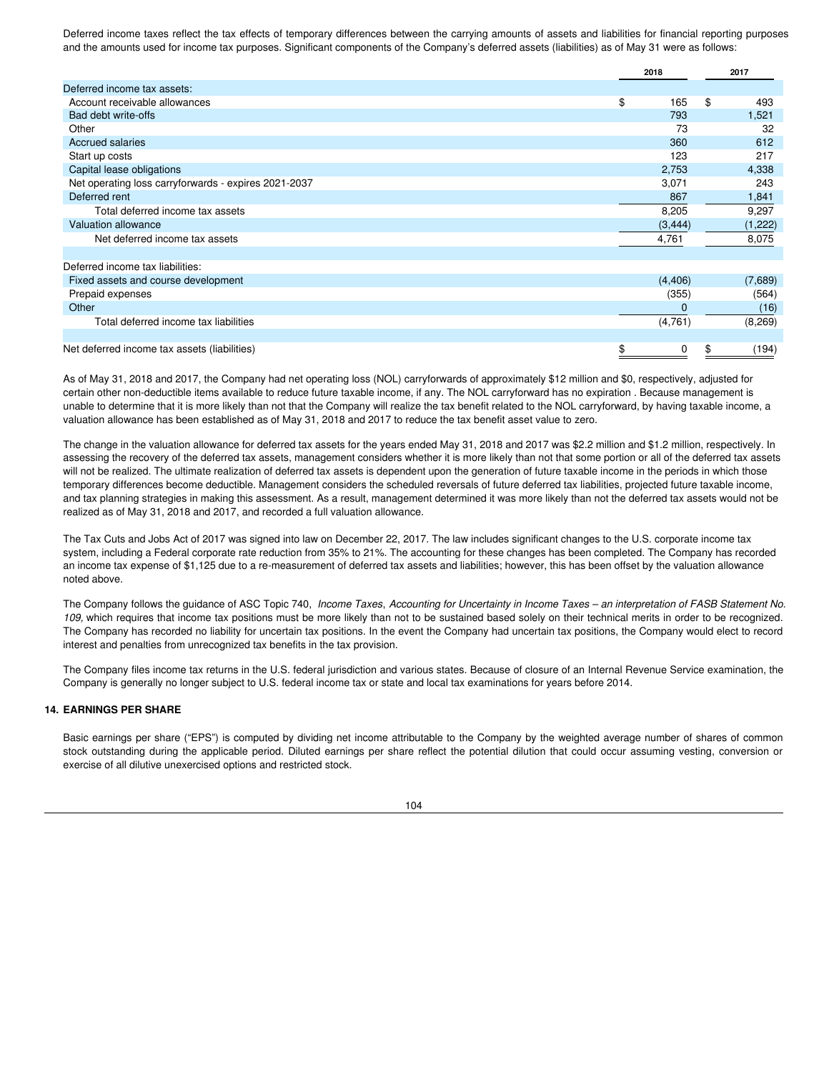Deferred income taxes reflect the tax effects of temporary differences between the carrying amounts of assets and liabilities for financial reporting purposes and the amounts used for income tax purposes. Significant components of the Company's deferred assets (liabilities) as of May 31 were as follows:

| | 2018 | 2017 |
|---|---|---|
| Deferred income tax assets: | | |
| Account receivable allowances | $ 165 | $ 493 |
| Bad debt write-offs | 793 | 1,521 |
| Other | 73 | 32 |
| Accrued salaries | 360 | 612 |
| Start up costs | 123 | 217 |
| Capital lease obligations | 2,753 | 4,338 |
| Net operating loss carryforwards - expires 2021-2037 | 3,071 | 243 |
| Deferred rent | 867 | 1,841 |
| Total deferred income tax assets | 8,205 | 9,297 |
| Valuation allowance | (3,444) | (1,222) |
| Net deferred income tax assets | 4,761 | 8,075 |
| | | |
| Deferred income tax liabilities: | | |
| Fixed assets and course development | (4,406) | (7,689) |
| Prepaid expenses | (355) | (564) |
| Other | 0 | (16) |
| Total deferred income tax liabilities | (4,761) | (8,269) |
| | | |
| Net deferred income tax assets (liabilities) | $ 0 | $ (194) |

As of May 31, 2018 and 2017, the Company had net operating loss (NOL) carryforwards of approximately $12 million and $0, respectively, adjusted for certain other non-deductible items available to reduce future taxable income, if any. The NOL carryforward has no expiration . Because management is unable to determine that it is more likely than not that the Company will realize the tax benefit related to the NOL carryforward, by having taxable income, a valuation allowance has been established as of May 31, 2018 and 2017 to reduce the tax benefit asset value to zero.

The change in the valuation allowance for deferred tax assets for the years ended May 31, 2018 and 2017 was $2.2 million and $1.2 million, respectively. In assessing the recovery of the deferred tax assets, management considers whether it is more likely than not that some portion or all of the deferred tax assets will not be realized. The ultimate realization of deferred tax assets is dependent upon the generation of future taxable income in the periods in which those temporary differences become deductible. Management considers the scheduled reversals of future deferred tax liabilities, projected future taxable income, and tax planning strategies in making this assessment. As a result, management determined it was more likely than not the deferred tax assets would not be realized as of May 31, 2018 and 2017, and recorded a full valuation allowance.

The Tax Cuts and Jobs Act of 2017 was signed into law on December 22, 2017. The law includes significant changes to the U.S. corporate income tax system, including a Federal corporate rate reduction from 35% to 21%. The accounting for these changes has been completed. The Company has recorded an income tax expense of $1,125 due to a re-measurement of deferred tax assets and liabilities; however, this has been offset by the valuation allowance noted above.

The Company follows the guidance of ASC Topic 740, *Income Taxes*, *Accounting for Uncertainty in Income Taxes – an interpretation of FASB Statement No. 109,* which requires that income tax positions must be more likely than not to be sustained based solely on their technical merits in order to be recognized. The Company has recorded no liability for uncertain tax positions. In the event the Company had uncertain tax positions, the Company would elect to record interest and penalties from unrecognized tax benefits in the tax provision.

The Company files income tax returns in the U.S. federal jurisdiction and various states. Because of closure of an Internal Revenue Service examination, the Company is generally no longer subject to U.S. federal income tax or state and local tax examinations for years before 2014.

## 14. EARNINGS PER SHARE

Basic earnings per share ("EPS") is computed by dividing net income attributable to the Company by the weighted average number of shares of common stock outstanding during the applicable period. Diluted earnings per share reflect the potential dilution that could occur assuming vesting, conversion or exercise of all dilutive unexercised options and restricted stock.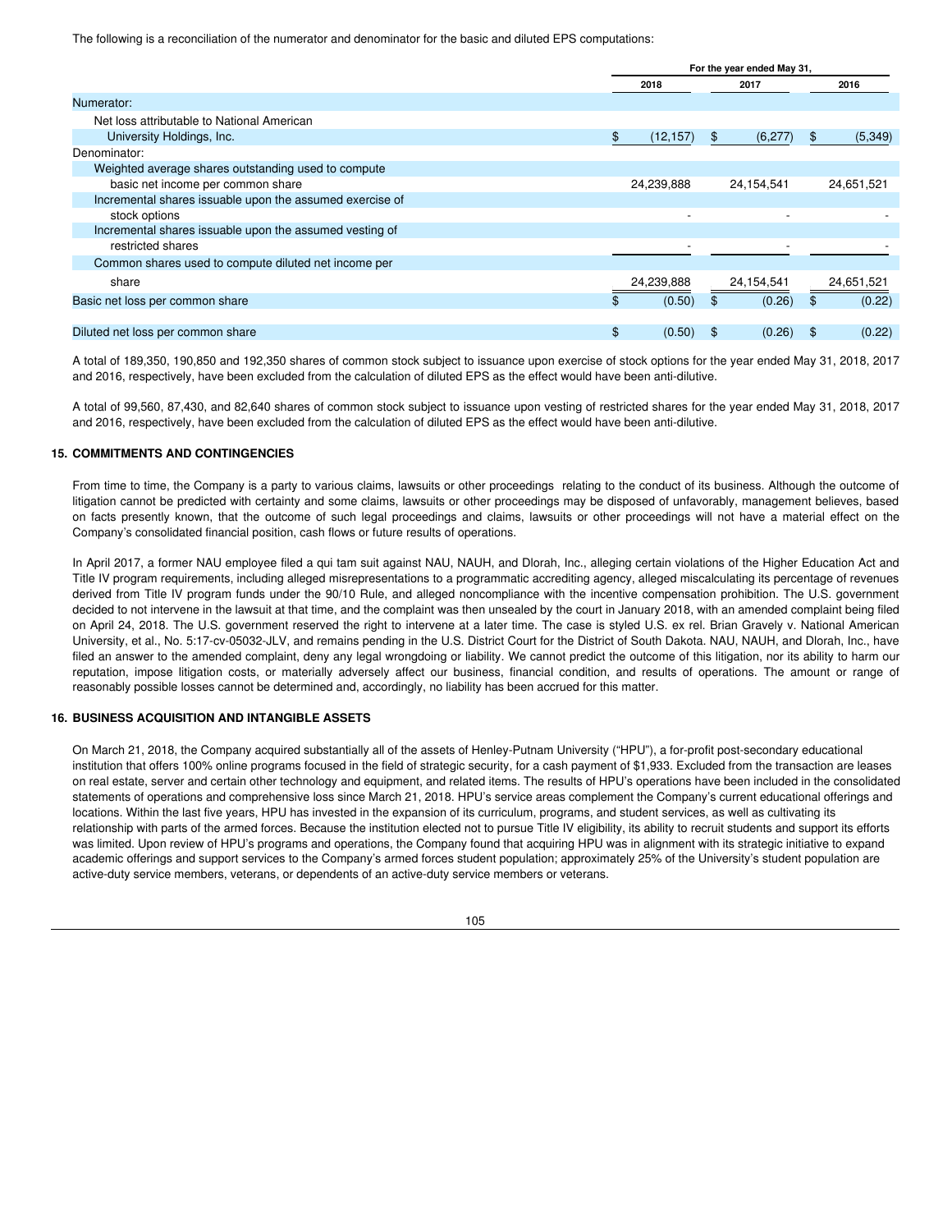The following is a reconciliation of the numerator and denominator for the basic and diluted EPS computations:

| | For the year ended May 31, | | |
|---|---|---|---|
| | 2018 | 2017 | 2016 |
| Numerator: | | | |
| Net loss attributable to National American University Holdings, Inc. | $ (12,157) | $ (6,277) | $ (5,349) |
| Denominator: | | | |
| Weighted average shares outstanding used to compute basic net income per common share | 24,239,888 | 24,154,541 | 24,651,521 |
| Incremental shares issuable upon the assumed exercise of stock options | - | - | - |
| Incremental shares issuable upon the assumed vesting of restricted shares | - | - | - |
| Common shares used to compute diluted net income per share | 24,239,888 | 24,154,541 | 24,651,521 |
| Basic net loss per common share | $ (0.50) | $ (0.26) | $ (0.22) |
| Diluted net loss per common share | $ (0.50) | $ (0.26) | $ (0.22) |

A total of 189,350, 190,850 and 192,350 shares of common stock subject to issuance upon exercise of stock options for the year ended May 31, 2018, 2017 and 2016, respectively, have been excluded from the calculation of diluted EPS as the effect would have been anti-dilutive.

A total of 99,560, 87,430, and 82,640 shares of common stock subject to issuance upon vesting of restricted shares for the year ended May 31, 2018, 2017 and 2016, respectively, have been excluded from the calculation of diluted EPS as the effect would have been anti-dilutive.

### 15. COMMITMENTS AND CONTINGENCIES

From time to time, the Company is a party to various claims, lawsuits or other proceedings relating to the conduct of its business. Although the outcome of litigation cannot be predicted with certainty and some claims, lawsuits or other proceedings may be disposed of unfavorably, management believes, based on facts presently known, that the outcome of such legal proceedings and claims, lawsuits or other proceedings will not have a material effect on the Company's consolidated financial position, cash flows or future results of operations.

In April 2017, a former NAU employee filed a qui tam suit against NAU, NAUH, and Dlorah, Inc., alleging certain violations of the Higher Education Act and Title IV program requirements, including alleged misrepresentations to a programmatic accrediting agency, alleged miscalculating its percentage of revenues derived from Title IV program funds under the 90/10 Rule, and alleged noncompliance with the incentive compensation prohibition. The U.S. government decided to not intervene in the lawsuit at that time, and the complaint was then unsealed by the court in January 2018, with an amended complaint being filed on April 24, 2018. The U.S. government reserved the right to intervene at a later time. The case is styled U.S. ex rel. Brian Gravely v. National American University, et al., No. 5:17-cv-05032-JLV, and remains pending in the U.S. District Court for the District of South Dakota. NAU, NAUH, and Dlorah, Inc., have filed an answer to the amended complaint, deny any legal wrongdoing or liability. We cannot predict the outcome of this litigation, nor its ability to harm our reputation, impose litigation costs, or materially adversely affect our business, financial condition, and results of operations. The amount or range of reasonably possible losses cannot be determined and, accordingly, no liability has been accrued for this matter.

### 16. BUSINESS ACQUISITION AND INTANGIBLE ASSETS

On March 21, 2018, the Company acquired substantially all of the assets of Henley-Putnam University ("HPU"), a for-profit post-secondary educational institution that offers 100% online programs focused in the field of strategic security, for a cash payment of $1,933. Excluded from the transaction are leases on real estate, server and certain other technology and equipment, and related items. The results of HPU's operations have been included in the consolidated statements of operations and comprehensive loss since March 21, 2018. HPU's service areas complement the Company's current educational offerings and locations. Within the last five years, HPU has invested in the expansion of its curriculum, programs, and student services, as well as cultivating its relationship with parts of the armed forces. Because the institution elected not to pursue Title IV eligibility, its ability to recruit students and support its efforts was limited. Upon review of HPU's programs and operations, the Company found that acquiring HPU was in alignment with its strategic initiative to expand academic offerings and support services to the Company's armed forces student population; approximately 25% of the University's student population are active-duty service members, veterans, or dependents of an active-duty service members or veterans.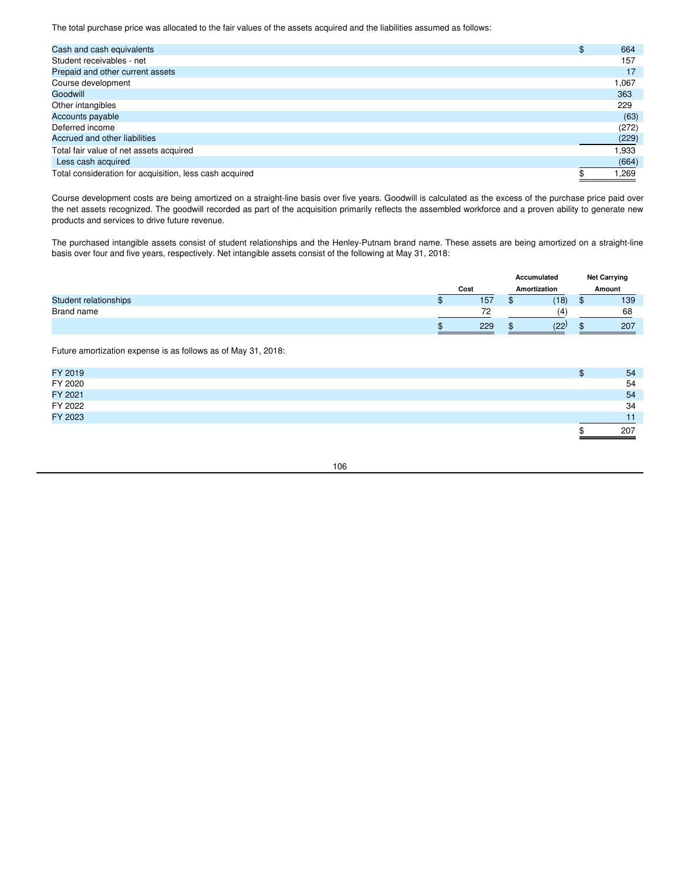The total purchase price was allocated to the fair values of the assets acquired and the liabilities assumed as follows:

| | |
|---|---|
| Cash and cash equivalents | $ 664 |
| Student receivables - net | 157 |
| Prepaid and other current assets | 17 |
| Course development | 1,067 |
| Goodwill | 363 |
| Other intangibles | 229 |
| Accounts payable | (63) |
| Deferred income | (272) |
| Accrued and other liabilities | (229) |
| Total fair value of net assets acquired | 1,933 |
| Less cash acquired | (664) |
| Total consideration for acquisition, less cash acquired | $ 1,269 |

Course development costs are being amortized on a straight-line basis over five years. Goodwill is calculated as the excess of the purchase price paid over the net assets recognized. The goodwill recorded as part of the acquisition primarily reflects the assembled workforce and a proven ability to generate new products and services to drive future revenue.

The purchased intangible assets consist of student relationships and the Henley-Putnam brand name. These assets are being amortized on a straight-line basis over four and five years, respectively. Net intangible assets consist of the following at May 31, 2018:

| | Cost | Accumulated Amortization | Net Carrying Amount |
|---|---|---|---|
| Student relationships | $ 157 | $ (18) | $ 139 |
| Brand name | 72 | (4) | 68 |
| | $ 229 | $ (22) | $ 207 |

Future amortization expense is as follows as of May 31, 2018:

| | |
|---|---|
| FY 2019 | $ 54 |
| FY 2020 | 54 |
| FY 2021 | 54 |
| FY 2022 | 34 |
| FY 2023 | 11 |
| | $ 207 |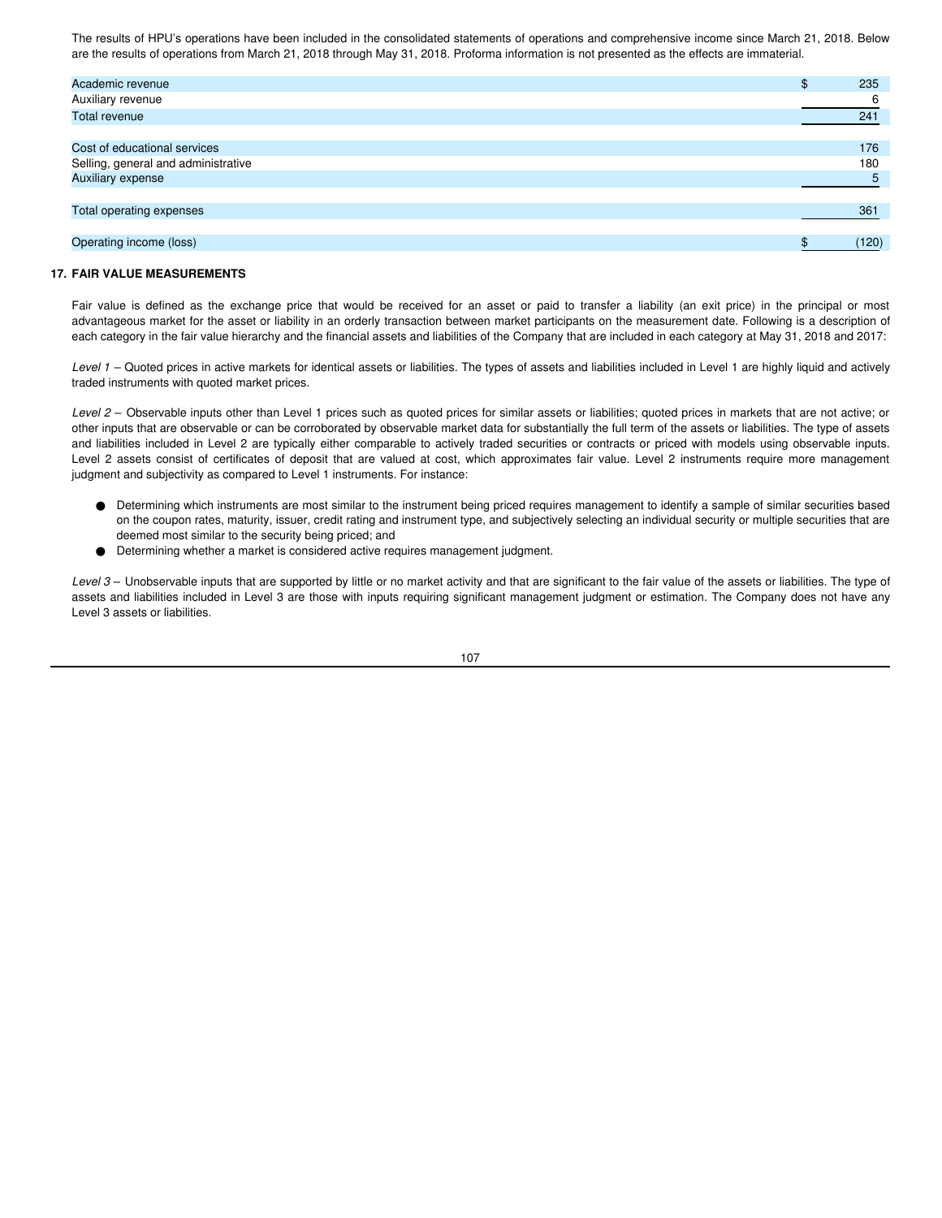The results of HPU's operations have been included in the consolidated statements of operations and comprehensive income since March 21, 2018. Below are the results of operations from March 21, 2018 through May 31, 2018. Proforma information is not presented as the effects are immaterial.

| | |
|---|---|
| Academic revenue | $ 235 |
| Auxiliary revenue | 6 |
| Total revenue | 241 |
| | |
| Cost of educational services | 176 |
| Selling, general and administrative | 180 |
| Auxiliary expense | 5 |
| | |
| Total operating expenses | 361 |
| | |
| Operating income (loss) | $ (120) |

## 17. FAIR VALUE MEASUREMENTS

Fair value is defined as the exchange price that would be received for an asset or paid to transfer a liability (an exit price) in the principal or most advantageous market for the asset or liability in an orderly transaction between market participants on the measurement date. Following is a description of each category in the fair value hierarchy and the financial assets and liabilities of the Company that are included in each category at May 31, 2018 and 2017:

*Level 1* – Quoted prices in active markets for identical assets or liabilities. The types of assets and liabilities included in Level 1 are highly liquid and actively traded instruments with quoted market prices.

*Level 2* – Observable inputs other than Level 1 prices such as quoted prices for similar assets or liabilities; quoted prices in markets that are not active; or other inputs that are observable or can be corroborated by observable market data for substantially the full term of the assets or liabilities. The type of assets and liabilities included in Level 2 are typically either comparable to actively traded securities or contracts or priced with models using observable inputs. Level 2 assets consist of certificates of deposit that are valued at cost, which approximates fair value. Level 2 instruments require more management judgment and subjectivity as compared to Level 1 instruments. For instance:

- Determining which instruments are most similar to the instrument being priced requires management to identify a sample of similar securities based on the coupon rates, maturity, issuer, credit rating and instrument type, and subjectively selecting an individual security or multiple securities that are deemed most similar to the security being priced; and
- Determining whether a market is considered active requires management judgment.

*Level 3* – Unobservable inputs that are supported by little or no market activity and that are significant to the fair value of the assets or liabilities. The type of assets and liabilities included in Level 3 are those with inputs requiring significant management judgment or estimation. The Company does not have any Level 3 assets or liabilities.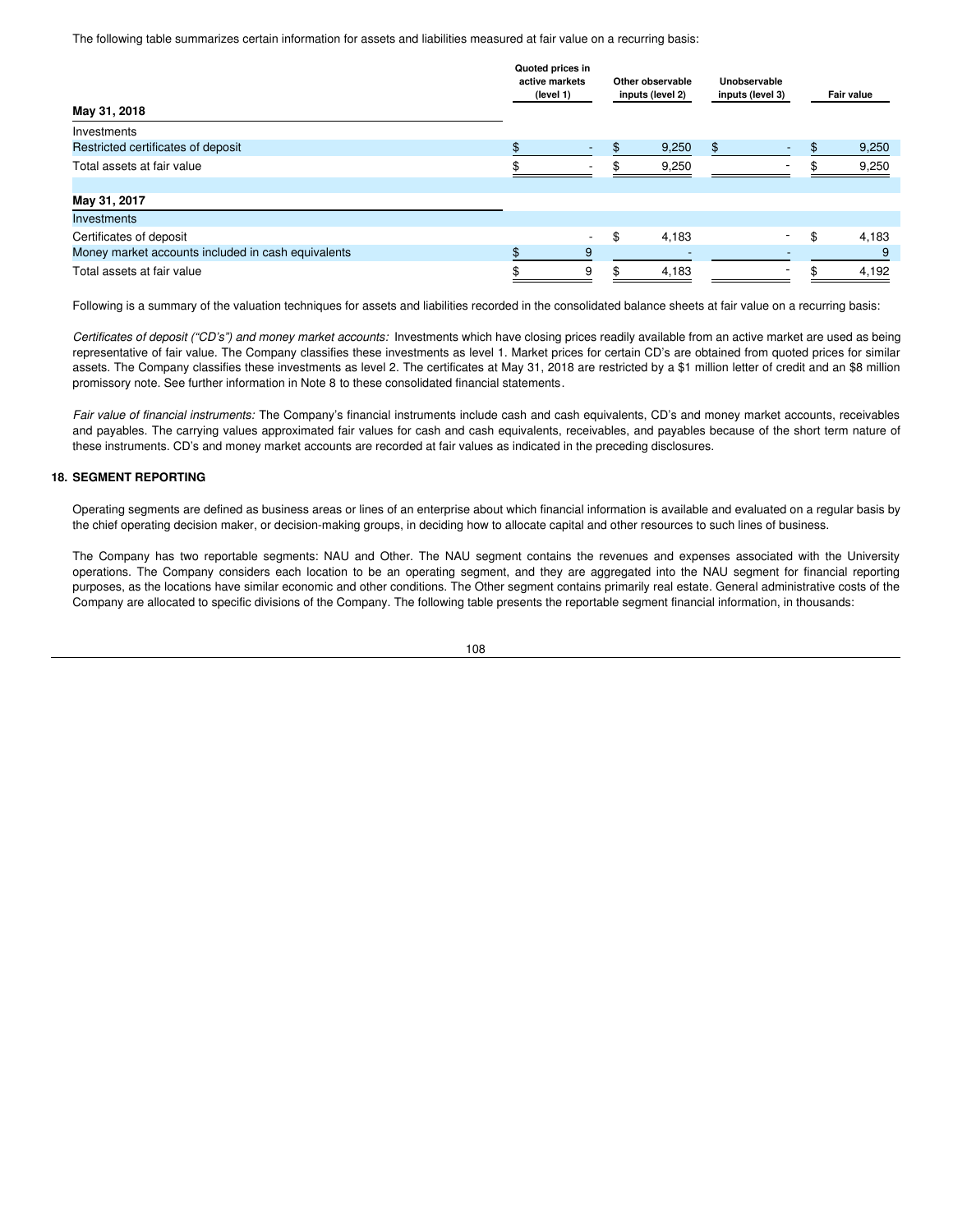The following table summarizes certain information for assets and liabilities measured at fair value on a recurring basis:

| | Quoted prices in active markets (level 1) | Other observable inputs (level 2) | Unobservable inputs (level 3) | Fair value |
|---|---|---|---|---|
| **May 31, 2018** | | | | |
| Investments | | | | |
| Restricted certificates of deposit | $ - | $ 9,250 | $ - | $ 9,250 |
| Total assets at fair value | $ - | $ 9,250 | - | $ 9,250 |
| | | | | |
| **May 31, 2017** | | | | |
| Investments | | | | |
| Certificates of deposit | - | $ 4,183 | - | $ 4,183 |
| Money market accounts included in cash equivalents | $ 9 | - | - | 9 |
| Total assets at fair value | $ 9 | $ 4,183 | - | $ 4,192 |

Following is a summary of the valuation techniques for assets and liabilities recorded in the consolidated balance sheets at fair value on a recurring basis:

*Certificates of deposit ("CD's") and money market accounts:* Investments which have closing prices readily available from an active market are used as being representative of fair value. The Company classifies these investments as level 1. Market prices for certain CD's are obtained from quoted prices for similar assets. The Company classifies these investments as level 2. The certificates at May 31, 2018 are restricted by a $1 million letter of credit and an $8 million promissory note. See further information in Note 8 to these consolidated financial statements.

*Fair value of financial instruments:* The Company's financial instruments include cash and cash equivalents, CD's and money market accounts, receivables and payables. The carrying values approximated fair values for cash and cash equivalents, receivables, and payables because of the short term nature of these instruments. CD's and money market accounts are recorded at fair values as indicated in the preceding disclosures.

### 18. SEGMENT REPORTING

Operating segments are defined as business areas or lines of an enterprise about which financial information is available and evaluated on a regular basis by the chief operating decision maker, or decision-making groups, in deciding how to allocate capital and other resources to such lines of business.

The Company has two reportable segments: NAU and Other. The NAU segment contains the revenues and expenses associated with the University operations. The Company considers each location to be an operating segment, and they are aggregated into the NAU segment for financial reporting purposes, as the locations have similar economic and other conditions. The Other segment contains primarily real estate. General administrative costs of the Company are allocated to specific divisions of the Company. The following table presents the reportable segment financial information, in thousands: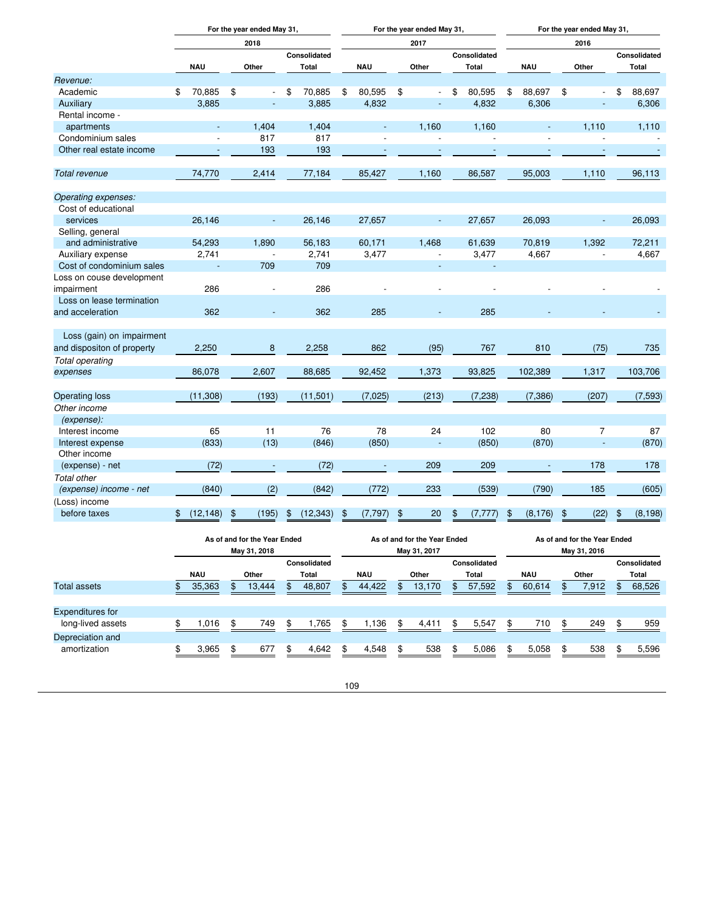| | For the year ended May 31, | | | For the year ended May 31, | | | For the year ended May 31, | | |
|---|---|---|---|---|---|---|---|---|---|
| | 2018 | | | 2017 | | | 2016 | | |
| | NAU | Other | Consolidated Total | NAU | Other | Consolidated Total | NAU | Other | Consolidated Total |
| *Revenue:* | | | | | | | | | |
| Academic | $ 70,885 | $ - | $ 70,885 | $ 80,595 | $ - | $ 80,595 | $ 88,697 | $ - | $ 88,697 |
| Auxiliary | 3,885 | - | 3,885 | 4,832 | - | 4,832 | 6,306 | - | 6,306 |
| Rental income - apartments | - | 1,404 | 1,404 | - | 1,160 | 1,160 | - | 1,110 | 1,110 |
| Condominium sales | - | 817 | 817 | - | - | - | - | - | - |
| Other real estate income | - | 193 | 193 | - | - | - | - | - | - |
| *Total revenue* | 74,770 | 2,414 | 77,184 | 85,427 | 1,160 | 86,587 | 95,003 | 1,110 | 96,113 |
| *Operating expenses:* | | | | | | | | | |
| Cost of educational services | 26,146 | - | 26,146 | 27,657 | - | 27,657 | 26,093 | - | 26,093 |
| Selling, general and administrative | 54,293 | 1,890 | 56,183 | 60,171 | 1,468 | 61,639 | 70,819 | 1,392 | 72,211 |
| Auxiliary expense | 2,741 | - | 2,741 | 3,477 | - | 3,477 | 4,667 | - | 4,667 |
| Cost of condominium sales | - | 709 | 709 | | - | - | | | |
| Loss on couse development impairment | 286 | - | 286 | - | - | - | - | - | - |
| Loss on lease termination and acceleration | 362 | - | 362 | 285 | - | 285 | - | - | - |
| Loss (gain) on impairment and dispositon of property | 2,250 | 8 | 2,258 | 862 | (95) | 767 | 810 | (75) | 735 |
| *Total operating expenses* | 86,078 | 2,607 | 88,685 | 92,452 | 1,373 | 93,825 | 102,389 | 1,317 | 103,706 |
| Operating loss | (11,308) | (193) | (11,501) | (7,025) | (213) | (7,238) | (7,386) | (207) | (7,593) |
| *Other income (expense):* | | | | | | | | | |
| Interest income | 65 | 11 | 76 | 78 | 24 | 102 | 80 | 7 | 87 |
| Interest expense | (833) | (13) | (846) | (850) | - | (850) | (870) | - | (870) |
| Other income (expense) - net | (72) | - | (72) | - | 209 | 209 | - | 178 | 178 |
| *Total other (expense) income - net* | (840) | (2) | (842) | (772) | 233 | (539) | (790) | 185 | (605) |
| (Loss) income before taxes | $ (12,148) | $ (195) | $ (12,343) | $ (7,797) | $ 20 | $ (7,777) | $ (8,176) | $ (22) | $ (8,198) |

| | As of and for the Year Ended May 31, 2018 | | | As of and for the Year Ended May 31, 2017 | | | As of and for the Year Ended May 31, 2016 | | |
|---|---|---|---|---|---|---|---|---|---|
| | NAU | Other | Consolidated Total | NAU | Other | Consolidated Total | NAU | Other | Consolidated Total |
| Total assets | $ 35,363 | $ 13,444 | $ 48,807 | $ 44,422 | $ 13,170 | $ 57,592 | $ 60,614 | $ 7,912 | $ 68,526 |
| Expenditures for long-lived assets | $ 1,016 | $ 749 | $ 1,765 | $ 1,136 | $ 4,411 | $ 5,547 | $ 710 | $ 249 | $ 959 |
| Depreciation and amortization | $ 3,965 | $ 677 | $ 4,642 | $ 4,548 | $ 538 | $ 5,086 | $ 5,058 | $ 538 | $ 5,596 |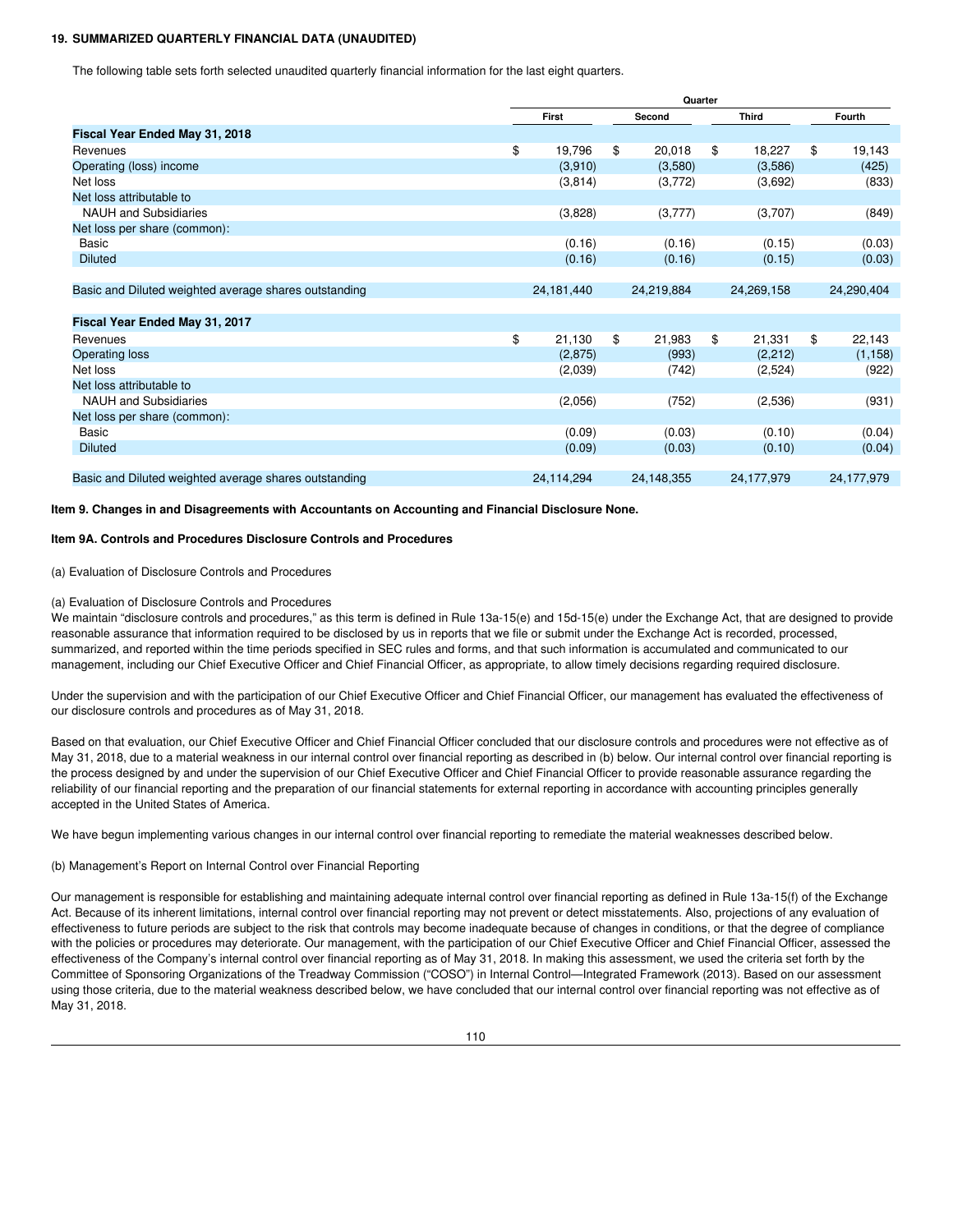**19. SUMMARIZED QUARTERLY FINANCIAL DATA (UNAUDITED)**

The following table sets forth selected unaudited quarterly financial information for the last eight quarters.

| | Quarter | | | |
|---|---|---|---|---|
| | First | Second | Third | Fourth |
| **Fiscal Year Ended May 31, 2018** | | | | |
| Revenues | $ 19,796 | $ 20,018 | $ 18,227 | $ 19,143 |
| Operating (loss) income | (3,910) | (3,580) | (3,586) | (425) |
| Net loss | (3,814) | (3,772) | (3,692) | (833) |
| Net loss attributable to | | | | |
| NAUH and Subsidiaries | (3,828) | (3,777) | (3,707) | (849) |
| Net loss per share (common): | | | | |
| Basic | (0.16) | (0.16) | (0.15) | (0.03) |
| Diluted | (0.16) | (0.16) | (0.15) | (0.03) |
| Basic and Diluted weighted average shares outstanding | 24,181,440 | 24,219,884 | 24,269,158 | 24,290,404 |
| **Fiscal Year Ended May 31, 2017** | | | | |
| Revenues | $ 21,130 | $ 21,983 | $ 21,331 | $ 22,143 |
| Operating loss | (2,875) | (993) | (2,212) | (1,158) |
| Net loss | (2,039) | (742) | (2,524) | (922) |
| Net loss attributable to | | | | |
| NAUH and Subsidiaries | (2,056) | (752) | (2,536) | (931) |
| Net loss per share (common): | | | | |
| Basic | (0.09) | (0.03) | (0.10) | (0.04) |
| Diluted | (0.09) | (0.03) | (0.10) | (0.04) |
| Basic and Diluted weighted average shares outstanding | 24,114,294 | 24,148,355 | 24,177,979 | 24,177,979 |

**Item 9. Changes in and Disagreements with Accountants on Accounting and Financial Disclosure None.**

**Item 9A. Controls and Procedures Disclosure Controls and Procedures**

(a) Evaluation of Disclosure Controls and Procedures

(a) Evaluation of Disclosure Controls and Procedures

We maintain "disclosure controls and procedures," as this term is defined in Rule 13a-15(e) and 15d-15(e) under the Exchange Act, that are designed to provide reasonable assurance that information required to be disclosed by us in reports that we file or submit under the Exchange Act is recorded, processed, summarized, and reported within the time periods specified in SEC rules and forms, and that such information is accumulated and communicated to our management, including our Chief Executive Officer and Chief Financial Officer, as appropriate, to allow timely decisions regarding required disclosure.

Under the supervision and with the participation of our Chief Executive Officer and Chief Financial Officer, our management has evaluated the effectiveness of our disclosure controls and procedures as of May 31, 2018.

Based on that evaluation, our Chief Executive Officer and Chief Financial Officer concluded that our disclosure controls and procedures were not effective as of May 31, 2018, due to a material weakness in our internal control over financial reporting as described in (b) below. Our internal control over financial reporting is the process designed by and under the supervision of our Chief Executive Officer and Chief Financial Officer to provide reasonable assurance regarding the reliability of our financial reporting and the preparation of our financial statements for external reporting in accordance with accounting principles generally accepted in the United States of America.

We have begun implementing various changes in our internal control over financial reporting to remediate the material weaknesses described below.

(b) Management's Report on Internal Control over Financial Reporting

Our management is responsible for establishing and maintaining adequate internal control over financial reporting as defined in Rule 13a-15(f) of the Exchange Act. Because of its inherent limitations, internal control over financial reporting may not prevent or detect misstatements. Also, projections of any evaluation of effectiveness to future periods are subject to the risk that controls may become inadequate because of changes in conditions, or that the degree of compliance with the policies or procedures may deteriorate. Our management, with the participation of our Chief Executive Officer and Chief Financial Officer, assessed the effectiveness of the Company's internal control over financial reporting as of May 31, 2018. In making this assessment, we used the criteria set forth by the Committee of Sponsoring Organizations of the Treadway Commission ("COSO") in Internal Control—Integrated Framework (2013). Based on our assessment using those criteria, due to the material weakness described below, we have concluded that our internal control over financial reporting was not effective as of May 31, 2018.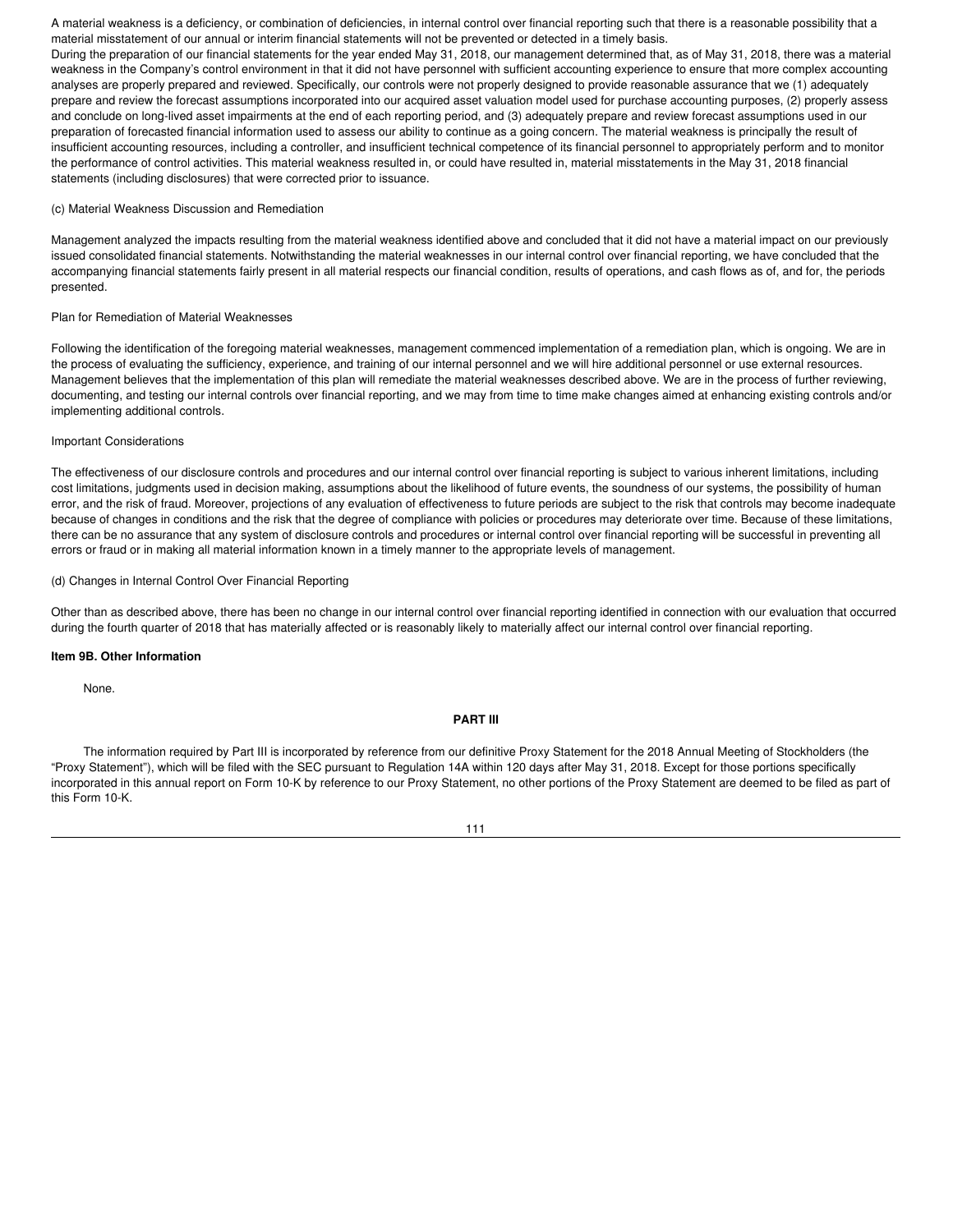A material weakness is a deficiency, or combination of deficiencies, in internal control over financial reporting such that there is a reasonable possibility that a material misstatement of our annual or interim financial statements will not be prevented or detected in a timely basis.

During the preparation of our financial statements for the year ended May 31, 2018, our management determined that, as of May 31, 2018, there was a material weakness in the Company's control environment in that it did not have personnel with sufficient accounting experience to ensure that more complex accounting analyses are properly prepared and reviewed. Specifically, our controls were not properly designed to provide reasonable assurance that we (1) adequately prepare and review the forecast assumptions incorporated into our acquired asset valuation model used for purchase accounting purposes, (2) properly assess and conclude on long-lived asset impairments at the end of each reporting period, and (3) adequately prepare and review forecast assumptions used in our preparation of forecasted financial information used to assess our ability to continue as a going concern. The material weakness is principally the result of insufficient accounting resources, including a controller, and insufficient technical competence of its financial personnel to appropriately perform and to monitor the performance of control activities. This material weakness resulted in, or could have resulted in, material misstatements in the May 31, 2018 financial statements (including disclosures) that were corrected prior to issuance.

(c) Material Weakness Discussion and Remediation

Management analyzed the impacts resulting from the material weakness identified above and concluded that it did not have a material impact on our previously issued consolidated financial statements. Notwithstanding the material weaknesses in our internal control over financial reporting, we have concluded that the accompanying financial statements fairly present in all material respects our financial condition, results of operations, and cash flows as of, and for, the periods presented.

Plan for Remediation of Material Weaknesses

Following the identification of the foregoing material weaknesses, management commenced implementation of a remediation plan, which is ongoing. We are in the process of evaluating the sufficiency, experience, and training of our internal personnel and we will hire additional personnel or use external resources. Management believes that the implementation of this plan will remediate the material weaknesses described above. We are in the process of further reviewing, documenting, and testing our internal controls over financial reporting, and we may from time to time make changes aimed at enhancing existing controls and/or implementing additional controls.

Important Considerations

The effectiveness of our disclosure controls and procedures and our internal control over financial reporting is subject to various inherent limitations, including cost limitations, judgments used in decision making, assumptions about the likelihood of future events, the soundness of our systems, the possibility of human error, and the risk of fraud. Moreover, projections of any evaluation of effectiveness to future periods are subject to the risk that controls may become inadequate because of changes in conditions and the risk that the degree of compliance with policies or procedures may deteriorate over time. Because of these limitations, there can be no assurance that any system of disclosure controls and procedures or internal control over financial reporting will be successful in preventing all errors or fraud or in making all material information known in a timely manner to the appropriate levels of management.

(d) Changes in Internal Control Over Financial Reporting

Other than as described above, there has been no change in our internal control over financial reporting identified in connection with our evaluation that occurred during the fourth quarter of 2018 that has materially affected or is reasonably likely to materially affect our internal control over financial reporting.

**Item 9B. Other Information**

None.

**PART III**

The information required by Part III is incorporated by reference from our definitive Proxy Statement for the 2018 Annual Meeting of Stockholders (the "Proxy Statement"), which will be filed with the SEC pursuant to Regulation 14A within 120 days after May 31, 2018. Except for those portions specifically incorporated in this annual report on Form 10-K by reference to our Proxy Statement, no other portions of the Proxy Statement are deemed to be filed as part of this Form 10-K.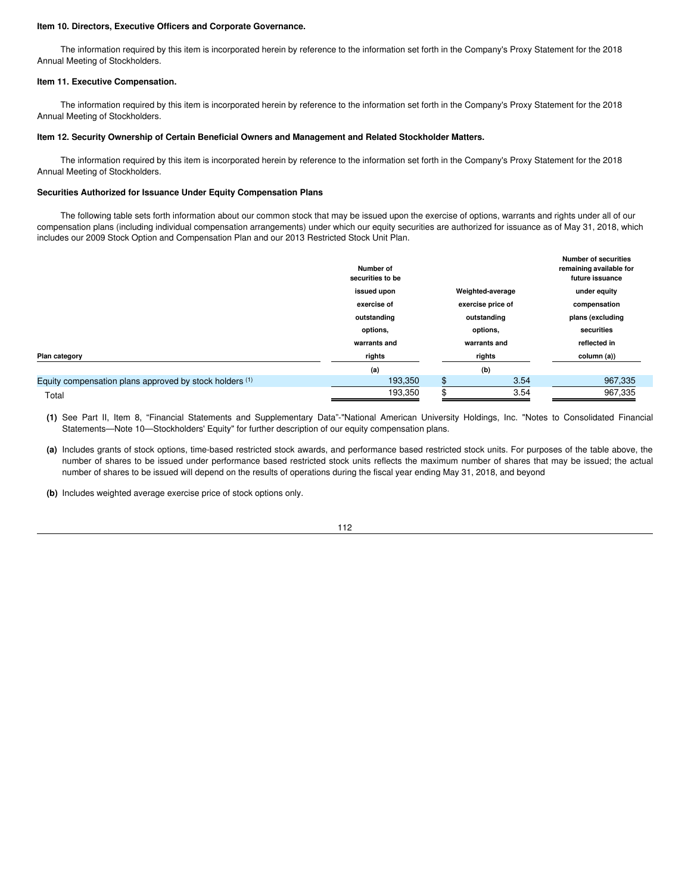**Item 10. Directors, Executive Officers and Corporate Governance.**

The information required by this item is incorporated herein by reference to the information set forth in the Company's Proxy Statement for the 2018 Annual Meeting of Stockholders.

**Item 11. Executive Compensation.**

The information required by this item is incorporated herein by reference to the information set forth in the Company's Proxy Statement for the 2018 Annual Meeting of Stockholders.

**Item 12. Security Ownership of Certain Beneficial Owners and Management and Related Stockholder Matters.**

The information required by this item is incorporated herein by reference to the information set forth in the Company's Proxy Statement for the 2018 Annual Meeting of Stockholders.

**Securities Authorized for Issuance Under Equity Compensation Plans**

The following table sets forth information about our common stock that may be issued upon the exercise of options, warrants and rights under all of our compensation plans (including individual compensation arrangements) under which our equity securities are authorized for issuance as of May 31, 2018, which includes our 2009 Stock Option and Compensation Plan and our 2013 Restricted Stock Unit Plan.

| Plan category | Number of securities to be issued upon exercise of outstanding options, warrants and rights | Weighted-average exercise price of outstanding options, warrants and rights | Number of securities remaining available for future issuance under equity compensation plans (excluding securities reflected in column (a)) |
|---|---|---|---|
| | (a) | (b) | |
| Equity compensation plans approved by stock holders [(1)] | 193,350 | $ 3.54 | 967,335 |
| Total | 193,350 | $ 3.54 | 967,335 |

**(1)** See Part II, Item 8, "Financial Statements and Supplementary Data"-"National American University Holdings, Inc. "Notes to Consolidated Financial Statements—Note 10—Stockholders' Equity" for further description of our equity compensation plans.

**(a)** Includes grants of stock options, time-based restricted stock awards, and performance based restricted stock units. For purposes of the table above, the number of shares to be issued under performance based restricted stock units reflects the maximum number of shares that may be issued; the actual number of shares to be issued will depend on the results of operations during the fiscal year ending May 31, 2018, and beyond

**(b)** Includes weighted average exercise price of stock options only.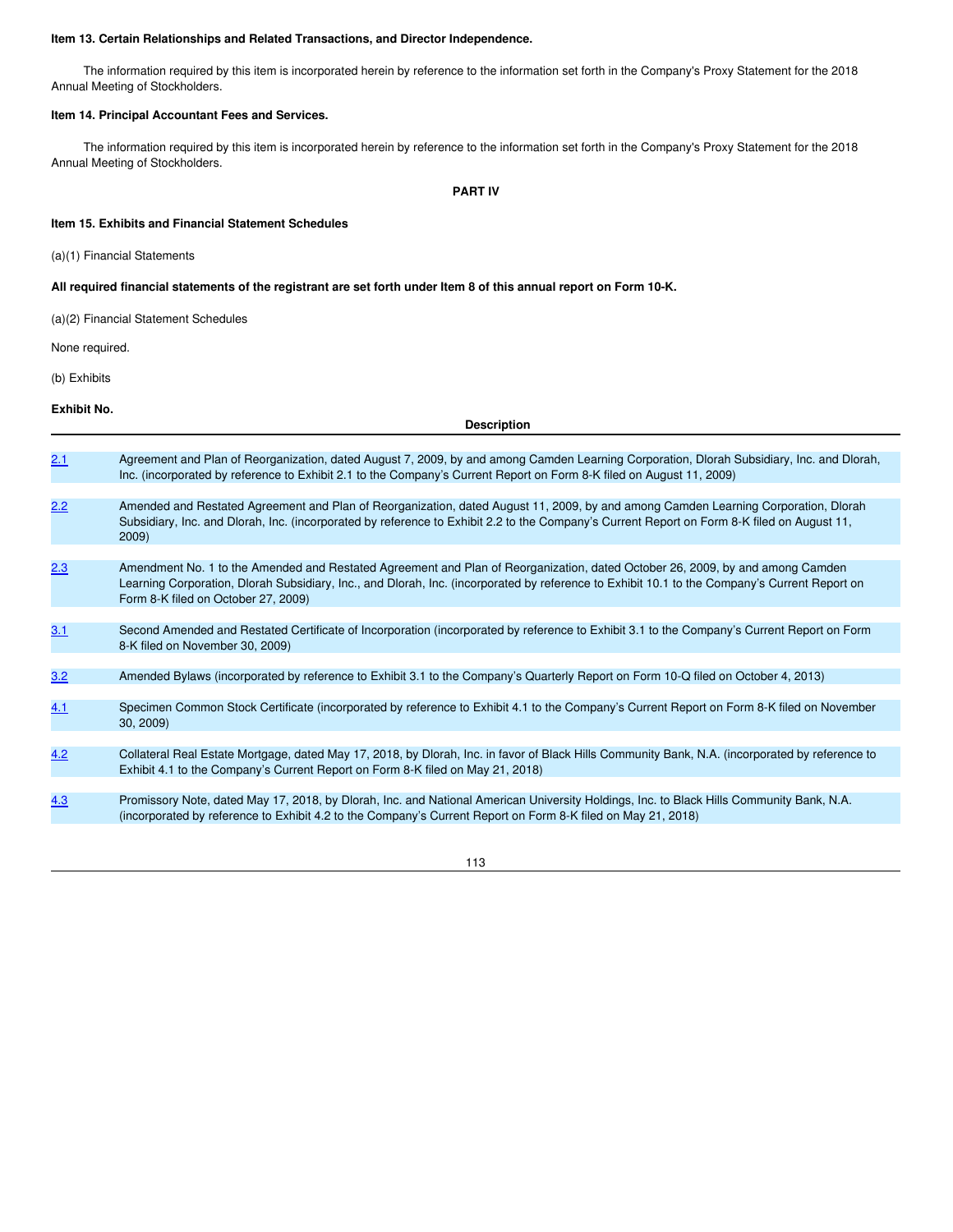**Item 13. Certain Relationships and Related Transactions, and Director Independence.**

The information required by this item is incorporated herein by reference to the information set forth in the Company's Proxy Statement for the 2018 Annual Meeting of Stockholders.

**Item 14. Principal Accountant Fees and Services.**

The information required by this item is incorporated herein by reference to the information set forth in the Company's Proxy Statement for the 2018 Annual Meeting of Stockholders.

## PART IV

**Item 15. Exhibits and Financial Statement Schedules**

(a)(1) Financial Statements

**All required financial statements of the registrant are set forth under Item 8 of this annual report on Form 10-K.**

(a)(2) Financial Statement Schedules

None required.

(b) Exhibits

| Exhibit No. | Description |
|---|---|
| 2.1 | Agreement and Plan of Reorganization, dated August 7, 2009, by and among Camden Learning Corporation, Dlorah Subsidiary, Inc. and Dlorah, Inc. (incorporated by reference to Exhibit 2.1 to the Company's Current Report on Form 8-K filed on August 11, 2009) |
| 2.2 | Amended and Restated Agreement and Plan of Reorganization, dated August 11, 2009, by and among Camden Learning Corporation, Dlorah Subsidiary, Inc. and Dlorah, Inc. (incorporated by reference to Exhibit 2.2 to the Company's Current Report on Form 8-K filed on August 11, 2009) |
| 2.3 | Amendment No. 1 to the Amended and Restated Agreement and Plan of Reorganization, dated October 26, 2009, by and among Camden Learning Corporation, Dlorah Subsidiary, Inc., and Dlorah, Inc. (incorporated by reference to Exhibit 10.1 to the Company's Current Report on Form 8-K filed on October 27, 2009) |
| 3.1 | Second Amended and Restated Certificate of Incorporation (incorporated by reference to Exhibit 3.1 to the Company's Current Report on Form 8-K filed on November 30, 2009) |
| 3.2 | Amended Bylaws (incorporated by reference to Exhibit 3.1 to the Company's Quarterly Report on Form 10-Q filed on October 4, 2013) |
| 4.1 | Specimen Common Stock Certificate (incorporated by reference to Exhibit 4.1 to the Company's Current Report on Form 8-K filed on November 30, 2009) |
| 4.2 | Collateral Real Estate Mortgage, dated May 17, 2018, by Dlorah, Inc. in favor of Black Hills Community Bank, N.A. (incorporated by reference to Exhibit 4.1 to the Company's Current Report on Form 8-K filed on May 21, 2018) |
| 4.3 | Promissory Note, dated May 17, 2018, by Dlorah, Inc. and National American University Holdings, Inc. to Black Hills Community Bank, N.A. (incorporated by reference to Exhibit 4.2 to the Company's Current Report on Form 8-K filed on May 21, 2018) |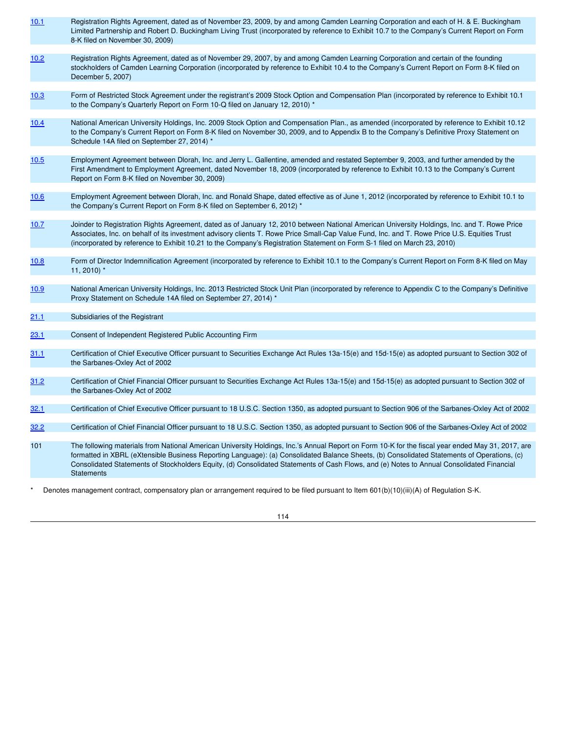| | |
|---|---|
| 10.1 | Registration Rights Agreement, dated as of November 23, 2009, by and among Camden Learning Corporation and each of H. & E. Buckingham Limited Partnership and Robert D. Buckingham Living Trust (incorporated by reference to Exhibit 10.7 to the Company's Current Report on Form 8-K filed on November 30, 2009) |
| 10.2 | Registration Rights Agreement, dated as of November 29, 2007, by and among Camden Learning Corporation and certain of the founding stockholders of Camden Learning Corporation (incorporated by reference to Exhibit 10.4 to the Company's Current Report on Form 8-K filed on December 5, 2007) |
| 10.3 | Form of Restricted Stock Agreement under the registrant's 2009 Stock Option and Compensation Plan (incorporated by reference to Exhibit 10.1 to the Company's Quarterly Report on Form 10-Q filed on January 12, 2010) * |
| 10.4 | National American University Holdings, Inc. 2009 Stock Option and Compensation Plan., as amended (incorporated by reference to Exhibit 10.12 to the Company's Current Report on Form 8-K filed on November 30, 2009, and to Appendix B to the Company's Definitive Proxy Statement on Schedule 14A filed on September 27, 2014) * |
| 10.5 | Employment Agreement between Dlorah, Inc. and Jerry L. Gallentine, amended and restated September 9, 2003, and further amended by the First Amendment to Employment Agreement, dated November 18, 2009 (incorporated by reference to Exhibit 10.13 to the Company's Current Report on Form 8-K filed on November 30, 2009) |
| 10.6 | Employment Agreement between Dlorah, Inc. and Ronald Shape, dated effective as of June 1, 2012 (incorporated by reference to Exhibit 10.1 to the Company's Current Report on Form 8-K filed on September 6, 2012) * |
| 10.7 | Joinder to Registration Rights Agreement, dated as of January 12, 2010 between National American University Holdings, Inc. and T. Rowe Price Associates, Inc. on behalf of its investment advisory clients T. Rowe Price Small-Cap Value Fund, Inc. and T. Rowe Price U.S. Equities Trust (incorporated by reference to Exhibit 10.21 to the Company's Registration Statement on Form S-1 filed on March 23, 2010) |
| 10.8 | Form of Director Indemnification Agreement (incorporated by reference to Exhibit 10.1 to the Company's Current Report on Form 8-K filed on May 11, 2010) * |
| 10.9 | National American University Holdings, Inc. 2013 Restricted Stock Unit Plan (incorporated by reference to Appendix C to the Company's Definitive Proxy Statement on Schedule 14A filed on September 27, 2014) * |
| 21.1 | Subsidiaries of the Registrant |
| 23.1 | Consent of Independent Registered Public Accounting Firm |
| 31.1 | Certification of Chief Executive Officer pursuant to Securities Exchange Act Rules 13a-15(e) and 15d-15(e) as adopted pursuant to Section 302 of the Sarbanes-Oxley Act of 2002 |
| 31.2 | Certification of Chief Financial Officer pursuant to Securities Exchange Act Rules 13a-15(e) and 15d-15(e) as adopted pursuant to Section 302 of the Sarbanes-Oxley Act of 2002 |
| 32.1 | Certification of Chief Executive Officer pursuant to 18 U.S.C. Section 1350, as adopted pursuant to Section 906 of the Sarbanes-Oxley Act of 2002 |
| 32.2 | Certification of Chief Financial Officer pursuant to 18 U.S.C. Section 1350, as adopted pursuant to Section 906 of the Sarbanes-Oxley Act of 2002 |
| 101 | The following materials from National American University Holdings, Inc.'s Annual Report on Form 10-K for the fiscal year ended May 31, 2017, are formatted in XBRL (eXtensible Business Reporting Language): (a) Consolidated Balance Sheets, (b) Consolidated Statements of Operations, (c) Consolidated Statements of Stockholders Equity, (d) Consolidated Statements of Cash Flows, and (e) Notes to Annual Consolidated Financial Statements |

\* Denotes management contract, compensatory plan or arrangement required to be filed pursuant to Item 601(b)(10)(iii)(A) of Regulation S-K.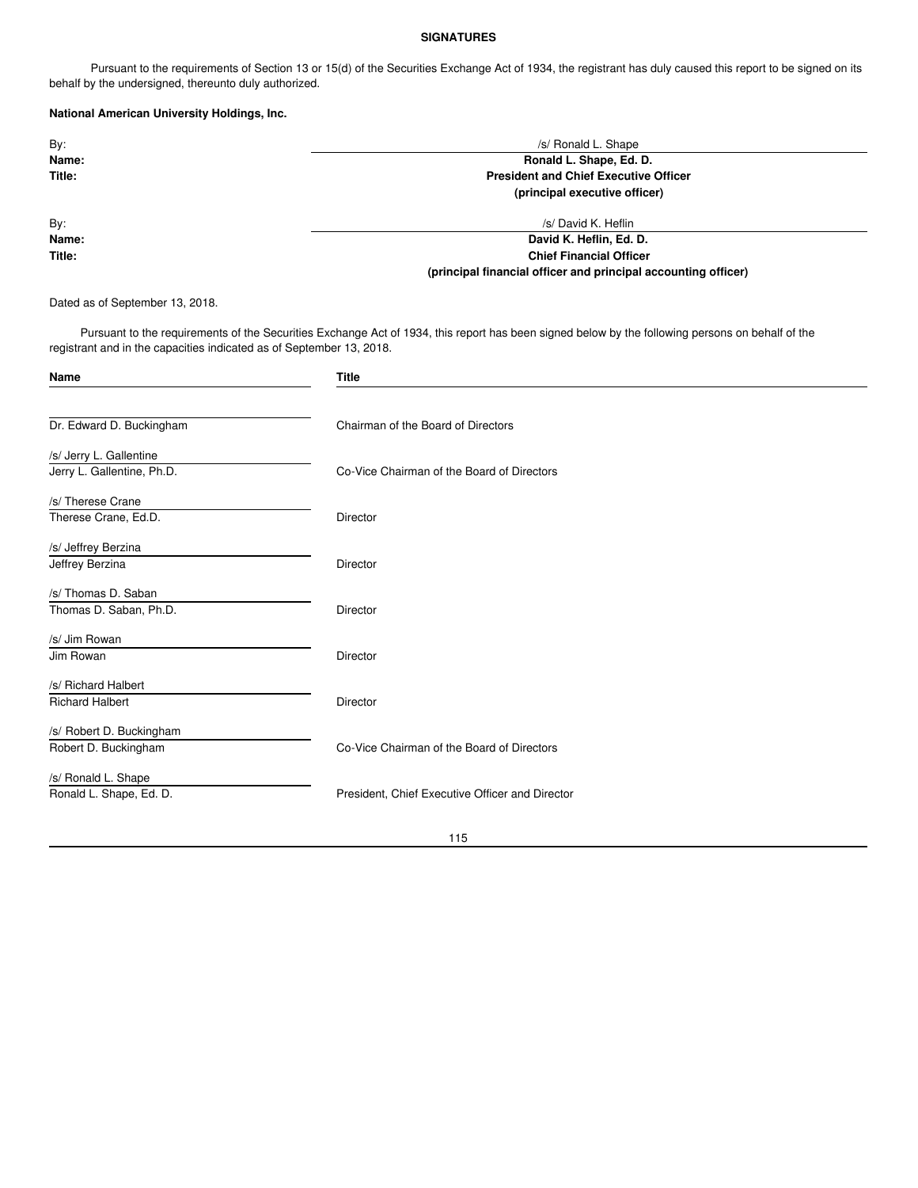**SIGNATURES**

Pursuant to the requirements of Section 13 or 15(d) of the Securities Exchange Act of 1934, the registrant has duly caused this report to be signed on its behalf by the undersigned, thereunto duly authorized.

**National American University Holdings, Inc.**

| | |
|---|---|
| By: | /s/ Ronald L. Shape |
| **Name:** | **Ronald L. Shape, Ed. D.** |
| **Title:** | **President and Chief Executive Officer** |
| | **(principal executive officer)** |
| By: | /s/ David K. Heflin |
| **Name:** | **David K. Heflin, Ed. D.** |
| **Title:** | **Chief Financial Officer** |
| | **(principal financial officer and principal accounting officer)** |

Dated as of September 13, 2018.

Pursuant to the requirements of the Securities Exchange Act of 1934, this report has been signed below by the following persons on behalf of the registrant and in the capacities indicated as of September 13, 2018.

| Name | Title |
|---|---|
| Dr. Edward D. Buckingham | Chairman of the Board of Directors |
| /s/ Jerry L. Gallentine<br>Jerry L. Gallentine, Ph.D. | Co-Vice Chairman of the Board of Directors |
| /s/ Therese Crane<br>Therese Crane, Ed.D. | Director |
| /s/ Jeffrey Berzina<br>Jeffrey Berzina | Director |
| /s/ Thomas D. Saban<br>Thomas D. Saban, Ph.D. | Director |
| /s/ Jim Rowan<br>Jim Rowan | Director |
| /s/ Richard Halbert<br>Richard Halbert | Director |
| /s/ Robert D. Buckingham<br>Robert D. Buckingham | Co-Vice Chairman of the Board of Directors |
| /s/ Ronald L. Shape<br>Ronald L. Shape, Ed. D. | President, Chief Executive Officer and Director |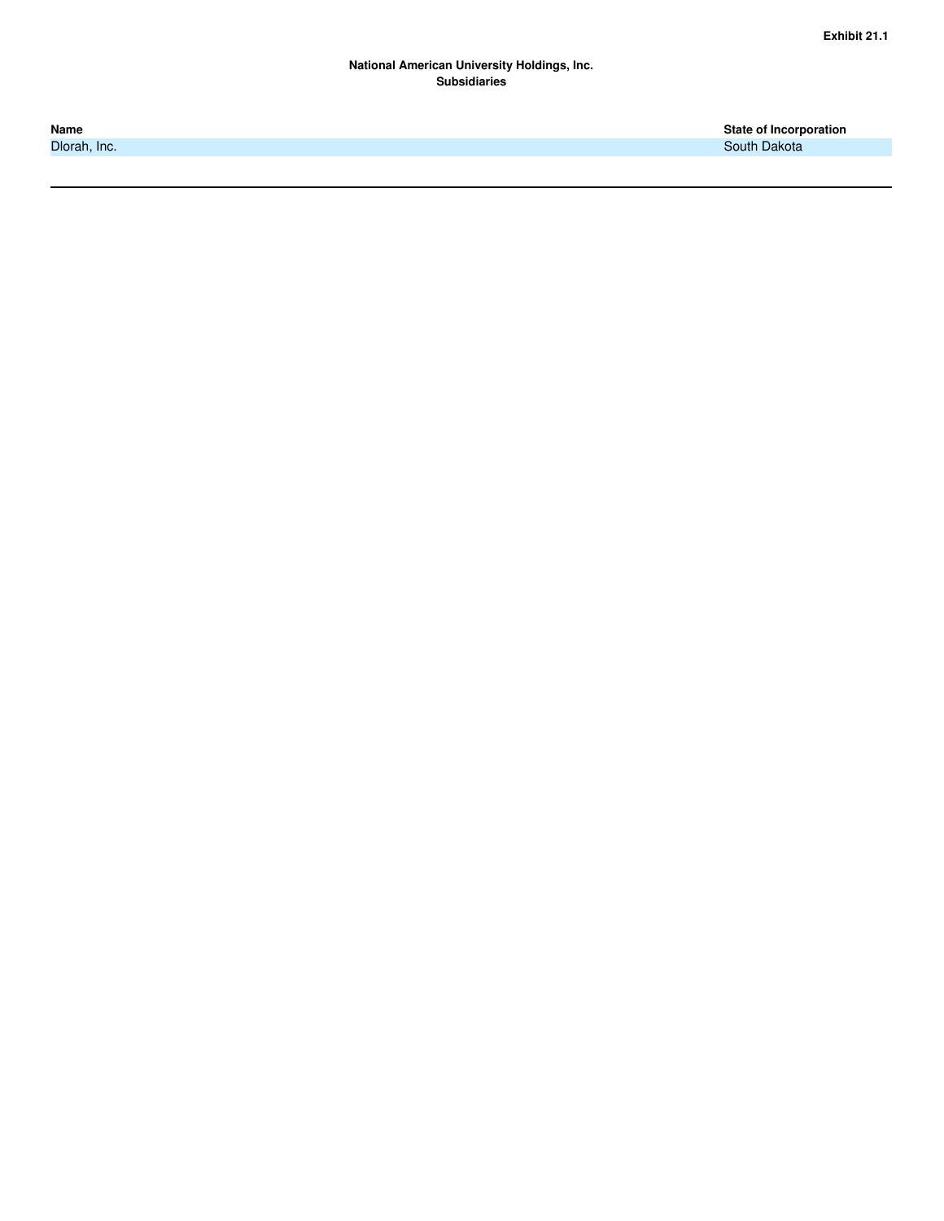**Exhibit 21.1**

**National American University Holdings, Inc.**
**Subsidiaries**

| Name | State of Incorporation |
| --- | --- |
| Dlorah, Inc. | South Dakota |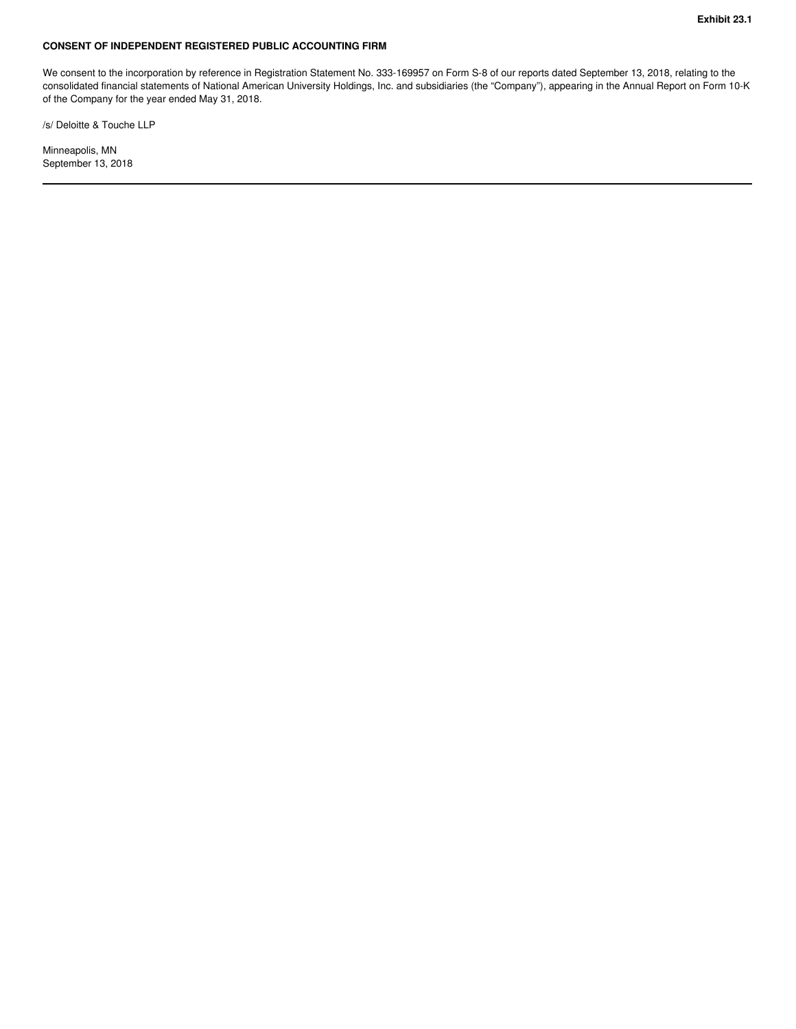**Exhibit 23.1**

**CONSENT OF INDEPENDENT REGISTERED PUBLIC ACCOUNTING FIRM**

We consent to the incorporation by reference in Registration Statement No. 333-169957 on Form S-8 of our reports dated September 13, 2018, relating to the consolidated financial statements of National American University Holdings, Inc. and subsidiaries (the "Company"), appearing in the Annual Report on Form 10-K of the Company for the year ended May 31, 2018.

/s/ Deloitte & Touche LLP

Minneapolis, MN
September 13, 2018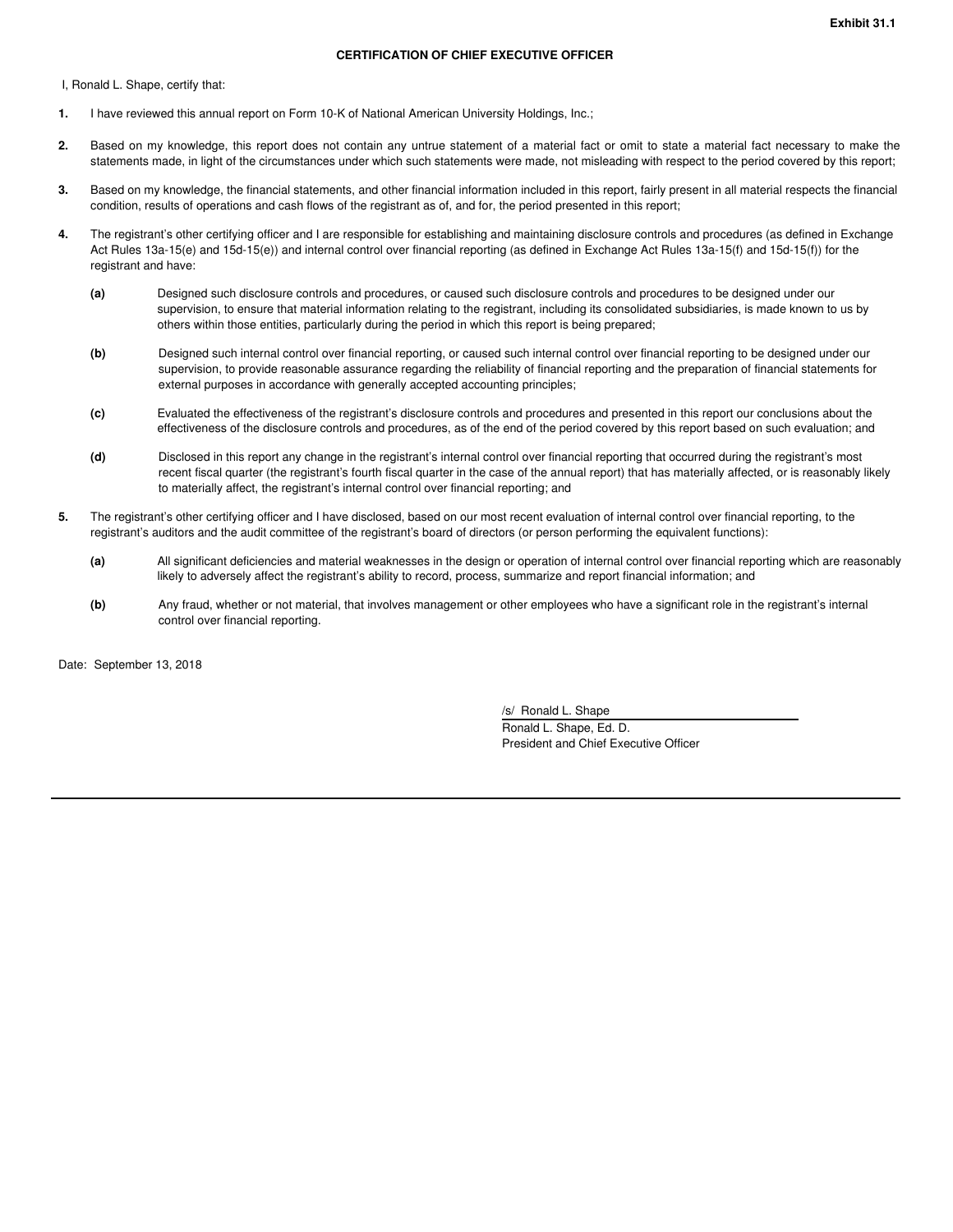**Exhibit 31.1**

## CERTIFICATION OF CHIEF EXECUTIVE OFFICER

I, Ronald L. Shape, certify that:

**1.** I have reviewed this annual report on Form 10-K of National American University Holdings, Inc.;

**2.** Based on my knowledge, this report does not contain any untrue statement of a material fact or omit to state a material fact necessary to make the statements made, in light of the circumstances under which such statements were made, not misleading with respect to the period covered by this report;

**3.** Based on my knowledge, the financial statements, and other financial information included in this report, fairly present in all material respects the financial condition, results of operations and cash flows of the registrant as of, and for, the period presented in this report;

**4.** The registrant's other certifying officer and I are responsible for establishing and maintaining disclosure controls and procedures (as defined in Exchange Act Rules 13a-15(e) and 15d-15(e)) and internal control over financial reporting (as defined in Exchange Act Rules 13a-15(f) and 15d-15(f)) for the registrant and have:

- **(a)** Designed such disclosure controls and procedures, or caused such disclosure controls and procedures to be designed under our supervision, to ensure that material information relating to the registrant, including its consolidated subsidiaries, is made known to us by others within those entities, particularly during the period in which this report is being prepared;
- **(b)** Designed such internal control over financial reporting, or caused such internal control over financial reporting to be designed under our supervision, to provide reasonable assurance regarding the reliability of financial reporting and the preparation of financial statements for external purposes in accordance with generally accepted accounting principles;
- **(c)** Evaluated the effectiveness of the registrant's disclosure controls and procedures and presented in this report our conclusions about the effectiveness of the disclosure controls and procedures, as of the end of the period covered by this report based on such evaluation; and
- **(d)** Disclosed in this report any change in the registrant's internal control over financial reporting that occurred during the registrant's most recent fiscal quarter (the registrant's fourth fiscal quarter in the case of the annual report) that has materially affected, or is reasonably likely to materially affect, the registrant's internal control over financial reporting; and

**5.** The registrant's other certifying officer and I have disclosed, based on our most recent evaluation of internal control over financial reporting, to the registrant's auditors and the audit committee of the registrant's board of directors (or person performing the equivalent functions):

- **(a)** All significant deficiencies and material weaknesses in the design or operation of internal control over financial reporting which are reasonably likely to adversely affect the registrant's ability to record, process, summarize and report financial information; and
- **(b)** Any fraud, whether or not material, that involves management or other employees who have a significant role in the registrant's internal control over financial reporting.

Date: September 13, 2018

/s/ Ronald L. Shape

Ronald L. Shape, Ed. D.
President and Chief Executive Officer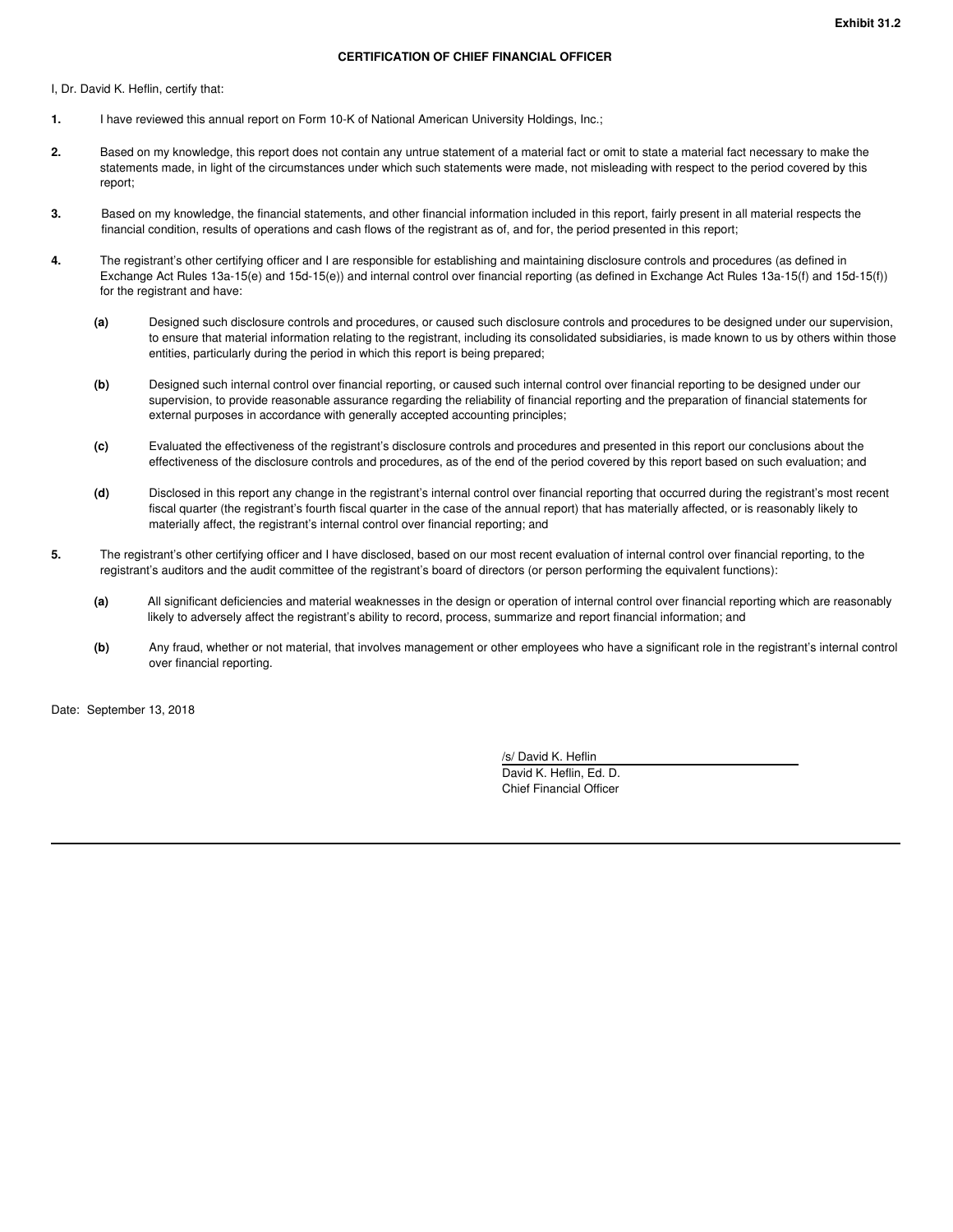Exhibit 31.2

**CERTIFICATION OF CHIEF FINANCIAL OFFICER**

I, Dr. David K. Heflin, certify that:

**1.** I have reviewed this annual report on Form 10-K of National American University Holdings, Inc.;

**2.** Based on my knowledge, this report does not contain any untrue statement of a material fact or omit to state a material fact necessary to make the statements made, in light of the circumstances under which such statements were made, not misleading with respect to the period covered by this report;

**3.** Based on my knowledge, the financial statements, and other financial information included in this report, fairly present in all material respects the financial condition, results of operations and cash flows of the registrant as of, and for, the period presented in this report;

**4.** The registrant's other certifying officer and I are responsible for establishing and maintaining disclosure controls and procedures (as defined in Exchange Act Rules 13a-15(e) and 15d-15(e)) and internal control over financial reporting (as defined in Exchange Act Rules 13a-15(f) and 15d-15(f)) for the registrant and have:

**(a)** Designed such disclosure controls and procedures, or caused such disclosure controls and procedures to be designed under our supervision, to ensure that material information relating to the registrant, including its consolidated subsidiaries, is made known to us by others within those entities, particularly during the period in which this report is being prepared;

**(b)** Designed such internal control over financial reporting, or caused such internal control over financial reporting to be designed under our supervision, to provide reasonable assurance regarding the reliability of financial reporting and the preparation of financial statements for external purposes in accordance with generally accepted accounting principles;

**(c)** Evaluated the effectiveness of the registrant's disclosure controls and procedures and presented in this report our conclusions about the effectiveness of the disclosure controls and procedures, as of the end of the period covered by this report based on such evaluation; and

**(d)** Disclosed in this report any change in the registrant's internal control over financial reporting that occurred during the registrant's most recent fiscal quarter (the registrant's fourth fiscal quarter in the case of the annual report) that has materially affected, or is reasonably likely to materially affect, the registrant's internal control over financial reporting; and

**5.** The registrant's other certifying officer and I have disclosed, based on our most recent evaluation of internal control over financial reporting, to the registrant's auditors and the audit committee of the registrant's board of directors (or person performing the equivalent functions):

**(a)** All significant deficiencies and material weaknesses in the design or operation of internal control over financial reporting which are reasonably likely to adversely affect the registrant's ability to record, process, summarize and report financial information; and

**(b)** Any fraud, whether or not material, that involves management or other employees who have a significant role in the registrant's internal control over financial reporting.

Date: September 13, 2018

/s/ David K. Heflin
David K. Heflin, Ed. D.
Chief Financial Officer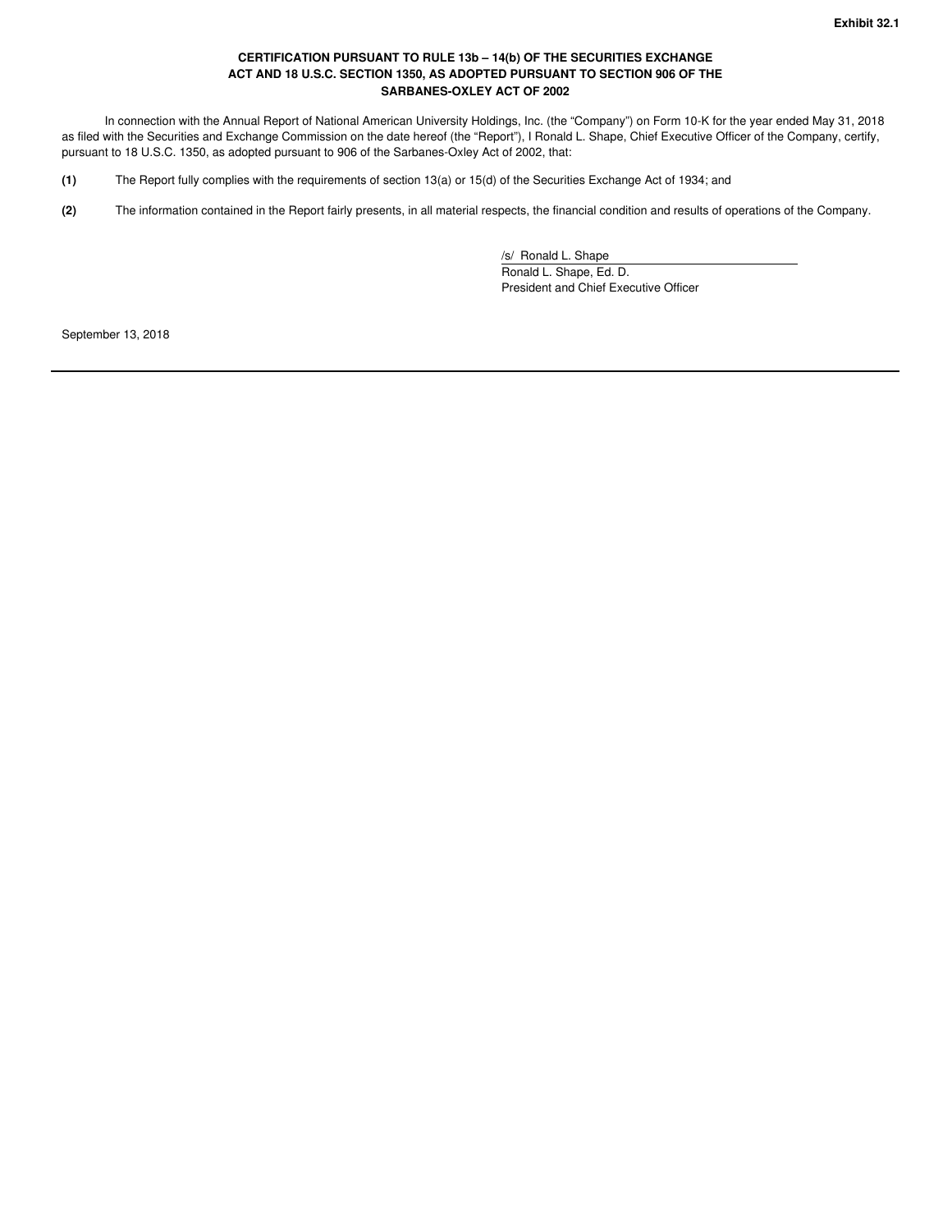**Exhibit 32.1**

**CERTIFICATION PURSUANT TO RULE 13b – 14(b) OF THE SECURITIES EXCHANGE ACT AND 18 U.S.C. SECTION 1350, AS ADOPTED PURSUANT TO SECTION 906 OF THE SARBANES-OXLEY ACT OF 2002**

In connection with the Annual Report of National American University Holdings, Inc. (the "Company") on Form 10-K for the year ended May 31, 2018 as filed with the Securities and Exchange Commission on the date hereof (the "Report"), I Ronald L. Shape, Chief Executive Officer of the Company, certify, pursuant to 18 U.S.C. 1350, as adopted pursuant to 906 of the Sarbanes-Oxley Act of 2002, that:

**(1)** The Report fully complies with the requirements of section 13(a) or 15(d) of the Securities Exchange Act of 1934; and

**(2)** The information contained in the Report fairly presents, in all material respects, the financial condition and results of operations of the Company.

/s/ Ronald L. Shape

Ronald L. Shape, Ed. D.
President and Chief Executive Officer

September 13, 2018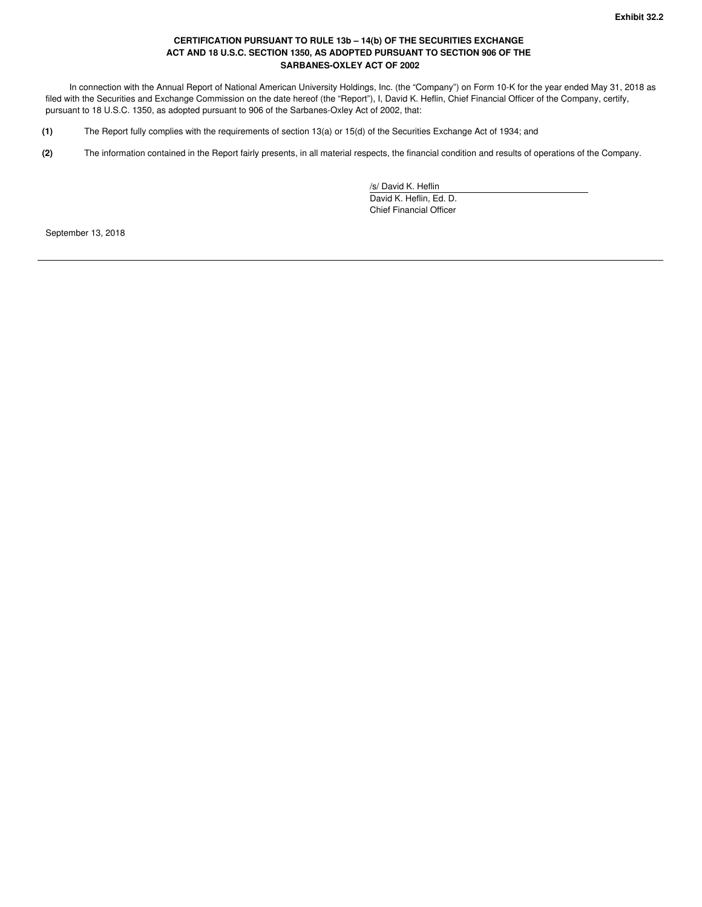Exhibit 32.2

**CERTIFICATION PURSUANT TO RULE 13b – 14(b) OF THE SECURITIES EXCHANGE ACT AND 18 U.S.C. SECTION 1350, AS ADOPTED PURSUANT TO SECTION 906 OF THE SARBANES-OXLEY ACT OF 2002**

In connection with the Annual Report of National American University Holdings, Inc. (the "Company") on Form 10-K for the year ended May 31, 2018 as filed with the Securities and Exchange Commission on the date hereof (the "Report"), I, David K. Heflin, Chief Financial Officer of the Company, certify, pursuant to 18 U.S.C. 1350, as adopted pursuant to 906 of the Sarbanes-Oxley Act of 2002, that:

**(1)** The Report fully complies with the requirements of section 13(a) or 15(d) of the Securities Exchange Act of 1934; and

**(2)** The information contained in the Report fairly presents, in all material respects, the financial condition and results of operations of the Company.

/s/ David K. Heflin

David K. Heflin, Ed. D.
Chief Financial Officer

September 13, 2018